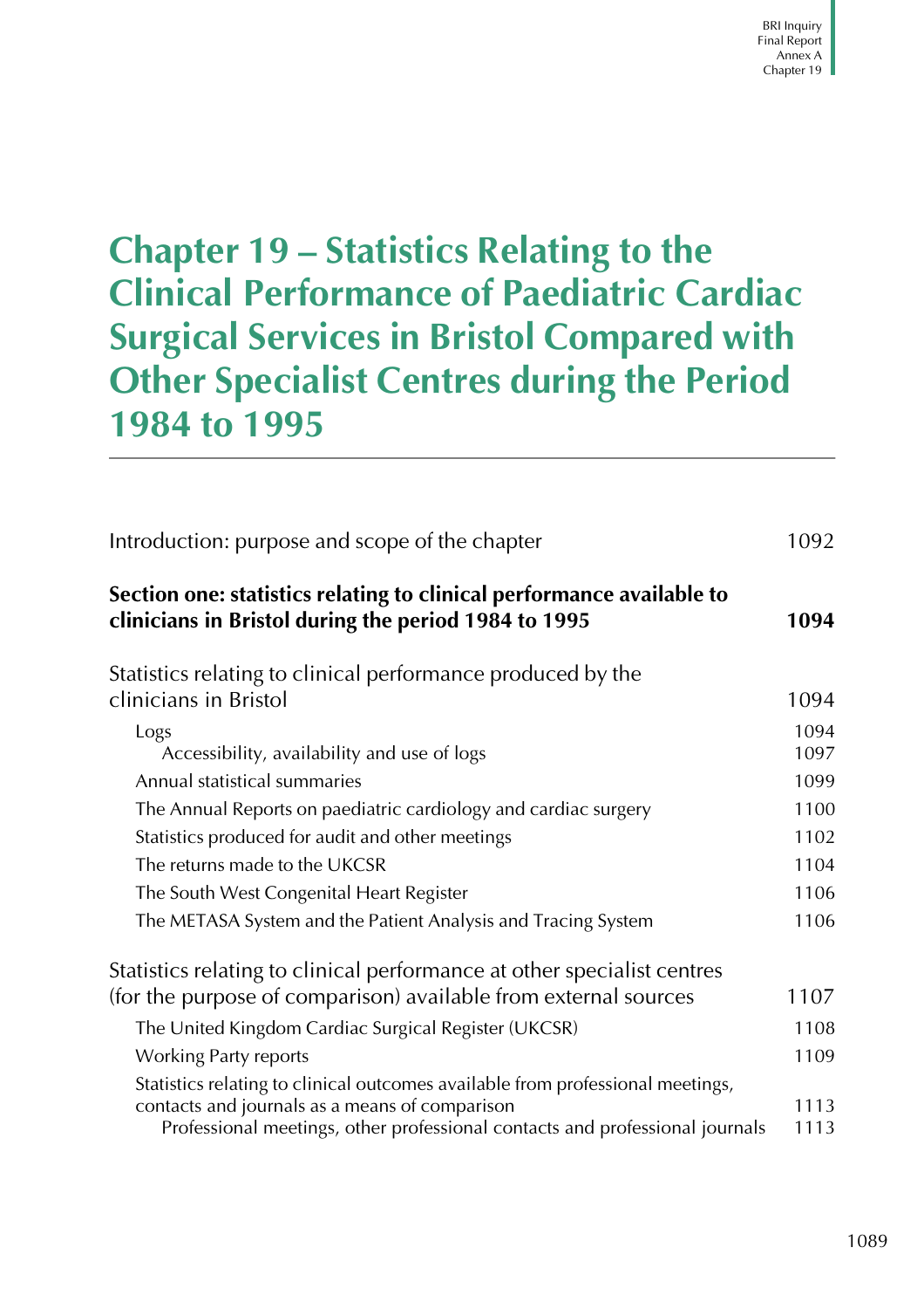# Chapter 19 – Statistics Relating to the Clinical Performance of Paediatric Cardiac Surgical Services in Bristol Compared with Other Specialist Centres during the Period 1984 to 1995

| | |
|---|---|
| Introduction: purpose and scope of the chapter | 1092 |
| **Section one: statistics relating to clinical performance available to clinicians in Bristol during the period 1984 to 1995** | **1094** |
| Statistics relating to clinical performance produced by the clinicians in Bristol | 1094 |
| Logs | 1094 |
| Accessibility, availability and use of logs | 1097 |
| Annual statistical summaries | 1099 |
| The Annual Reports on paediatric cardiology and cardiac surgery | 1100 |
| Statistics produced for audit and other meetings | 1102 |
| The returns made to the UKCSR | 1104 |
| The South West Congenital Heart Register | 1106 |
| The METASA System and the Patient Analysis and Tracing System | 1106 |
| Statistics relating to clinical performance at other specialist centres (for the purpose of comparison) available from external sources | 1107 |
| The United Kingdom Cardiac Surgical Register (UKCSR) | 1108 |
| Working Party reports | 1109 |
| Statistics relating to clinical outcomes available from professional meetings, contacts and journals as a means of comparison | 1113 |
| Professional meetings, other professional contacts and professional journals | 1113 |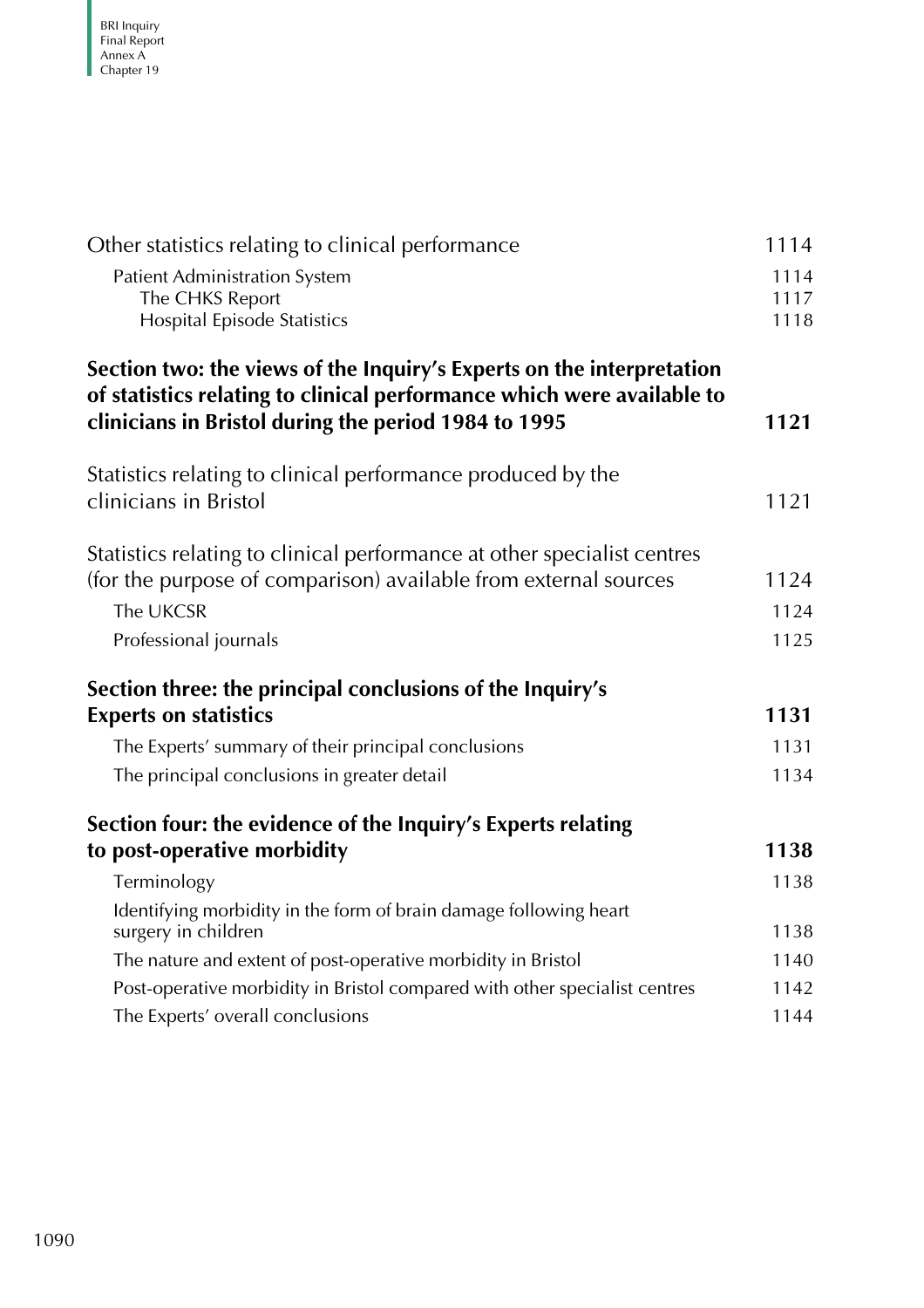Other statistics relating to clinical performance 1114

- Patient Administration System 1114
  - The CHKS Report 1117
  - Hospital Episode Statistics 1118

**Section two: the views of the Inquiry's Experts on the interpretation of statistics relating to clinical performance which were available to clinicians in Bristol during the period 1984 to 1995** **1121**

Statistics relating to clinical performance produced by the clinicians in Bristol 1121

Statistics relating to clinical performance at other specialist centres (for the purpose of comparison) available from external sources 1124

- The UKCSR 1124
- Professional journals 1125

**Section three: the principal conclusions of the Inquiry's Experts on statistics** **1131**

- The Experts' summary of their principal conclusions 1131
- The principal conclusions in greater detail 1134

**Section four: the evidence of the Inquiry's Experts relating to post-operative morbidity** **1138**

- Terminology 1138
- Identifying morbidity in the form of brain damage following heart surgery in children 1138
- The nature and extent of post-operative morbidity in Bristol 1140
- Post-operative morbidity in Bristol compared with other specialist centres 1142
- The Experts' overall conclusions 1144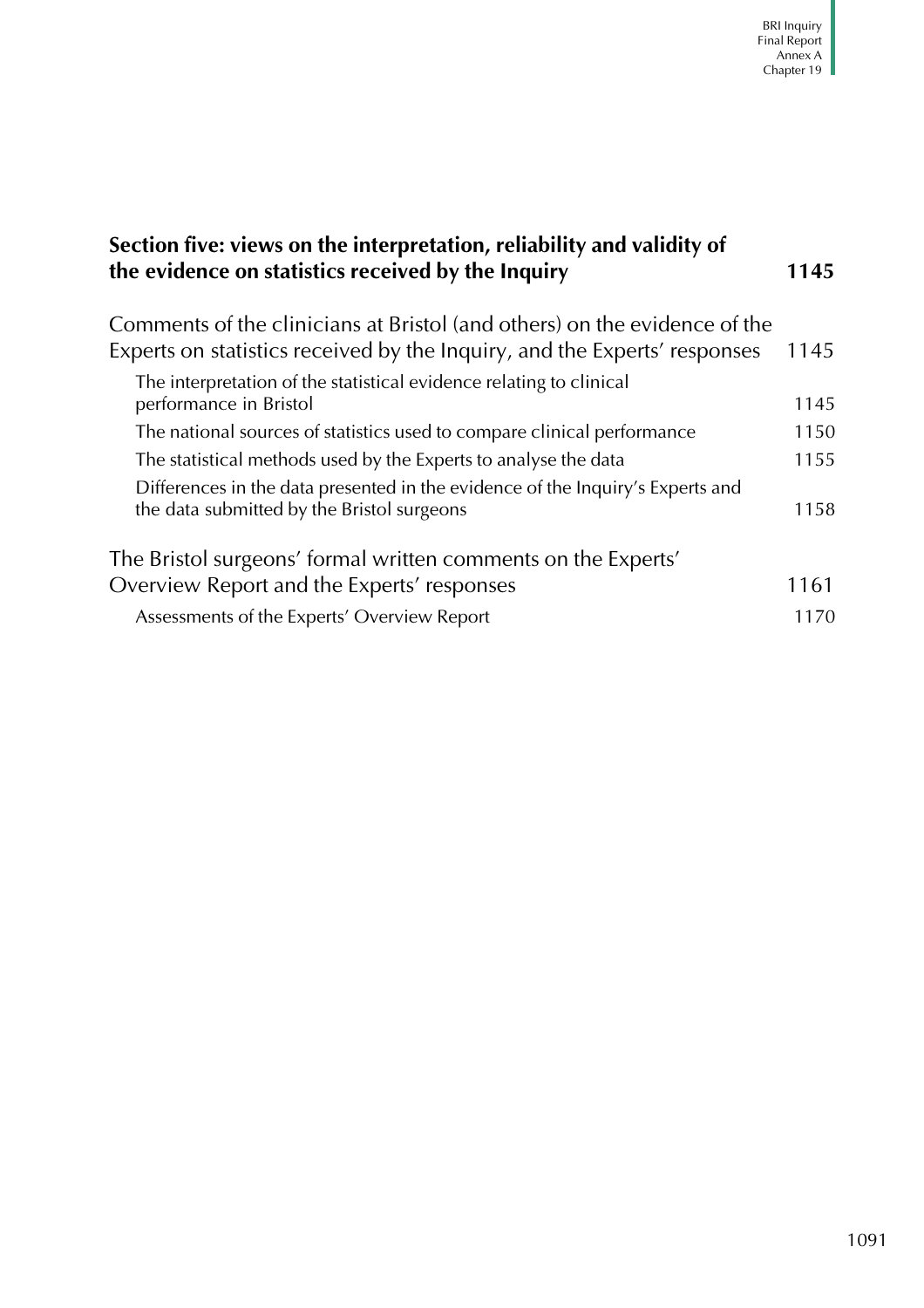**Section five: views on the interpretation, reliability and validity of the evidence on statistics received by the Inquiry** 1145

Comments of the clinicians at Bristol (and others) on the evidence of the Experts on statistics received by the Inquiry, and the Experts' responses 1145

- The interpretation of the statistical evidence relating to clinical performance in Bristol 1145
- The national sources of statistics used to compare clinical performance 1150
- The statistical methods used by the Experts to analyse the data 1155
- Differences in the data presented in the evidence of the Inquiry's Experts and the data submitted by the Bristol surgeons 1158

The Bristol surgeons' formal written comments on the Experts' Overview Report and the Experts' responses 1161

- Assessments of the Experts' Overview Report 1170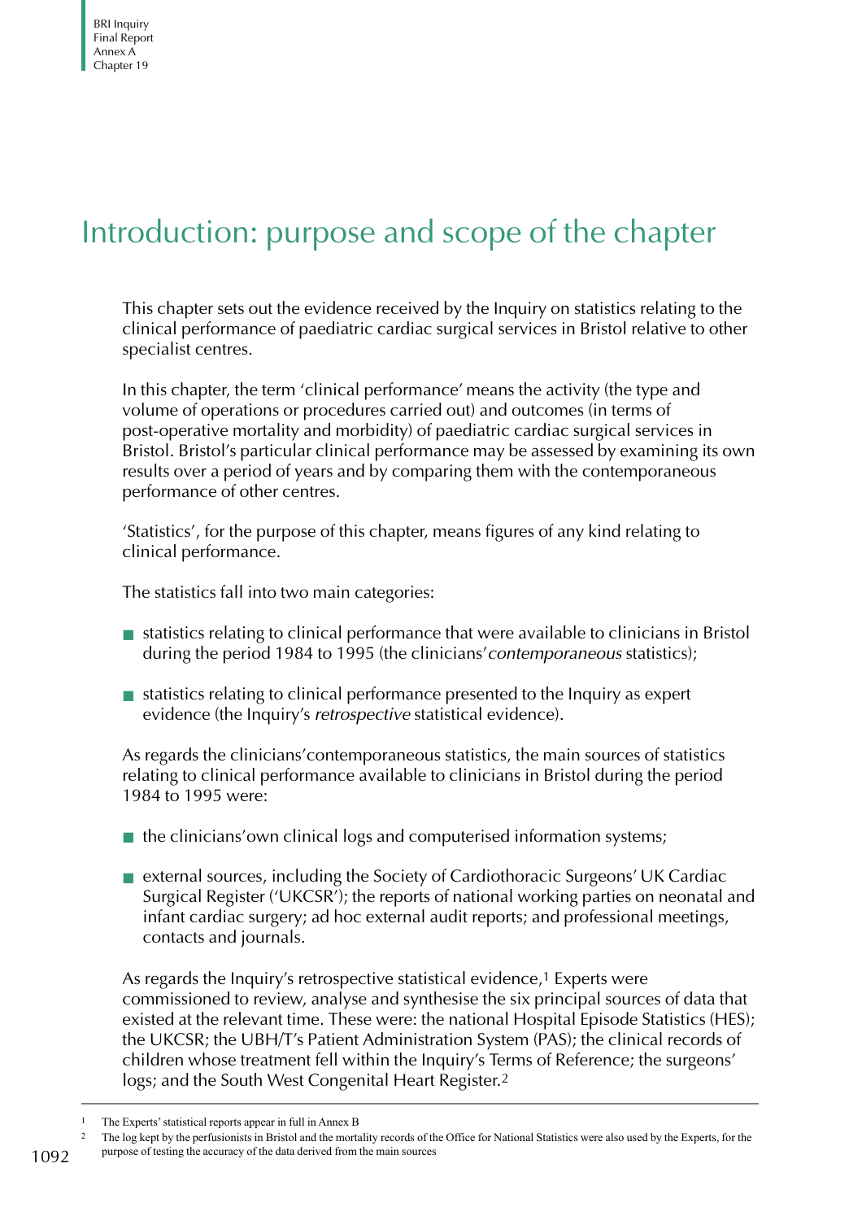# Introduction: purpose and scope of the chapter

This chapter sets out the evidence received by the Inquiry on statistics relating to the clinical performance of paediatric cardiac surgical services in Bristol relative to other specialist centres.

In this chapter, the term 'clinical performance' means the activity (the type and volume of operations or procedures carried out) and outcomes (in terms of post-operative mortality and morbidity) of paediatric cardiac surgical services in Bristol. Bristol's particular clinical performance may be assessed by examining its own results over a period of years and by comparing them with the contemporaneous performance of other centres.

'Statistics', for the purpose of this chapter, means figures of any kind relating to clinical performance.

The statistics fall into two main categories:

- statistics relating to clinical performance that were available to clinicians in Bristol during the period 1984 to 1995 (the clinicians' *contemporaneous* statistics);
- statistics relating to clinical performance presented to the Inquiry as expert evidence (the Inquiry's *retrospective* statistical evidence).

As regards the clinicians' contemporaneous statistics, the main sources of statistics relating to clinical performance available to clinicians in Bristol during the period 1984 to 1995 were:

- the clinicians' own clinical logs and computerised information systems;
- external sources, including the Society of Cardiothoracic Surgeons' UK Cardiac Surgical Register ('UKCSR'); the reports of national working parties on neonatal and infant cardiac surgery; ad hoc external audit reports; and professional meetings, contacts and journals.

As regards the Inquiry's retrospective statistical evidence,[1] Experts were commissioned to review, analyse and synthesise the six principal sources of data that existed at the relevant time. These were: the national Hospital Episode Statistics (HES); the UKCSR; the UBH/T's Patient Administration System (PAS); the clinical records of children whose treatment fell within the Inquiry's Terms of Reference; the surgeons' logs; and the South West Congenital Heart Register.[2]

---

[1] The Experts' statistical reports appear in full in Annex B

[2] The log kept by the perfusionists in Bristol and the mortality records of the Office for National Statistics were also used by the Experts, for the purpose of testing the accuracy of the data derived from the main sources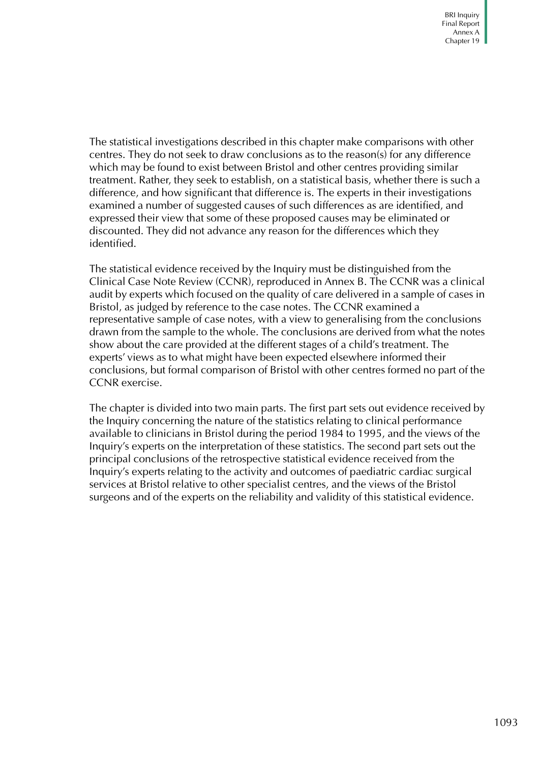The statistical investigations described in this chapter make comparisons with other centres. They do not seek to draw conclusions as to the reason(s) for any difference which may be found to exist between Bristol and other centres providing similar treatment. Rather, they seek to establish, on a statistical basis, whether there is such a difference, and how significant that difference is. The experts in their investigations examined a number of suggested causes of such differences as are identified, and expressed their view that some of these proposed causes may be eliminated or discounted. They did not advance any reason for the differences which they identified.

The statistical evidence received by the Inquiry must be distinguished from the Clinical Case Note Review (CCNR), reproduced in Annex B. The CCNR was a clinical audit by experts which focused on the quality of care delivered in a sample of cases in Bristol, as judged by reference to the case notes. The CCNR examined a representative sample of case notes, with a view to generalising from the conclusions drawn from the sample to the whole. The conclusions are derived from what the notes show about the care provided at the different stages of a child's treatment. The experts' views as to what might have been expected elsewhere informed their conclusions, but formal comparison of Bristol with other centres formed no part of the CCNR exercise.

The chapter is divided into two main parts. The first part sets out evidence received by the Inquiry concerning the nature of the statistics relating to clinical performance available to clinicians in Bristol during the period 1984 to 1995, and the views of the Inquiry's experts on the interpretation of these statistics. The second part sets out the principal conclusions of the retrospective statistical evidence received from the Inquiry's experts relating to the activity and outcomes of paediatric cardiac surgical services at Bristol relative to other specialist centres, and the views of the Bristol surgeons and of the experts on the reliability and validity of this statistical evidence.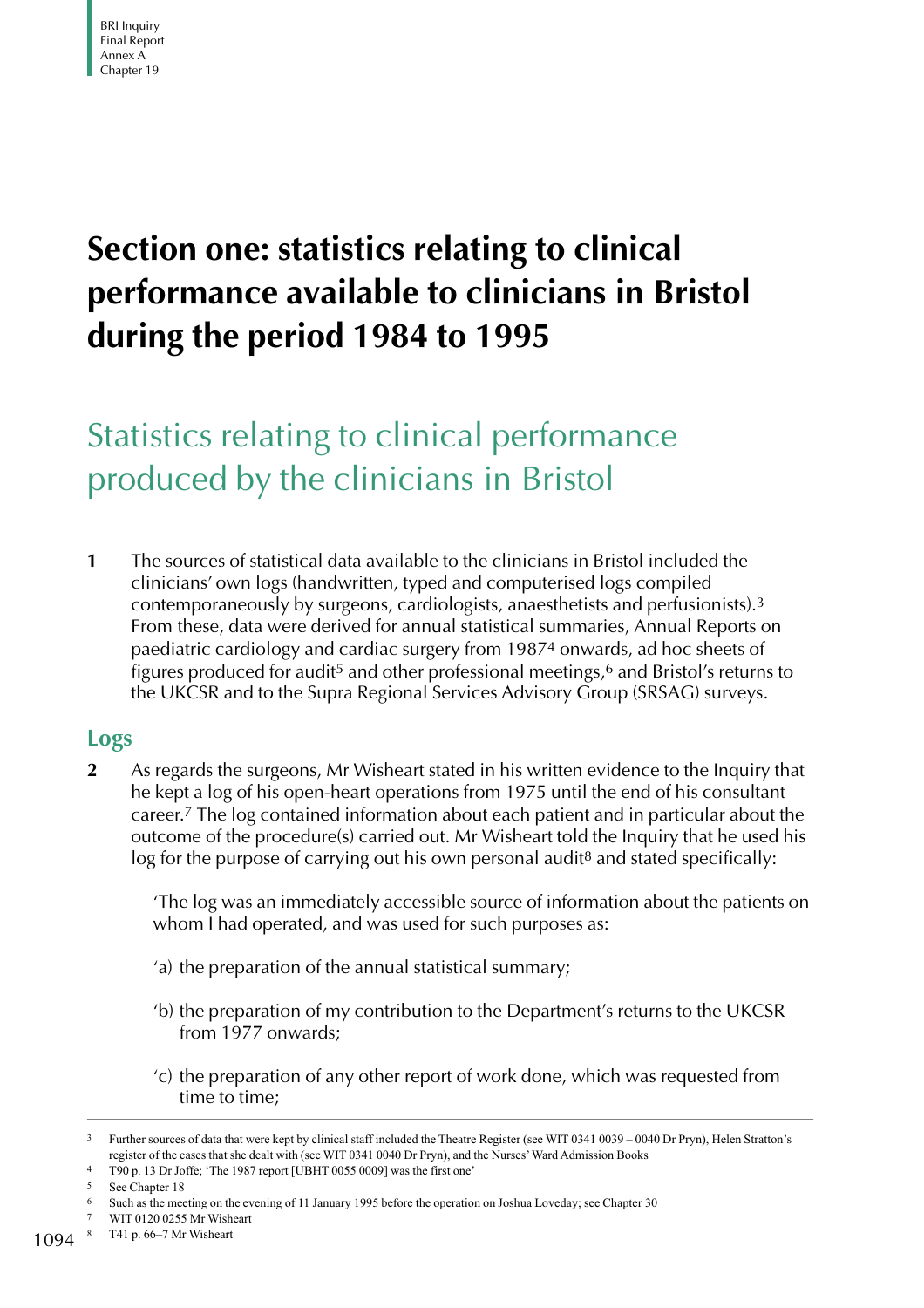# Section one: statistics relating to clinical performance available to clinicians in Bristol during the period 1984 to 1995

## Statistics relating to clinical performance produced by the clinicians in Bristol

**1** The sources of statistical data available to the clinicians in Bristol included the clinicians' own logs (handwritten, typed and computerised logs compiled contemporaneously by surgeons, cardiologists, anaesthetists and perfusionists).[3] From these, data were derived for annual statistical summaries, Annual Reports on paediatric cardiology and cardiac surgery from 1987[4] onwards, ad hoc sheets of figures produced for audit[5] and other professional meetings,[6] and Bristol's returns to the UKCSR and to the Supra Regional Services Advisory Group (SRSAG) surveys.

### Logs

**2** As regards the surgeons, Mr Wisheart stated in his written evidence to the Inquiry that he kept a log of his open-heart operations from 1975 until the end of his consultant career.[7] The log contained information about each patient and in particular about the outcome of the procedure(s) carried out. Mr Wisheart told the Inquiry that he used his log for the purpose of carrying out his own personal audit[8] and stated specifically:

> 'The log was an immediately accessible source of information about the patients on whom I had operated, and was used for such purposes as:
>
> 'a) the preparation of the annual statistical summary;
>
> 'b) the preparation of my contribution to the Department's returns to the UKCSR from 1977 onwards;
>
> 'c) the preparation of any other report of work done, which was requested from time to time;

---

3 Further sources of data that were kept by clinical staff included the Theatre Register (see WIT 0341 0039 – 0040 Dr Pryn), Helen Stratton's register of the cases that she dealt with (see WIT 0341 0040 Dr Pryn), and the Nurses' Ward Admission Books

4 T90 p. 13 Dr Joffe; 'The 1987 report [UBHT 0055 0009] was the first one'

5 See Chapter 18

6 Such as the meeting on the evening of 11 January 1995 before the operation on Joshua Loveday; see Chapter 30

7 WIT 0120 0255 Mr Wisheart

8 T41 p. 66–7 Mr Wisheart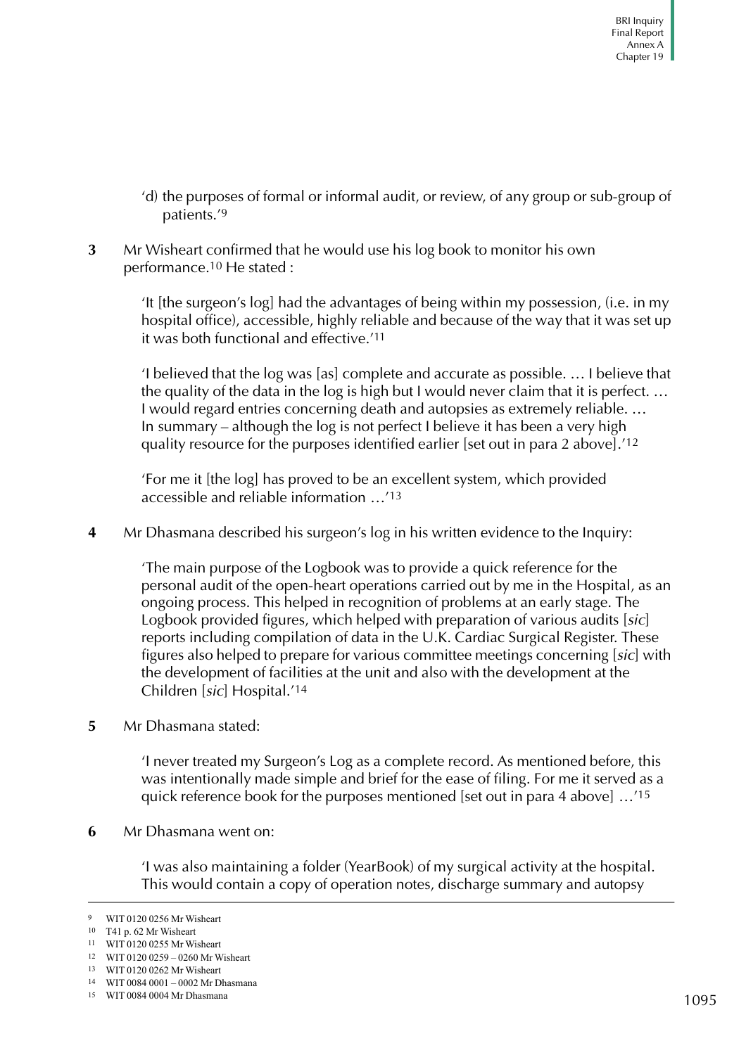'd) the purposes of formal or informal audit, or review, of any group or sub-group of patients.'[9]

**3** Mr Wisheart confirmed that he would use his log book to monitor his own performance.[10] He stated :

> 'It [the surgeon's log] had the advantages of being within my possession, (i.e. in my hospital office), accessible, highly reliable and because of the way that it was set up it was both functional and effective.'[11]
>
> 'I believed that the log was [as] complete and accurate as possible. … I believe that the quality of the data in the log is high but I would never claim that it is perfect. … I would regard entries concerning death and autopsies as extremely reliable. … In summary – although the log is not perfect I believe it has been a very high quality resource for the purposes identified earlier [set out in para 2 above].'[12]
>
> 'For me it [the log] has proved to be an excellent system, which provided accessible and reliable information …'[13]

**4** Mr Dhasmana described his surgeon's log in his written evidence to the Inquiry:

> 'The main purpose of the Logbook was to provide a quick reference for the personal audit of the open-heart operations carried out by me in the Hospital, as an ongoing process. This helped in recognition of problems at an early stage. The Logbook provided figures, which helped with preparation of various audits [*sic*] reports including compilation of data in the U.K. Cardiac Surgical Register. These figures also helped to prepare for various committee meetings concerning [*sic*] with the development of facilities at the unit and also with the development at the Children [*sic*] Hospital.'[14]

**5** Mr Dhasmana stated:

> 'I never treated my Surgeon's Log as a complete record. As mentioned before, this was intentionally made simple and brief for the ease of filing. For me it served as a quick reference book for the purposes mentioned [set out in para 4 above] …'[15]

**6** Mr Dhasmana went on:

> 'I was also maintaining a folder (YearBook) of my surgical activity at the hospital. This would contain a copy of operation notes, discharge summary and autopsy

---

9 WIT 0120 0256 Mr Wisheart
10 T41 p. 62 Mr Wisheart
11 WIT 0120 0255 Mr Wisheart
12 WIT 0120 0259 – 0260 Mr Wisheart
13 WIT 0120 0262 Mr Wisheart
14 WIT 0084 0001 – 0002 Mr Dhasmana
15 WIT 0084 0004 Mr Dhasmana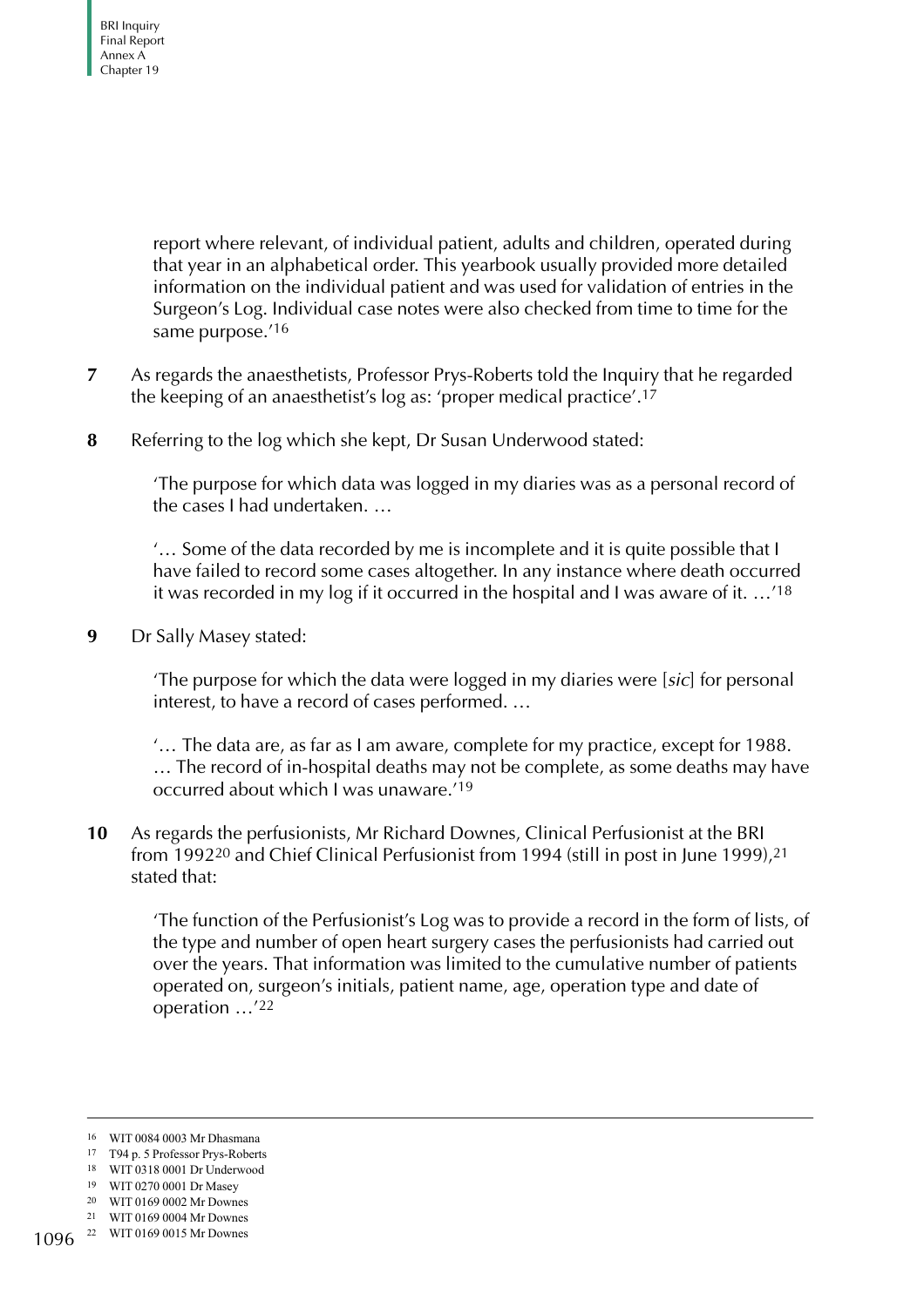report where relevant, of individual patient, adults and children, operated during that year in an alphabetical order. This yearbook usually provided more detailed information on the individual patient and was used for validation of entries in the Surgeon's Log. Individual case notes were also checked from time to time for the same purpose.'[16]

**7** As regards the anaesthetists, Professor Prys-Roberts told the Inquiry that he regarded the keeping of an anaesthetist's log as: 'proper medical practice'.[17]

**8** Referring to the log which she kept, Dr Susan Underwood stated:

> 'The purpose for which data was logged in my diaries was as a personal record of the cases I had undertaken. …
>
> '… Some of the data recorded by me is incomplete and it is quite possible that I have failed to record some cases altogether. In any instance where death occurred it was recorded in my log if it occurred in the hospital and I was aware of it. …'[18]

**9** Dr Sally Masey stated:

> 'The purpose for which the data were logged in my diaries were [*sic*] for personal interest, to have a record of cases performed. …
>
> '… The data are, as far as I am aware, complete for my practice, except for 1988. … The record of in-hospital deaths may not be complete, as some deaths may have occurred about which I was unaware.'[19]

**10** As regards the perfusionists, Mr Richard Downes, Clinical Perfusionist at the BRI from 1992[20] and Chief Clinical Perfusionist from 1994 (still in post in June 1999),[21] stated that:

> 'The function of the Perfusionist's Log was to provide a record in the form of lists, of the type and number of open heart surgery cases the perfusionists had carried out over the years. That information was limited to the cumulative number of patients operated on, surgeon's initials, patient name, age, operation type and date of operation …'[22]

---

16 WIT 0084 0003 Mr Dhasmana
17 T94 p. 5 Professor Prys-Roberts
18 WIT 0318 0001 Dr Underwood
19 WIT 0270 0001 Dr Masey
20 WIT 0169 0002 Mr Downes
21 WIT 0169 0004 Mr Downes
22 WIT 0169 0015 Mr Downes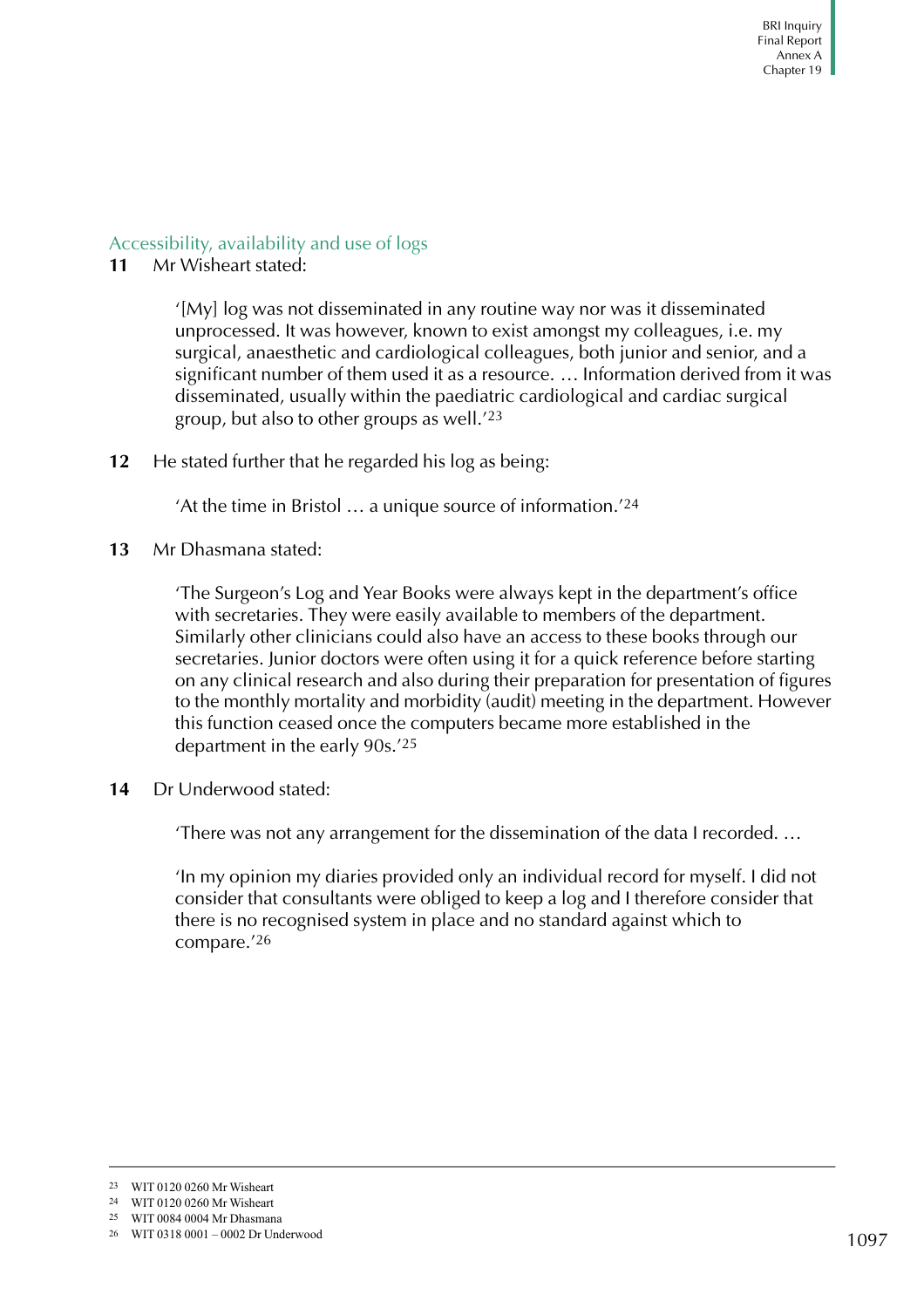## Accessibility, availability and use of logs

**11** Mr Wisheart stated:

> '[My] log was not disseminated in any routine way nor was it disseminated unprocessed. It was however, known to exist amongst my colleagues, i.e. my surgical, anaesthetic and cardiological colleagues, both junior and senior, and a significant number of them used it as a resource. … Information derived from it was disseminated, usually within the paediatric cardiological and cardiac surgical group, but also to other groups as well.'[23]

**12** He stated further that he regarded his log as being:

> 'At the time in Bristol … a unique source of information.'[24]

**13** Mr Dhasmana stated:

> 'The Surgeon's Log and Year Books were always kept in the department's office with secretaries. They were easily available to members of the department. Similarly other clinicians could also have an access to these books through our secretaries. Junior doctors were often using it for a quick reference before starting on any clinical research and also during their preparation for presentation of figures to the monthly mortality and morbidity (audit) meeting in the department. However this function ceased once the computers became more established in the department in the early 90s.'[25]

**14** Dr Underwood stated:

> 'There was not any arrangement for the dissemination of the data I recorded. …
>
> 'In my opinion my diaries provided only an individual record for myself. I did not consider that consultants were obliged to keep a log and I therefore consider that there is no recognised system in place and no standard against which to compare.'[26]

---

[23] WIT 0120 0260 Mr Wisheart

[24] WIT 0120 0260 Mr Wisheart

[25] WIT 0084 0004 Mr Dhasmana

[26] WIT 0318 0001 – 0002 Dr Underwood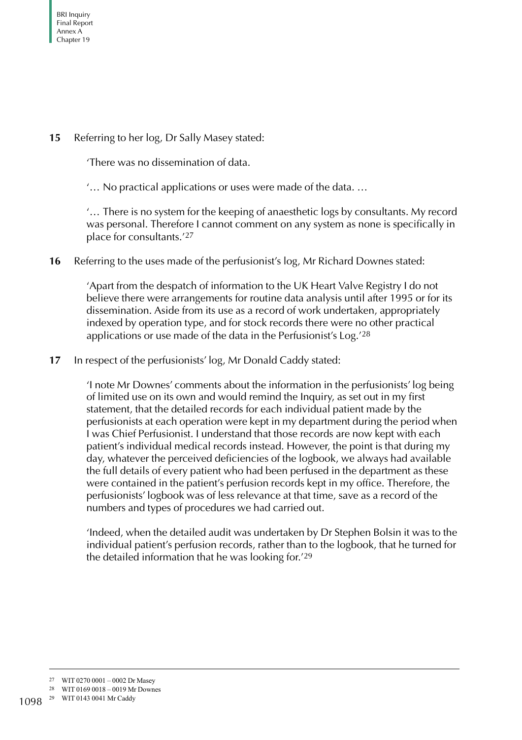**15** Referring to her log, Dr Sally Masey stated:

> 'There was no dissemination of data.
>
> '… No practical applications or uses were made of the data. …
>
> '… There is no system for the keeping of anaesthetic logs by consultants. My record was personal. Therefore I cannot comment on any system as none is specifically in place for consultants.'[27]

**16** Referring to the uses made of the perfusionist's log, Mr Richard Downes stated:

> 'Apart from the despatch of information to the UK Heart Valve Registry I do not believe there were arrangements for routine data analysis until after 1995 or for its dissemination. Aside from its use as a record of work undertaken, appropriately indexed by operation type, and for stock records there were no other practical applications or use made of the data in the Perfusionist's Log.'[28]

**17** In respect of the perfusionists' log, Mr Donald Caddy stated:

> 'I note Mr Downes' comments about the information in the perfusionists' log being of limited use on its own and would remind the Inquiry, as set out in my first statement, that the detailed records for each individual patient made by the perfusionists at each operation were kept in my department during the period when I was Chief Perfusionist. I understand that those records are now kept with each patient's individual medical records instead. However, the point is that during my day, whatever the perceived deficiencies of the logbook, we always had available the full details of every patient who had been perfused in the department as these were contained in the patient's perfusion records kept in my office. Therefore, the perfusionists' logbook was of less relevance at that time, save as a record of the numbers and types of procedures we had carried out.
>
> 'Indeed, when the detailed audit was undertaken by Dr Stephen Bolsin it was to the individual patient's perfusion records, rather than to the logbook, that he turned for the detailed information that he was looking for.'[29]

---

[27] WIT 0270 0001 – 0002 Dr Masey

[28] WIT 0169 0018 – 0019 Mr Downes

[29] WIT 0143 0041 Mr Caddy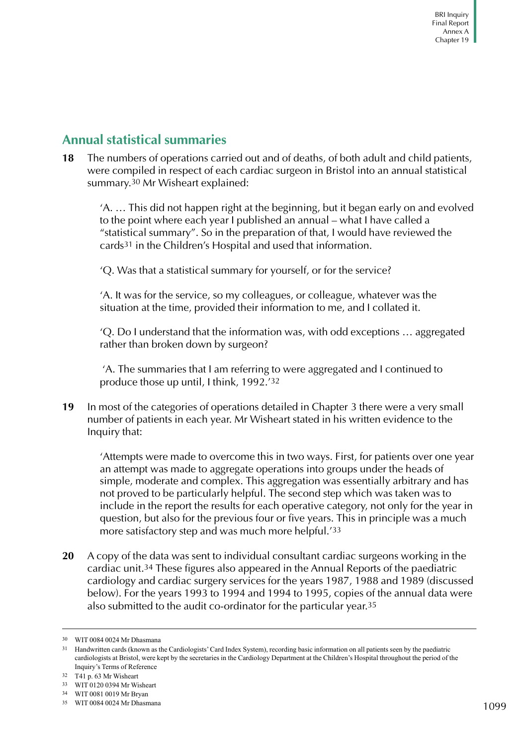## Annual statistical summaries

**18** The numbers of operations carried out and of deaths, of both adult and child patients, were compiled in respect of each cardiac surgeon in Bristol into an annual statistical summary.[30] Mr Wisheart explained:

> 'A. … This did not happen right at the beginning, but it began early on and evolved to the point where each year I published an annual – what I have called a "statistical summary". So in the preparation of that, I would have reviewed the cards[31] in the Children's Hospital and used that information.
>
> 'Q. Was that a statistical summary for yourself, or for the service?
>
> 'A. It was for the service, so my colleagues, or colleague, whatever was the situation at the time, provided their information to me, and I collated it.
>
> 'Q. Do I understand that the information was, with odd exceptions … aggregated rather than broken down by surgeon?
>
> 'A. The summaries that I am referring to were aggregated and I continued to produce those up until, I think, 1992.'[32]

**19** In most of the categories of operations detailed in Chapter 3 there were a very small number of patients in each year. Mr Wisheart stated in his written evidence to the Inquiry that:

> 'Attempts were made to overcome this in two ways. First, for patients over one year an attempt was made to aggregate operations into groups under the heads of simple, moderate and complex. This aggregation was essentially arbitrary and has not proved to be particularly helpful. The second step which was taken was to include in the report the results for each operative category, not only for the year in question, but also for the previous four or five years. This in principle was a much more satisfactory step and was much more helpful.'[33]

**20** A copy of the data was sent to individual consultant cardiac surgeons working in the cardiac unit.[34] These figures also appeared in the Annual Reports of the paediatric cardiology and cardiac surgery services for the years 1987, 1988 and 1989 (discussed below). For the years 1993 to 1994 and 1994 to 1995, copies of the annual data were also submitted to the audit co-ordinator for the particular year.[35]

---

30 WIT 0084 0024 Mr Dhasmana

31 Handwritten cards (known as the Cardiologists' Card Index System), recording basic information on all patients seen by the paediatric cardiologists at Bristol, were kept by the secretaries in the Cardiology Department at the Children's Hospital throughout the period of the Inquiry's Terms of Reference

32 T41 p. 63 Mr Wisheart

33 WIT 0120 0394 Mr Wisheart

34 WIT 0081 0019 Mr Bryan

35 WIT 0084 0024 Mr Dhasmana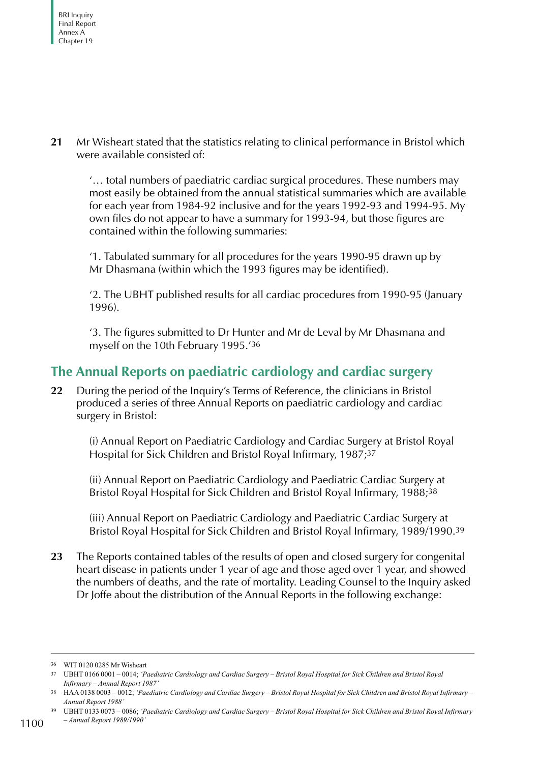**21** Mr Wisheart stated that the statistics relating to clinical performance in Bristol which were available consisted of:

> '… total numbers of paediatric cardiac surgical procedures. These numbers may most easily be obtained from the annual statistical summaries which are available for each year from 1984-92 inclusive and for the years 1992-93 and 1994-95. My own files do not appear to have a summary for 1993-94, but those figures are contained within the following summaries:
>
> '1. Tabulated summary for all procedures for the years 1990-95 drawn up by Mr Dhasmana (within which the 1993 figures may be identified).
>
> '2. The UBHT published results for all cardiac procedures from 1990-95 (January 1996).
>
> '3. The figures submitted to Dr Hunter and Mr de Leval by Mr Dhasmana and myself on the 10th February 1995.'[36]

## The Annual Reports on paediatric cardiology and cardiac surgery

**22** During the period of the Inquiry's Terms of Reference, the clinicians in Bristol produced a series of three Annual Reports on paediatric cardiology and cardiac surgery in Bristol:

> (i) Annual Report on Paediatric Cardiology and Cardiac Surgery at Bristol Royal Hospital for Sick Children and Bristol Royal Infirmary, 1987;[37]
>
> (ii) Annual Report on Paediatric Cardiology and Paediatric Cardiac Surgery at Bristol Royal Hospital for Sick Children and Bristol Royal Infirmary, 1988;[38]
>
> (iii) Annual Report on Paediatric Cardiology and Paediatric Cardiac Surgery at Bristol Royal Hospital for Sick Children and Bristol Royal Infirmary, 1989/1990.[39]

**23** The Reports contained tables of the results of open and closed surgery for congenital heart disease in patients under 1 year of age and those aged over 1 year, and showed the numbers of deaths, and the rate of mortality. Leading Counsel to the Inquiry asked Dr Joffe about the distribution of the Annual Reports in the following exchange:

---

36 WIT 0120 0285 Mr Wisheart

37 UBHT 0166 0001 – 0014; *'Paediatric Cardiology and Cardiac Surgery – Bristol Royal Hospital for Sick Children and Bristol Royal Infirmary – Annual Report 1987'*

38 HAA 0138 0003 – 0012; *'Paediatric Cardiology and Cardiac Surgery – Bristol Royal Hospital for Sick Children and Bristol Royal Infirmary – Annual Report 1988'*

39 UBHT 0133 0073 – 0086; *'Paediatric Cardiology and Cardiac Surgery – Bristol Royal Hospital for Sick Children and Bristol Royal Infirmary – Annual Report 1989/1990'*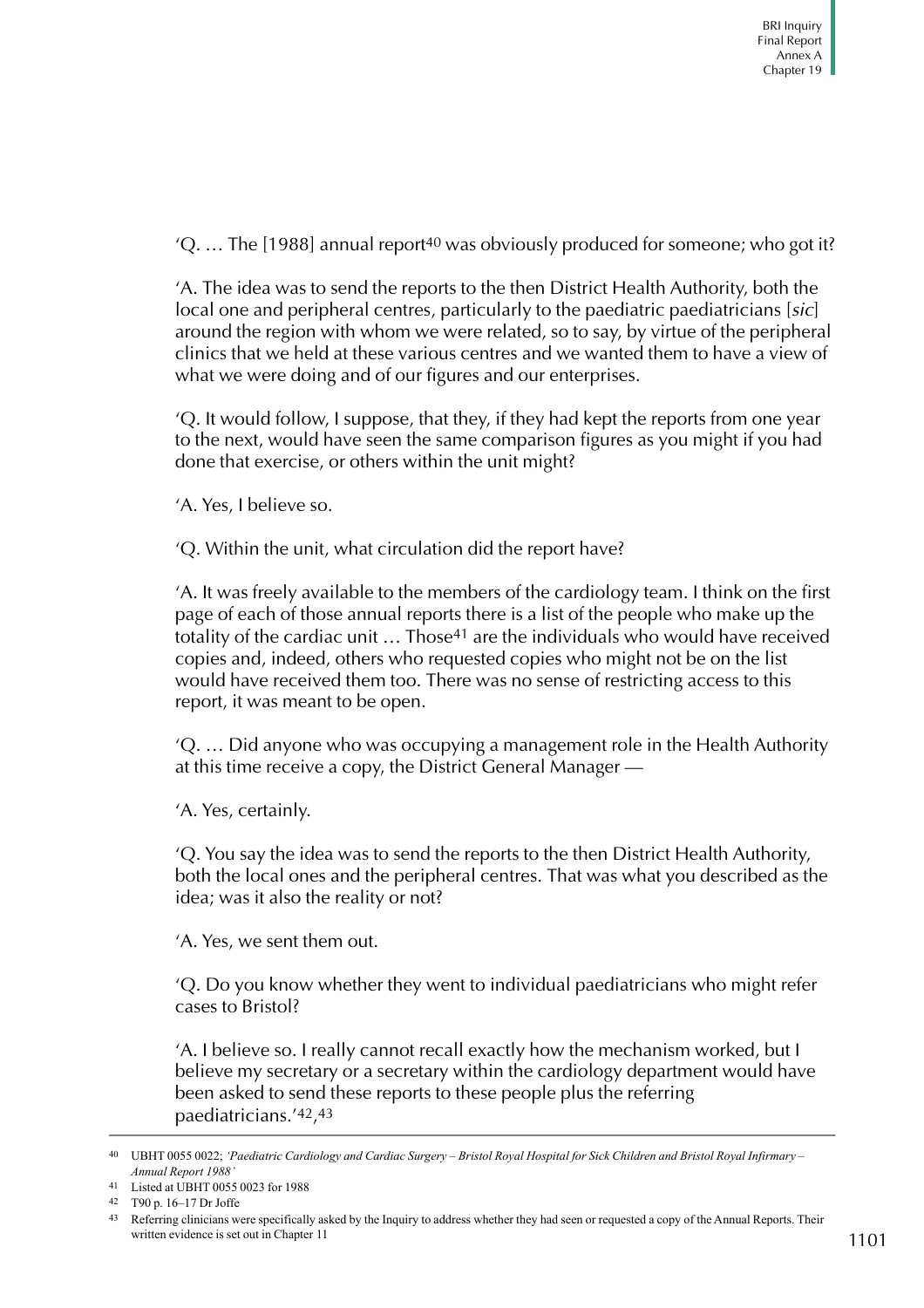'Q. … The [1988] annual report[40] was obviously produced for someone; who got it?

'A. The idea was to send the reports to the then District Health Authority, both the local one and peripheral centres, particularly to the paediatric paediatricians [*sic*] around the region with whom we were related, so to say, by virtue of the peripheral clinics that we held at these various centres and we wanted them to have a view of what we were doing and of our figures and our enterprises.

'Q. It would follow, I suppose, that they, if they had kept the reports from one year to the next, would have seen the same comparison figures as you might if you had done that exercise, or others within the unit might?

'A. Yes, I believe so.

'Q. Within the unit, what circulation did the report have?

'A. It was freely available to the members of the cardiology team. I think on the first page of each of those annual reports there is a list of the people who make up the totality of the cardiac unit … Those[41] are the individuals who would have received copies and, indeed, others who requested copies who might not be on the list would have received them too. There was no sense of restricting access to this report, it was meant to be open.

'Q. … Did anyone who was occupying a management role in the Health Authority at this time receive a copy, the District General Manager —

'A. Yes, certainly.

'Q. You say the idea was to send the reports to the then District Health Authority, both the local ones and the peripheral centres. That was what you described as the idea; was it also the reality or not?

'A. Yes, we sent them out.

'Q. Do you know whether they went to individual paediatricians who might refer cases to Bristol?

'A. I believe so. I really cannot recall exactly how the mechanism worked, but I believe my secretary or a secretary within the cardiology department would have been asked to send these reports to these people plus the referring paediatricians.'[42],[43]

---

[40] UBHT 0055 0022; *'Paediatric Cardiology and Cardiac Surgery – Bristol Royal Hospital for Sick Children and Bristol Royal Infirmary – Annual Report 1988'*

[41] Listed at UBHT 0055 0023 for 1988

[42] T90 p. 16–17 Dr Joffe

[43] Referring clinicians were specifically asked by the Inquiry to address whether they had seen or requested a copy of the Annual Reports. Their written evidence is set out in Chapter 11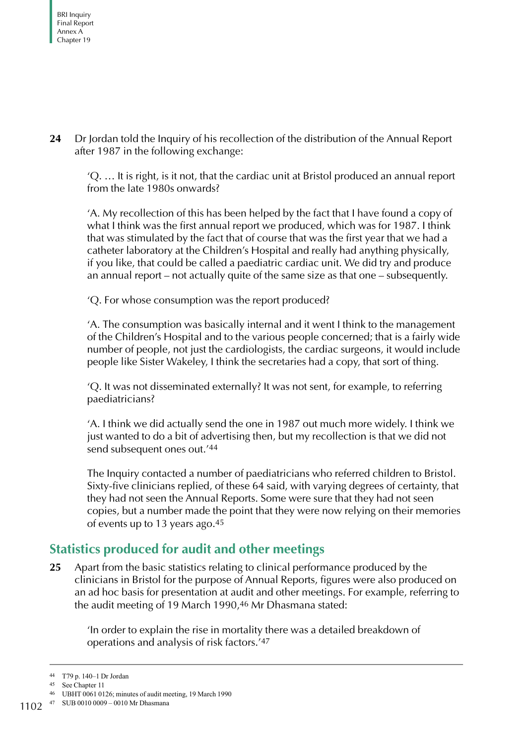**24** Dr Jordan told the Inquiry of his recollection of the distribution of the Annual Report after 1987 in the following exchange:

> 'Q. … It is right, is it not, that the cardiac unit at Bristol produced an annual report from the late 1980s onwards?
>
> 'A. My recollection of this has been helped by the fact that I have found a copy of what I think was the first annual report we produced, which was for 1987. I think that was stimulated by the fact that of course that was the first year that we had a catheter laboratory at the Children's Hospital and really had anything physically, if you like, that could be called a paediatric cardiac unit. We did try and produce an annual report – not actually quite of the same size as that one – subsequently.
>
> 'Q. For whose consumption was the report produced?
>
> 'A. The consumption was basically internal and it went I think to the management of the Children's Hospital and to the various people concerned; that is a fairly wide number of people, not just the cardiologists, the cardiac surgeons, it would include people like Sister Wakeley, I think the secretaries had a copy, that sort of thing.
>
> 'Q. It was not disseminated externally? It was not sent, for example, to referring paediatricians?
>
> 'A. I think we did actually send the one in 1987 out much more widely. I think we just wanted to do a bit of advertising then, but my recollection is that we did not send subsequent ones out.'[44]

The Inquiry contacted a number of paediatricians who referred children to Bristol. Sixty-five clinicians replied, of these 64 said, with varying degrees of certainty, that they had not seen the Annual Reports. Some were sure that they had not seen copies, but a number made the point that they were now relying on their memories of events up to 13 years ago.[45]

## Statistics produced for audit and other meetings

**25** Apart from the basic statistics relating to clinical performance produced by the clinicians in Bristol for the purpose of Annual Reports, figures were also produced on an ad hoc basis for presentation at audit and other meetings. For example, referring to the audit meeting of 19 March 1990,[46] Mr Dhasmana stated:

> 'In order to explain the rise in mortality there was a detailed breakdown of operations and analysis of risk factors.'[47]

---

44 T79 p. 140–1 Dr Jordan

45 See Chapter 11

46 UBHT 0061 0126; minutes of audit meeting, 19 March 1990

47 SUB 0010 0009 – 0010 Mr Dhasmana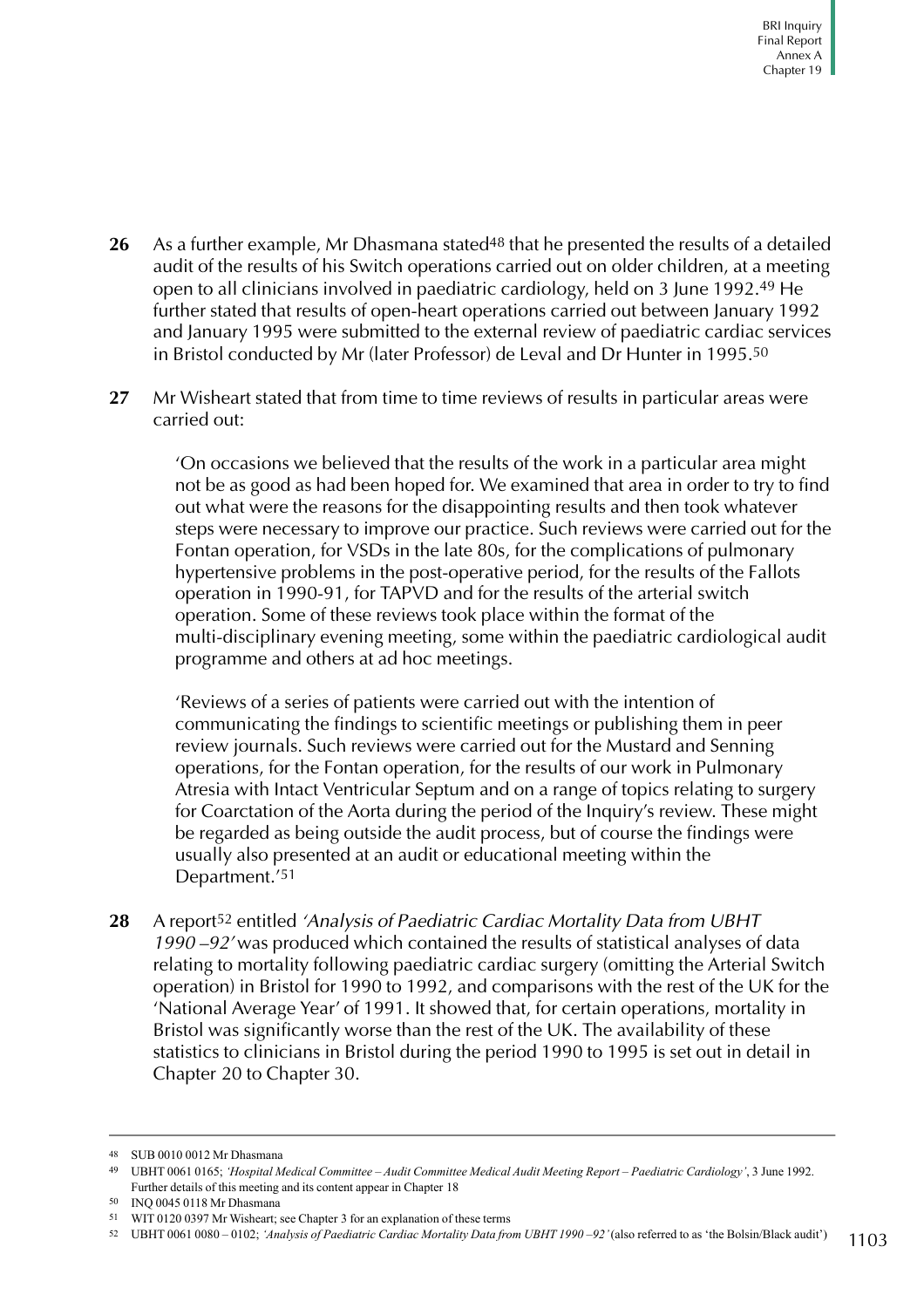**26** As a further example, Mr Dhasmana stated[48] that he presented the results of a detailed audit of the results of his Switch operations carried out on older children, at a meeting open to all clinicians involved in paediatric cardiology, held on 3 June 1992.[49] He further stated that results of open-heart operations carried out between January 1992 and January 1995 were submitted to the external review of paediatric cardiac services in Bristol conducted by Mr (later Professor) de Leval and Dr Hunter in 1995.[50]

**27** Mr Wisheart stated that from time to time reviews of results in particular areas were carried out:

> 'On occasions we believed that the results of the work in a particular area might not be as good as had been hoped for. We examined that area in order to try to find out what were the reasons for the disappointing results and then took whatever steps were necessary to improve our practice. Such reviews were carried out for the Fontan operation, for VSDs in the late 80s, for the complications of pulmonary hypertensive problems in the post-operative period, for the results of the Fallots operation in 1990-91, for TAPVD and for the results of the arterial switch operation. Some of these reviews took place within the format of the multi-disciplinary evening meeting, some within the paediatric cardiological audit programme and others at ad hoc meetings.
>
> 'Reviews of a series of patients were carried out with the intention of communicating the findings to scientific meetings or publishing them in peer review journals. Such reviews were carried out for the Mustard and Senning operations, for the Fontan operation, for the results of our work in Pulmonary Atresia with Intact Ventricular Septum and on a range of topics relating to surgery for Coarctation of the Aorta during the period of the Inquiry's review. These might be regarded as being outside the audit process, but of course the findings were usually also presented at an audit or educational meeting within the Department.'[51]

**28** A report[52] entitled *'Analysis of Paediatric Cardiac Mortality Data from UBHT 1990 –92'* was produced which contained the results of statistical analyses of data relating to mortality following paediatric cardiac surgery (omitting the Arterial Switch operation) in Bristol for 1990 to 1992, and comparisons with the rest of the UK for the 'National Average Year' of 1991. It showed that, for certain operations, mortality in Bristol was significantly worse than the rest of the UK. The availability of these statistics to clinicians in Bristol during the period 1990 to 1995 is set out in detail in Chapter 20 to Chapter 30.

---

48 SUB 0010 0012 Mr Dhasmana

49 UBHT 0061 0165; *'Hospital Medical Committee – Audit Committee Medical Audit Meeting Report – Paediatric Cardiology'*, 3 June 1992. Further details of this meeting and its content appear in Chapter 18

50 INQ 0045 0118 Mr Dhasmana

51 WIT 0120 0397 Mr Wisheart; see Chapter 3 for an explanation of these terms

52 UBHT 0061 0080 – 0102; *'Analysis of Paediatric Cardiac Mortality Data from UBHT 1990 –92'* (also referred to as 'the Bolsin/Black audit')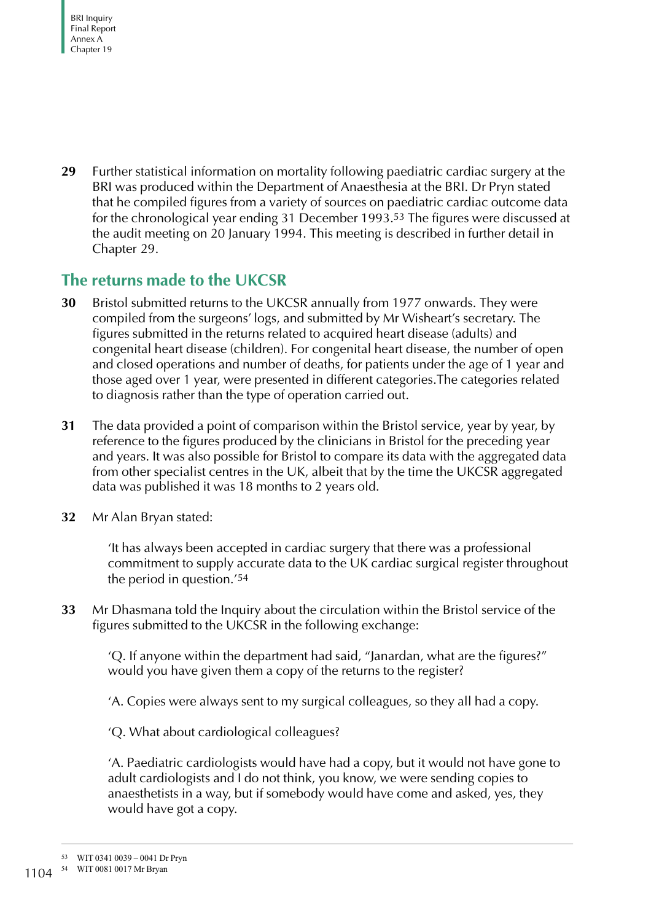**29** Further statistical information on mortality following paediatric cardiac surgery at the BRI was produced within the Department of Anaesthesia at the BRI. Dr Pryn stated that he compiled figures from a variety of sources on paediatric cardiac outcome data for the chronological year ending 31 December 1993.[53] The figures were discussed at the audit meeting on 20 January 1994. This meeting is described in further detail in Chapter 29.

## The returns made to the UKCSR

**30** Bristol submitted returns to the UKCSR annually from 1977 onwards. They were compiled from the surgeons' logs, and submitted by Mr Wisheart's secretary. The figures submitted in the returns related to acquired heart disease (adults) and congenital heart disease (children). For congenital heart disease, the number of open and closed operations and number of deaths, for patients under the age of 1 year and those aged over 1 year, were presented in different categories.The categories related to diagnosis rather than the type of operation carried out.

**31** The data provided a point of comparison within the Bristol service, year by year, by reference to the figures produced by the clinicians in Bristol for the preceding year and years. It was also possible for Bristol to compare its data with the aggregated data from other specialist centres in the UK, albeit that by the time the UKCSR aggregated data was published it was 18 months to 2 years old.

**32** Mr Alan Bryan stated:

> 'It has always been accepted in cardiac surgery that there was a professional commitment to supply accurate data to the UK cardiac surgical register throughout the period in question.'[54]

**33** Mr Dhasmana told the Inquiry about the circulation within the Bristol service of the figures submitted to the UKCSR in the following exchange:

> 'Q. If anyone within the department had said, "Janardan, what are the figures?" would you have given them a copy of the returns to the register?
>
> 'A. Copies were always sent to my surgical colleagues, so they all had a copy.
>
> 'Q. What about cardiological colleagues?
>
> 'A. Paediatric cardiologists would have had a copy, but it would not have gone to adult cardiologists and I do not think, you know, we were sending copies to anaesthetists in a way, but if somebody would have come and asked, yes, they would have got a copy.

---

[53] WIT 0341 0039 – 0041 Dr Pryn

[54] WIT 0081 0017 Mr Bryan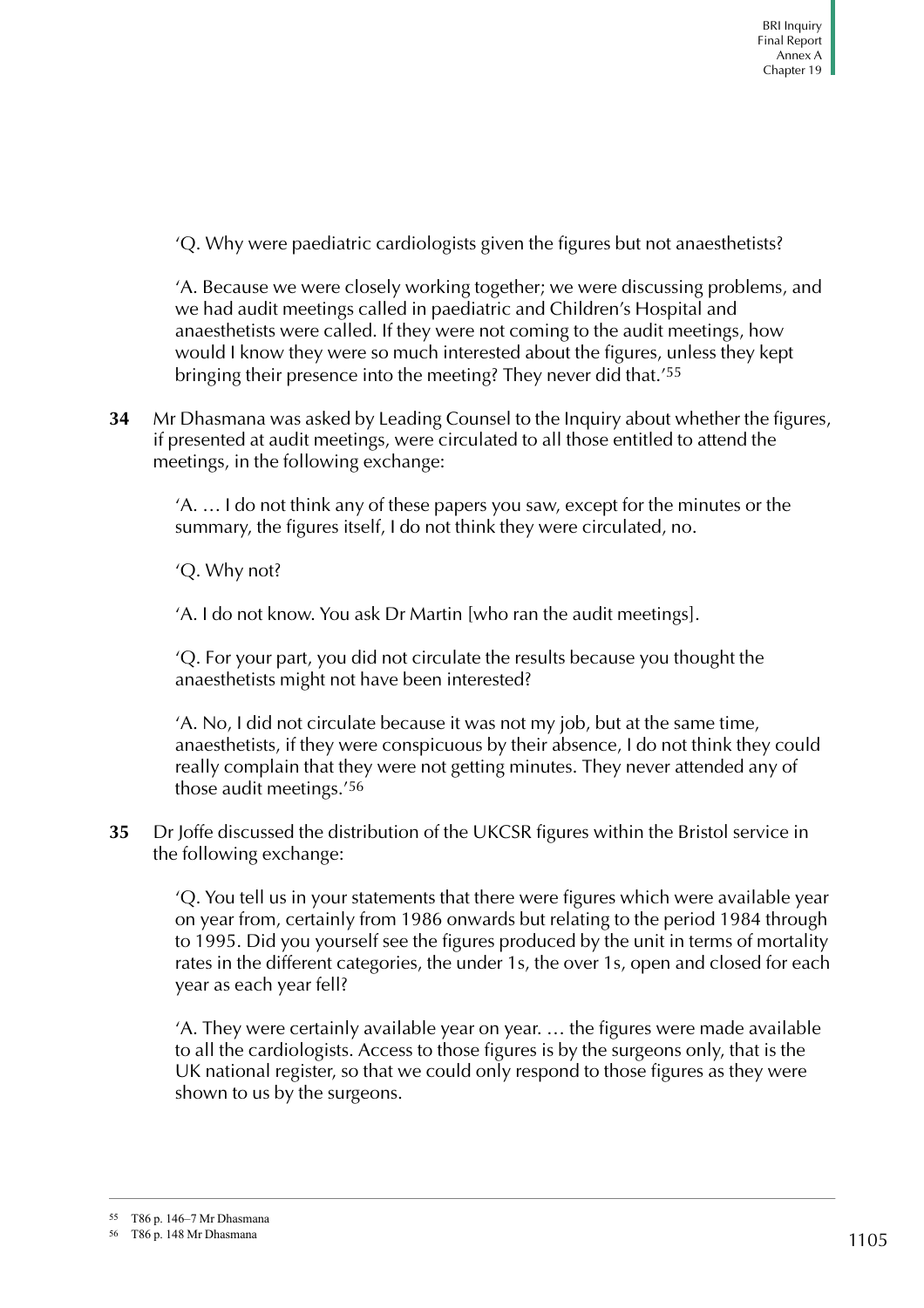'Q. Why were paediatric cardiologists given the figures but not anaesthetists?

'A. Because we were closely working together; we were discussing problems, and we had audit meetings called in paediatric and Children's Hospital and anaesthetists were called. If they were not coming to the audit meetings, how would I know they were so much interested about the figures, unless they kept bringing their presence into the meeting? They never did that.'[55]

**34** Mr Dhasmana was asked by Leading Counsel to the Inquiry about whether the figures, if presented at audit meetings, were circulated to all those entitled to attend the meetings, in the following exchange:

'A. … I do not think any of these papers you saw, except for the minutes or the summary, the figures itself, I do not think they were circulated, no.

'Q. Why not?

'A. I do not know. You ask Dr Martin [who ran the audit meetings].

'Q. For your part, you did not circulate the results because you thought the anaesthetists might not have been interested?

'A. No, I did not circulate because it was not my job, but at the same time, anaesthetists, if they were conspicuous by their absence, I do not think they could really complain that they were not getting minutes. They never attended any of those audit meetings.'[56]

**35** Dr Joffe discussed the distribution of the UKCSR figures within the Bristol service in the following exchange:

'Q. You tell us in your statements that there were figures which were available year on year from, certainly from 1986 onwards but relating to the period 1984 through to 1995. Did you yourself see the figures produced by the unit in terms of mortality rates in the different categories, the under 1s, the over 1s, open and closed for each year as each year fell?

'A. They were certainly available year on year. … the figures were made available to all the cardiologists. Access to those figures is by the surgeons only, that is the UK national register, so that we could only respond to those figures as they were shown to us by the surgeons.

---

[55] T86 p. 146–7 Mr Dhasmana

[56] T86 p. 148 Mr Dhasmana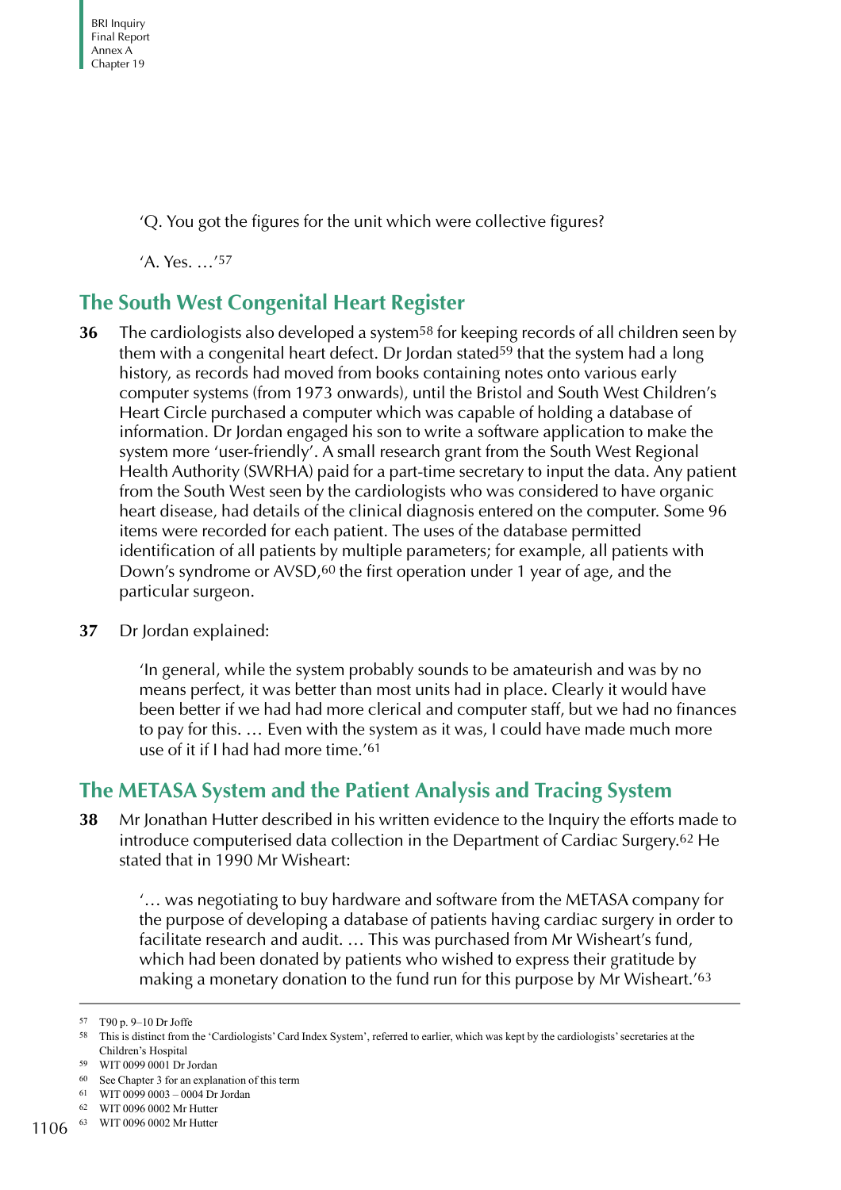'Q. You got the figures for the unit which were collective figures?

'A. Yes. …'[57]

## The South West Congenital Heart Register

**36** The cardiologists also developed a system[58] for keeping records of all children seen by them with a congenital heart defect. Dr Jordan stated[59] that the system had a long history, as records had moved from books containing notes onto various early computer systems (from 1973 onwards), until the Bristol and South West Children's Heart Circle purchased a computer which was capable of holding a database of information. Dr Jordan engaged his son to write a software application to make the system more 'user-friendly'. A small research grant from the South West Regional Health Authority (SWRHA) paid for a part-time secretary to input the data. Any patient from the South West seen by the cardiologists who was considered to have organic heart disease, had details of the clinical diagnosis entered on the computer. Some 96 items were recorded for each patient. The uses of the database permitted identification of all patients by multiple parameters; for example, all patients with Down's syndrome or AVSD,[60] the first operation under 1 year of age, and the particular surgeon.

**37** Dr Jordan explained:

> 'In general, while the system probably sounds to be amateurish and was by no means perfect, it was better than most units had in place. Clearly it would have been better if we had had more clerical and computer staff, but we had no finances to pay for this. … Even with the system as it was, I could have made much more use of it if I had had more time.'[61]

## The METASA System and the Patient Analysis and Tracing System

**38** Mr Jonathan Hutter described in his written evidence to the Inquiry the efforts made to introduce computerised data collection in the Department of Cardiac Surgery.[62] He stated that in 1990 Mr Wisheart:

> '… was negotiating to buy hardware and software from the METASA company for the purpose of developing a database of patients having cardiac surgery in order to facilitate research and audit. … This was purchased from Mr Wisheart's fund, which had been donated by patients who wished to express their gratitude by making a monetary donation to the fund run for this purpose by Mr Wisheart.'[63]

---

[57] T90 p. 9–10 Dr Joffe

[58] This is distinct from the 'Cardiologists' Card Index System', referred to earlier, which was kept by the cardiologists' secretaries at the Children's Hospital

[59] WIT 0099 0001 Dr Jordan

[60] See Chapter 3 for an explanation of this term

[61] WIT 0099 0003 – 0004 Dr Jordan

[62] WIT 0096 0002 Mr Hutter

[63] WIT 0096 0002 Mr Hutter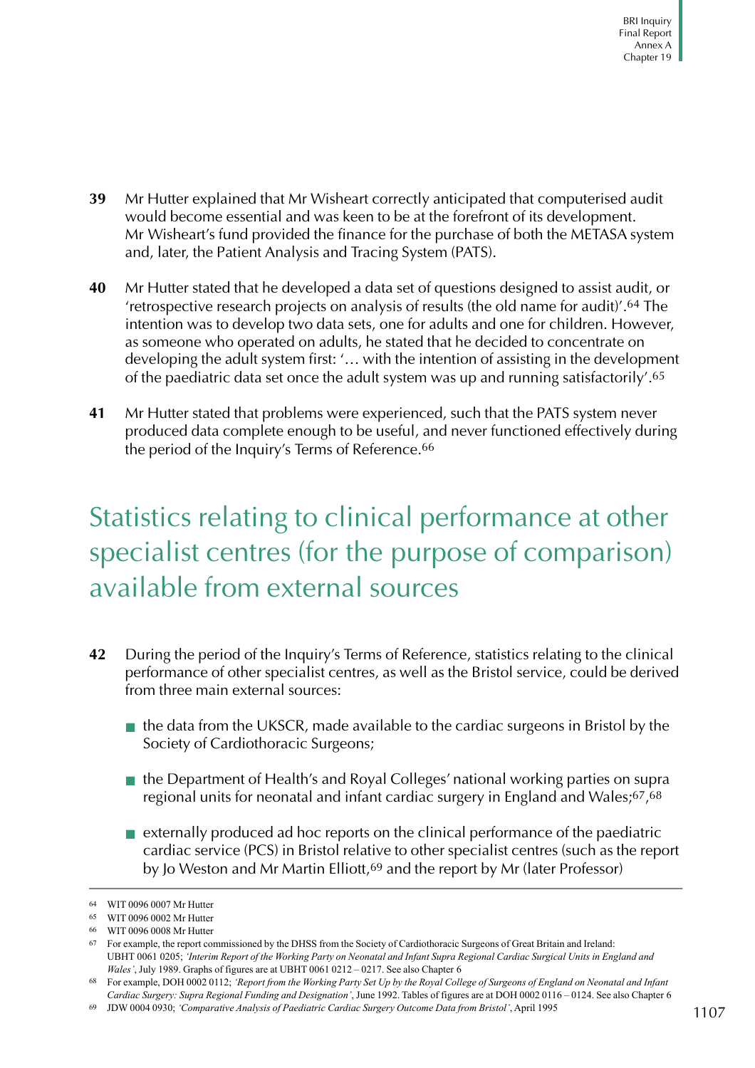**39** Mr Hutter explained that Mr Wisheart correctly anticipated that computerised audit would become essential and was keen to be at the forefront of its development. Mr Wisheart's fund provided the finance for the purchase of both the METASA system and, later, the Patient Analysis and Tracing System (PATS).

**40** Mr Hutter stated that he developed a data set of questions designed to assist audit, or 'retrospective research projects on analysis of results (the old name for audit)'.[64] The intention was to develop two data sets, one for adults and one for children. However, as someone who operated on adults, he stated that he decided to concentrate on developing the adult system first: '… with the intention of assisting in the development of the paediatric data set once the adult system was up and running satisfactorily'.[65]

**41** Mr Hutter stated that problems were experienced, such that the PATS system never produced data complete enough to be useful, and never functioned effectively during the period of the Inquiry's Terms of Reference.[66]

## Statistics relating to clinical performance at other specialist centres (for the purpose of comparison) available from external sources

**42** During the period of the Inquiry's Terms of Reference, statistics relating to the clinical performance of other specialist centres, as well as the Bristol service, could be derived from three main external sources:

- the data from the UKSCR, made available to the cardiac surgeons in Bristol by the Society of Cardiothoracic Surgeons;
- the Department of Health's and Royal Colleges' national working parties on supra regional units for neonatal and infant cardiac surgery in England and Wales;[67],[68]
- externally produced ad hoc reports on the clinical performance of the paediatric cardiac service (PCS) in Bristol relative to other specialist centres (such as the report by Jo Weston and Mr Martin Elliott,[69] and the report by Mr (later Professor)

---

64 WIT 0096 0007 Mr Hutter

65 WIT 0096 0002 Mr Hutter

66 WIT 0096 0008 Mr Hutter

67 For example, the report commissioned by the DHSS from the Society of Cardiothoracic Surgeons of Great Britain and Ireland: UBHT 0061 0205; *'Interim Report of the Working Party on Neonatal and Infant Supra Regional Cardiac Surgical Units in England and Wales'*, July 1989. Graphs of figures are at UBHT 0061 0212 – 0217. See also Chapter 6

68 For example, DOH 0002 0112; *'Report from the Working Party Set Up by the Royal College of Surgeons of England on Neonatal and Infant Cardiac Surgery: Supra Regional Funding and Designation'*, June 1992. Tables of figures are at DOH 0002 0116 – 0124. See also Chapter 6

69 JDW 0004 0930; *'Comparative Analysis of Paediatric Cardiac Surgery Outcome Data from Bristol'*, April 1995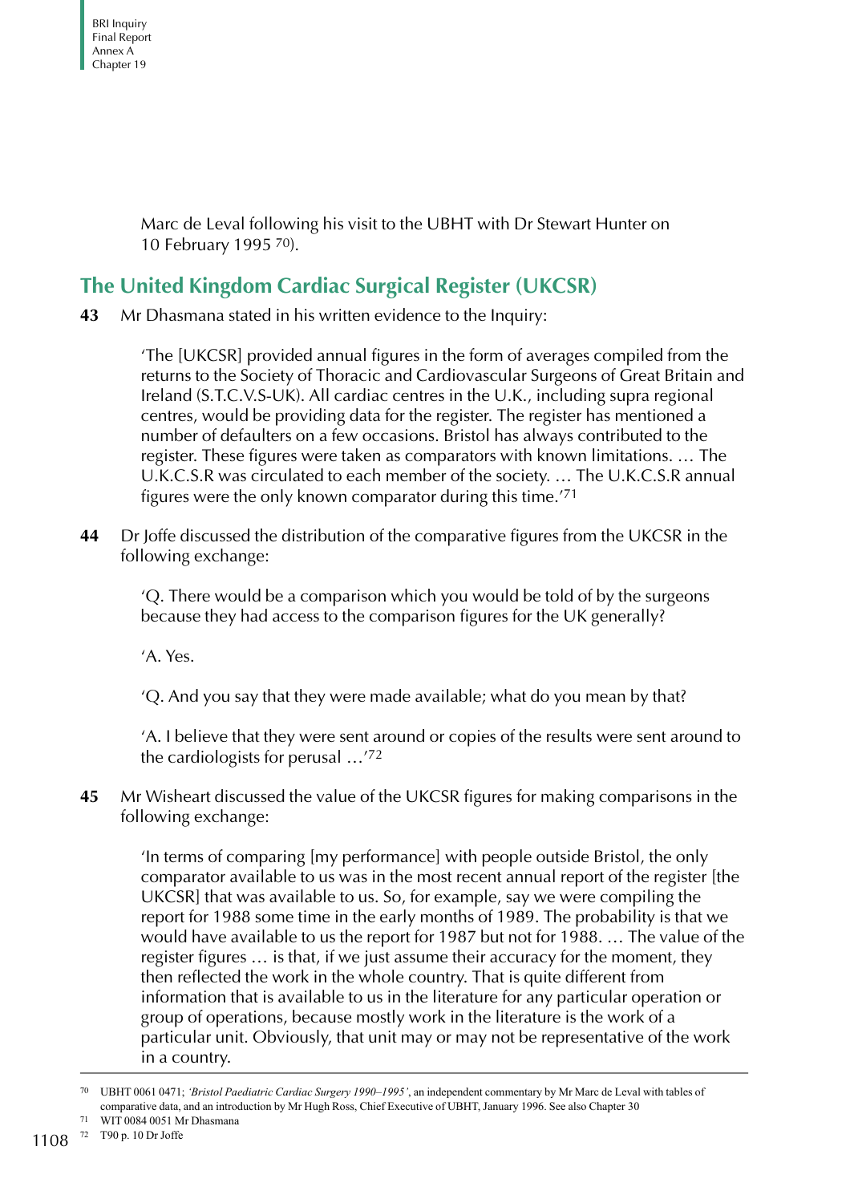Marc de Leval following his visit to the UBHT with Dr Stewart Hunter on 10 February 1995 [70]).

## The United Kingdom Cardiac Surgical Register (UKCSR)

**43** Mr Dhasmana stated in his written evidence to the Inquiry:

> 'The [UKCSR] provided annual figures in the form of averages compiled from the returns to the Society of Thoracic and Cardiovascular Surgeons of Great Britain and Ireland (S.T.C.V.S-UK). All cardiac centres in the U.K., including supra regional centres, would be providing data for the register. The register has mentioned a number of defaulters on a few occasions. Bristol has always contributed to the register. These figures were taken as comparators with known limitations. … The U.K.C.S.R was circulated to each member of the society. … The U.K.C.S.R annual figures were the only known comparator during this time.'[71]

**44** Dr Joffe discussed the distribution of the comparative figures from the UKCSR in the following exchange:

> 'Q. There would be a comparison which you would be told of by the surgeons because they had access to the comparison figures for the UK generally?
>
> 'A. Yes.
>
> 'Q. And you say that they were made available; what do you mean by that?
>
> 'A. I believe that they were sent around or copies of the results were sent around to the cardiologists for perusal …'[72]

**45** Mr Wisheart discussed the value of the UKCSR figures for making comparisons in the following exchange:

> 'In terms of comparing [my performance] with people outside Bristol, the only comparator available to us was in the most recent annual report of the register [the UKCSR] that was available to us. So, for example, say we were compiling the report for 1988 some time in the early months of 1989. The probability is that we would have available to us the report for 1987 but not for 1988. … The value of the register figures … is that, if we just assume their accuracy for the moment, they then reflected the work in the whole country. That is quite different from information that is available to us in the literature for any particular operation or group of operations, because mostly work in the literature is the work of a particular unit. Obviously, that unit may or may not be representative of the work in a country.

---

[70] UBHT 0061 0471; *'Bristol Paediatric Cardiac Surgery 1990–1995'*, an independent commentary by Mr Marc de Leval with tables of comparative data, and an introduction by Mr Hugh Ross, Chief Executive of UBHT, January 1996. See also Chapter 30

[71] WIT 0084 0051 Mr Dhasmana

[72] T90 p. 10 Dr Joffe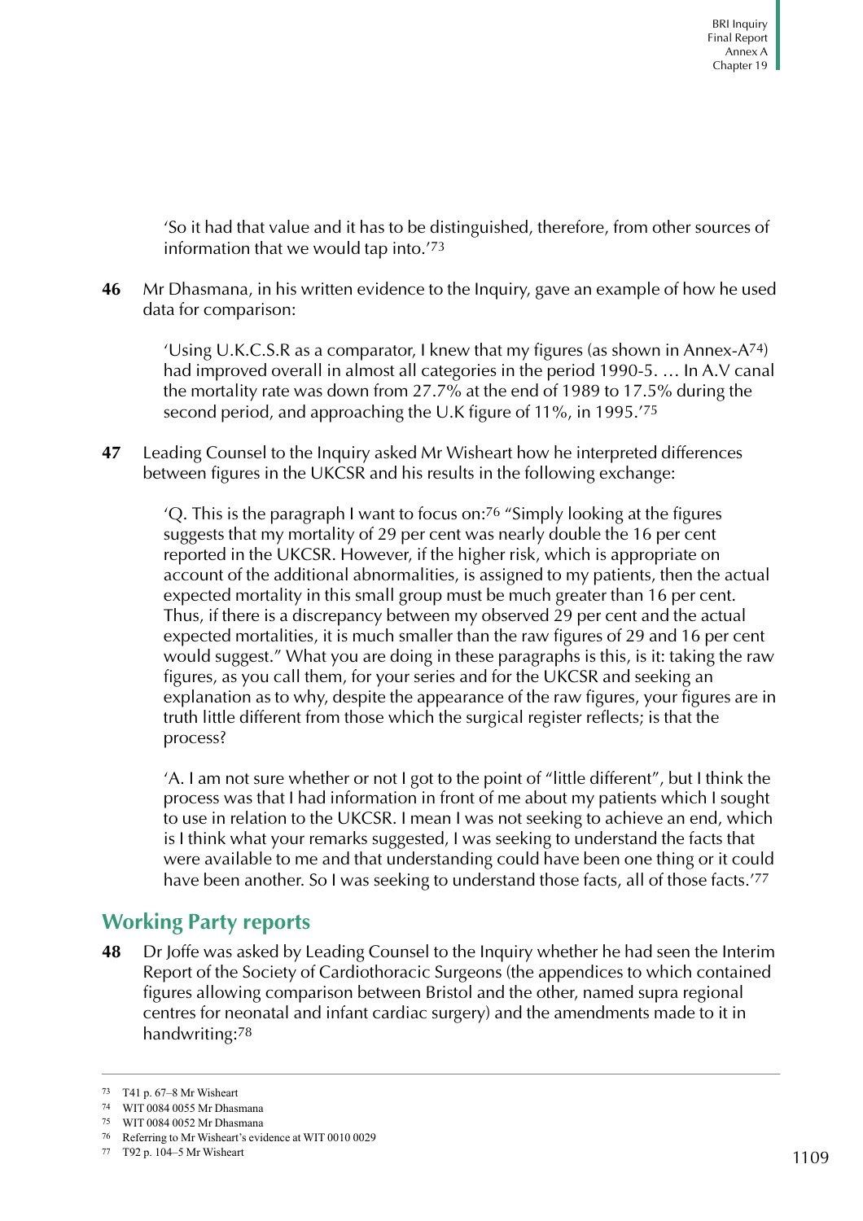'So it had that value and it has to be distinguished, therefore, from other sources of information that we would tap into.'[73]

**46** Mr Dhasmana, in his written evidence to the Inquiry, gave an example of how he used data for comparison:

> 'Using U.K.C.S.R as a comparator, I knew that my figures (as shown in Annex-A[74]) had improved overall in almost all categories in the period 1990-5. … In A.V canal the mortality rate was down from 27.7% at the end of 1989 to 17.5% during the second period, and approaching the U.K figure of 11%, in 1995.'[75]

**47** Leading Counsel to the Inquiry asked Mr Wisheart how he interpreted differences between figures in the UKCSR and his results in the following exchange:

> 'Q. This is the paragraph I want to focus on:[76] "Simply looking at the figures suggests that my mortality of 29 per cent was nearly double the 16 per cent reported in the UKCSR. However, if the higher risk, which is appropriate on account of the additional abnormalities, is assigned to my patients, then the actual expected mortality in this small group must be much greater than 16 per cent. Thus, if there is a discrepancy between my observed 29 per cent and the actual expected mortalities, it is much smaller than the raw figures of 29 and 16 per cent would suggest." What you are doing in these paragraphs is this, is it: taking the raw figures, as you call them, for your series and for the UKCSR and seeking an explanation as to why, despite the appearance of the raw figures, your figures are in truth little different from those which the surgical register reflects; is that the process?
>
> 'A. I am not sure whether or not I got to the point of "little different", but I think the process was that I had information in front of me about my patients which I sought to use in relation to the UKCSR. I mean I was not seeking to achieve an end, which is I think what your remarks suggested, I was seeking to understand the facts that were available to me and that understanding could have been one thing or it could have been another. So I was seeking to understand those facts, all of those facts.'[77]

## Working Party reports

**48** Dr Joffe was asked by Leading Counsel to the Inquiry whether he had seen the Interim Report of the Society of Cardiothoracic Surgeons (the appendices to which contained figures allowing comparison between Bristol and the other, named supra regional centres for neonatal and infant cardiac surgery) and the amendments made to it in handwriting:[78]

---

73 T41 p. 67–8 Mr Wisheart

74 WIT 0084 0055 Mr Dhasmana

75 WIT 0084 0052 Mr Dhasmana

76 Referring to Mr Wisheart's evidence at WIT 0010 0029

77 T92 p. 104–5 Mr Wisheart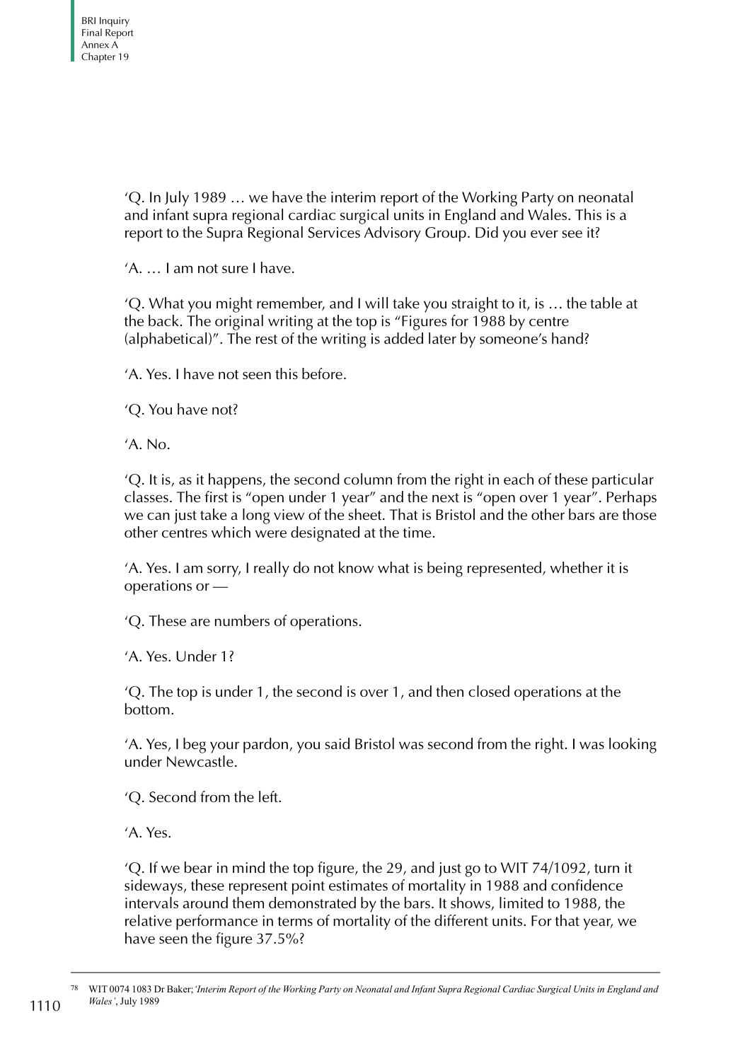'Q. In July 1989 … we have the interim report of the Working Party on neonatal and infant supra regional cardiac surgical units in England and Wales. This is a report to the Supra Regional Services Advisory Group. Did you ever see it?

'A. … I am not sure I have.

'Q. What you might remember, and I will take you straight to it, is … the table at the back. The original writing at the top is "Figures for 1988 by centre (alphabetical)". The rest of the writing is added later by someone's hand?

'A. Yes. I have not seen this before.

'Q. You have not?

'A. No.

'Q. It is, as it happens, the second column from the right in each of these particular classes. The first is "open under 1 year" and the next is "open over 1 year". Perhaps we can just take a long view of the sheet. That is Bristol and the other bars are those other centres which were designated at the time.

'A. Yes. I am sorry, I really do not know what is being represented, whether it is operations or —

'Q. These are numbers of operations.

'A. Yes. Under 1?

'Q. The top is under 1, the second is over 1, and then closed operations at the bottom.

'A. Yes, I beg your pardon, you said Bristol was second from the right. I was looking under Newcastle.

'Q. Second from the left.

'A. Yes.

'Q. If we bear in mind the top figure, the 29, and just go to WIT 74/1092, turn it sideways, these represent point estimates of mortality in 1988 and confidence intervals around them demonstrated by the bars. It shows, limited to 1988, the relative performance in terms of mortality of the different units. For that year, we have seen the figure 37.5%?

---

[78] WIT 0074 1083 Dr Baker; *'Interim Report of the Working Party on Neonatal and Infant Supra Regional Cardiac Surgical Units in England and Wales'*, July 1989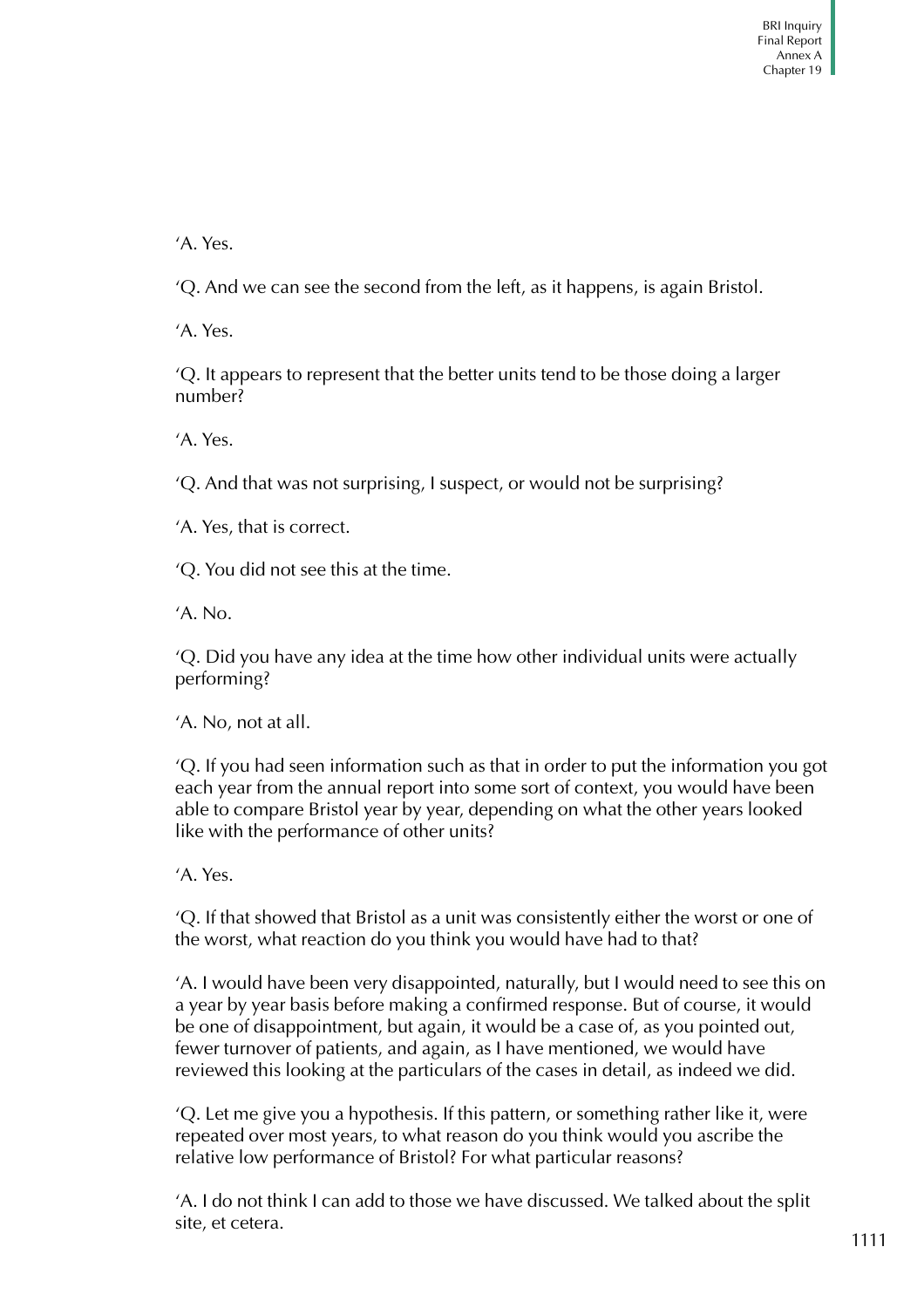'A. Yes.

'Q. And we can see the second from the left, as it happens, is again Bristol.

'A. Yes.

'Q. It appears to represent that the better units tend to be those doing a larger number?

'A. Yes.

'Q. And that was not surprising, I suspect, or would not be surprising?

'A. Yes, that is correct.

'Q. You did not see this at the time.

'A. No.

'Q. Did you have any idea at the time how other individual units were actually performing?

'A. No, not at all.

'Q. If you had seen information such as that in order to put the information you got each year from the annual report into some sort of context, you would have been able to compare Bristol year by year, depending on what the other years looked like with the performance of other units?

'A. Yes.

'Q. If that showed that Bristol as a unit was consistently either the worst or one of the worst, what reaction do you think you would have had to that?

'A. I would have been very disappointed, naturally, but I would need to see this on a year by year basis before making a confirmed response. But of course, it would be one of disappointment, but again, it would be a case of, as you pointed out, fewer turnover of patients, and again, as I have mentioned, we would have reviewed this looking at the particulars of the cases in detail, as indeed we did.

'Q. Let me give you a hypothesis. If this pattern, or something rather like it, were repeated over most years, to what reason do you think would you ascribe the relative low performance of Bristol? For what particular reasons?

'A. I do not think I can add to those we have discussed. We talked about the split site, et cetera.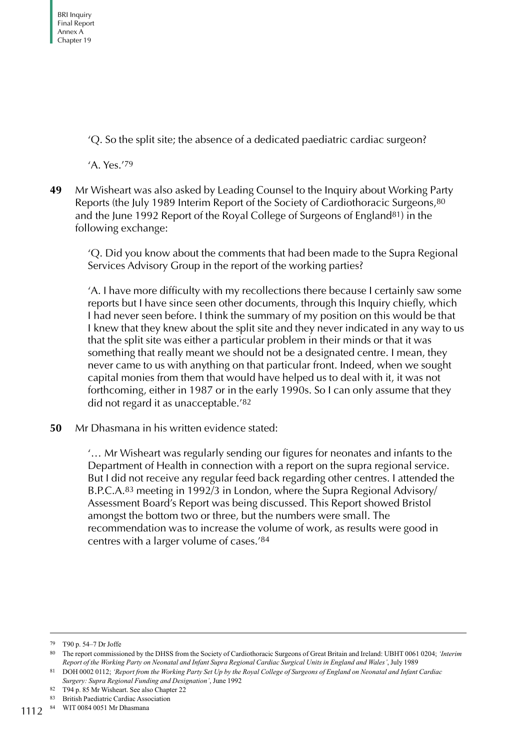'Q. So the split site; the absence of a dedicated paediatric cardiac surgeon?

'A. Yes.'[79]

**49** Mr Wisheart was also asked by Leading Counsel to the Inquiry about Working Party Reports (the July 1989 Interim Report of the Society of Cardiothoracic Surgeons,[80] and the June 1992 Report of the Royal College of Surgeons of England[81]) in the following exchange:

> 'Q. Did you know about the comments that had been made to the Supra Regional Services Advisory Group in the report of the working parties?
>
> 'A. I have more difficulty with my recollections there because I certainly saw some reports but I have since seen other documents, through this Inquiry chiefly, which I had never seen before. I think the summary of my position on this would be that I knew that they knew about the split site and they never indicated in any way to us that the split site was either a particular problem in their minds or that it was something that really meant we should not be a designated centre. I mean, they never came to us with anything on that particular front. Indeed, when we sought capital monies from them that would have helped us to deal with it, it was not forthcoming, either in 1987 or in the early 1990s. So I can only assume that they did not regard it as unacceptable.'[82]

**50** Mr Dhasmana in his written evidence stated:

> '… Mr Wisheart was regularly sending our figures for neonates and infants to the Department of Health in connection with a report on the supra regional service. But I did not receive any regular feed back regarding other centres. I attended the B.P.C.A.[83] meeting in 1992/3 in London, where the Supra Regional Advisory/ Assessment Board's Report was being discussed. This Report showed Bristol amongst the bottom two or three, but the numbers were small. The recommendation was to increase the volume of work, as results were good in centres with a larger volume of cases.'[84]

---

[79] T90 p. 54–7 Dr Joffe

[80] The report commissioned by the DHSS from the Society of Cardiothoracic Surgeons of Great Britain and Ireland: UBHT 0061 0204; *'Interim Report of the Working Party on Neonatal and Infant Supra Regional Cardiac Surgical Units in England and Wales'*, July 1989

[81] DOH 0002 0112; *'Report from the Working Party Set Up by the Royal College of Surgeons of England on Neonatal and Infant Cardiac Surgery: Supra Regional Funding and Designation'*, June 1992

[82] T94 p. 85 Mr Wisheart. See also Chapter 22

[83] British Paediatric Cardiac Association

[84] WIT 0084 0051 Mr Dhasmana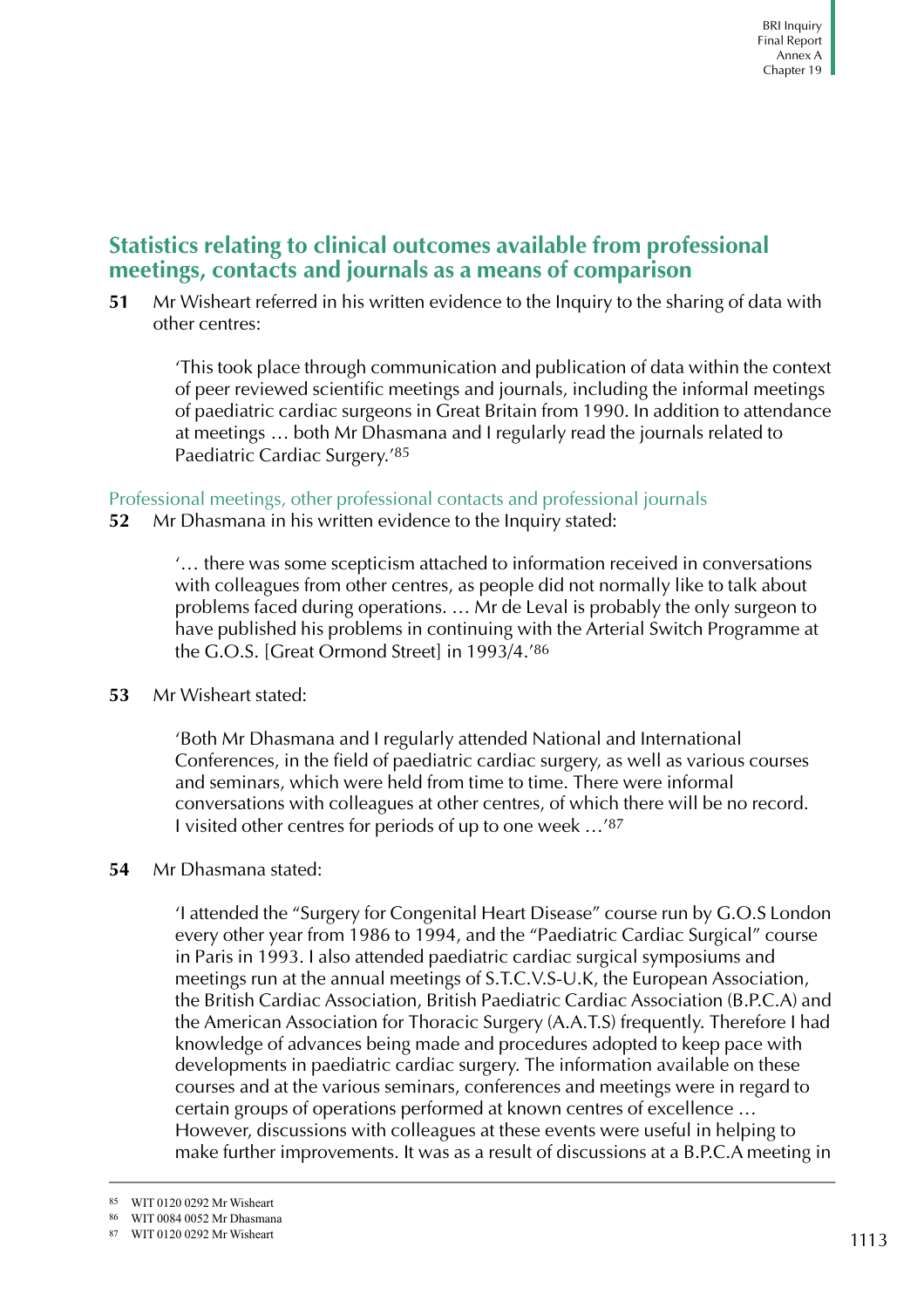## Statistics relating to clinical outcomes available from professional meetings, contacts and journals as a means of comparison

**51** Mr Wisheart referred in his written evidence to the Inquiry to the sharing of data with other centres:

> 'This took place through communication and publication of data within the context of peer reviewed scientific meetings and journals, including the informal meetings of paediatric cardiac surgeons in Great Britain from 1990. In addition to attendance at meetings … both Mr Dhasmana and I regularly read the journals related to Paediatric Cardiac Surgery.'[85]

### Professional meetings, other professional contacts and professional journals

**52** Mr Dhasmana in his written evidence to the Inquiry stated:

> '… there was some scepticism attached to information received in conversations with colleagues from other centres, as people did not normally like to talk about problems faced during operations. … Mr de Leval is probably the only surgeon to have published his problems in continuing with the Arterial Switch Programme at the G.O.S. [Great Ormond Street] in 1993/4.'[86]

**53** Mr Wisheart stated:

> 'Both Mr Dhasmana and I regularly attended National and International Conferences, in the field of paediatric cardiac surgery, as well as various courses and seminars, which were held from time to time. There were informal conversations with colleagues at other centres, of which there will be no record. I visited other centres for periods of up to one week …'[87]

**54** Mr Dhasmana stated:

> 'I attended the "Surgery for Congenital Heart Disease" course run by G.O.S London every other year from 1986 to 1994, and the "Paediatric Cardiac Surgical" course in Paris in 1993. I also attended paediatric cardiac surgical symposiums and meetings run at the annual meetings of S.T.C.V.S-U.K, the European Association, the British Cardiac Association, British Paediatric Cardiac Association (B.P.C.A) and the American Association for Thoracic Surgery (A.A.T.S) frequently. Therefore I had knowledge of advances being made and procedures adopted to keep pace with developments in paediatric cardiac surgery. The information available on these courses and at the various seminars, conferences and meetings were in regard to certain groups of operations performed at known centres of excellence … However, discussions with colleagues at these events were useful in helping to make further improvements. It was as a result of discussions at a B.P.C.A meeting in

---

[85] WIT 0120 0292 Mr Wisheart

[86] WIT 0084 0052 Mr Dhasmana

[87] WIT 0120 0292 Mr Wisheart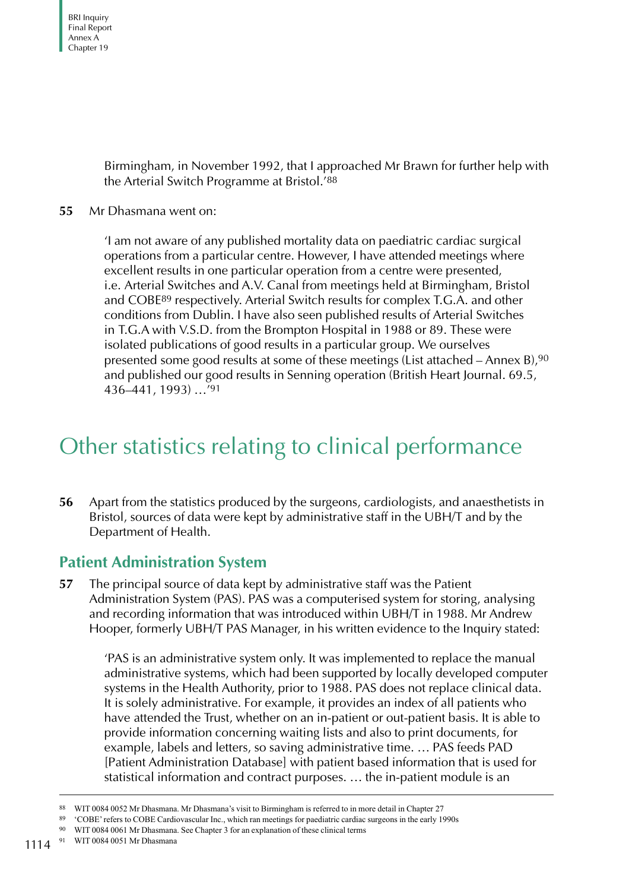Birmingham, in November 1992, that I approached Mr Brawn for further help with the Arterial Switch Programme at Bristol.'[88]

**55** Mr Dhasmana went on:

> 'I am not aware of any published mortality data on paediatric cardiac surgical operations from a particular centre. However, I have attended meetings where excellent results in one particular operation from a centre were presented, i.e. Arterial Switches and A.V. Canal from meetings held at Birmingham, Bristol and COBE[89] respectively. Arterial Switch results for complex T.G.A. and other conditions from Dublin. I have also seen published results of Arterial Switches in T.G.A with V.S.D. from the Brompton Hospital in 1988 or 89. These were isolated publications of good results in a particular group. We ourselves presented some good results at some of these meetings (List attached – Annex B),[90] and published our good results in Senning operation (British Heart Journal. 69.5, 436–441, 1993) …'[91]

# Other statistics relating to clinical performance

**56** Apart from the statistics produced by the surgeons, cardiologists, and anaesthetists in Bristol, sources of data were kept by administrative staff in the UBH/T and by the Department of Health.

## Patient Administration System

**57** The principal source of data kept by administrative staff was the Patient Administration System (PAS). PAS was a computerised system for storing, analysing and recording information that was introduced within UBH/T in 1988. Mr Andrew Hooper, formerly UBH/T PAS Manager, in his written evidence to the Inquiry stated:

> 'PAS is an administrative system only. It was implemented to replace the manual administrative systems, which had been supported by locally developed computer systems in the Health Authority, prior to 1988. PAS does not replace clinical data. It is solely administrative. For example, it provides an index of all patients who have attended the Trust, whether on an in-patient or out-patient basis. It is able to provide information concerning waiting lists and also to print documents, for example, labels and letters, so saving administrative time. … PAS feeds PAD [Patient Administration Database] with patient based information that is used for statistical information and contract purposes. … the in-patient module is an

---

[88] WIT 0084 0052 Mr Dhasmana. Mr Dhasmana's visit to Birmingham is referred to in more detail in Chapter 27

[89] 'COBE' refers to COBE Cardiovascular Inc., which ran meetings for paediatric cardiac surgeons in the early 1990s

[90] WIT 0084 0061 Mr Dhasmana. See Chapter 3 for an explanation of these clinical terms

[91] WIT 0084 0051 Mr Dhasmana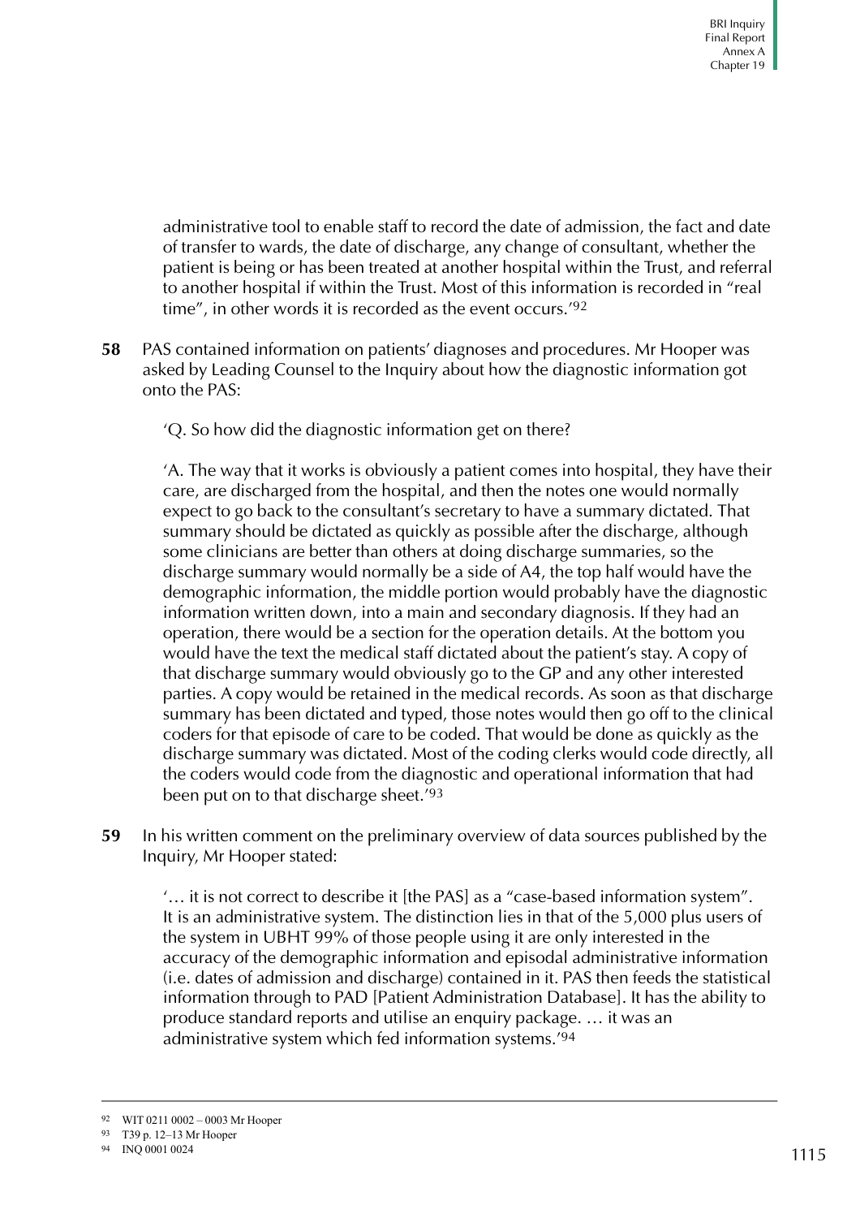administrative tool to enable staff to record the date of admission, the fact and date of transfer to wards, the date of discharge, any change of consultant, whether the patient is being or has been treated at another hospital within the Trust, and referral to another hospital if within the Trust. Most of this information is recorded in "real time", in other words it is recorded as the event occurs.'[92]

**58** PAS contained information on patients' diagnoses and procedures. Mr Hooper was asked by Leading Counsel to the Inquiry about how the diagnostic information got onto the PAS:

> 'Q. So how did the diagnostic information get on there?
>
> 'A. The way that it works is obviously a patient comes into hospital, they have their care, are discharged from the hospital, and then the notes one would normally expect to go back to the consultant's secretary to have a summary dictated. That summary should be dictated as quickly as possible after the discharge, although some clinicians are better than others at doing discharge summaries, so the discharge summary would normally be a side of A4, the top half would have the demographic information, the middle portion would probably have the diagnostic information written down, into a main and secondary diagnosis. If they had an operation, there would be a section for the operation details. At the bottom you would have the text the medical staff dictated about the patient's stay. A copy of that discharge summary would obviously go to the GP and any other interested parties. A copy would be retained in the medical records. As soon as that discharge summary has been dictated and typed, those notes would then go off to the clinical coders for that episode of care to be coded. That would be done as quickly as the discharge summary was dictated. Most of the coding clerks would code directly, all the coders would code from the diagnostic and operational information that had been put on to that discharge sheet.'[93]

**59** In his written comment on the preliminary overview of data sources published by the Inquiry, Mr Hooper stated:

> '… it is not correct to describe it [the PAS] as a "case-based information system". It is an administrative system. The distinction lies in that of the 5,000 plus users of the system in UBHT 99% of those people using it are only interested in the accuracy of the demographic information and episodal administrative information (i.e. dates of admission and discharge) contained in it. PAS then feeds the statistical information through to PAD [Patient Administration Database]. It has the ability to produce standard reports and utilise an enquiry package. … it was an administrative system which fed information systems.'[94]

---

[92] WIT 0211 0002 – 0003 Mr Hooper

[93] T39 p. 12–13 Mr Hooper

[94] INQ 0001 0024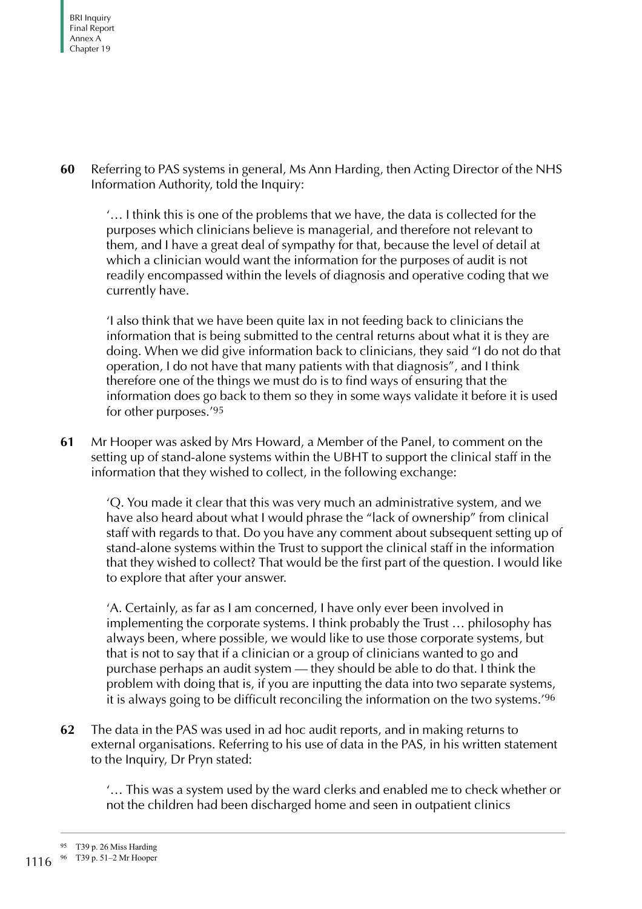**60** Referring to PAS systems in general, Ms Ann Harding, then Acting Director of the NHS Information Authority, told the Inquiry:

> '… I think this is one of the problems that we have, the data is collected for the purposes which clinicians believe is managerial, and therefore not relevant to them, and I have a great deal of sympathy for that, because the level of detail at which a clinician would want the information for the purposes of audit is not readily encompassed within the levels of diagnosis and operative coding that we currently have.
>
> 'I also think that we have been quite lax in not feeding back to clinicians the information that is being submitted to the central returns about what it is they are doing. When we did give information back to clinicians, they said "I do not do that operation, I do not have that many patients with that diagnosis", and I think therefore one of the things we must do is to find ways of ensuring that the information does go back to them so they in some ways validate it before it is used for other purposes.'[95]

**61** Mr Hooper was asked by Mrs Howard, a Member of the Panel, to comment on the setting up of stand-alone systems within the UBHT to support the clinical staff in the information that they wished to collect, in the following exchange:

> 'Q. You made it clear that this was very much an administrative system, and we have also heard about what I would phrase the "lack of ownership" from clinical staff with regards to that. Do you have any comment about subsequent setting up of stand-alone systems within the Trust to support the clinical staff in the information that they wished to collect? That would be the first part of the question. I would like to explore that after your answer.
>
> 'A. Certainly, as far as I am concerned, I have only ever been involved in implementing the corporate systems. I think probably the Trust … philosophy has always been, where possible, we would like to use those corporate systems, but that is not to say that if a clinician or a group of clinicians wanted to go and purchase perhaps an audit system — they should be able to do that. I think the problem with doing that is, if you are inputting the data into two separate systems, it is always going to be difficult reconciling the information on the two systems.'[96]

**62** The data in the PAS was used in ad hoc audit reports, and in making returns to external organisations. Referring to his use of data in the PAS, in his written statement to the Inquiry, Dr Pryn stated:

> '… This was a system used by the ward clerks and enabled me to check whether or not the children had been discharged home and seen in outpatient clinics

---

[95] T39 p. 26 Miss Harding

[96] T39 p. 51–2 Mr Hooper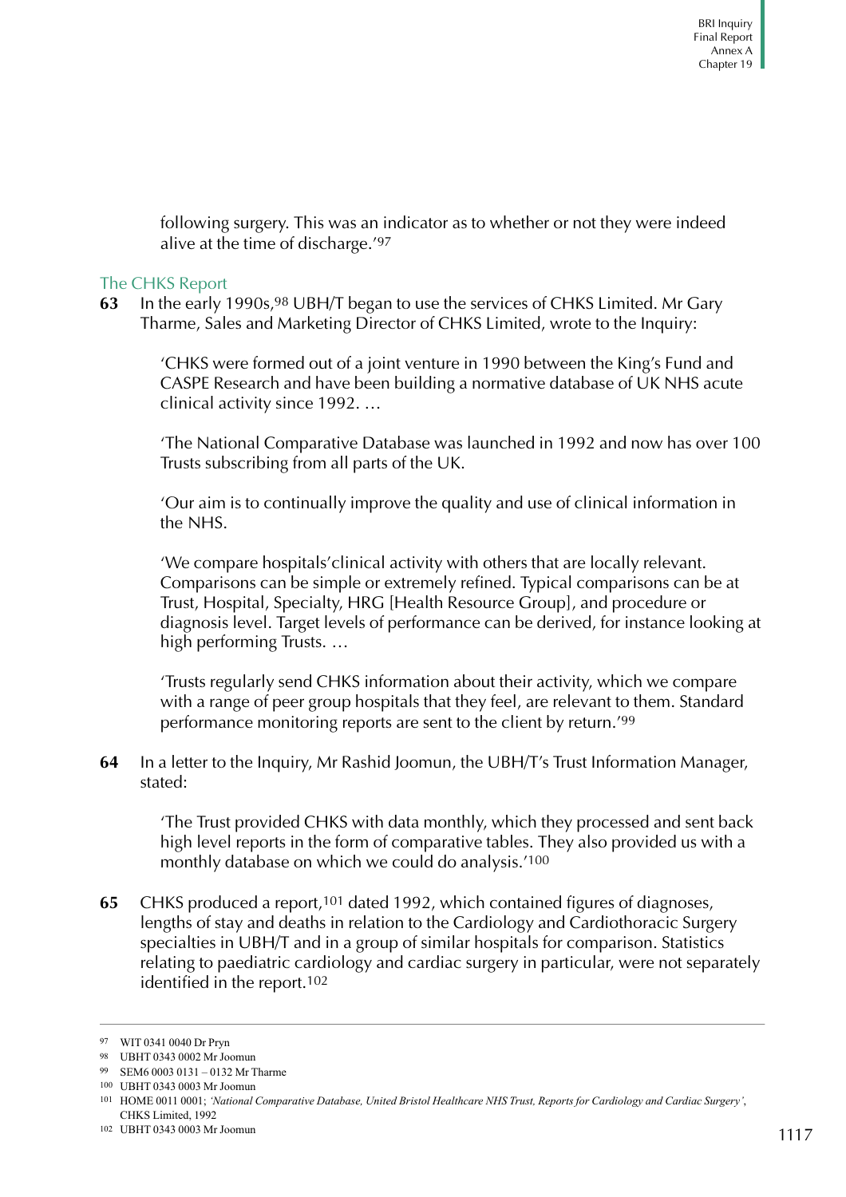following surgery. This was an indicator as to whether or not they were indeed alive at the time of discharge.'[97]

## The CHKS Report

**63** In the early 1990s,[98] UBH/T began to use the services of CHKS Limited. Mr Gary Tharme, Sales and Marketing Director of CHKS Limited, wrote to the Inquiry:

> 'CHKS were formed out of a joint venture in 1990 between the King's Fund and CASPE Research and have been building a normative database of UK NHS acute clinical activity since 1992. …
>
> 'The National Comparative Database was launched in 1992 and now has over 100 Trusts subscribing from all parts of the UK.
>
> 'Our aim is to continually improve the quality and use of clinical information in the NHS.
>
> 'We compare hospitals'clinical activity with others that are locally relevant. Comparisons can be simple or extremely refined. Typical comparisons can be at Trust, Hospital, Specialty, HRG [Health Resource Group], and procedure or diagnosis level. Target levels of performance can be derived, for instance looking at high performing Trusts. …
>
> 'Trusts regularly send CHKS information about their activity, which we compare with a range of peer group hospitals that they feel, are relevant to them. Standard performance monitoring reports are sent to the client by return.'[99]

**64** In a letter to the Inquiry, Mr Rashid Joomun, the UBH/T's Trust Information Manager, stated:

> 'The Trust provided CHKS with data monthly, which they processed and sent back high level reports in the form of comparative tables. They also provided us with a monthly database on which we could do analysis.'[100]

**65** CHKS produced a report,[101] dated 1992, which contained figures of diagnoses, lengths of stay and deaths in relation to the Cardiology and Cardiothoracic Surgery specialties in UBH/T and in a group of similar hospitals for comparison. Statistics relating to paediatric cardiology and cardiac surgery in particular, were not separately identified in the report.[102]

---

97 WIT 0341 0040 Dr Pryn

98 UBHT 0343 0002 Mr Joomun

99 SEM6 0003 0131 – 0132 Mr Tharme

100 UBHT 0343 0003 Mr Joomun

101 HOME 0011 0001; *'National Comparative Database, United Bristol Healthcare NHS Trust, Reports for Cardiology and Cardiac Surgery'*, CHKS Limited, 1992

102 UBHT 0343 0003 Mr Joomun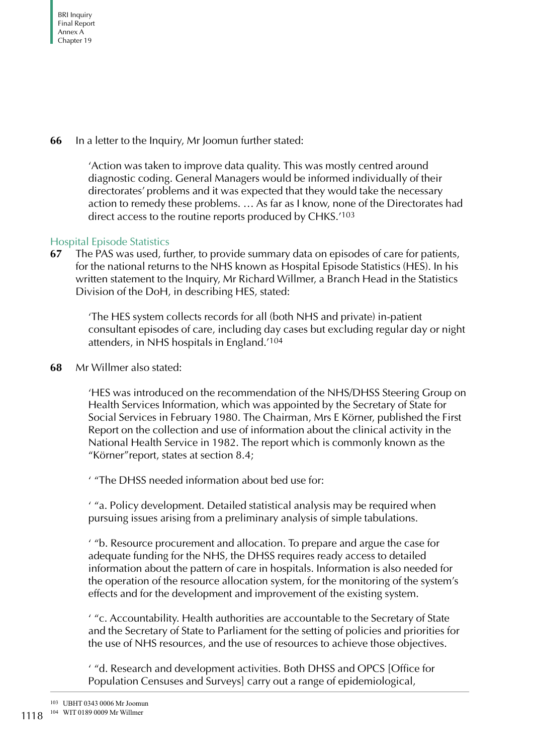**66** In a letter to the Inquiry, Mr Joomun further stated:

> 'Action was taken to improve data quality. This was mostly centred around diagnostic coding. General Managers would be informed individually of their directorates' problems and it was expected that they would take the necessary action to remedy these problems. … As far as I know, none of the Directorates had direct access to the routine reports produced by CHKS.'[103]

## Hospital Episode Statistics

**67** The PAS was used, further, to provide summary data on episodes of care for patients, for the national returns to the NHS known as Hospital Episode Statistics (HES). In his written statement to the Inquiry, Mr Richard Willmer, a Branch Head in the Statistics Division of the DoH, in describing HES, stated:

> 'The HES system collects records for all (both NHS and private) in-patient consultant episodes of care, including day cases but excluding regular day or night attenders, in NHS hospitals in England.'[104]

**68** Mr Willmer also stated:

> 'HES was introduced on the recommendation of the NHS/DHSS Steering Group on Health Services Information, which was appointed by the Secretary of State for Social Services in February 1980. The Chairman, Mrs E Körner, published the First Report on the collection and use of information about the clinical activity in the National Health Service in 1982. The report which is commonly known as the "Körner"report, states at section 8.4;
>
> ' "The DHSS needed information about bed use for:
>
> ' "a. Policy development. Detailed statistical analysis may be required when pursuing issues arising from a preliminary analysis of simple tabulations.
>
> ' "b. Resource procurement and allocation. To prepare and argue the case for adequate funding for the NHS, the DHSS requires ready access to detailed information about the pattern of care in hospitals. Information is also needed for the operation of the resource allocation system, for the monitoring of the system's effects and for the development and improvement of the existing system.
>
> ' "c. Accountability. Health authorities are accountable to the Secretary of State and the Secretary of State to Parliament for the setting of policies and priorities for the use of NHS resources, and the use of resources to achieve those objectives.
>
> ' "d. Research and development activities. Both DHSS and OPCS [Office for Population Censuses and Surveys] carry out a range of epidemiological,

---

[103] UBHT 0343 0006 Mr Joomun

[104] WIT 0189 0009 Mr Willmer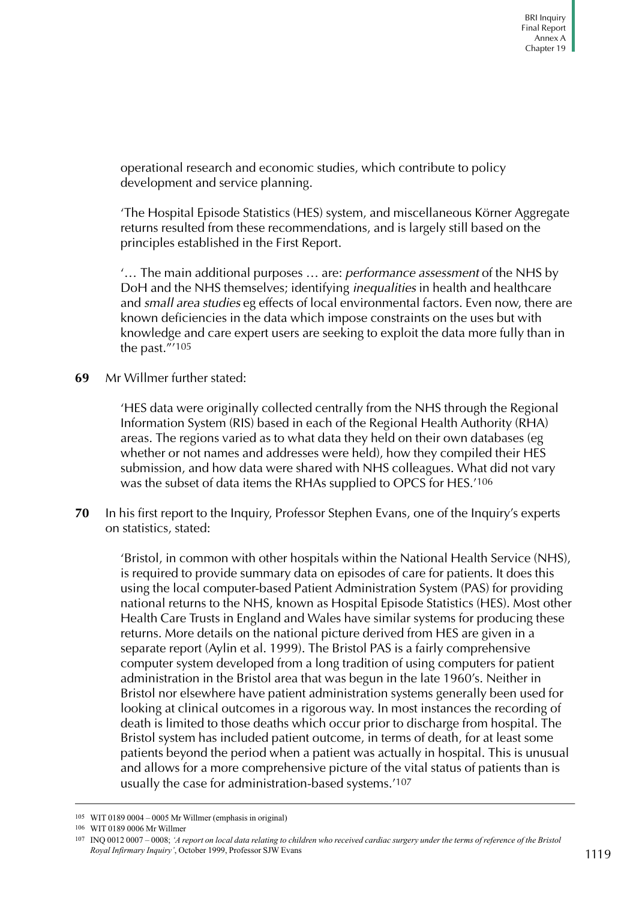operational research and economic studies, which contribute to policy development and service planning.

'The Hospital Episode Statistics (HES) system, and miscellaneous Körner Aggregate returns resulted from these recommendations, and is largely still based on the principles established in the First Report.

'… The main additional purposes … are: *performance assessment* of the NHS by DoH and the NHS themselves; identifying *inequalities* in health and healthcare and *small area studies* eg effects of local environmental factors. Even now, there are known deficiencies in the data which impose constraints on the uses but with knowledge and care expert users are seeking to exploit the data more fully than in the past."'[105]

**69** Mr Willmer further stated:

'HES data were originally collected centrally from the NHS through the Regional Information System (RIS) based in each of the Regional Health Authority (RHA) areas. The regions varied as to what data they held on their own databases (eg whether or not names and addresses were held), how they compiled their HES submission, and how data were shared with NHS colleagues. What did not vary was the subset of data items the RHAs supplied to OPCS for HES.'[106]

**70** In his first report to the Inquiry, Professor Stephen Evans, one of the Inquiry's experts on statistics, stated:

'Bristol, in common with other hospitals within the National Health Service (NHS), is required to provide summary data on episodes of care for patients. It does this using the local computer-based Patient Administration System (PAS) for providing national returns to the NHS, known as Hospital Episode Statistics (HES). Most other Health Care Trusts in England and Wales have similar systems for producing these returns. More details on the national picture derived from HES are given in a separate report (Aylin et al. 1999). The Bristol PAS is a fairly comprehensive computer system developed from a long tradition of using computers for patient administration in the Bristol area that was begun in the late 1960's. Neither in Bristol nor elsewhere have patient administration systems generally been used for looking at clinical outcomes in a rigorous way. In most instances the recording of death is limited to those deaths which occur prior to discharge from hospital. The Bristol system has included patient outcome, in terms of death, for at least some patients beyond the period when a patient was actually in hospital. This is unusual and allows for a more comprehensive picture of the vital status of patients than is usually the case for administration-based systems.'[107]

---

105 WIT 0189 0004 – 0005 Mr Willmer (emphasis in original)

106 WIT 0189 0006 Mr Willmer

107 INQ 0012 0007 – 0008; *'A report on local data relating to children who received cardiac surgery under the terms of reference of the Bristol Royal Infirmary Inquiry'*, October 1999, Professor SJW Evans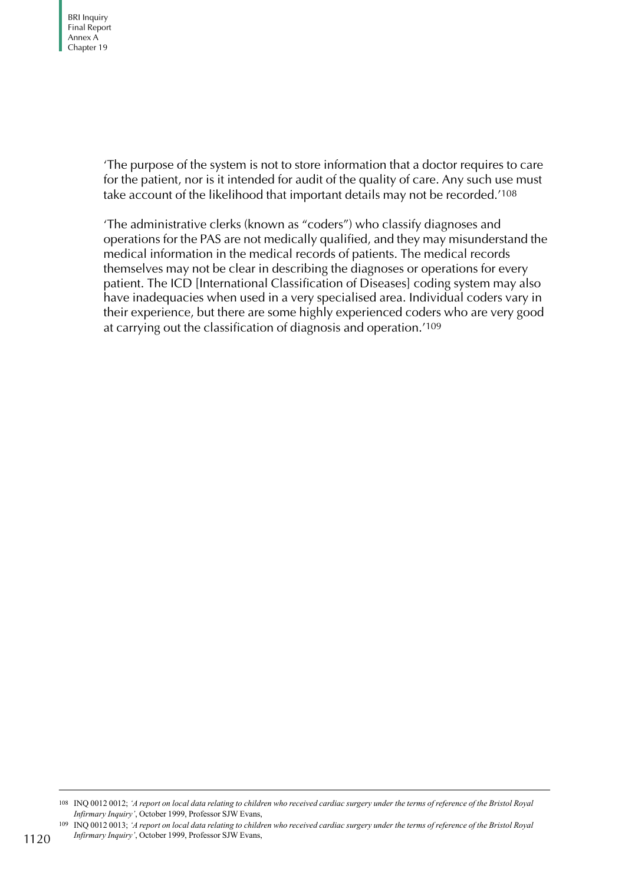'The purpose of the system is not to store information that a doctor requires to care for the patient, nor is it intended for audit of the quality of care. Any such use must take account of the likelihood that important details may not be recorded.'[108]

'The administrative clerks (known as "coders") who classify diagnoses and operations for the PAS are not medically qualified, and they may misunderstand the medical information in the medical records of patients. The medical records themselves may not be clear in describing the diagnoses or operations for every patient. The ICD [International Classification of Diseases] coding system may also have inadequacies when used in a very specialised area. Individual coders vary in their experience, but there are some highly experienced coders who are very good at carrying out the classification of diagnosis and operation.'[109]

---

108 INQ 0012 0012; *'A report on local data relating to children who received cardiac surgery under the terms of reference of the Bristol Royal Infirmary Inquiry'*, October 1999, Professor SJW Evans,

109 INQ 0012 0013; *'A report on local data relating to children who received cardiac surgery under the terms of reference of the Bristol Royal Infirmary Inquiry'*, October 1999, Professor SJW Evans,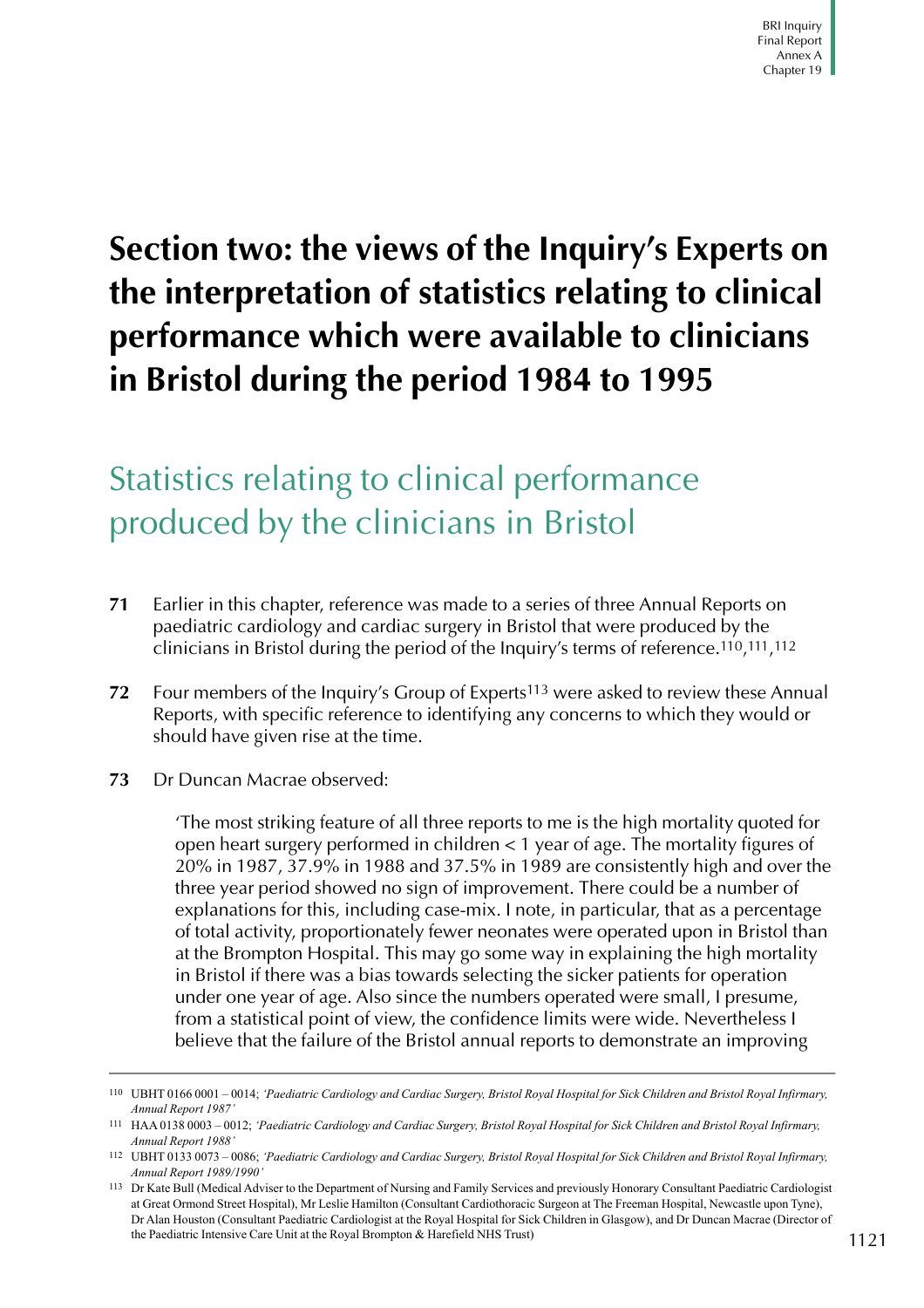# Section two: the views of the Inquiry's Experts on the interpretation of statistics relating to clinical performance which were available to clinicians in Bristol during the period 1984 to 1995

## Statistics relating to clinical performance produced by the clinicians in Bristol

**71** Earlier in this chapter, reference was made to a series of three Annual Reports on paediatric cardiology and cardiac surgery in Bristol that were produced by the clinicians in Bristol during the period of the Inquiry's terms of reference.[110],[111],[112]

**72** Four members of the Inquiry's Group of Experts[113] were asked to review these Annual Reports, with specific reference to identifying any concerns to which they would or should have given rise at the time.

**73** Dr Duncan Macrae observed:

> 'The most striking feature of all three reports to me is the high mortality quoted for open heart surgery performed in children < 1 year of age. The mortality figures of 20% in 1987, 37.9% in 1988 and 37.5% in 1989 are consistently high and over the three year period showed no sign of improvement. There could be a number of explanations for this, including case-mix. I note, in particular, that as a percentage of total activity, proportionately fewer neonates were operated upon in Bristol than at the Brompton Hospital. This may go some way in explaining the high mortality in Bristol if there was a bias towards selecting the sicker patients for operation under one year of age. Also since the numbers operated were small, I presume, from a statistical point of view, the confidence limits were wide. Nevertheless I believe that the failure of the Bristol annual reports to demonstrate an improving

---

[110] UBHT 0166 0001 – 0014; *'Paediatric Cardiology and Cardiac Surgery, Bristol Royal Hospital for Sick Children and Bristol Royal Infirmary, Annual Report 1987'*

[111] HAA 0138 0003 – 0012; *'Paediatric Cardiology and Cardiac Surgery, Bristol Royal Hospital for Sick Children and Bristol Royal Infirmary, Annual Report 1988'*

[112] UBHT 0133 0073 – 0086; *'Paediatric Cardiology and Cardiac Surgery, Bristol Royal Hospital for Sick Children and Bristol Royal Infirmary, Annual Report 1989/1990'*

[113] Dr Kate Bull (Medical Adviser to the Department of Nursing and Family Services and previously Honorary Consultant Paediatric Cardiologist at Great Ormond Street Hospital), Mr Leslie Hamilton (Consultant Cardiothoracic Surgeon at The Freeman Hospital, Newcastle upon Tyne), Dr Alan Houston (Consultant Paediatric Cardiologist at the Royal Hospital for Sick Children in Glasgow), and Dr Duncan Macrae (Director of the Paediatric Intensive Care Unit at the Royal Brompton & Harefield NHS Trust)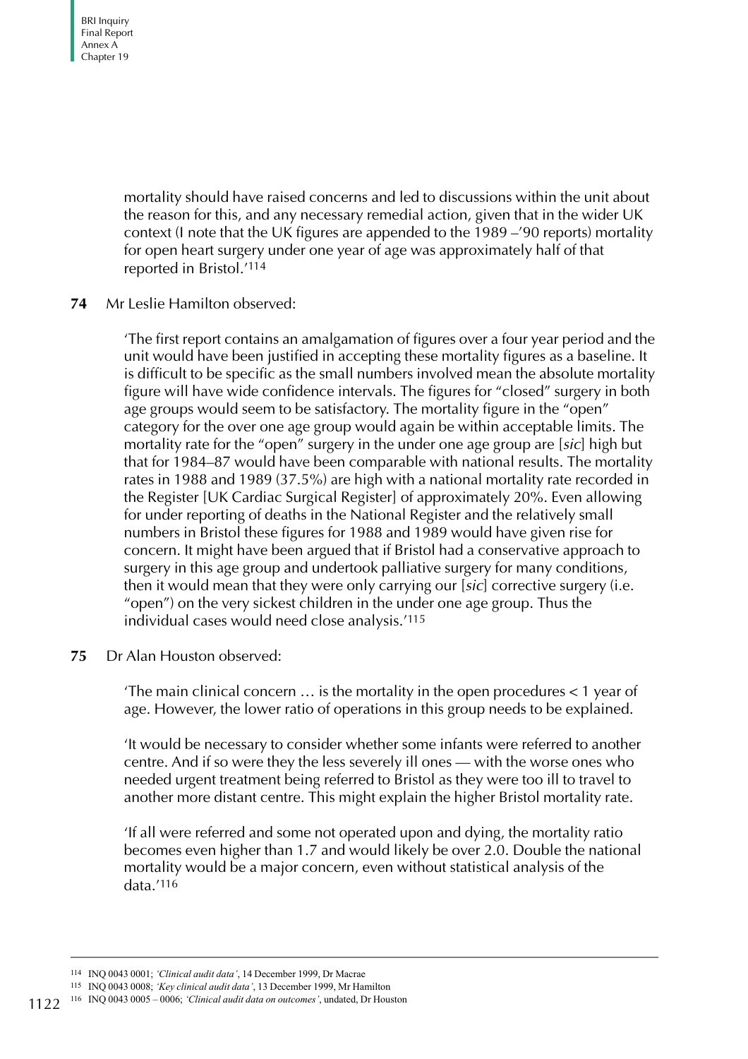mortality should have raised concerns and led to discussions within the unit about the reason for this, and any necessary remedial action, given that in the wider UK context (I note that the UK figures are appended to the 1989 –'90 reports) mortality for open heart surgery under one year of age was approximately half of that reported in Bristol.'[114]

**74** Mr Leslie Hamilton observed:

> 'The first report contains an amalgamation of figures over a four year period and the unit would have been justified in accepting these mortality figures as a baseline. It is difficult to be specific as the small numbers involved mean the absolute mortality figure will have wide confidence intervals. The figures for "closed" surgery in both age groups would seem to be satisfactory. The mortality figure in the "open" category for the over one age group would again be within acceptable limits. The mortality rate for the "open" surgery in the under one age group are [*sic*] high but that for 1984–87 would have been comparable with national results. The mortality rates in 1988 and 1989 (37.5%) are high with a national mortality rate recorded in the Register [UK Cardiac Surgical Register] of approximately 20%. Even allowing for under reporting of deaths in the National Register and the relatively small numbers in Bristol these figures for 1988 and 1989 would have given rise for concern. It might have been argued that if Bristol had a conservative approach to surgery in this age group and undertook palliative surgery for many conditions, then it would mean that they were only carrying our [*sic*] corrective surgery (i.e. "open") on the very sickest children in the under one age group. Thus the individual cases would need close analysis.'[115]

**75** Dr Alan Houston observed:

> 'The main clinical concern … is the mortality in the open procedures < 1 year of age. However, the lower ratio of operations in this group needs to be explained.
>
> 'It would be necessary to consider whether some infants were referred to another centre. And if so were they the less severely ill ones — with the worse ones who needed urgent treatment being referred to Bristol as they were too ill to travel to another more distant centre. This might explain the higher Bristol mortality rate.
>
> 'If all were referred and some not operated upon and dying, the mortality ratio becomes even higher than 1.7 and would likely be over 2.0. Double the national mortality would be a major concern, even without statistical analysis of the data.'[116]

---

[114] INQ 0043 0001; *'Clinical audit data'*, 14 December 1999, Dr Macrae

[115] INQ 0043 0008; *'Key clinical audit data'*, 13 December 1999, Mr Hamilton

[116] INQ 0043 0005 – 0006; *'Clinical audit data on outcomes'*, undated, Dr Houston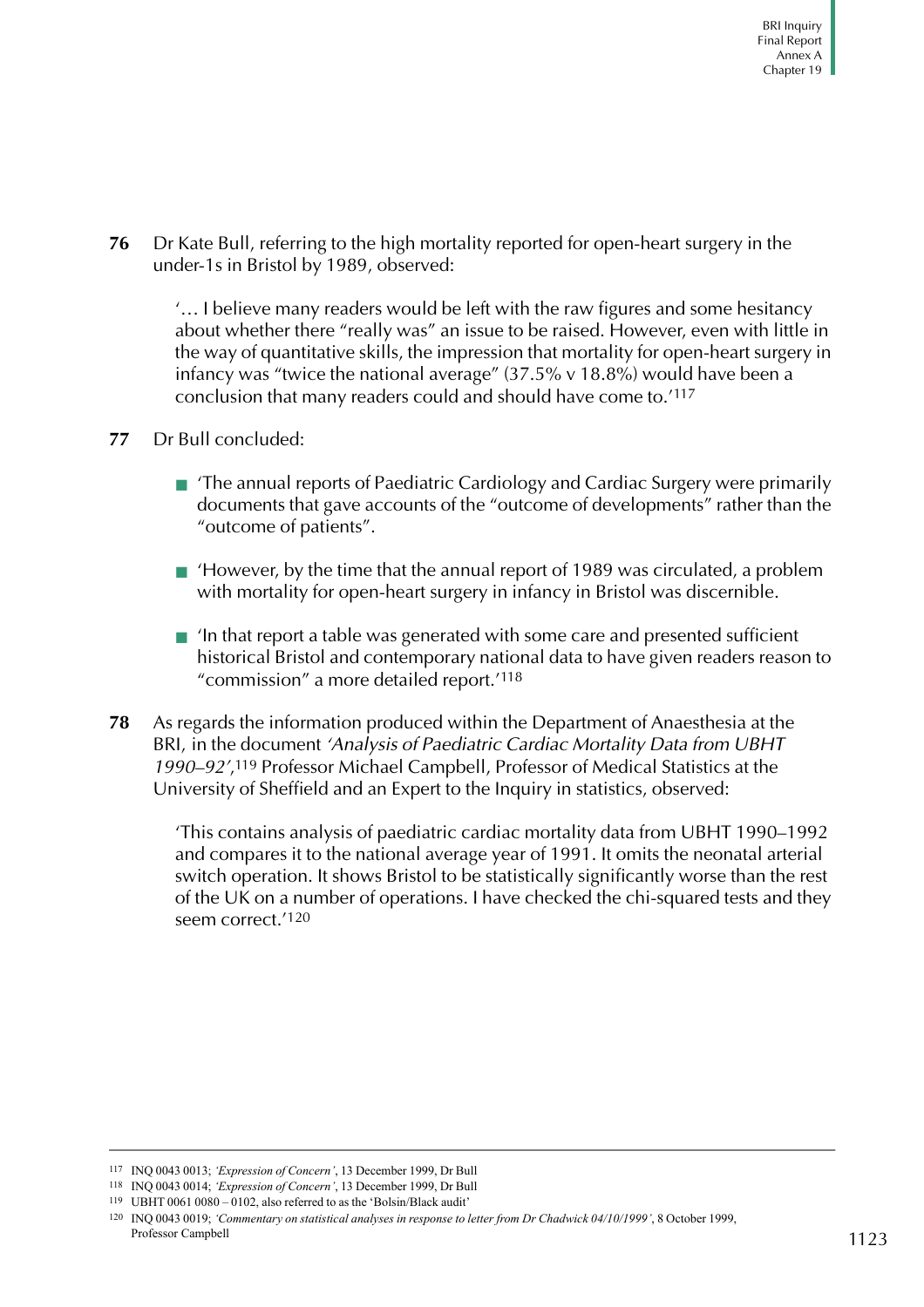**76** Dr Kate Bull, referring to the high mortality reported for open-heart surgery in the under-1s in Bristol by 1989, observed:

> '… I believe many readers would be left with the raw figures and some hesitancy about whether there "really was" an issue to be raised. However, even with little in the way of quantitative skills, the impression that mortality for open-heart surgery in infancy was "twice the national average" (37.5% v 18.8%) would have been a conclusion that many readers could and should have come to.'[117]

**77** Dr Bull concluded:

- 'The annual reports of Paediatric Cardiology and Cardiac Surgery were primarily documents that gave accounts of the "outcome of developments" rather than the "outcome of patients".
- 'However, by the time that the annual report of 1989 was circulated, a problem with mortality for open-heart surgery in infancy in Bristol was discernible.
- 'In that report a table was generated with some care and presented sufficient historical Bristol and contemporary national data to have given readers reason to "commission" a more detailed report.'[118]

**78** As regards the information produced within the Department of Anaesthesia at the BRI, in the document *'Analysis of Paediatric Cardiac Mortality Data from UBHT 1990–92'*,[119] Professor Michael Campbell, Professor of Medical Statistics at the University of Sheffield and an Expert to the Inquiry in statistics, observed:

> 'This contains analysis of paediatric cardiac mortality data from UBHT 1990–1992 and compares it to the national average year of 1991. It omits the neonatal arterial switch operation. It shows Bristol to be statistically significantly worse than the rest of the UK on a number of operations. I have checked the chi-squared tests and they seem correct.'[120]

---

[117] INQ 0043 0013; *'Expression of Concern'*, 13 December 1999, Dr Bull

[118] INQ 0043 0014; *'Expression of Concern'*, 13 December 1999, Dr Bull

[119] UBHT 0061 0080 – 0102, also referred to as the 'Bolsin/Black audit'

[120] INQ 0043 0019; *'Commentary on statistical analyses in response to letter from Dr Chadwick 04/10/1999'*, 8 October 1999, Professor Campbell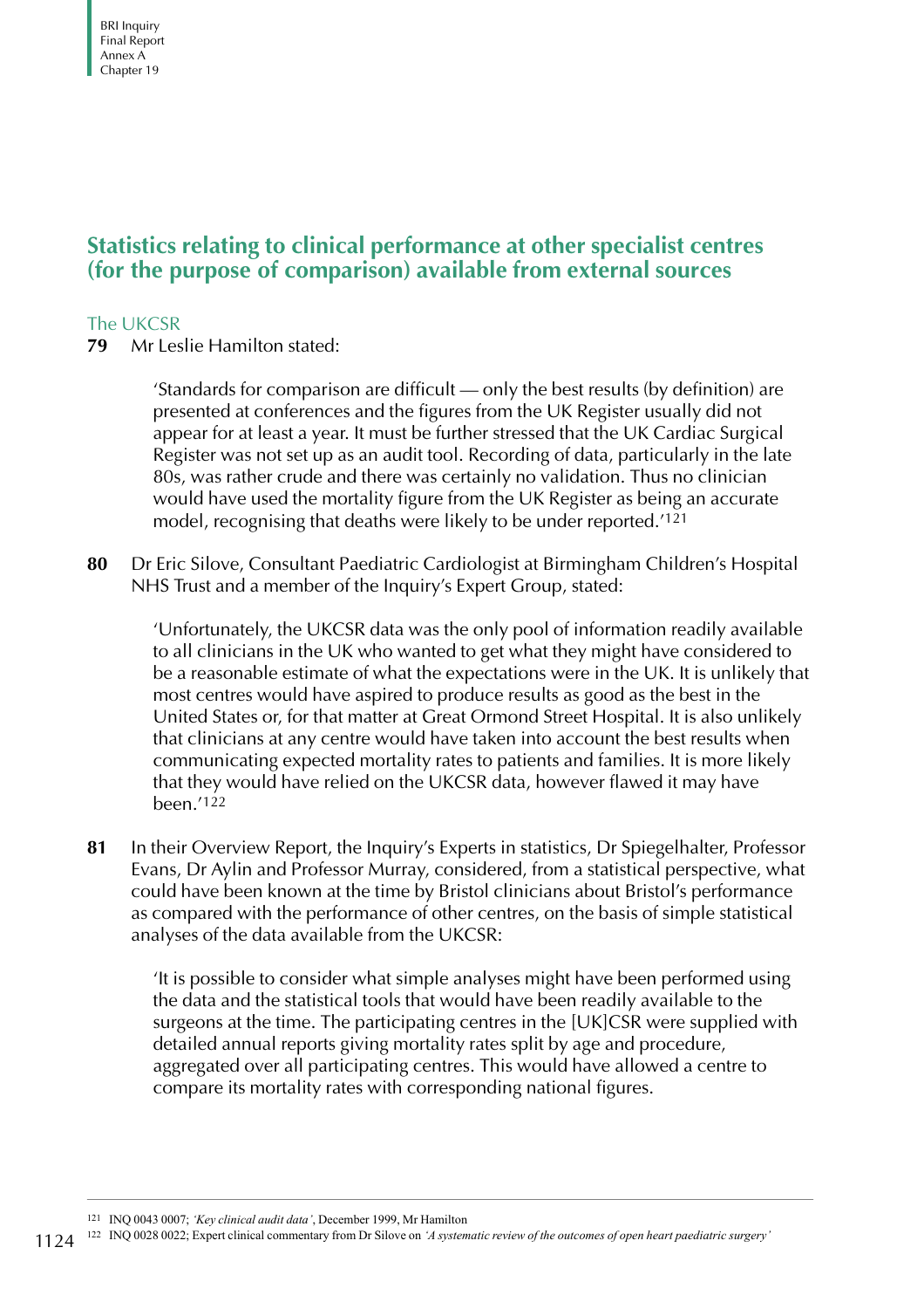## Statistics relating to clinical performance at other specialist centres (for the purpose of comparison) available from external sources

### The UKCSR

**79** Mr Leslie Hamilton stated:

> 'Standards for comparison are difficult — only the best results (by definition) are presented at conferences and the figures from the UK Register usually did not appear for at least a year. It must be further stressed that the UK Cardiac Surgical Register was not set up as an audit tool. Recording of data, particularly in the late 80s, was rather crude and there was certainly no validation. Thus no clinician would have used the mortality figure from the UK Register as being an accurate model, recognising that deaths were likely to be under reported.'[121]

**80** Dr Eric Silove, Consultant Paediatric Cardiologist at Birmingham Children's Hospital NHS Trust and a member of the Inquiry's Expert Group, stated:

> 'Unfortunately, the UKCSR data was the only pool of information readily available to all clinicians in the UK who wanted to get what they might have considered to be a reasonable estimate of what the expectations were in the UK. It is unlikely that most centres would have aspired to produce results as good as the best in the United States or, for that matter at Great Ormond Street Hospital. It is also unlikely that clinicians at any centre would have taken into account the best results when communicating expected mortality rates to patients and families. It is more likely that they would have relied on the UKCSR data, however flawed it may have been.'[122]

**81** In their Overview Report, the Inquiry's Experts in statistics, Dr Spiegelhalter, Professor Evans, Dr Aylin and Professor Murray, considered, from a statistical perspective, what could have been known at the time by Bristol clinicians about Bristol's performance as compared with the performance of other centres, on the basis of simple statistical analyses of the data available from the UKCSR:

> 'It is possible to consider what simple analyses might have been performed using the data and the statistical tools that would have been readily available to the surgeons at the time. The participating centres in the [UK]CSR were supplied with detailed annual reports giving mortality rates split by age and procedure, aggregated over all participating centres. This would have allowed a centre to compare its mortality rates with corresponding national figures.

---

[121] INQ 0043 0007; *'Key clinical audit data'*, December 1999, Mr Hamilton

[122] INQ 0028 0022; Expert clinical commentary from Dr Silove on *'A systematic review of the outcomes of open heart paediatric surgery'*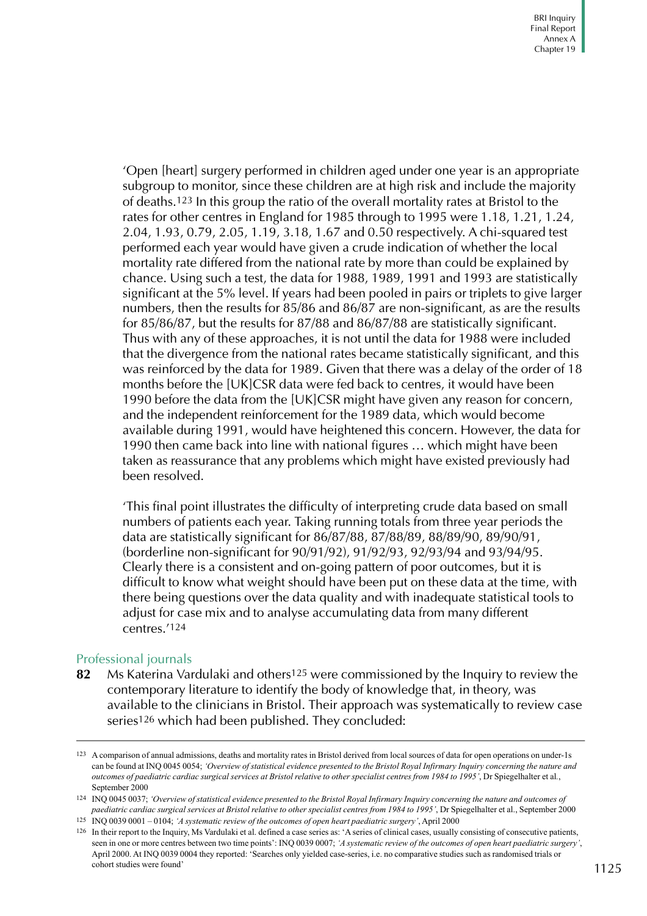'Open [heart] surgery performed in children aged under one year is an appropriate subgroup to monitor, since these children are at high risk and include the majority of deaths.[123] In this group the ratio of the overall mortality rates at Bristol to the rates for other centres in England for 1985 through to 1995 were 1.18, 1.21, 1.24, 2.04, 1.93, 0.79, 2.05, 1.19, 3.18, 1.67 and 0.50 respectively. A chi-squared test performed each year would have given a crude indication of whether the local mortality rate differed from the national rate by more than could be explained by chance. Using such a test, the data for 1988, 1989, 1991 and 1993 are statistically significant at the 5% level. If years had been pooled in pairs or triplets to give larger numbers, then the results for 85/86 and 86/87 are non-significant, as are the results for 85/86/87, but the results for 87/88 and 86/87/88 are statistically significant. Thus with any of these approaches, it is not until the data for 1988 were included that the divergence from the national rates became statistically significant, and this was reinforced by the data for 1989. Given that there was a delay of the order of 18 months before the [UK]CSR data were fed back to centres, it would have been 1990 before the data from the [UK]CSR might have given any reason for concern, and the independent reinforcement for the 1989 data, which would become available during 1991, would have heightened this concern. However, the data for 1990 then came back into line with national figures … which might have been taken as reassurance that any problems which might have existed previously had been resolved.

'This final point illustrates the difficulty of interpreting crude data based on small numbers of patients each year. Taking running totals from three year periods the data are statistically significant for 86/87/88, 87/88/89, 88/89/90, 89/90/91, (borderline non-significant for 90/91/92), 91/92/93, 92/93/94 and 93/94/95. Clearly there is a consistent and on-going pattern of poor outcomes, but it is difficult to know what weight should have been put on these data at the time, with there being questions over the data quality and with inadequate statistical tools to adjust for case mix and to analyse accumulating data from many different centres.'[124]

### Professional journals

**82** Ms Katerina Vardulaki and others[125] were commissioned by the Inquiry to review the contemporary literature to identify the body of knowledge that, in theory, was available to the clinicians in Bristol. Their approach was systematically to review case series[126] which had been published. They concluded:

---

[123] A comparison of annual admissions, deaths and mortality rates in Bristol derived from local sources of data for open operations on under-1s can be found at INQ 0045 0054; *'Overview of statistical evidence presented to the Bristol Royal Infirmary Inquiry concerning the nature and outcomes of paediatric cardiac surgical services at Bristol relative to other specialist centres from 1984 to 1995'*, Dr Spiegelhalter et al., September 2000

[124] INQ 0045 0037; *'Overview of statistical evidence presented to the Bristol Royal Infirmary Inquiry concerning the nature and outcomes of paediatric cardiac surgical services at Bristol relative to other specialist centres from 1984 to 1995'*, Dr Spiegelhalter et al., September 2000

[125] INQ 0039 0001 – 0104; *'A systematic review of the outcomes of open heart paediatric surgery'*, April 2000

[126] In their report to the Inquiry, Ms Vardulaki et al. defined a case series as: 'A series of clinical cases, usually consisting of consecutive patients, seen in one or more centres between two time points': INQ 0039 0007; *'A systematic review of the outcomes of open heart paediatric surgery'*, April 2000. At INQ 0039 0004 they reported: 'Searches only yielded case-series, i.e. no comparative studies such as randomised trials or cohort studies were found'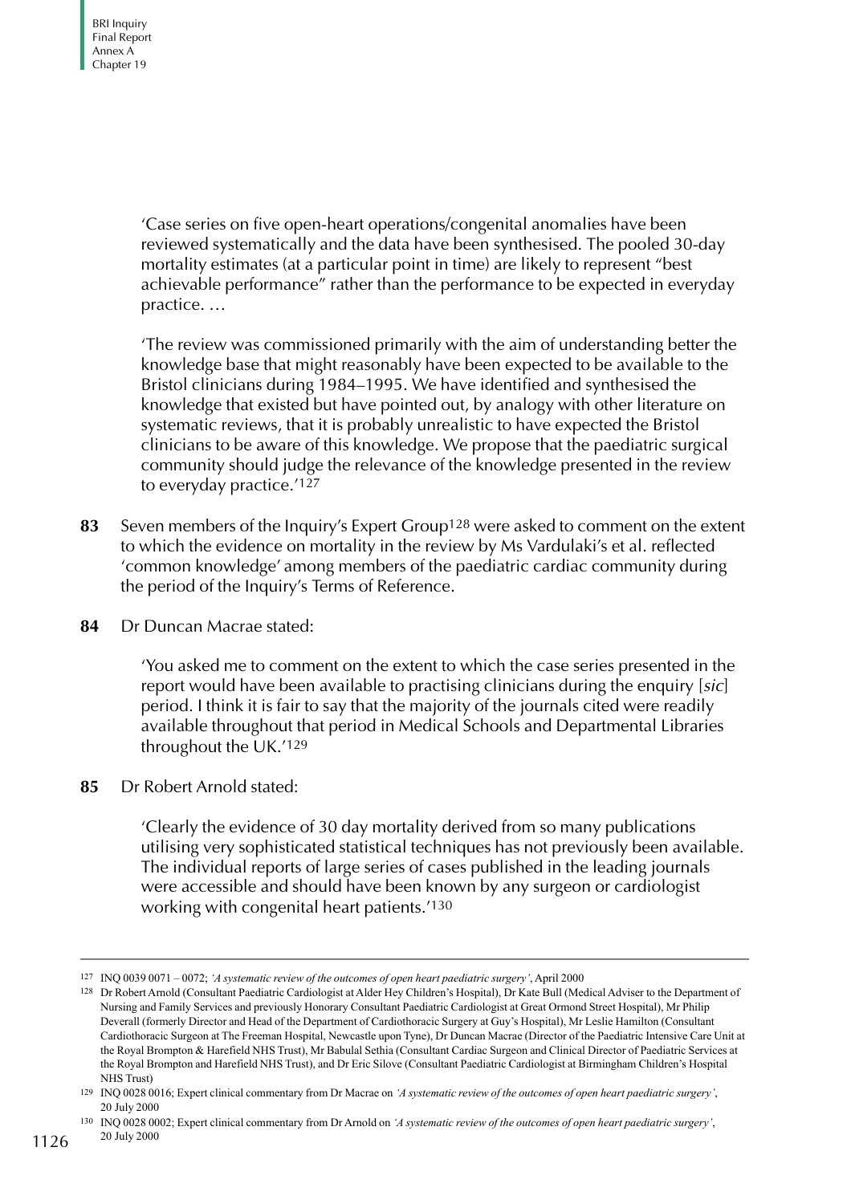> 'Case series on five open-heart operations/congenital anomalies have been reviewed systematically and the data have been synthesised. The pooled 30-day mortality estimates (at a particular point in time) are likely to represent "best achievable performance" rather than the performance to be expected in everyday practice. …
>
> 'The review was commissioned primarily with the aim of understanding better the knowledge base that might reasonably have been expected to be available to the Bristol clinicians during 1984–1995. We have identified and synthesised the knowledge that existed but have pointed out, by analogy with other literature on systematic reviews, that it is probably unrealistic to have expected the Bristol clinicians to be aware of this knowledge. We propose that the paediatric surgical community should judge the relevance of the knowledge presented in the review to everyday practice.'[127]

**83** Seven members of the Inquiry's Expert Group[128] were asked to comment on the extent to which the evidence on mortality in the review by Ms Vardulaki's et al. reflected 'common knowledge' among members of the paediatric cardiac community during the period of the Inquiry's Terms of Reference.

**84** Dr Duncan Macrae stated:

> 'You asked me to comment on the extent to which the case series presented in the report would have been available to practising clinicians during the enquiry [*sic*] period. I think it is fair to say that the majority of the journals cited were readily available throughout that period in Medical Schools and Departmental Libraries throughout the UK.'[129]

**85** Dr Robert Arnold stated:

> 'Clearly the evidence of 30 day mortality derived from so many publications utilising very sophisticated statistical techniques has not previously been available. The individual reports of large series of cases published in the leading journals were accessible and should have been known by any surgeon or cardiologist working with congenital heart patients.'[130]

---

127 INQ 0039 0071 – 0072; *'A systematic review of the outcomes of open heart paediatric surgery'*, April 2000

128 Dr Robert Arnold (Consultant Paediatric Cardiologist at Alder Hey Children's Hospital), Dr Kate Bull (Medical Adviser to the Department of Nursing and Family Services and previously Honorary Consultant Paediatric Cardiologist at Great Ormond Street Hospital), Mr Philip Deverall (formerly Director and Head of the Department of Cardiothoracic Surgery at Guy's Hospital), Mr Leslie Hamilton (Consultant Cardiothoracic Surgeon at The Freeman Hospital, Newcastle upon Tyne), Dr Duncan Macrae (Director of the Paediatric Intensive Care Unit at the Royal Brompton & Harefield NHS Trust), Mr Babulal Sethia (Consultant Cardiac Surgeon and Clinical Director of Paediatric Services at the Royal Brompton and Harefield NHS Trust), and Dr Eric Silove (Consultant Paediatric Cardiologist at Birmingham Children's Hospital NHS Trust)

129 INQ 0028 0016; Expert clinical commentary from Dr Macrae on *'A systematic review of the outcomes of open heart paediatric surgery'*, 20 July 2000

130 INQ 0028 0002; Expert clinical commentary from Dr Arnold on *'A systematic review of the outcomes of open heart paediatric surgery'*, 20 July 2000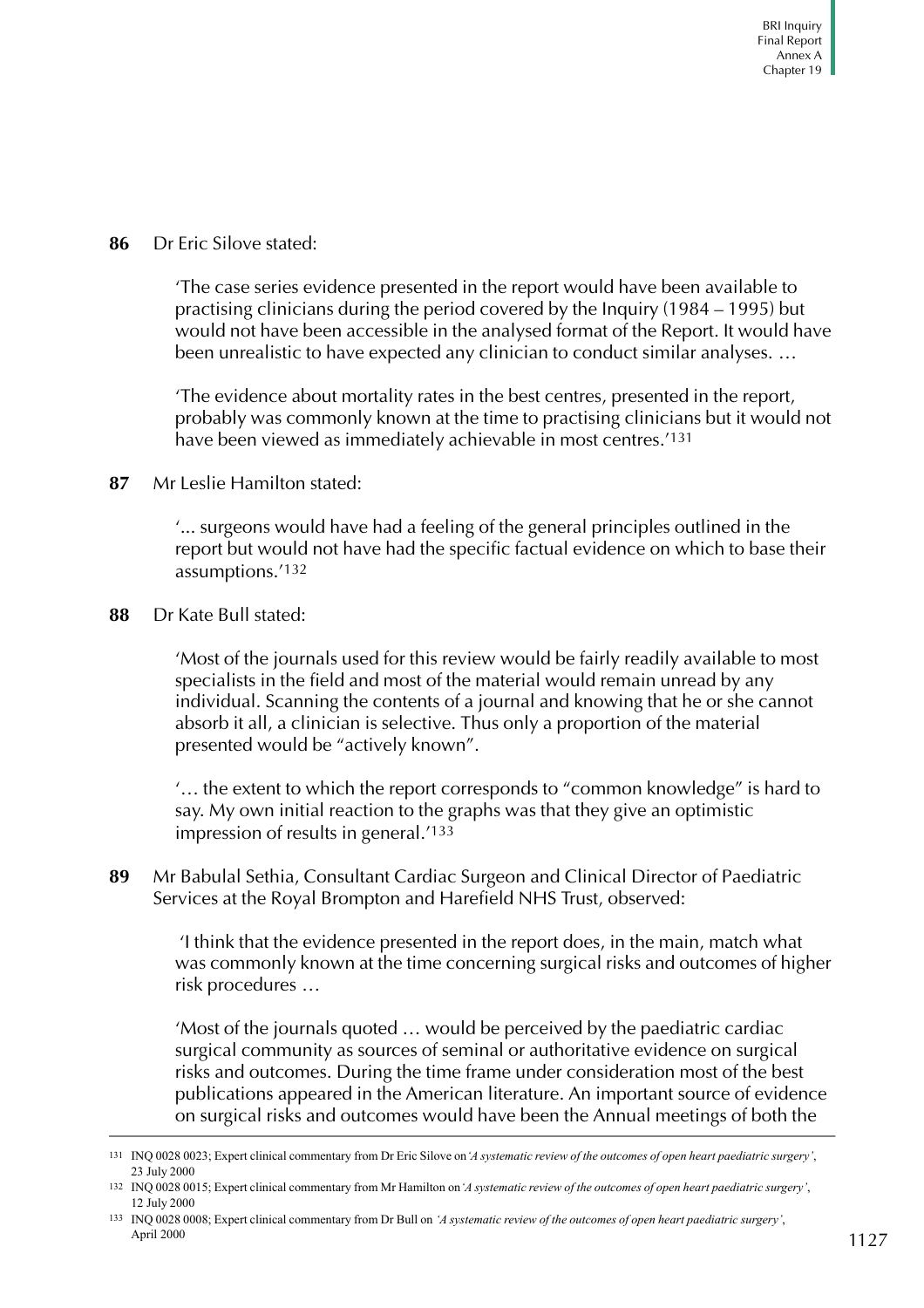**86** Dr Eric Silove stated:

> 'The case series evidence presented in the report would have been available to practising clinicians during the period covered by the Inquiry (1984 – 1995) but would not have been accessible in the analysed format of the Report. It would have been unrealistic to have expected any clinician to conduct similar analyses. …
>
> 'The evidence about mortality rates in the best centres, presented in the report, probably was commonly known at the time to practising clinicians but it would not have been viewed as immediately achievable in most centres.'[131]

**87** Mr Leslie Hamilton stated:

> '... surgeons would have had a feeling of the general principles outlined in the report but would not have had the specific factual evidence on which to base their assumptions.'[132]

**88** Dr Kate Bull stated:

> 'Most of the journals used for this review would be fairly readily available to most specialists in the field and most of the material would remain unread by any individual. Scanning the contents of a journal and knowing that he or she cannot absorb it all, a clinician is selective. Thus only a proportion of the material presented would be "actively known".
>
> '… the extent to which the report corresponds to "common knowledge" is hard to say. My own initial reaction to the graphs was that they give an optimistic impression of results in general.'[133]

**89** Mr Babulal Sethia, Consultant Cardiac Surgeon and Clinical Director of Paediatric Services at the Royal Brompton and Harefield NHS Trust, observed:

> 'I think that the evidence presented in the report does, in the main, match what was commonly known at the time concerning surgical risks and outcomes of higher risk procedures …
>
> 'Most of the journals quoted … would be perceived by the paediatric cardiac surgical community as sources of seminal or authoritative evidence on surgical risks and outcomes. During the time frame under consideration most of the best publications appeared in the American literature. An important source of evidence on surgical risks and outcomes would have been the Annual meetings of both the

---

131 INQ 0028 0023; Expert clinical commentary from Dr Eric Silove on *'A systematic review of the outcomes of open heart paediatric surgery'*, 23 July 2000

132 INQ 0028 0015; Expert clinical commentary from Mr Hamilton on *'A systematic review of the outcomes of open heart paediatric surgery'*, 12 July 2000

133 INQ 0028 0008; Expert clinical commentary from Dr Bull on *'A systematic review of the outcomes of open heart paediatric surgery'*, April 2000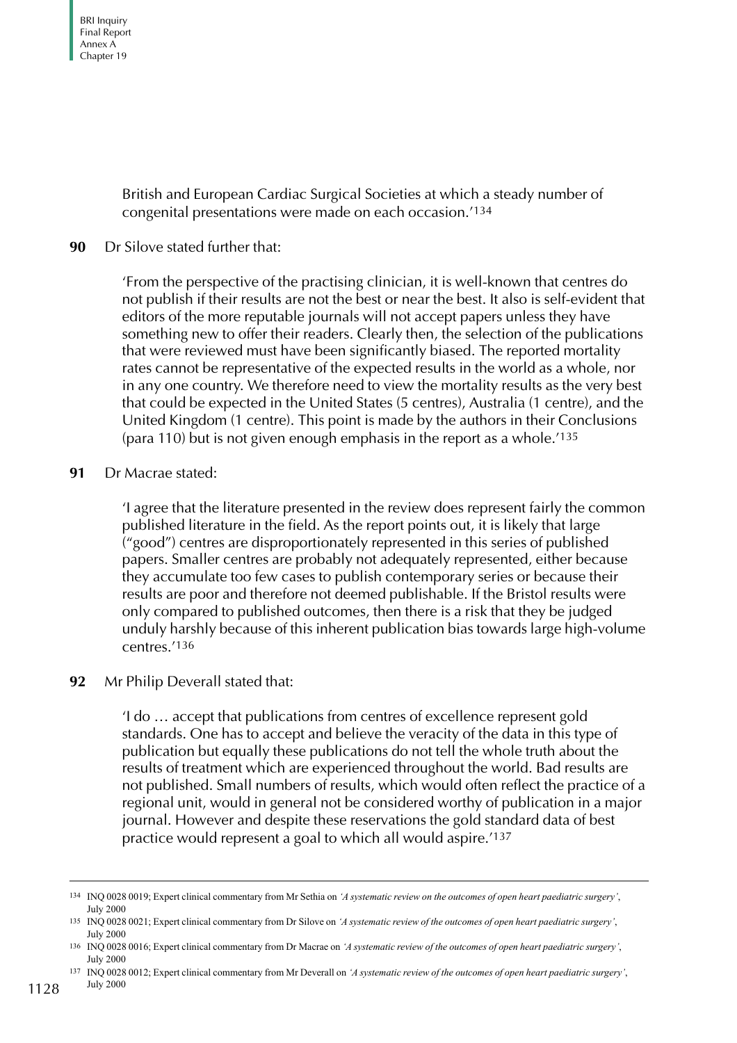British and European Cardiac Surgical Societies at which a steady number of congenital presentations were made on each occasion.'[134]

**90** Dr Silove stated further that:

> 'From the perspective of the practising clinician, it is well-known that centres do not publish if their results are not the best or near the best. It also is self-evident that editors of the more reputable journals will not accept papers unless they have something new to offer their readers. Clearly then, the selection of the publications that were reviewed must have been significantly biased. The reported mortality rates cannot be representative of the expected results in the world as a whole, nor in any one country. We therefore need to view the mortality results as the very best that could be expected in the United States (5 centres), Australia (1 centre), and the United Kingdom (1 centre). This point is made by the authors in their Conclusions (para 110) but is not given enough emphasis in the report as a whole.'[135]

**91** Dr Macrae stated:

> 'I agree that the literature presented in the review does represent fairly the common published literature in the field. As the report points out, it is likely that large ("good") centres are disproportionately represented in this series of published papers. Smaller centres are probably not adequately represented, either because they accumulate too few cases to publish contemporary series or because their results are poor and therefore not deemed publishable. If the Bristol results were only compared to published outcomes, then there is a risk that they be judged unduly harshly because of this inherent publication bias towards large high-volume centres.'[136]

**92** Mr Philip Deverall stated that:

> 'I do … accept that publications from centres of excellence represent gold standards. One has to accept and believe the veracity of the data in this type of publication but equally these publications do not tell the whole truth about the results of treatment which are experienced throughout the world. Bad results are not published. Small numbers of results, which would often reflect the practice of a regional unit, would in general not be considered worthy of publication in a major journal. However and despite these reservations the gold standard data of best practice would represent a goal to which all would aspire.'[137]

---

[134] INQ 0028 0019; Expert clinical commentary from Mr Sethia on *'A systematic review on the outcomes of open heart paediatric surgery'*, July 2000

[135] INQ 0028 0021; Expert clinical commentary from Dr Silove on *'A systematic review of the outcomes of open heart paediatric surgery'*, July 2000

[136] INQ 0028 0016; Expert clinical commentary from Dr Macrae on *'A systematic review of the outcomes of open heart paediatric surgery'*, July 2000

[137] INQ 0028 0012; Expert clinical commentary from Mr Deverall on *'A systematic review of the outcomes of open heart paediatric surgery'*, July 2000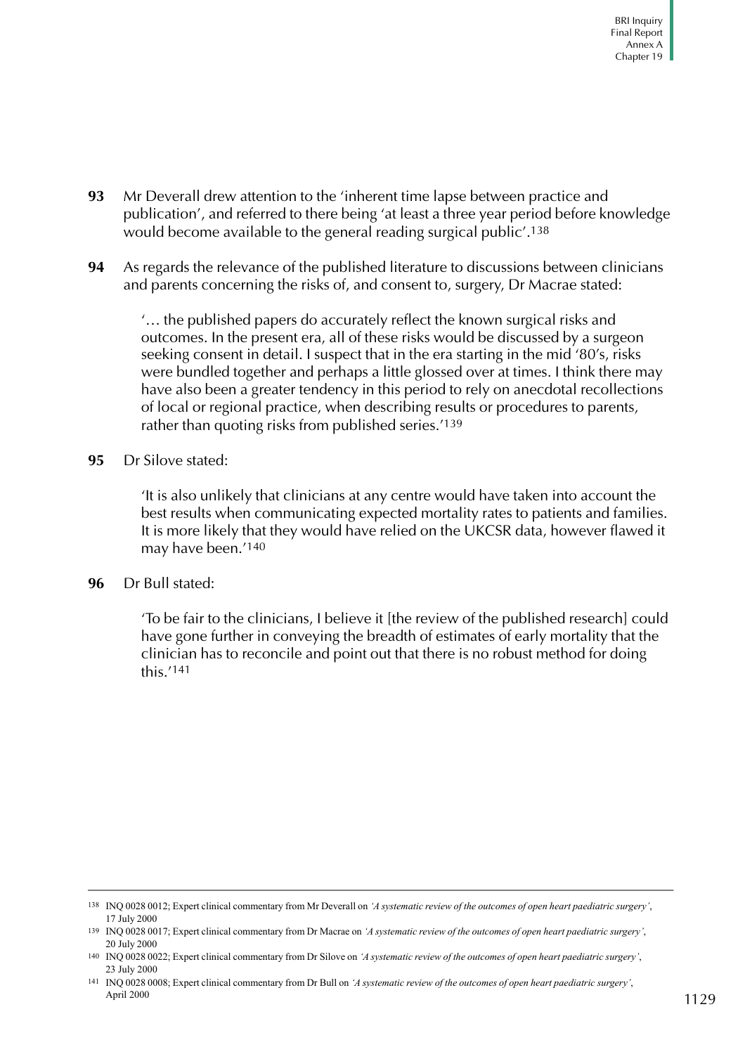**93** Mr Deverall drew attention to the 'inherent time lapse between practice and publication', and referred to there being 'at least a three year period before knowledge would become available to the general reading surgical public'.[138]

**94** As regards the relevance of the published literature to discussions between clinicians and parents concerning the risks of, and consent to, surgery, Dr Macrae stated:

> '… the published papers do accurately reflect the known surgical risks and outcomes. In the present era, all of these risks would be discussed by a surgeon seeking consent in detail. I suspect that in the era starting in the mid '80's, risks were bundled together and perhaps a little glossed over at times. I think there may have also been a greater tendency in this period to rely on anecdotal recollections of local or regional practice, when describing results or procedures to parents, rather than quoting risks from published series.'[139]

**95** Dr Silove stated:

> 'It is also unlikely that clinicians at any centre would have taken into account the best results when communicating expected mortality rates to patients and families. It is more likely that they would have relied on the UKCSR data, however flawed it may have been.'[140]

**96** Dr Bull stated:

> 'To be fair to the clinicians, I believe it [the review of the published research] could have gone further in conveying the breadth of estimates of early mortality that the clinician has to reconcile and point out that there is no robust method for doing this.'[141]

---

[138] INQ 0028 0012; Expert clinical commentary from Mr Deverall on *'A systematic review of the outcomes of open heart paediatric surgery'*, 17 July 2000

[139] INQ 0028 0017; Expert clinical commentary from Dr Macrae on *'A systematic review of the outcomes of open heart paediatric surgery'*, 20 July 2000

[140] INQ 0028 0022; Expert clinical commentary from Dr Silove on *'A systematic review of the outcomes of open heart paediatric surgery'*, 23 July 2000

[141] INQ 0028 0008; Expert clinical commentary from Dr Bull on *'A systematic review of the outcomes of open heart paediatric surgery'*, April 2000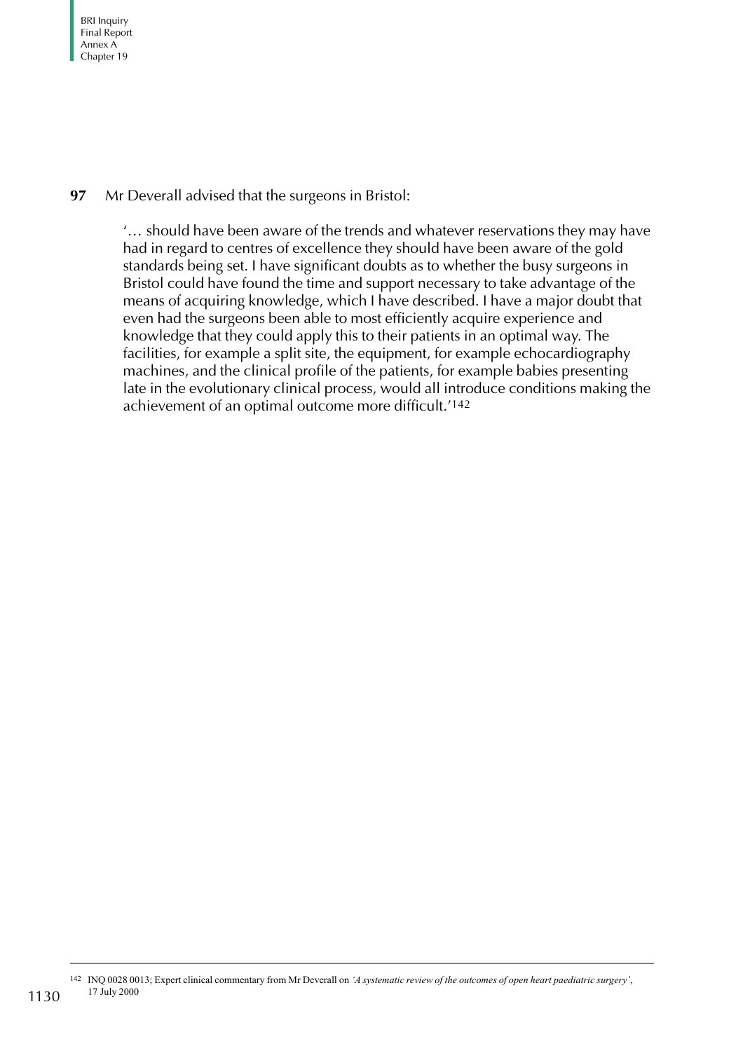**97** Mr Deverall advised that the surgeons in Bristol:

> '… should have been aware of the trends and whatever reservations they may have had in regard to centres of excellence they should have been aware of the gold standards being set. I have significant doubts as to whether the busy surgeons in Bristol could have found the time and support necessary to take advantage of the means of acquiring knowledge, which I have described. I have a major doubt that even had the surgeons been able to most efficiently acquire experience and knowledge that they could apply this to their patients in an optimal way. The facilities, for example a split site, the equipment, for example echocardiography machines, and the clinical profile of the patients, for example babies presenting late in the evolutionary clinical process, would all introduce conditions making the achievement of an optimal outcome more difficult.'[142]

---

[142] INQ 0028 0013; Expert clinical commentary from Mr Deverall on *'A systematic review of the outcomes of open heart paediatric surgery'*, 17 July 2000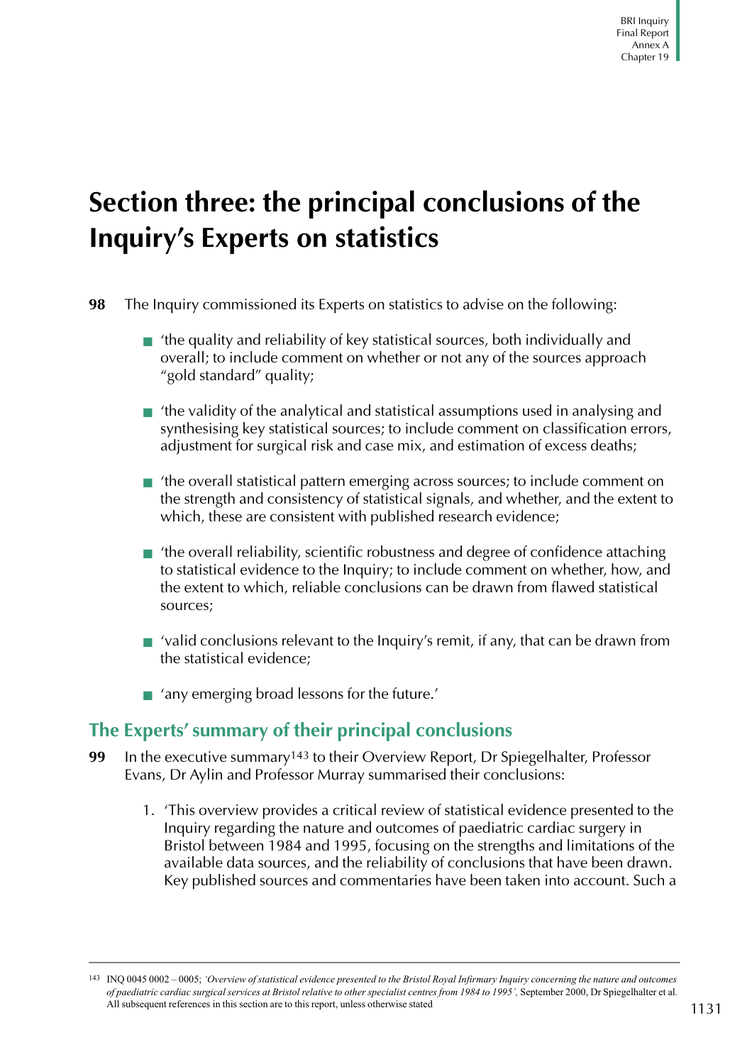# Section three: the principal conclusions of the Inquiry's Experts on statistics

**98** The Inquiry commissioned its Experts on statistics to advise on the following:

- 'the quality and reliability of key statistical sources, both individually and overall; to include comment on whether or not any of the sources approach "gold standard" quality;
- 'the validity of the analytical and statistical assumptions used in analysing and synthesising key statistical sources; to include comment on classification errors, adjustment for surgical risk and case mix, and estimation of excess deaths;
- 'the overall statistical pattern emerging across sources; to include comment on the strength and consistency of statistical signals, and whether, and the extent to which, these are consistent with published research evidence;
- 'the overall reliability, scientific robustness and degree of confidence attaching to statistical evidence to the Inquiry; to include comment on whether, how, and the extent to which, reliable conclusions can be drawn from flawed statistical sources;
- 'valid conclusions relevant to the Inquiry's remit, if any, that can be drawn from the statistical evidence;
- 'any emerging broad lessons for the future.'

## The Experts' summary of their principal conclusions

**99** In the executive summary[143] to their Overview Report, Dr Spiegelhalter, Professor Evans, Dr Aylin and Professor Murray summarised their conclusions:

1. 'This overview provides a critical review of statistical evidence presented to the Inquiry regarding the nature and outcomes of paediatric cardiac surgery in Bristol between 1984 and 1995, focusing on the strengths and limitations of the available data sources, and the reliability of conclusions that have been drawn. Key published sources and commentaries have been taken into account. Such a

---

[143] INQ 0045 0002 – 0005; *'Overview of statistical evidence presented to the Bristol Royal Infirmary Inquiry concerning the nature and outcomes of paediatric cardiac surgical services at Bristol relative to other specialist centres from 1984 to 1995',* September 2000, Dr Spiegelhalter et al. All subsequent references in this section are to this report, unless otherwise stated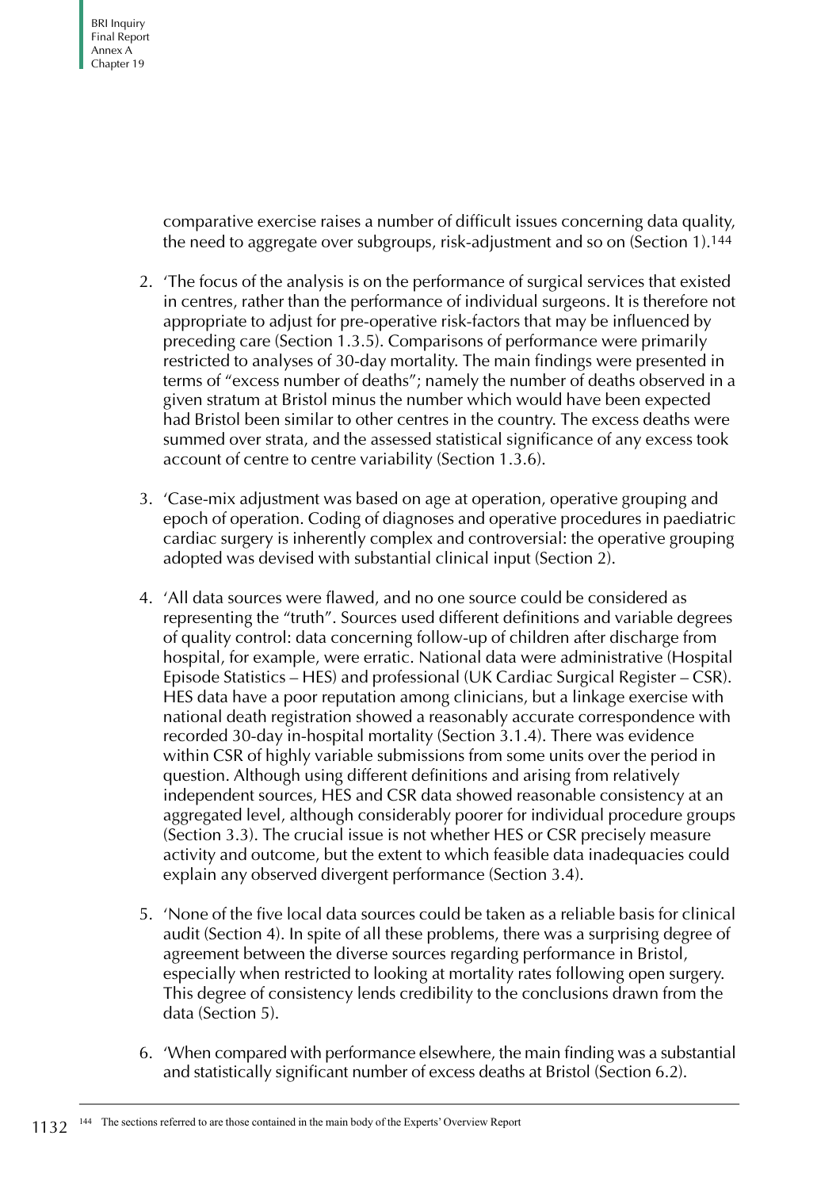comparative exercise raises a number of difficult issues concerning data quality, the need to aggregate over subgroups, risk-adjustment and so on (Section 1).[144]

2. 'The focus of the analysis is on the performance of surgical services that existed in centres, rather than the performance of individual surgeons. It is therefore not appropriate to adjust for pre-operative risk-factors that may be influenced by preceding care (Section 1.3.5). Comparisons of performance were primarily restricted to analyses of 30-day mortality. The main findings were presented in terms of "excess number of deaths"; namely the number of deaths observed in a given stratum at Bristol minus the number which would have been expected had Bristol been similar to other centres in the country. The excess deaths were summed over strata, and the assessed statistical significance of any excess took account of centre to centre variability (Section 1.3.6).

3. 'Case-mix adjustment was based on age at operation, operative grouping and epoch of operation. Coding of diagnoses and operative procedures in paediatric cardiac surgery is inherently complex and controversial: the operative grouping adopted was devised with substantial clinical input (Section 2).

4. 'All data sources were flawed, and no one source could be considered as representing the "truth". Sources used different definitions and variable degrees of quality control: data concerning follow-up of children after discharge from hospital, for example, were erratic. National data were administrative (Hospital Episode Statistics – HES) and professional (UK Cardiac Surgical Register – CSR). HES data have a poor reputation among clinicians, but a linkage exercise with national death registration showed a reasonably accurate correspondence with recorded 30-day in-hospital mortality (Section 3.1.4). There was evidence within CSR of highly variable submissions from some units over the period in question. Although using different definitions and arising from relatively independent sources, HES and CSR data showed reasonable consistency at an aggregated level, although considerably poorer for individual procedure groups (Section 3.3). The crucial issue is not whether HES or CSR precisely measure activity and outcome, but the extent to which feasible data inadequacies could explain any observed divergent performance (Section 3.4).

5. 'None of the five local data sources could be taken as a reliable basis for clinical audit (Section 4). In spite of all these problems, there was a surprising degree of agreement between the diverse sources regarding performance in Bristol, especially when restricted to looking at mortality rates following open surgery. This degree of consistency lends credibility to the conclusions drawn from the data (Section 5).

6. 'When compared with performance elsewhere, the main finding was a substantial and statistically significant number of excess deaths at Bristol (Section 6.2).

---

[144] The sections referred to are those contained in the main body of the Experts' Overview Report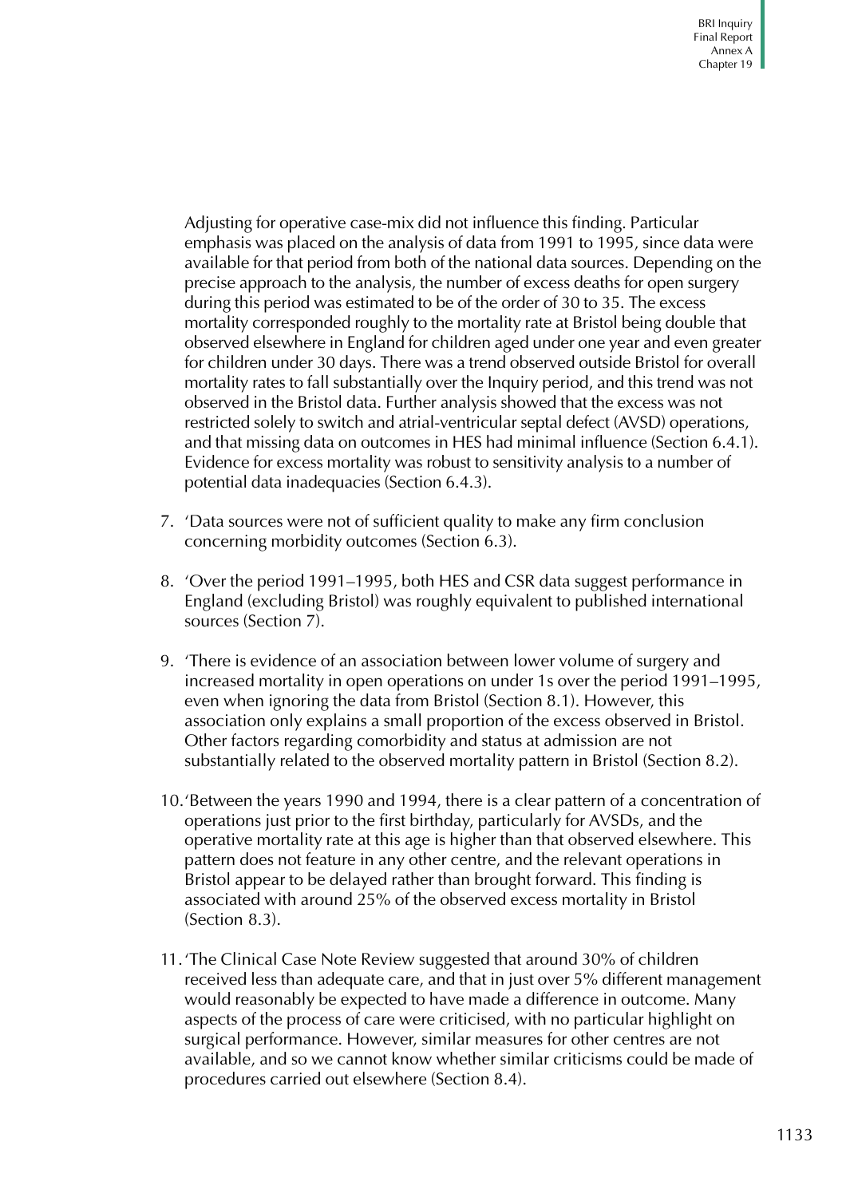Adjusting for operative case-mix did not influence this finding. Particular emphasis was placed on the analysis of data from 1991 to 1995, since data were available for that period from both of the national data sources. Depending on the precise approach to the analysis, the number of excess deaths for open surgery during this period was estimated to be of the order of 30 to 35. The excess mortality corresponded roughly to the mortality rate at Bristol being double that observed elsewhere in England for children aged under one year and even greater for children under 30 days. There was a trend observed outside Bristol for overall mortality rates to fall substantially over the Inquiry period, and this trend was not observed in the Bristol data. Further analysis showed that the excess was not restricted solely to switch and atrial-ventricular septal defect (AVSD) operations, and that missing data on outcomes in HES had minimal influence (Section 6.4.1). Evidence for excess mortality was robust to sensitivity analysis to a number of potential data inadequacies (Section 6.4.3).

7. 'Data sources were not of sufficient quality to make any firm conclusion concerning morbidity outcomes (Section 6.3).

8. 'Over the period 1991–1995, both HES and CSR data suggest performance in England (excluding Bristol) was roughly equivalent to published international sources (Section 7).

9. 'There is evidence of an association between lower volume of surgery and increased mortality in open operations on under 1s over the period 1991–1995, even when ignoring the data from Bristol (Section 8.1). However, this association only explains a small proportion of the excess observed in Bristol. Other factors regarding comorbidity and status at admission are not substantially related to the observed mortality pattern in Bristol (Section 8.2).

10. 'Between the years 1990 and 1994, there is a clear pattern of a concentration of operations just prior to the first birthday, particularly for AVSDs, and the operative mortality rate at this age is higher than that observed elsewhere. This pattern does not feature in any other centre, and the relevant operations in Bristol appear to be delayed rather than brought forward. This finding is associated with around 25% of the observed excess mortality in Bristol (Section 8.3).

11. 'The Clinical Case Note Review suggested that around 30% of children received less than adequate care, and that in just over 5% different management would reasonably be expected to have made a difference in outcome. Many aspects of the process of care were criticised, with no particular highlight on surgical performance. However, similar measures for other centres are not available, and so we cannot know whether similar criticisms could be made of procedures carried out elsewhere (Section 8.4).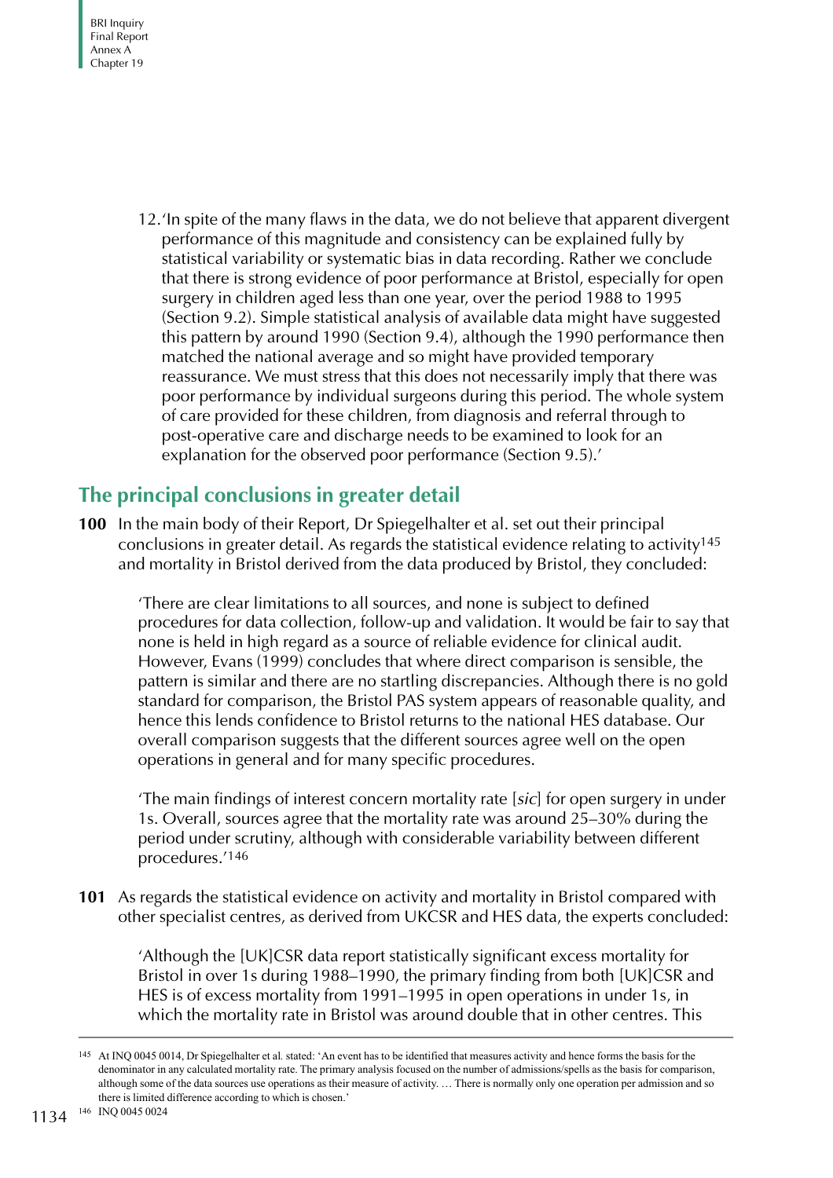12. 'In spite of the many flaws in the data, we do not believe that apparent divergent performance of this magnitude and consistency can be explained fully by statistical variability or systematic bias in data recording. Rather we conclude that there is strong evidence of poor performance at Bristol, especially for open surgery in children aged less than one year, over the period 1988 to 1995 (Section 9.2). Simple statistical analysis of available data might have suggested this pattern by around 1990 (Section 9.4), although the 1990 performance then matched the national average and so might have provided temporary reassurance. We must stress that this does not necessarily imply that there was poor performance by individual surgeons during this period. The whole system of care provided for these children, from diagnosis and referral through to post-operative care and discharge needs to be examined to look for an explanation for the observed poor performance (Section 9.5).'

## The principal conclusions in greater detail

**100** In the main body of their Report, Dr Spiegelhalter et al. set out their principal conclusions in greater detail. As regards the statistical evidence relating to activity[145] and mortality in Bristol derived from the data produced by Bristol, they concluded:

> 'There are clear limitations to all sources, and none is subject to defined procedures for data collection, follow-up and validation. It would be fair to say that none is held in high regard as a source of reliable evidence for clinical audit. However, Evans (1999) concludes that where direct comparison is sensible, the pattern is similar and there are no startling discrepancies. Although there is no gold standard for comparison, the Bristol PAS system appears of reasonable quality, and hence this lends confidence to Bristol returns to the national HES database. Our overall comparison suggests that the different sources agree well on the open operations in general and for many specific procedures.
>
> 'The main findings of interest concern mortality rate [*sic*] for open surgery in under 1s. Overall, sources agree that the mortality rate was around 25–30% during the period under scrutiny, although with considerable variability between different procedures.'[146]

**101** As regards the statistical evidence on activity and mortality in Bristol compared with other specialist centres, as derived from UKCSR and HES data, the experts concluded:

> 'Although the [UK]CSR data report statistically significant excess mortality for Bristol in over 1s during 1988–1990, the primary finding from both [UK]CSR and HES is of excess mortality from 1991–1995 in open operations in under 1s, in which the mortality rate in Bristol was around double that in other centres. This

---

[145] At INQ 0045 0014, Dr Spiegelhalter et al. stated: 'An event has to be identified that measures activity and hence forms the basis for the denominator in any calculated mortality rate. The primary analysis focused on the number of admissions/spells as the basis for comparison, although some of the data sources use operations as their measure of activity. … There is normally only one operation per admission and so there is limited difference according to which is chosen.'

[146] INQ 0045 0024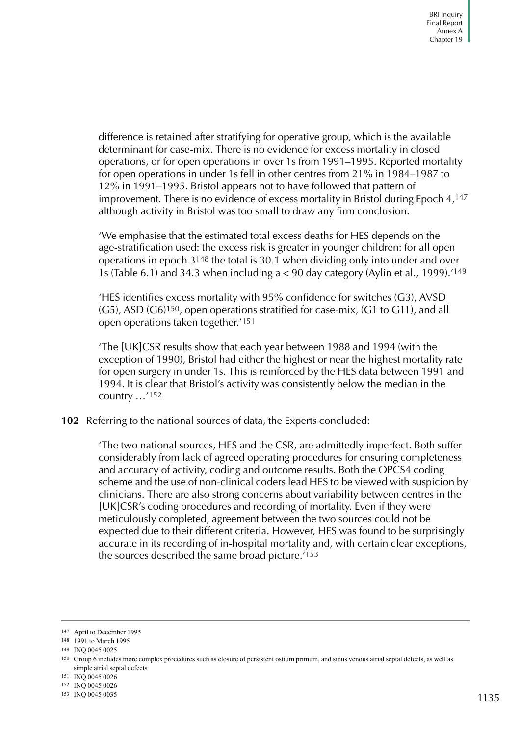difference is retained after stratifying for operative group, which is the available determinant for case-mix. There is no evidence for excess mortality in closed operations, or for open operations in over 1s from 1991–1995. Reported mortality for open operations in under 1s fell in other centres from 21% in 1984–1987 to 12% in 1991–1995. Bristol appears not to have followed that pattern of improvement. There is no evidence of excess mortality in Bristol during Epoch 4,[147] although activity in Bristol was too small to draw any firm conclusion.

> 'We emphasise that the estimated total excess deaths for HES depends on the age-stratification used: the excess risk is greater in younger children: for all open operations in epoch 3[148] the total is 30.1 when dividing only into under and over 1s (Table 6.1) and 34.3 when including a < 90 day category (Aylin et al., 1999).'[149]

> 'HES identifies excess mortality with 95% confidence for switches (G3), AVSD (G5), ASD (G6)[150], open operations stratified for case-mix, (G1 to G11), and all open operations taken together.'[151]

> 'The [UK]CSR results show that each year between 1988 and 1994 (with the exception of 1990), Bristol had either the highest or near the highest mortality rate for open surgery in under 1s. This is reinforced by the HES data between 1991 and 1994. It is clear that Bristol's activity was consistently below the median in the country …'[152]

**102** Referring to the national sources of data, the Experts concluded:

> 'The two national sources, HES and the CSR, are admittedly imperfect. Both suffer considerably from lack of agreed operating procedures for ensuring completeness and accuracy of activity, coding and outcome results. Both the OPCS4 coding scheme and the use of non-clinical coders lead HES to be viewed with suspicion by clinicians. There are also strong concerns about variability between centres in the [UK]CSR's coding procedures and recording of mortality. Even if they were meticulously completed, agreement between the two sources could not be expected due to their different criteria. However, HES was found to be surprisingly accurate in its recording of in-hospital mortality and, with certain clear exceptions, the sources described the same broad picture.'[153]

---

[147] April to December 1995

[148] 1991 to March 1995

[149] INQ 0045 0025

[150] Group 6 includes more complex procedures such as closure of persistent ostium primum, and sinus venous atrial septal defects, as well as simple atrial septal defects

[151] INQ 0045 0026

[152] INQ 0045 0026

[153] INQ 0045 0035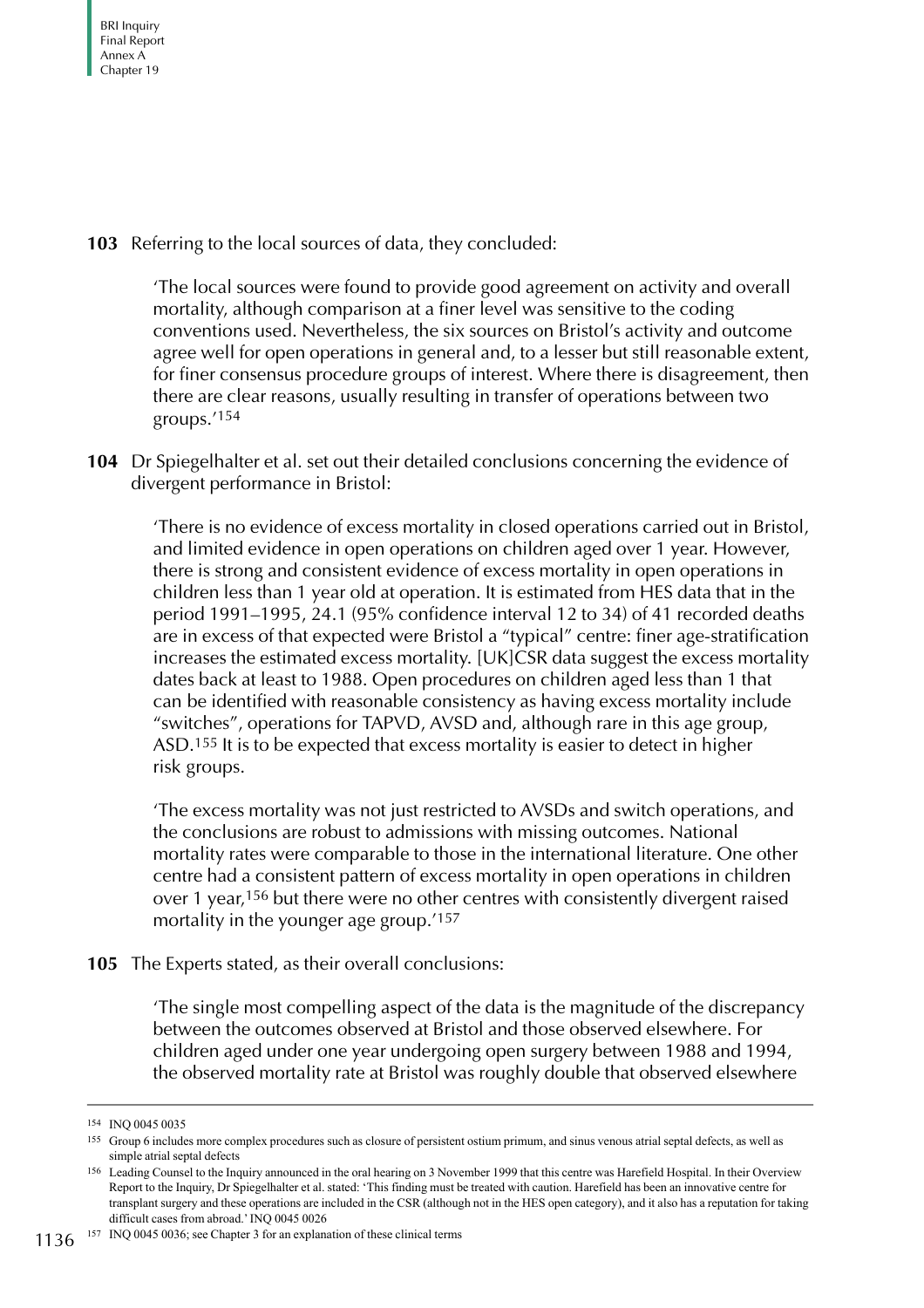**103** Referring to the local sources of data, they concluded:

> 'The local sources were found to provide good agreement on activity and overall mortality, although comparison at a finer level was sensitive to the coding conventions used. Nevertheless, the six sources on Bristol's activity and outcome agree well for open operations in general and, to a lesser but still reasonable extent, for finer consensus procedure groups of interest. Where there is disagreement, then there are clear reasons, usually resulting in transfer of operations between two groups.'[154]

**104** Dr Spiegelhalter et al. set out their detailed conclusions concerning the evidence of divergent performance in Bristol:

> 'There is no evidence of excess mortality in closed operations carried out in Bristol, and limited evidence in open operations on children aged over 1 year. However, there is strong and consistent evidence of excess mortality in open operations in children less than 1 year old at operation. It is estimated from HES data that in the period 1991–1995, 24.1 (95% confidence interval 12 to 34) of 41 recorded deaths are in excess of that expected were Bristol a "typical" centre: finer age-stratification increases the estimated excess mortality. [UK]CSR data suggest the excess mortality dates back at least to 1988. Open procedures on children aged less than 1 that can be identified with reasonable consistency as having excess mortality include "switches", operations for TAPVD, AVSD and, although rare in this age group, ASD.[155] It is to be expected that excess mortality is easier to detect in higher risk groups.
>
> 'The excess mortality was not just restricted to AVSDs and switch operations, and the conclusions are robust to admissions with missing outcomes. National mortality rates were comparable to those in the international literature. One other centre had a consistent pattern of excess mortality in open operations in children over 1 year,[156] but there were no other centres with consistently divergent raised mortality in the younger age group.'[157]

**105** The Experts stated, as their overall conclusions:

> 'The single most compelling aspect of the data is the magnitude of the discrepancy between the outcomes observed at Bristol and those observed elsewhere. For children aged under one year undergoing open surgery between 1988 and 1994, the observed mortality rate at Bristol was roughly double that observed elsewhere

---

[154] INQ 0045 0035

[155] Group 6 includes more complex procedures such as closure of persistent ostium primum, and sinus venous atrial septal defects, as well as simple atrial septal defects

[156] Leading Counsel to the Inquiry announced in the oral hearing on 3 November 1999 that this centre was Harefield Hospital. In their Overview Report to the Inquiry, Dr Spiegelhalter et al. stated: 'This finding must be treated with caution. Harefield has been an innovative centre for transplant surgery and these operations are included in the CSR (although not in the HES open category), and it also has a reputation for taking difficult cases from abroad.' INQ 0045 0026

[157] INQ 0045 0036; see Chapter 3 for an explanation of these clinical terms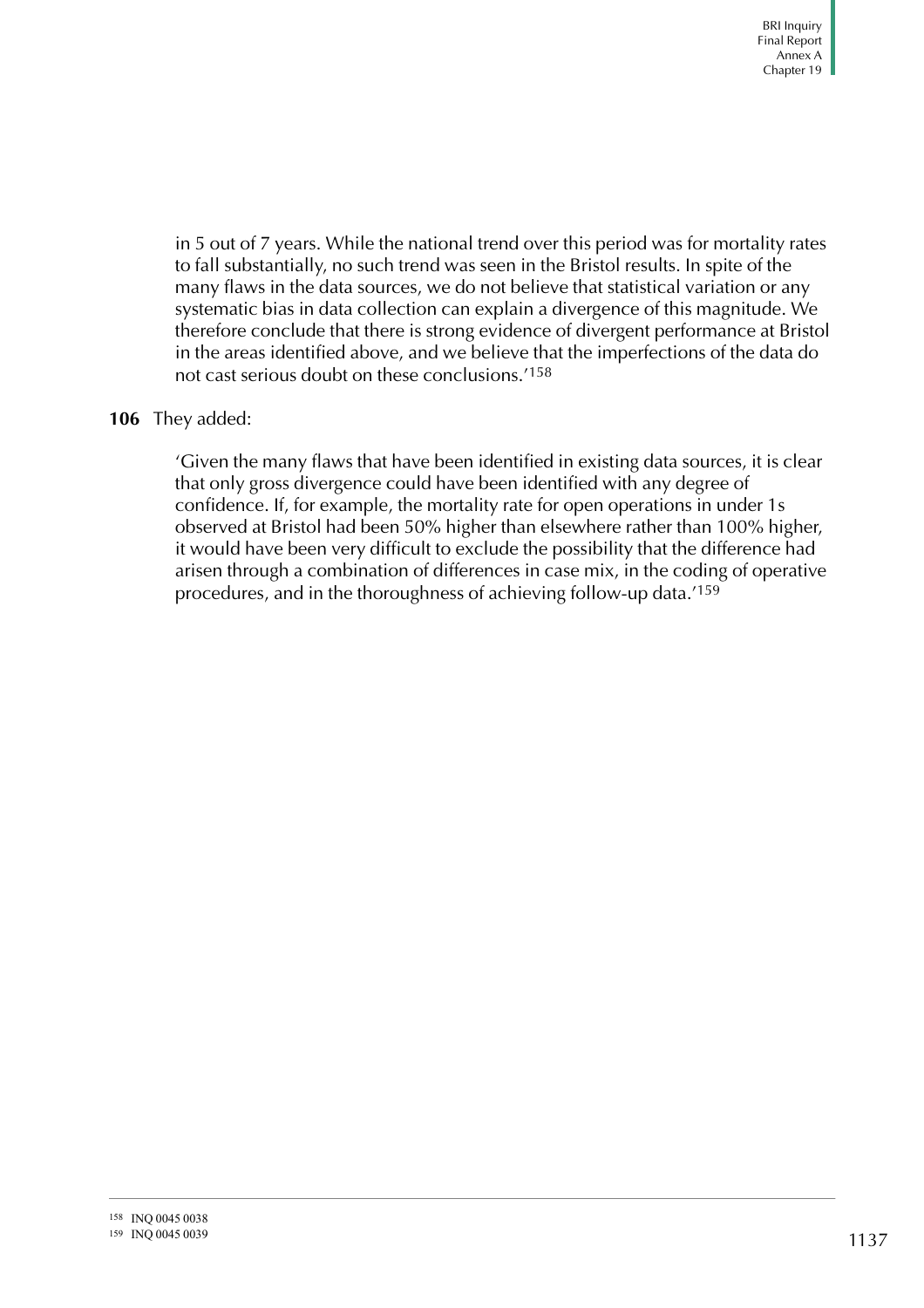in 5 out of 7 years. While the national trend over this period was for mortality rates to fall substantially, no such trend was seen in the Bristol results. In spite of the many flaws in the data sources, we do not believe that statistical variation or any systematic bias in data collection can explain a divergence of this magnitude. We therefore conclude that there is strong evidence of divergent performance at Bristol in the areas identified above, and we believe that the imperfections of the data do not cast serious doubt on these conclusions.'[158]

**106** They added:

> 'Given the many flaws that have been identified in existing data sources, it is clear that only gross divergence could have been identified with any degree of confidence. If, for example, the mortality rate for open operations in under 1s observed at Bristol had been 50% higher than elsewhere rather than 100% higher, it would have been very difficult to exclude the possibility that the difference had arisen through a combination of differences in case mix, in the coding of operative procedures, and in the thoroughness of achieving follow-up data.'[159]

---

[158] INQ 0045 0038

[159] INQ 0045 0039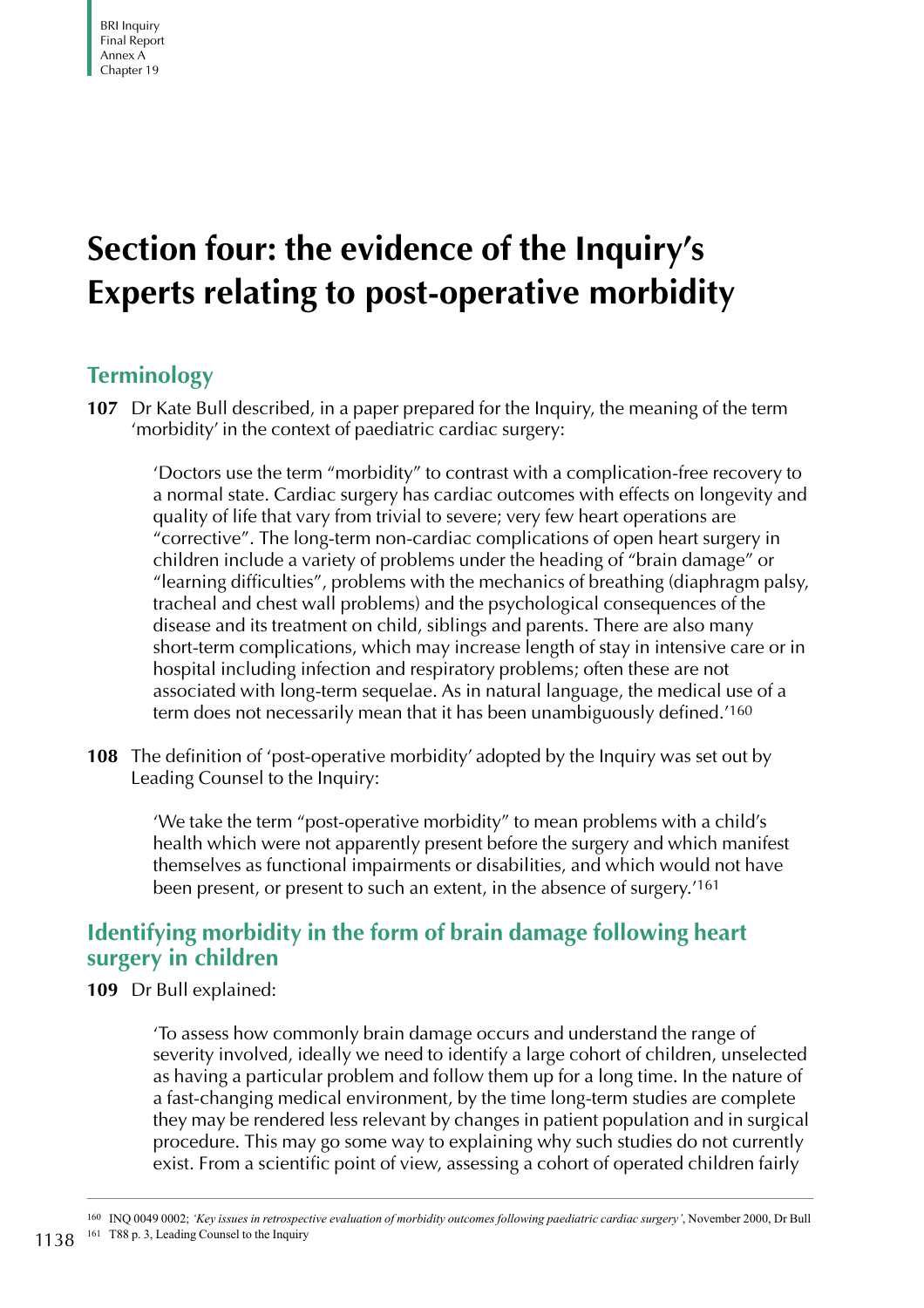# Section four: the evidence of the Inquiry's Experts relating to post-operative morbidity

## Terminology

**107** Dr Kate Bull described, in a paper prepared for the Inquiry, the meaning of the term 'morbidity' in the context of paediatric cardiac surgery:

> 'Doctors use the term "morbidity" to contrast with a complication-free recovery to a normal state. Cardiac surgery has cardiac outcomes with effects on longevity and quality of life that vary from trivial to severe; very few heart operations are "corrective". The long-term non-cardiac complications of open heart surgery in children include a variety of problems under the heading of "brain damage" or "learning difficulties", problems with the mechanics of breathing (diaphragm palsy, tracheal and chest wall problems) and the psychological consequences of the disease and its treatment on child, siblings and parents. There are also many short-term complications, which may increase length of stay in intensive care or in hospital including infection and respiratory problems; often these are not associated with long-term sequelae. As in natural language, the medical use of a term does not necessarily mean that it has been unambiguously defined.'[160]

**108** The definition of 'post-operative morbidity' adopted by the Inquiry was set out by Leading Counsel to the Inquiry:

> 'We take the term "post-operative morbidity" to mean problems with a child's health which were not apparently present before the surgery and which manifest themselves as functional impairments or disabilities, and which would not have been present, or present to such an extent, in the absence of surgery.'[161]

## Identifying morbidity in the form of brain damage following heart surgery in children

**109** Dr Bull explained:

> 'To assess how commonly brain damage occurs and understand the range of severity involved, ideally we need to identify a large cohort of children, unselected as having a particular problem and follow them up for a long time. In the nature of a fast-changing medical environment, by the time long-term studies are complete they may be rendered less relevant by changes in patient population and in surgical procedure. This may go some way to explaining why such studies do not currently exist. From a scientific point of view, assessing a cohort of operated children fairly

---

[160] INQ 0049 0002; *'Key issues in retrospective evaluation of morbidity outcomes following paediatric cardiac surgery'*, November 2000, Dr Bull

[161] T88 p. 3, Leading Counsel to the Inquiry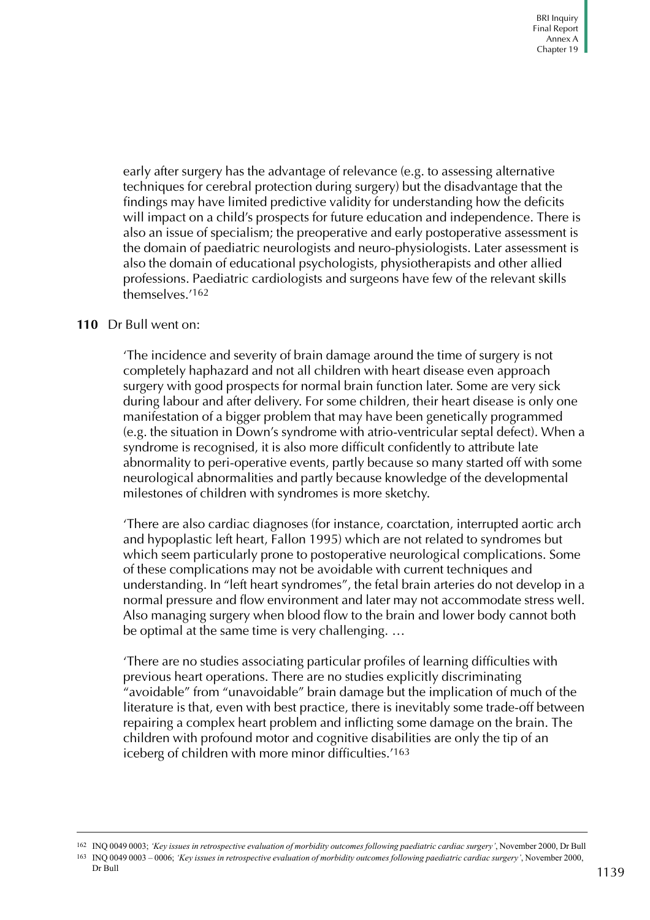early after surgery has the advantage of relevance (e.g. to assessing alternative techniques for cerebral protection during surgery) but the disadvantage that the findings may have limited predictive validity for understanding how the deficits will impact on a child's prospects for future education and independence. There is also an issue of specialism; the preoperative and early postoperative assessment is the domain of paediatric neurologists and neuro-physiologists. Later assessment is also the domain of educational psychologists, physiotherapists and other allied professions. Paediatric cardiologists and surgeons have few of the relevant skills themselves.'[162]

**110** Dr Bull went on:

'The incidence and severity of brain damage around the time of surgery is not completely haphazard and not all children with heart disease even approach surgery with good prospects for normal brain function later. Some are very sick during labour and after delivery. For some children, their heart disease is only one manifestation of a bigger problem that may have been genetically programmed (e.g. the situation in Down's syndrome with atrio-ventricular septal defect). When a syndrome is recognised, it is also more difficult confidently to attribute late abnormality to peri-operative events, partly because so many started off with some neurological abnormalities and partly because knowledge of the developmental milestones of children with syndromes is more sketchy.

'There are also cardiac diagnoses (for instance, coarctation, interrupted aortic arch and hypoplastic left heart, Fallon 1995) which are not related to syndromes but which seem particularly prone to postoperative neurological complications. Some of these complications may not be avoidable with current techniques and understanding. In "left heart syndromes", the fetal brain arteries do not develop in a normal pressure and flow environment and later may not accommodate stress well. Also managing surgery when blood flow to the brain and lower body cannot both be optimal at the same time is very challenging. …

'There are no studies associating particular profiles of learning difficulties with previous heart operations. There are no studies explicitly discriminating "avoidable" from "unavoidable" brain damage but the implication of much of the literature is that, even with best practice, there is inevitably some trade-off between repairing a complex heart problem and inflicting some damage on the brain. The children with profound motor and cognitive disabilities are only the tip of an iceberg of children with more minor difficulties.'[163]

---

[162] INQ 0049 0003; *'Key issues in retrospective evaluation of morbidity outcomes following paediatric cardiac surgery'*, November 2000, Dr Bull

[163] INQ 0049 0003 – 0006; *'Key issues in retrospective evaluation of morbidity outcomes following paediatric cardiac surgery'*, November 2000, Dr Bull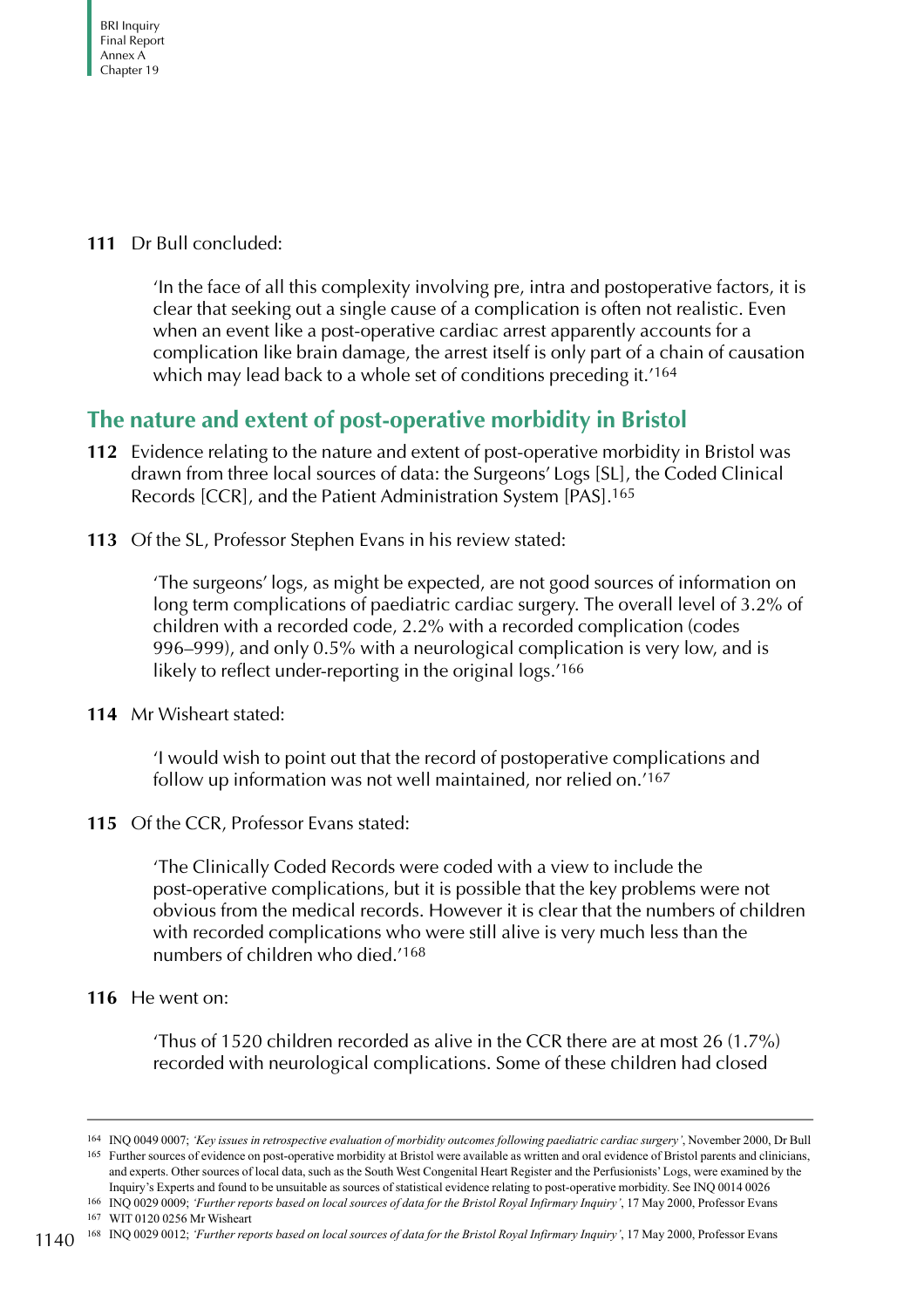**111** Dr Bull concluded:

> 'In the face of all this complexity involving pre, intra and postoperative factors, it is clear that seeking out a single cause of a complication is often not realistic. Even when an event like a post-operative cardiac arrest apparently accounts for a complication like brain damage, the arrest itself is only part of a chain of causation which may lead back to a whole set of conditions preceding it.'[164]

## The nature and extent of post-operative morbidity in Bristol

**112** Evidence relating to the nature and extent of post-operative morbidity in Bristol was drawn from three local sources of data: the Surgeons' Logs [SL], the Coded Clinical Records [CCR], and the Patient Administration System [PAS].[165]

**113** Of the SL, Professor Stephen Evans in his review stated:

> 'The surgeons' logs, as might be expected, are not good sources of information on long term complications of paediatric cardiac surgery. The overall level of 3.2% of children with a recorded code, 2.2% with a recorded complication (codes 996–999), and only 0.5% with a neurological complication is very low, and is likely to reflect under-reporting in the original logs.'[166]

**114** Mr Wisheart stated:

> 'I would wish to point out that the record of postoperative complications and follow up information was not well maintained, nor relied on.'[167]

**115** Of the CCR, Professor Evans stated:

> 'The Clinically Coded Records were coded with a view to include the post-operative complications, but it is possible that the key problems were not obvious from the medical records. However it is clear that the numbers of children with recorded complications who were still alive is very much less than the numbers of children who died.'[168]

**116** He went on:

> 'Thus of 1520 children recorded as alive in the CCR there are at most 26 (1.7%) recorded with neurological complications. Some of these children had closed

---

164 INQ 0049 0007; *'Key issues in retrospective evaluation of morbidity outcomes following paediatric cardiac surgery'*, November 2000, Dr Bull

165 Further sources of evidence on post-operative morbidity at Bristol were available as written and oral evidence of Bristol parents and clinicians, and experts. Other sources of local data, such as the South West Congenital Heart Register and the Perfusionists' Logs, were examined by the Inquiry's Experts and found to be unsuitable as sources of statistical evidence relating to post-operative morbidity. See INQ 0014 0026

166 INQ 0029 0009; *'Further reports based on local sources of data for the Bristol Royal Infirmary Inquiry'*, 17 May 2000, Professor Evans

167 WIT 0120 0256 Mr Wisheart

168 INQ 0029 0012; *'Further reports based on local sources of data for the Bristol Royal Infirmary Inquiry'*, 17 May 2000, Professor Evans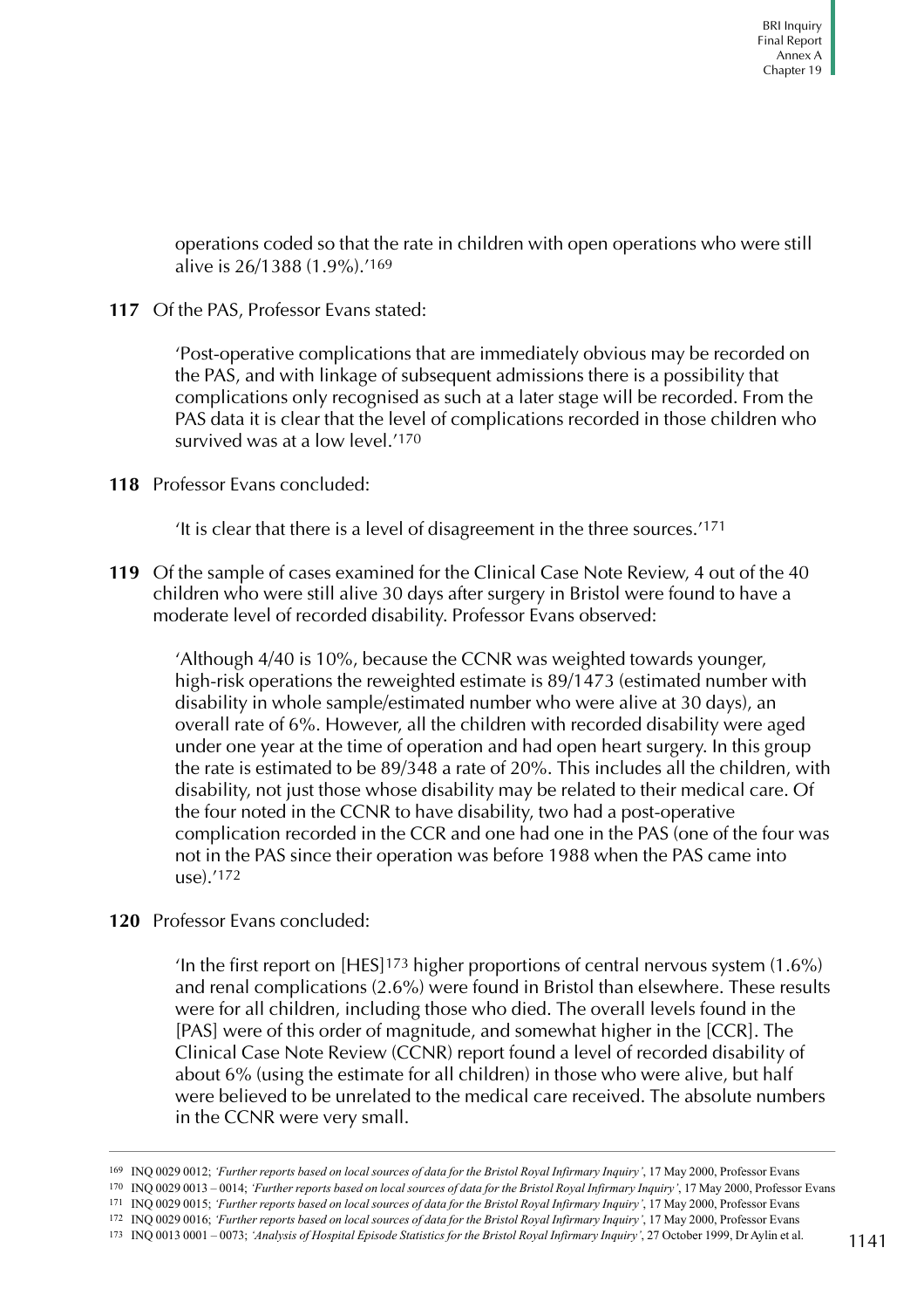operations coded so that the rate in children with open operations who were still alive is 26/1388 (1.9%).'[169]

**117** Of the PAS, Professor Evans stated:

> 'Post-operative complications that are immediately obvious may be recorded on the PAS, and with linkage of subsequent admissions there is a possibility that complications only recognised as such at a later stage will be recorded. From the PAS data it is clear that the level of complications recorded in those children who survived was at a low level.'[170]

**118** Professor Evans concluded:

> 'It is clear that there is a level of disagreement in the three sources.'[171]

**119** Of the sample of cases examined for the Clinical Case Note Review, 4 out of the 40 children who were still alive 30 days after surgery in Bristol were found to have a moderate level of recorded disability. Professor Evans observed:

> 'Although 4/40 is 10%, because the CCNR was weighted towards younger, high-risk operations the reweighted estimate is 89/1473 (estimated number with disability in whole sample/estimated number who were alive at 30 days), an overall rate of 6%. However, all the children with recorded disability were aged under one year at the time of operation and had open heart surgery. In this group the rate is estimated to be 89/348 a rate of 20%. This includes all the children, with disability, not just those whose disability may be related to their medical care. Of the four noted in the CCNR to have disability, two had a post-operative complication recorded in the CCR and one had one in the PAS (one of the four was not in the PAS since their operation was before 1988 when the PAS came into use).'[172]

**120** Professor Evans concluded:

> 'In the first report on [HES][173] higher proportions of central nervous system (1.6%) and renal complications (2.6%) were found in Bristol than elsewhere. These results were for all children, including those who died. The overall levels found in the [PAS] were of this order of magnitude, and somewhat higher in the [CCR]. The Clinical Case Note Review (CCNR) report found a level of recorded disability of about 6% (using the estimate for all children) in those who were alive, but half were believed to be unrelated to the medical care received. The absolute numbers in the CCNR were very small.

---

[169] INQ 0029 0012; *'Further reports based on local sources of data for the Bristol Royal Infirmary Inquiry'*, 17 May 2000, Professor Evans

[170] INQ 0029 0013 – 0014; *'Further reports based on local sources of data for the Bristol Royal Infirmary Inquiry'*, 17 May 2000, Professor Evans

[171] INQ 0029 0015; *'Further reports based on local sources of data for the Bristol Royal Infirmary Inquiry'*, 17 May 2000, Professor Evans

[172] INQ 0029 0016; *'Further reports based on local sources of data for the Bristol Royal Infirmary Inquiry'*, 17 May 2000, Professor Evans

[173] INQ 0013 0001 – 0073; *'Analysis of Hospital Episode Statistics for the Bristol Royal Infirmary Inquiry'*, 27 October 1999, Dr Aylin et al.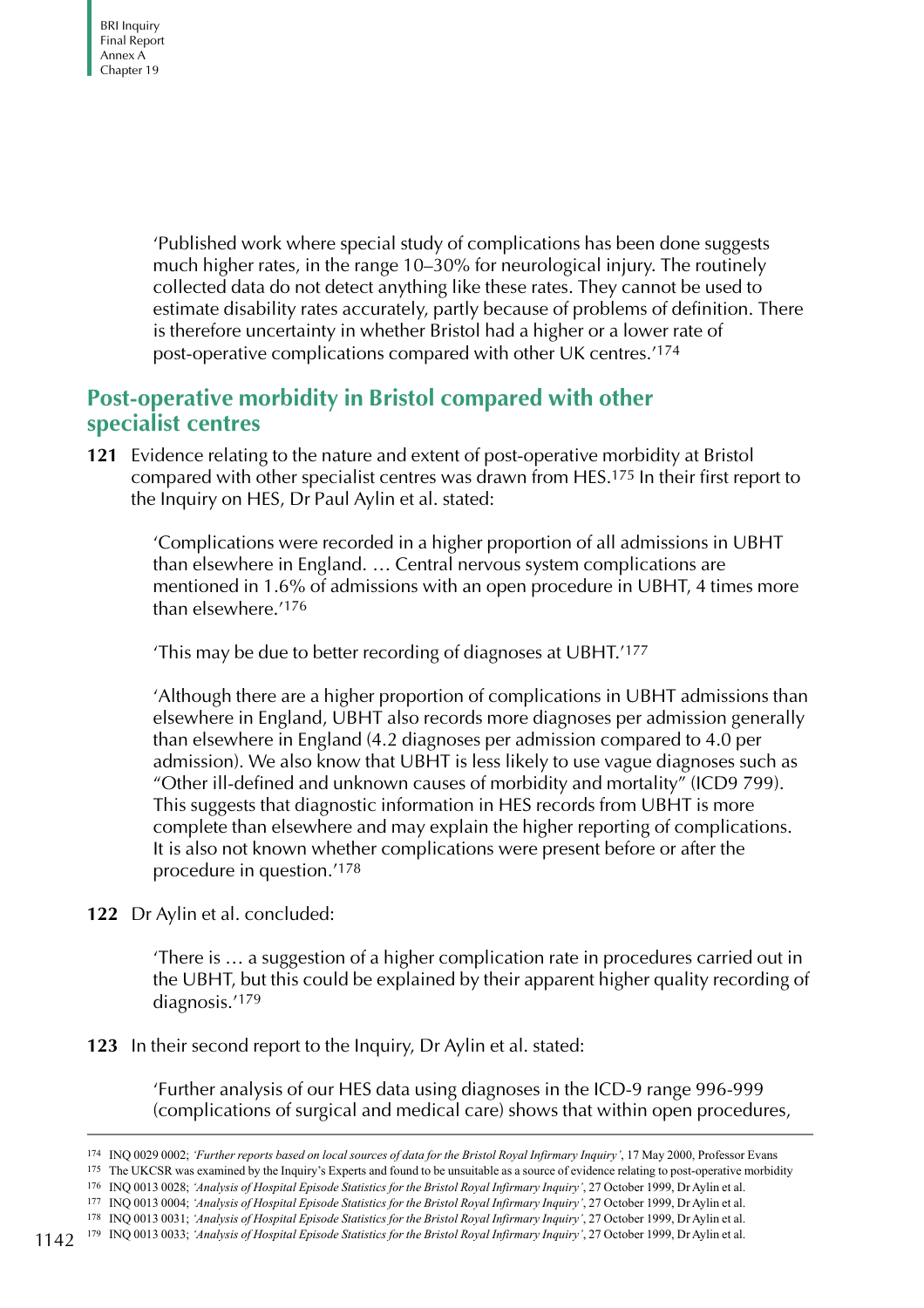'Published work where special study of complications has been done suggests much higher rates, in the range 10–30% for neurological injury. The routinely collected data do not detect anything like these rates. They cannot be used to estimate disability rates accurately, partly because of problems of definition. There is therefore uncertainty in whether Bristol had a higher or a lower rate of post-operative complications compared with other UK centres.'[174]

## Post-operative morbidity in Bristol compared with other specialist centres

**121** Evidence relating to the nature and extent of post-operative morbidity at Bristol compared with other specialist centres was drawn from HES.[175] In their first report to the Inquiry on HES, Dr Paul Aylin et al. stated:

> 'Complications were recorded in a higher proportion of all admissions in UBHT than elsewhere in England. … Central nervous system complications are mentioned in 1.6% of admissions with an open procedure in UBHT, 4 times more than elsewhere.'[176]
>
> 'This may be due to better recording of diagnoses at UBHT.'[177]
>
> 'Although there are a higher proportion of complications in UBHT admissions than elsewhere in England, UBHT also records more diagnoses per admission generally than elsewhere in England (4.2 diagnoses per admission compared to 4.0 per admission). We also know that UBHT is less likely to use vague diagnoses such as "Other ill-defined and unknown causes of morbidity and mortality" (ICD9 799). This suggests that diagnostic information in HES records from UBHT is more complete than elsewhere and may explain the higher reporting of complications. It is also not known whether complications were present before or after the procedure in question.'[178]

**122** Dr Aylin et al. concluded:

> 'There is … a suggestion of a higher complication rate in procedures carried out in the UBHT, but this could be explained by their apparent higher quality recording of diagnosis.'[179]

**123** In their second report to the Inquiry, Dr Aylin et al. stated:

> 'Further analysis of our HES data using diagnoses in the ICD-9 range 996-999 (complications of surgical and medical care) shows that within open procedures,

---

[174] INQ 0029 0002; *'Further reports based on local sources of data for the Bristol Royal Infirmary Inquiry'*, 17 May 2000, Professor Evans

[175] The UKCSR was examined by the Inquiry's Experts and found to be unsuitable as a source of evidence relating to post-operative morbidity

[176] INQ 0013 0028; *'Analysis of Hospital Episode Statistics for the Bristol Royal Infirmary Inquiry'*, 27 October 1999, Dr Aylin et al.

[177] INQ 0013 0004; *'Analysis of Hospital Episode Statistics for the Bristol Royal Infirmary Inquiry'*, 27 October 1999, Dr Aylin et al.

[178] INQ 0013 0031; *'Analysis of Hospital Episode Statistics for the Bristol Royal Infirmary Inquiry'*, 27 October 1999, Dr Aylin et al.

[179] INQ 0013 0033; *'Analysis of Hospital Episode Statistics for the Bristol Royal Infirmary Inquiry'*, 27 October 1999, Dr Aylin et al.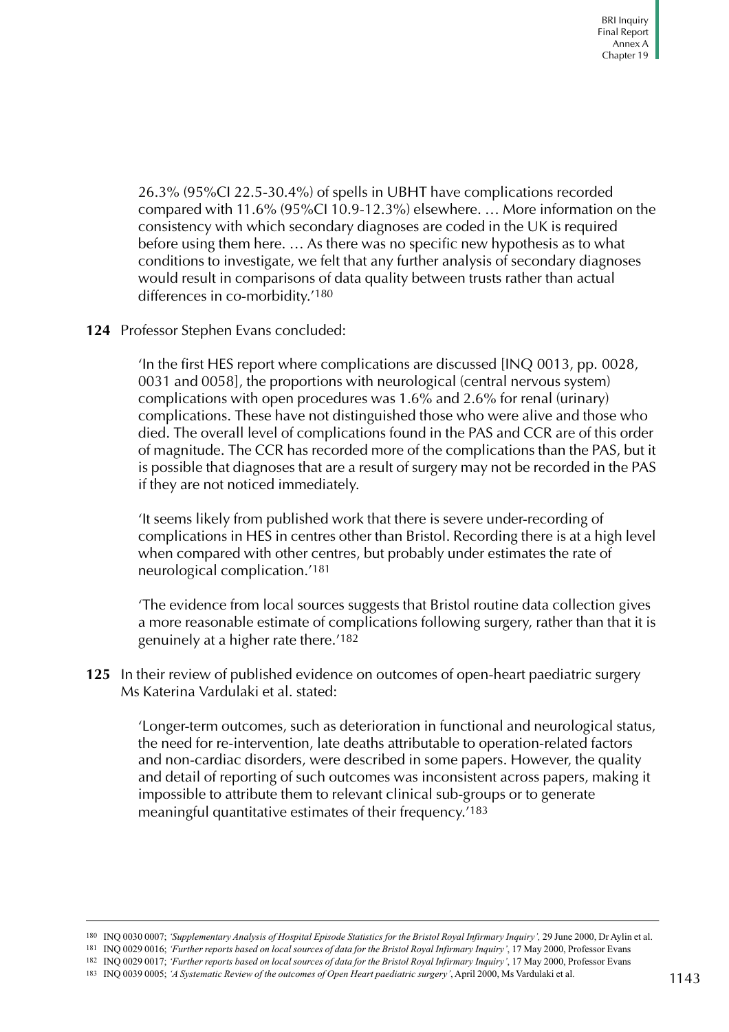26.3% (95%CI 22.5-30.4%) of spells in UBHT have complications recorded compared with 11.6% (95%CI 10.9-12.3%) elsewhere. … More information on the consistency with which secondary diagnoses are coded in the UK is required before using them here. … As there was no specific new hypothesis as to what conditions to investigate, we felt that any further analysis of secondary diagnoses would result in comparisons of data quality between trusts rather than actual differences in co-morbidity.'[180]

**124** Professor Stephen Evans concluded:

'In the first HES report where complications are discussed [INQ 0013, pp. 0028, 0031 and 0058], the proportions with neurological (central nervous system) complications with open procedures was 1.6% and 2.6% for renal (urinary) complications. These have not distinguished those who were alive and those who died. The overall level of complications found in the PAS and CCR are of this order of magnitude. The CCR has recorded more of the complications than the PAS, but it is possible that diagnoses that are a result of surgery may not be recorded in the PAS if they are not noticed immediately.

'It seems likely from published work that there is severe under-recording of complications in HES in centres other than Bristol. Recording there is at a high level when compared with other centres, but probably under estimates the rate of neurological complication.'[181]

'The evidence from local sources suggests that Bristol routine data collection gives a more reasonable estimate of complications following surgery, rather than that it is genuinely at a higher rate there.'[182]

**125** In their review of published evidence on outcomes of open-heart paediatric surgery Ms Katerina Vardulaki et al. stated:

'Longer-term outcomes, such as deterioration in functional and neurological status, the need for re-intervention, late deaths attributable to operation-related factors and non-cardiac disorders, were described in some papers. However, the quality and detail of reporting of such outcomes was inconsistent across papers, making it impossible to attribute them to relevant clinical sub-groups or to generate meaningful quantitative estimates of their frequency.'[183]

---

[180] INQ 0030 0007; *'Supplementary Analysis of Hospital Episode Statistics for the Bristol Royal Infirmary Inquiry',* 29 June 2000, Dr Aylin et al.

[181] INQ 0029 0016; *'Further reports based on local sources of data for the Bristol Royal Infirmary Inquiry'*, 17 May 2000, Professor Evans

[182] INQ 0029 0017; *'Further reports based on local sources of data for the Bristol Royal Infirmary Inquiry'*, 17 May 2000, Professor Evans

[183] INQ 0039 0005; *'A Systematic Review of the outcomes of Open Heart paediatric surgery'*, April 2000, Ms Vardulaki et al.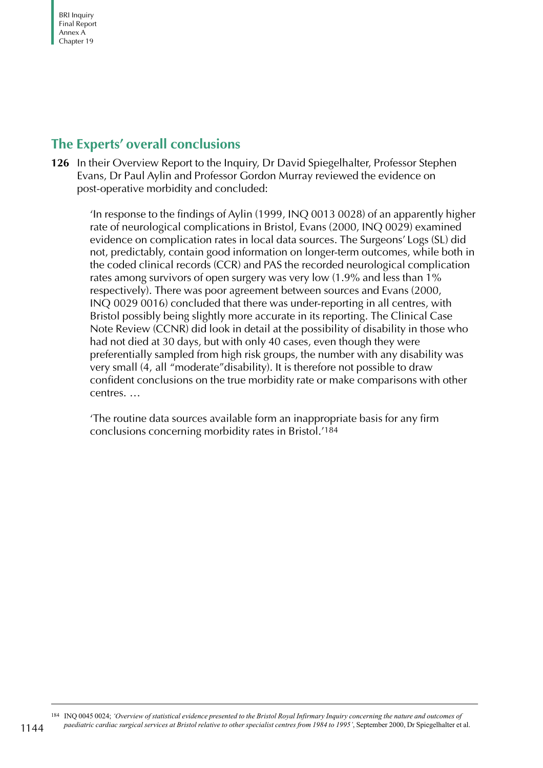## The Experts' overall conclusions

**126** In their Overview Report to the Inquiry, Dr David Spiegelhalter, Professor Stephen Evans, Dr Paul Aylin and Professor Gordon Murray reviewed the evidence on post-operative morbidity and concluded:

> 'In response to the findings of Aylin (1999, INQ 0013 0028) of an apparently higher rate of neurological complications in Bristol, Evans (2000, INQ 0029) examined evidence on complication rates in local data sources. The Surgeons' Logs (SL) did not, predictably, contain good information on longer-term outcomes, while both in the coded clinical records (CCR) and PAS the recorded neurological complication rates among survivors of open surgery was very low (1.9% and less than 1% respectively). There was poor agreement between sources and Evans (2000, INQ 0029 0016) concluded that there was under-reporting in all centres, with Bristol possibly being slightly more accurate in its reporting. The Clinical Case Note Review (CCNR) did look in detail at the possibility of disability in those who had not died at 30 days, but with only 40 cases, even though they were preferentially sampled from high risk groups, the number with any disability was very small (4, all "moderate"disability). It is therefore not possible to draw confident conclusions on the true morbidity rate or make comparisons with other centres. …
>
> 'The routine data sources available form an inappropriate basis for any firm conclusions concerning morbidity rates in Bristol.'[184]

---

[184] INQ 0045 0024; *'Overview of statistical evidence presented to the Bristol Royal Infirmary Inquiry concerning the nature and outcomes of paediatric cardiac surgical services at Bristol relative to other specialist centres from 1984 to 1995'*, September 2000, Dr Spiegelhalter et al.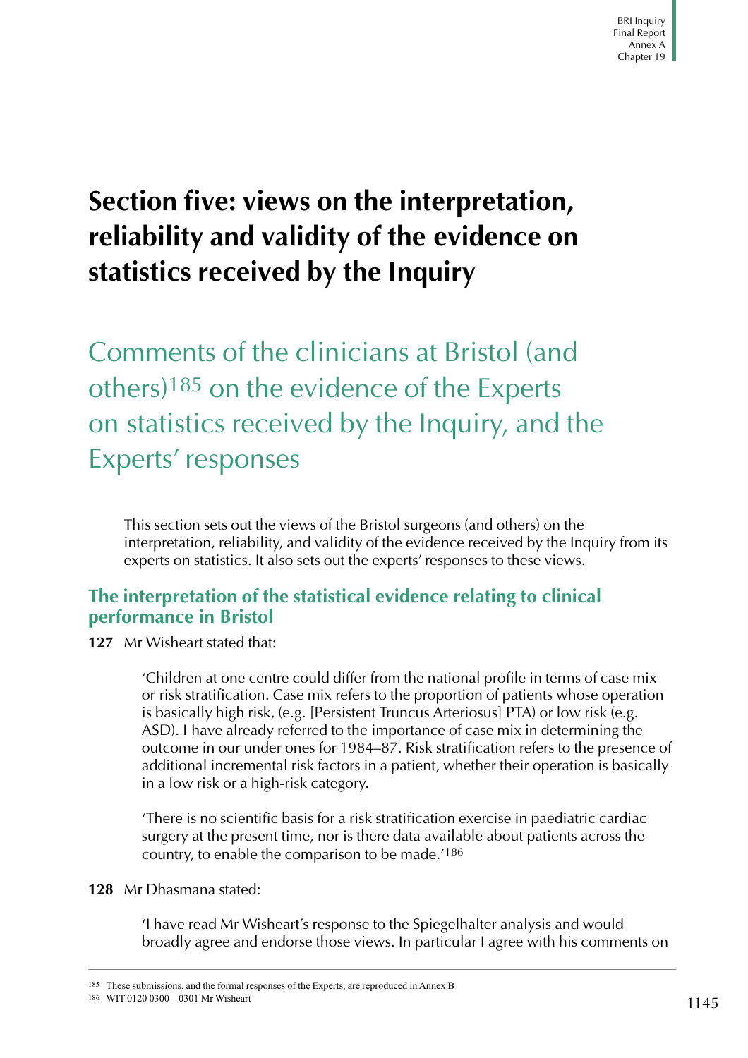# Section five: views on the interpretation, reliability and validity of the evidence on statistics received by the Inquiry

## Comments of the clinicians at Bristol (and others)[185] on the evidence of the Experts on statistics received by the Inquiry, and the Experts' responses

This section sets out the views of the Bristol surgeons (and others) on the interpretation, reliability, and validity of the evidence received by the Inquiry from its experts on statistics. It also sets out the experts' responses to these views.

### The interpretation of the statistical evidence relating to clinical performance in Bristol

**127** Mr Wisheart stated that:

> 'Children at one centre could differ from the national profile in terms of case mix or risk stratification. Case mix refers to the proportion of patients whose operation is basically high risk, (e.g. [Persistent Truncus Arteriosus] PTA) or low risk (e.g. ASD). I have already referred to the importance of case mix in determining the outcome in our under ones for 1984–87. Risk stratification refers to the presence of additional incremental risk factors in a patient, whether their operation is basically in a low risk or a high-risk category.
>
> 'There is no scientific basis for a risk stratification exercise in paediatric cardiac surgery at the present time, nor is there data available about patients across the country, to enable the comparison to be made.'[186]

**128** Mr Dhasmana stated:

> 'I have read Mr Wisheart's response to the Spiegelhalter analysis and would broadly agree and endorse those views. In particular I agree with his comments on

---

[185] These submissions, and the formal responses of the Experts, are reproduced in Annex B

[186] WIT 0120 0300 – 0301 Mr Wisheart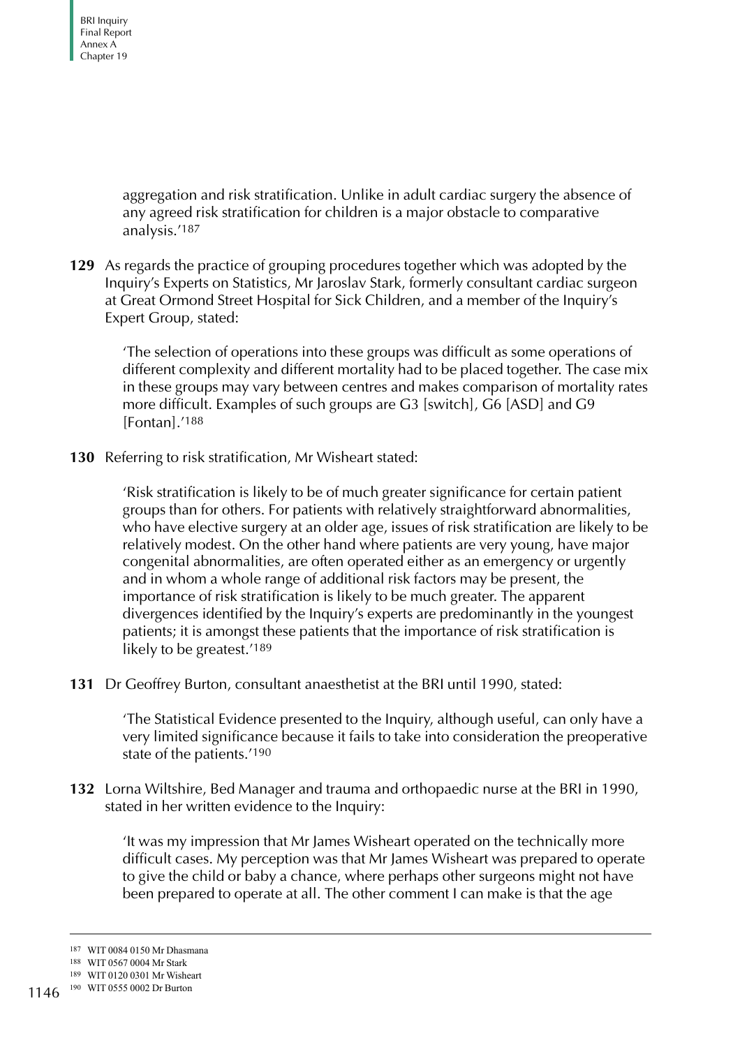aggregation and risk stratification. Unlike in adult cardiac surgery the absence of any agreed risk stratification for children is a major obstacle to comparative analysis.'[187]

**129** As regards the practice of grouping procedures together which was adopted by the Inquiry's Experts on Statistics, Mr Jaroslav Stark, formerly consultant cardiac surgeon at Great Ormond Street Hospital for Sick Children, and a member of the Inquiry's Expert Group, stated:

> 'The selection of operations into these groups was difficult as some operations of different complexity and different mortality had to be placed together. The case mix in these groups may vary between centres and makes comparison of mortality rates more difficult. Examples of such groups are G3 [switch], G6 [ASD] and G9 [Fontan].'[188]

**130** Referring to risk stratification, Mr Wisheart stated:

> 'Risk stratification is likely to be of much greater significance for certain patient groups than for others. For patients with relatively straightforward abnormalities, who have elective surgery at an older age, issues of risk stratification are likely to be relatively modest. On the other hand where patients are very young, have major congenital abnormalities, are often operated either as an emergency or urgently and in whom a whole range of additional risk factors may be present, the importance of risk stratification is likely to be much greater. The apparent divergences identified by the Inquiry's experts are predominantly in the youngest patients; it is amongst these patients that the importance of risk stratification is likely to be greatest.'[189]

**131** Dr Geoffrey Burton, consultant anaesthetist at the BRI until 1990, stated:

> 'The Statistical Evidence presented to the Inquiry, although useful, can only have a very limited significance because it fails to take into consideration the preoperative state of the patients.'[190]

**132** Lorna Wiltshire, Bed Manager and trauma and orthopaedic nurse at the BRI in 1990, stated in her written evidence to the Inquiry:

> 'It was my impression that Mr James Wisheart operated on the technically more difficult cases. My perception was that Mr James Wisheart was prepared to operate to give the child or baby a chance, where perhaps other surgeons might not have been prepared to operate at all. The other comment I can make is that the age

---

187 WIT 0084 0150 Mr Dhasmana

188 WIT 0567 0004 Mr Stark

189 WIT 0120 0301 Mr Wisheart

190 WIT 0555 0002 Dr Burton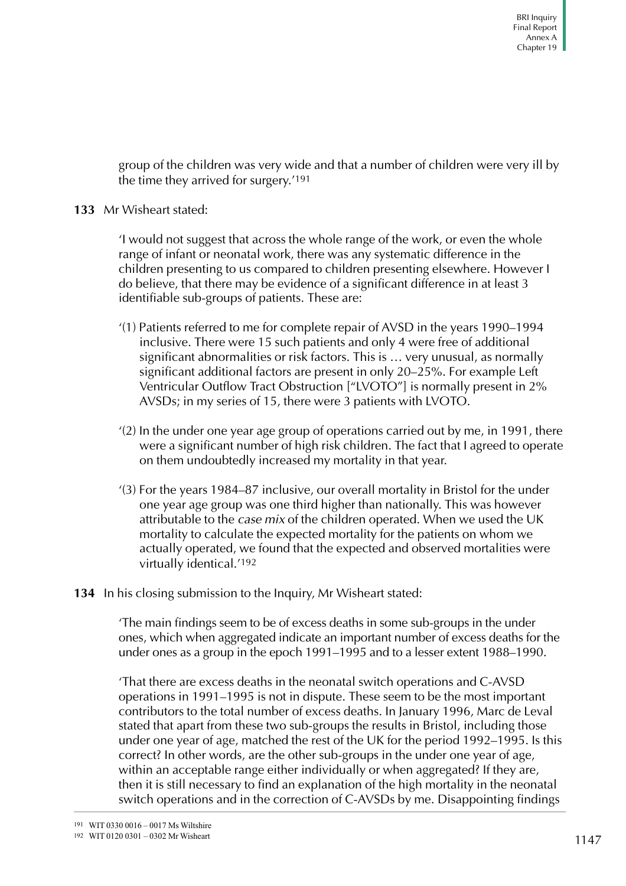group of the children was very wide and that a number of children were very ill by the time they arrived for surgery.'[191]

**133** Mr Wisheart stated:

> 'I would not suggest that across the whole range of the work, or even the whole range of infant or neonatal work, there was any systematic difference in the children presenting to us compared to children presenting elsewhere. However I do believe, that there may be evidence of a significant difference in at least 3 identifiable sub-groups of patients. These are:
>
> '(1) Patients referred to me for complete repair of AVSD in the years 1990–1994 inclusive. There were 15 such patients and only 4 were free of additional significant abnormalities or risk factors. This is … very unusual, as normally significant additional factors are present in only 20–25%. For example Left Ventricular Outflow Tract Obstruction ["LVOTO"] is normally present in 2% AVSDs; in my series of 15, there were 3 patients with LVOTO.
>
> '(2) In the under one year age group of operations carried out by me, in 1991, there were a significant number of high risk children. The fact that I agreed to operate on them undoubtedly increased my mortality in that year.
>
> '(3) For the years 1984–87 inclusive, our overall mortality in Bristol for the under one year age group was one third higher than nationally. This was however attributable to the *case mix* of the children operated. When we used the UK mortality to calculate the expected mortality for the patients on whom we actually operated, we found that the expected and observed mortalities were virtually identical.'[192]

**134** In his closing submission to the Inquiry, Mr Wisheart stated:

> 'The main findings seem to be of excess deaths in some sub-groups in the under ones, which when aggregated indicate an important number of excess deaths for the under ones as a group in the epoch 1991–1995 and to a lesser extent 1988–1990.
>
> 'That there are excess deaths in the neonatal switch operations and C-AVSD operations in 1991–1995 is not in dispute. These seem to be the most important contributors to the total number of excess deaths. In January 1996, Marc de Leval stated that apart from these two sub-groups the results in Bristol, including those under one year of age, matched the rest of the UK for the period 1992–1995. Is this correct? In other words, are the other sub-groups in the under one year of age, within an acceptable range either individually or when aggregated? If they are, then it is still necessary to find an explanation of the high mortality in the neonatal switch operations and in the correction of C-AVSDs by me. Disappointing findings

---

191 WIT 0330 0016 – 0017 Ms Wiltshire

192 WIT 0120 0301 – 0302 Mr Wisheart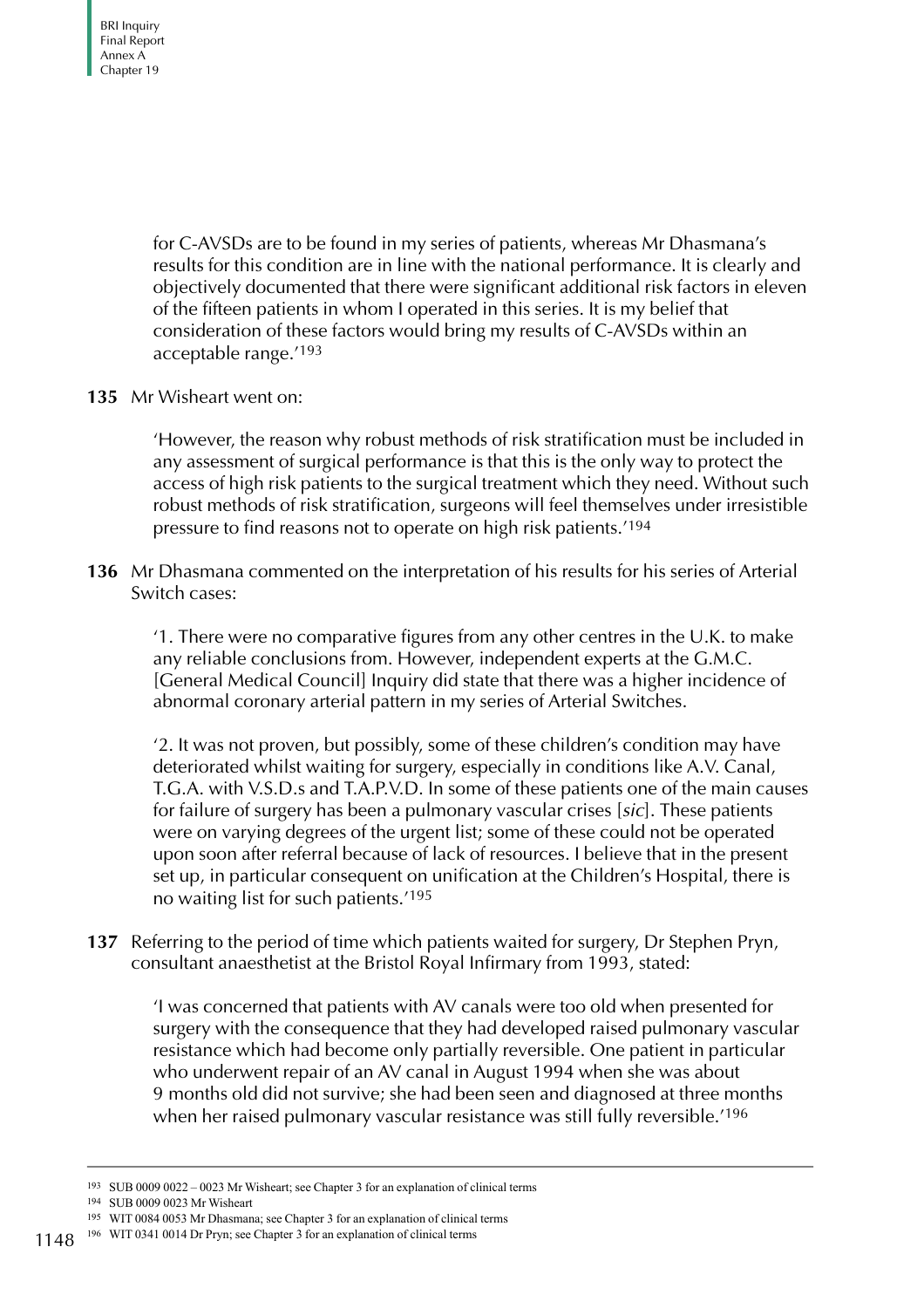for C-AVSDs are to be found in my series of patients, whereas Mr Dhasmana's results for this condition are in line with the national performance. It is clearly and objectively documented that there were significant additional risk factors in eleven of the fifteen patients in whom I operated in this series. It is my belief that consideration of these factors would bring my results of C-AVSDs within an acceptable range.'[193]

**135** Mr Wisheart went on:

> 'However, the reason why robust methods of risk stratification must be included in any assessment of surgical performance is that this is the only way to protect the access of high risk patients to the surgical treatment which they need. Without such robust methods of risk stratification, surgeons will feel themselves under irresistible pressure to find reasons not to operate on high risk patients.'[194]

**136** Mr Dhasmana commented on the interpretation of his results for his series of Arterial Switch cases:

> '1. There were no comparative figures from any other centres in the U.K. to make any reliable conclusions from. However, independent experts at the G.M.C. [General Medical Council] Inquiry did state that there was a higher incidence of abnormal coronary arterial pattern in my series of Arterial Switches.
>
> '2. It was not proven, but possibly, some of these children's condition may have deteriorated whilst waiting for surgery, especially in conditions like A.V. Canal, T.G.A. with V.S.D.s and T.A.P.V.D. In some of these patients one of the main causes for failure of surgery has been a pulmonary vascular crises [*sic*]. These patients were on varying degrees of the urgent list; some of these could not be operated upon soon after referral because of lack of resources. I believe that in the present set up, in particular consequent on unification at the Children's Hospital, there is no waiting list for such patients.'[195]

**137** Referring to the period of time which patients waited for surgery, Dr Stephen Pryn, consultant anaesthetist at the Bristol Royal Infirmary from 1993, stated:

> 'I was concerned that patients with AV canals were too old when presented for surgery with the consequence that they had developed raised pulmonary vascular resistance which had become only partially reversible. One patient in particular who underwent repair of an AV canal in August 1994 when she was about 9 months old did not survive; she had been seen and diagnosed at three months when her raised pulmonary vascular resistance was still fully reversible.'[196]

---

193 SUB 0009 0022 – 0023 Mr Wisheart; see Chapter 3 for an explanation of clinical terms

194 SUB 0009 0023 Mr Wisheart

195 WIT 0084 0053 Mr Dhasmana; see Chapter 3 for an explanation of clinical terms

196 WIT 0341 0014 Dr Pryn; see Chapter 3 for an explanation of clinical terms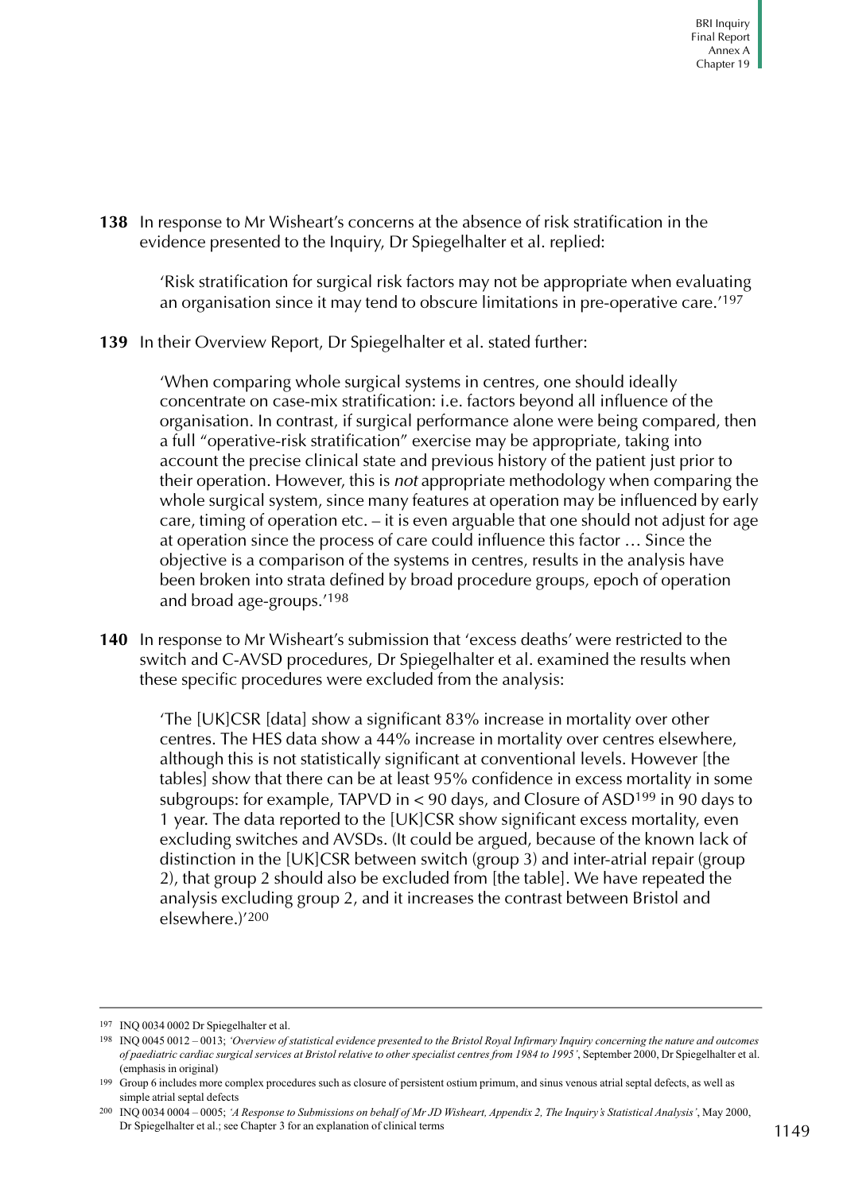**138** In response to Mr Wisheart's concerns at the absence of risk stratification in the evidence presented to the Inquiry, Dr Spiegelhalter et al. replied:

> 'Risk stratification for surgical risk factors may not be appropriate when evaluating an organisation since it may tend to obscure limitations in pre-operative care.'[197]

**139** In their Overview Report, Dr Spiegelhalter et al. stated further:

> 'When comparing whole surgical systems in centres, one should ideally concentrate on case-mix stratification: i.e. factors beyond all influence of the organisation. In contrast, if surgical performance alone were being compared, then a full "operative-risk stratification" exercise may be appropriate, taking into account the precise clinical state and previous history of the patient just prior to their operation. However, this is *not* appropriate methodology when comparing the whole surgical system, since many features at operation may be influenced by early care, timing of operation etc. – it is even arguable that one should not adjust for age at operation since the process of care could influence this factor … Since the objective is a comparison of the systems in centres, results in the analysis have been broken into strata defined by broad procedure groups, epoch of operation and broad age-groups.'[198]

**140** In response to Mr Wisheart's submission that 'excess deaths' were restricted to the switch and C-AVSD procedures, Dr Spiegelhalter et al. examined the results when these specific procedures were excluded from the analysis:

> 'The [UK]CSR [data] show a significant 83% increase in mortality over other centres. The HES data show a 44% increase in mortality over centres elsewhere, although this is not statistically significant at conventional levels. However [the tables] show that there can be at least 95% confidence in excess mortality in some subgroups: for example, TAPVD in < 90 days, and Closure of ASD[199] in 90 days to 1 year. The data reported to the [UK]CSR show significant excess mortality, even excluding switches and AVSDs. (It could be argued, because of the known lack of distinction in the [UK]CSR between switch (group 3) and inter-atrial repair (group 2), that group 2 should also be excluded from [the table]. We have repeated the analysis excluding group 2, and it increases the contrast between Bristol and elsewhere.)'[200]

---

[197] INQ 0034 0002 Dr Spiegelhalter et al.

[198] INQ 0045 0012 – 0013; *'Overview of statistical evidence presented to the Bristol Royal Infirmary Inquiry concerning the nature and outcomes of paediatric cardiac surgical services at Bristol relative to other specialist centres from 1984 to 1995'*, September 2000, Dr Spiegelhalter et al. (emphasis in original)

[199] Group 6 includes more complex procedures such as closure of persistent ostium primum, and sinus venous atrial septal defects, as well as simple atrial septal defects

[200] INQ 0034 0004 – 0005; *'A Response to Submissions on behalf of Mr JD Wisheart, Appendix 2, The Inquiry's Statistical Analysis'*, May 2000, Dr Spiegelhalter et al.; see Chapter 3 for an explanation of clinical terms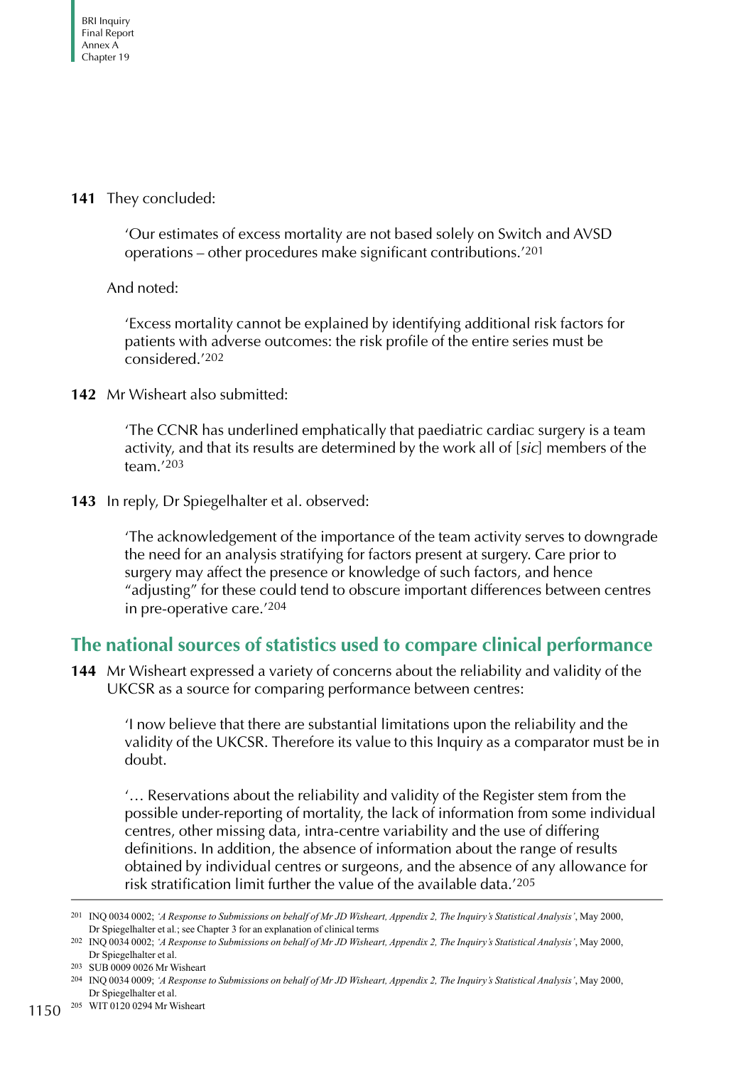**141** They concluded:

> 'Our estimates of excess mortality are not based solely on Switch and AVSD operations – other procedures make significant contributions.'[201]

And noted:

> 'Excess mortality cannot be explained by identifying additional risk factors for patients with adverse outcomes: the risk profile of the entire series must be considered.'[202]

**142** Mr Wisheart also submitted:

> 'The CCNR has underlined emphatically that paediatric cardiac surgery is a team activity, and that its results are determined by the work all of [*sic*] members of the team.'[203]

**143** In reply, Dr Spiegelhalter et al. observed:

> 'The acknowledgement of the importance of the team activity serves to downgrade the need for an analysis stratifying for factors present at surgery. Care prior to surgery may affect the presence or knowledge of such factors, and hence "adjusting" for these could tend to obscure important differences between centres in pre-operative care.'[204]

## The national sources of statistics used to compare clinical performance

**144** Mr Wisheart expressed a variety of concerns about the reliability and validity of the UKCSR as a source for comparing performance between centres:

> 'I now believe that there are substantial limitations upon the reliability and the validity of the UKCSR. Therefore its value to this Inquiry as a comparator must be in doubt.
>
> '... Reservations about the reliability and validity of the Register stem from the possible under-reporting of mortality, the lack of information from some individual centres, other missing data, intra-centre variability and the use of differing definitions. In addition, the absence of information about the range of results obtained by individual centres or surgeons, and the absence of any allowance for risk stratification limit further the value of the available data.'[205]

---

201 INQ 0034 0002; *'A Response to Submissions on behalf of Mr JD Wisheart, Appendix 2, The Inquiry's Statistical Analysis'*, May 2000, Dr Spiegelhalter et al.; see Chapter 3 for an explanation of clinical terms

202 INQ 0034 0002; *'A Response to Submissions on behalf of Mr JD Wisheart, Appendix 2, The Inquiry's Statistical Analysis'*, May 2000, Dr Spiegelhalter et al.

203 SUB 0009 0026 Mr Wisheart

204 INQ 0034 0009; *'A Response to Submissions on behalf of Mr JD Wisheart, Appendix 2, The Inquiry's Statistical Analysis'*, May 2000, Dr Spiegelhalter et al.

205 WIT 0120 0294 Mr Wisheart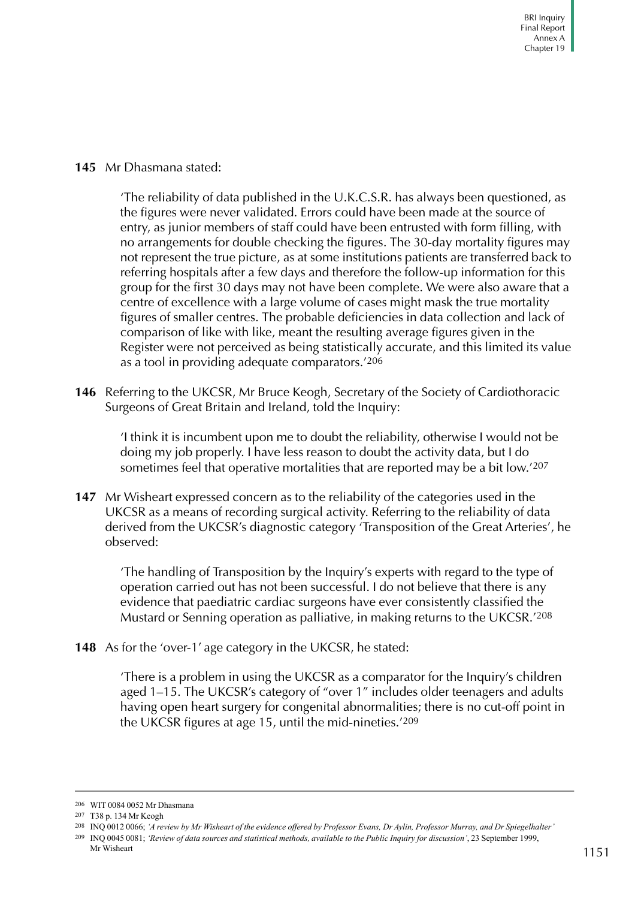**145** Mr Dhasmana stated:

> 'The reliability of data published in the U.K.C.S.R. has always been questioned, as the figures were never validated. Errors could have been made at the source of entry, as junior members of staff could have been entrusted with form filling, with no arrangements for double checking the figures. The 30-day mortality figures may not represent the true picture, as at some institutions patients are transferred back to referring hospitals after a few days and therefore the follow-up information for this group for the first 30 days may not have been complete. We were also aware that a centre of excellence with a large volume of cases might mask the true mortality figures of smaller centres. The probable deficiencies in data collection and lack of comparison of like with like, meant the resulting average figures given in the Register were not perceived as being statistically accurate, and this limited its value as a tool in providing adequate comparators.'[206]

**146** Referring to the UKCSR, Mr Bruce Keogh, Secretary of the Society of Cardiothoracic Surgeons of Great Britain and Ireland, told the Inquiry:

> 'I think it is incumbent upon me to doubt the reliability, otherwise I would not be doing my job properly. I have less reason to doubt the activity data, but I do sometimes feel that operative mortalities that are reported may be a bit low.'[207]

**147** Mr Wisheart expressed concern as to the reliability of the categories used in the UKCSR as a means of recording surgical activity. Referring to the reliability of data derived from the UKCSR's diagnostic category 'Transposition of the Great Arteries', he observed:

> 'The handling of Transposition by the Inquiry's experts with regard to the type of operation carried out has not been successful. I do not believe that there is any evidence that paediatric cardiac surgeons have ever consistently classified the Mustard or Senning operation as palliative, in making returns to the UKCSR.'[208]

**148** As for the 'over-1' age category in the UKCSR, he stated:

> 'There is a problem in using the UKCSR as a comparator for the Inquiry's children aged 1–15. The UKCSR's category of "over 1" includes older teenagers and adults having open heart surgery for congenital abnormalities; there is no cut-off point in the UKCSR figures at age 15, until the mid-nineties.'[209]

---

[206] WIT 0084 0052 Mr Dhasmana

[207] T38 p. 134 Mr Keogh

[208] INQ 0012 0066; *'A review by Mr Wisheart of the evidence offered by Professor Evans, Dr Aylin, Professor Murray, and Dr Spiegelhalter'*

[209] INQ 0045 0081; *'Review of data sources and statistical methods, available to the Public Inquiry for discussion'*, 23 September 1999, Mr Wisheart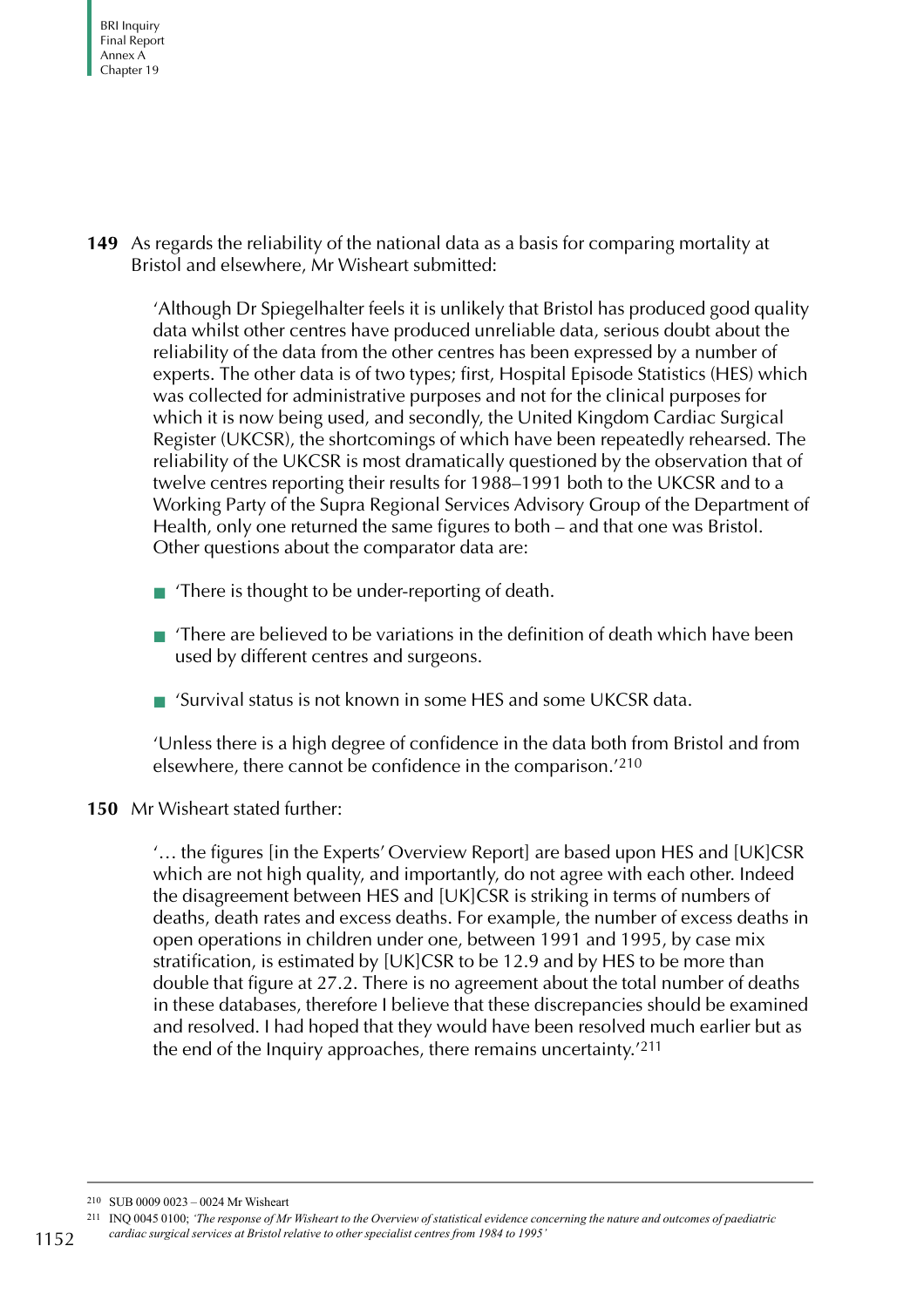**149** As regards the reliability of the national data as a basis for comparing mortality at Bristol and elsewhere, Mr Wisheart submitted:

> 'Although Dr Spiegelhalter feels it is unlikely that Bristol has produced good quality data whilst other centres have produced unreliable data, serious doubt about the reliability of the data from the other centres has been expressed by a number of experts. The other data is of two types; first, Hospital Episode Statistics (HES) which was collected for administrative purposes and not for the clinical purposes for which it is now being used, and secondly, the United Kingdom Cardiac Surgical Register (UKCSR), the shortcomings of which have been repeatedly rehearsed. The reliability of the UKCSR is most dramatically questioned by the observation that of twelve centres reporting their results for 1988–1991 both to the UKCSR and to a Working Party of the Supra Regional Services Advisory Group of the Department of Health, only one returned the same figures to both – and that one was Bristol. Other questions about the comparator data are:
>
> - 'There is thought to be under-reporting of death.
> - 'There are believed to be variations in the definition of death which have been used by different centres and surgeons.
> - 'Survival status is not known in some HES and some UKCSR data.
>
> 'Unless there is a high degree of confidence in the data both from Bristol and from elsewhere, there cannot be confidence in the comparison.'[210]

**150** Mr Wisheart stated further:

> '… the figures [in the Experts' Overview Report] are based upon HES and [UK]CSR which are not high quality, and importantly, do not agree with each other. Indeed the disagreement between HES and [UK]CSR is striking in terms of numbers of deaths, death rates and excess deaths. For example, the number of excess deaths in open operations in children under one, between 1991 and 1995, by case mix stratification, is estimated by [UK]CSR to be 12.9 and by HES to be more than double that figure at 27.2. There is no agreement about the total number of deaths in these databases, therefore I believe that these discrepancies should be examined and resolved. I had hoped that they would have been resolved much earlier but as the end of the Inquiry approaches, there remains uncertainty.'[211]

---

[210] SUB 0009 0023 – 0024 Mr Wisheart

[211] INQ 0045 0100; *'The response of Mr Wisheart to the Overview of statistical evidence concerning the nature and outcomes of paediatric cardiac surgical services at Bristol relative to other specialist centres from 1984 to 1995'*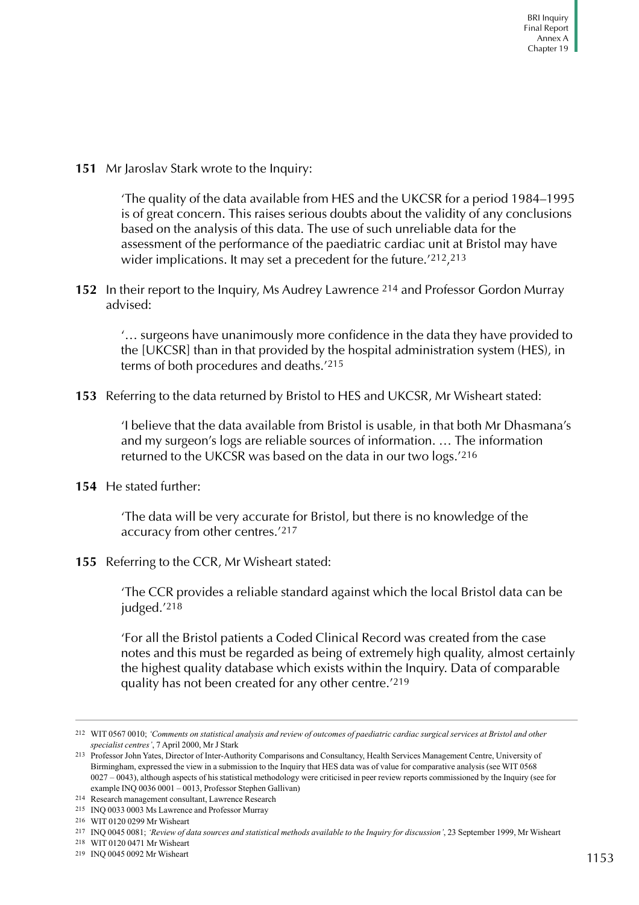**151** Mr Jaroslav Stark wrote to the Inquiry:

> 'The quality of the data available from HES and the UKCSR for a period 1984–1995 is of great concern. This raises serious doubts about the validity of any conclusions based on the analysis of this data. The use of such unreliable data for the assessment of the performance of the paediatric cardiac unit at Bristol may have wider implications. It may set a precedent for the future.'[212],[213]

**152** In their report to the Inquiry, Ms Audrey Lawrence [214] and Professor Gordon Murray advised:

> '… surgeons have unanimously more confidence in the data they have provided to the [UKCSR] than in that provided by the hospital administration system (HES), in terms of both procedures and deaths.'[215]

**153** Referring to the data returned by Bristol to HES and UKCSR, Mr Wisheart stated:

> 'I believe that the data available from Bristol is usable, in that both Mr Dhasmana's and my surgeon's logs are reliable sources of information. … The information returned to the UKCSR was based on the data in our two logs.'[216]

**154** He stated further:

> 'The data will be very accurate for Bristol, but there is no knowledge of the accuracy from other centres.'[217]

**155** Referring to the CCR, Mr Wisheart stated:

> 'The CCR provides a reliable standard against which the local Bristol data can be judged.'[218]
>
> 'For all the Bristol patients a Coded Clinical Record was created from the case notes and this must be regarded as being of extremely high quality, almost certainly the highest quality database which exists within the Inquiry. Data of comparable quality has not been created for any other centre.'[219]

---

212 WIT 0567 0010; *'Comments on statistical analysis and review of outcomes of paediatric cardiac surgical services at Bristol and other specialist centres'*, 7 April 2000, Mr J Stark

213 Professor John Yates, Director of Inter-Authority Comparisons and Consultancy, Health Services Management Centre, University of Birmingham, expressed the view in a submission to the Inquiry that HES data was of value for comparative analysis (see WIT 0568 0027 – 0043), although aspects of his statistical methodology were criticised in peer review reports commissioned by the Inquiry (see for example INQ 0036 0001 – 0013, Professor Stephen Gallivan)

214 Research management consultant, Lawrence Research

215 INQ 0033 0003 Ms Lawrence and Professor Murray

216 WIT 0120 0299 Mr Wisheart

217 INQ 0045 0081; *'Review of data sources and statistical methods available to the Inquiry for discussion'*, 23 September 1999, Mr Wisheart

218 WIT 0120 0471 Mr Wisheart

219 INQ 0045 0092 Mr Wisheart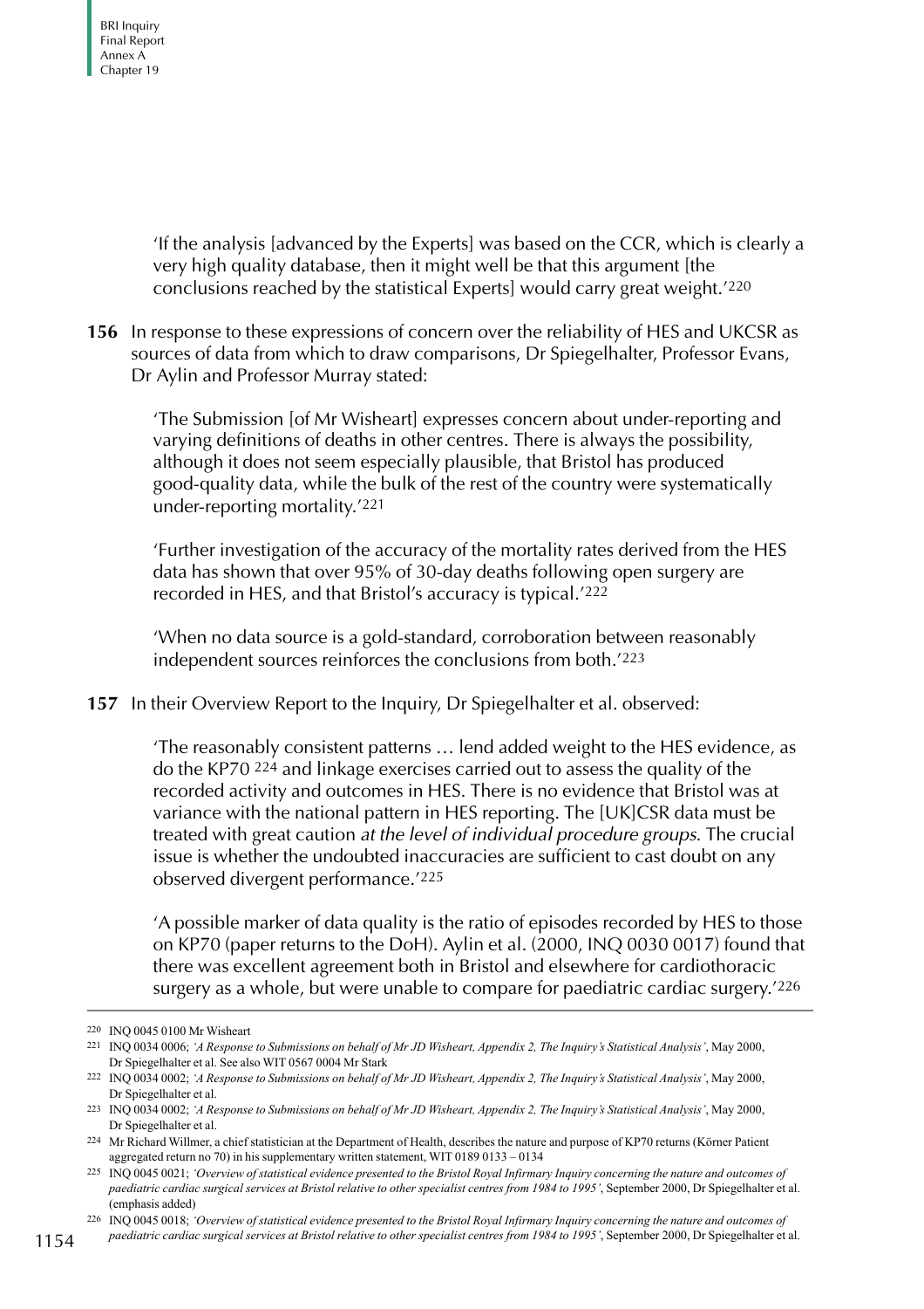'If the analysis [advanced by the Experts] was based on the CCR, which is clearly a very high quality database, then it might well be that this argument [the conclusions reached by the statistical Experts] would carry great weight.'[220]

**156** In response to these expressions of concern over the reliability of HES and UKCSR as sources of data from which to draw comparisons, Dr Spiegelhalter, Professor Evans, Dr Aylin and Professor Murray stated:

> 'The Submission [of Mr Wisheart] expresses concern about under-reporting and varying definitions of deaths in other centres. There is always the possibility, although it does not seem especially plausible, that Bristol has produced good-quality data, while the bulk of the rest of the country were systematically under-reporting mortality.'[221]

> 'Further investigation of the accuracy of the mortality rates derived from the HES data has shown that over 95% of 30-day deaths following open surgery are recorded in HES, and that Bristol's accuracy is typical.'[222]

> 'When no data source is a gold-standard, corroboration between reasonably independent sources reinforces the conclusions from both.'[223]

**157** In their Overview Report to the Inquiry, Dr Spiegelhalter et al. observed:

> 'The reasonably consistent patterns … lend added weight to the HES evidence, as do the KP70 [224] and linkage exercises carried out to assess the quality of the recorded activity and outcomes in HES. There is no evidence that Bristol was at variance with the national pattern in HES reporting. The [UK]CSR data must be treated with great caution *at the level of individual procedure groups*. The crucial issue is whether the undoubted inaccuracies are sufficient to cast doubt on any observed divergent performance.'[225]

> 'A possible marker of data quality is the ratio of episodes recorded by HES to those on KP70 (paper returns to the DoH). Aylin et al. (2000, INQ 0030 0017) found that there was excellent agreement both in Bristol and elsewhere for cardiothoracic surgery as a whole, but were unable to compare for paediatric cardiac surgery.'[226]

---

220 INQ 0045 0100 Mr Wisheart

221 INQ 0034 0006; *'A Response to Submissions on behalf of Mr JD Wisheart, Appendix 2, The Inquiry's Statistical Analysis'*, May 2000, Dr Spiegelhalter et al. See also WIT 0567 0004 Mr Stark

222 INQ 0034 0002; *'A Response to Submissions on behalf of Mr JD Wisheart, Appendix 2, The Inquiry's Statistical Analysis'*, May 2000, Dr Spiegelhalter et al.

223 INQ 0034 0002; *'A Response to Submissions on behalf of Mr JD Wisheart, Appendix 2, The Inquiry's Statistical Analysis'*, May 2000, Dr Spiegelhalter et al.

224 Mr Richard Willmer, a chief statistician at the Department of Health, describes the nature and purpose of KP70 returns (Körner Patient aggregated return no 70) in his supplementary written statement, WIT 0189 0133 – 0134

225 INQ 0045 0021; *'Overview of statistical evidence presented to the Bristol Royal Infirmary Inquiry concerning the nature and outcomes of paediatric cardiac surgical services at Bristol relative to other specialist centres from 1984 to 1995'*, September 2000, Dr Spiegelhalter et al. (emphasis added)

226 INQ 0045 0018; *'Overview of statistical evidence presented to the Bristol Royal Infirmary Inquiry concerning the nature and outcomes of paediatric cardiac surgical services at Bristol relative to other specialist centres from 1984 to 1995'*, September 2000, Dr Spiegelhalter et al.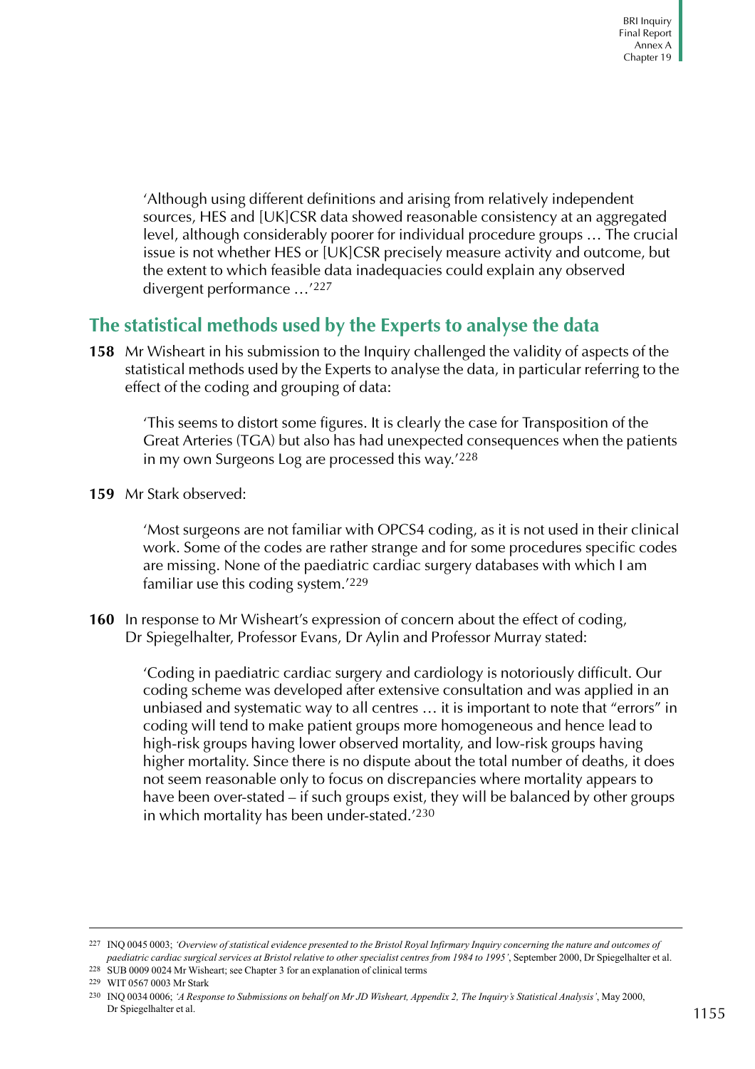'Although using different definitions and arising from relatively independent sources, HES and [UK]CSR data showed reasonable consistency at an aggregated level, although considerably poorer for individual procedure groups … The crucial issue is not whether HES or [UK]CSR precisely measure activity and outcome, but the extent to which feasible data inadequacies could explain any observed divergent performance …'[227]

## The statistical methods used by the Experts to analyse the data

**158** Mr Wisheart in his submission to the Inquiry challenged the validity of aspects of the statistical methods used by the Experts to analyse the data, in particular referring to the effect of the coding and grouping of data:

> 'This seems to distort some figures. It is clearly the case for Transposition of the Great Arteries (TGA) but also has had unexpected consequences when the patients in my own Surgeons Log are processed this way.'[228]

**159** Mr Stark observed:

> 'Most surgeons are not familiar with OPCS4 coding, as it is not used in their clinical work. Some of the codes are rather strange and for some procedures specific codes are missing. None of the paediatric cardiac surgery databases with which I am familiar use this coding system.'[229]

**160** In response to Mr Wisheart's expression of concern about the effect of coding, Dr Spiegelhalter, Professor Evans, Dr Aylin and Professor Murray stated:

> 'Coding in paediatric cardiac surgery and cardiology is notoriously difficult. Our coding scheme was developed after extensive consultation and was applied in an unbiased and systematic way to all centres … it is important to note that "errors" in coding will tend to make patient groups more homogeneous and hence lead to high-risk groups having lower observed mortality, and low-risk groups having higher mortality. Since there is no dispute about the total number of deaths, it does not seem reasonable only to focus on discrepancies where mortality appears to have been over-stated – if such groups exist, they will be balanced by other groups in which mortality has been under-stated.'[230]

---

227 INQ 0045 0003; *'Overview of statistical evidence presented to the Bristol Royal Infirmary Inquiry concerning the nature and outcomes of paediatric cardiac surgical services at Bristol relative to other specialist centres from 1984 to 1995'*, September 2000, Dr Spiegelhalter et al.

228 SUB 0009 0024 Mr Wisheart; see Chapter 3 for an explanation of clinical terms

229 WIT 0567 0003 Mr Stark

230 INQ 0034 0006; *'A Response to Submissions on behalf on Mr JD Wisheart, Appendix 2, The Inquiry's Statistical Analysis'*, May 2000, Dr Spiegelhalter et al.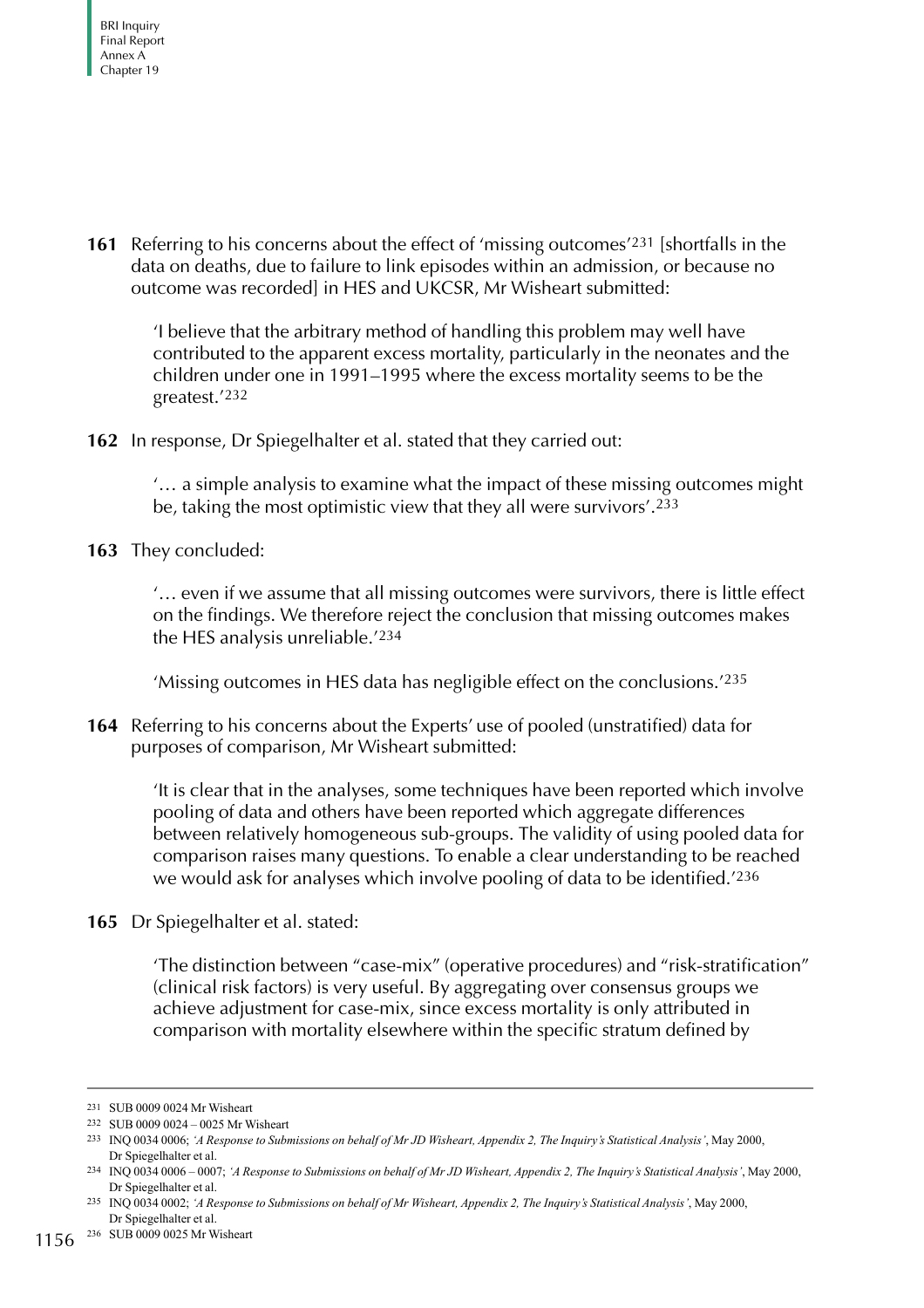**161** Referring to his concerns about the effect of 'missing outcomes'[231] [shortfalls in the data on deaths, due to failure to link episodes within an admission, or because no outcome was recorded] in HES and UKCSR, Mr Wisheart submitted:

> 'I believe that the arbitrary method of handling this problem may well have contributed to the apparent excess mortality, particularly in the neonates and the children under one in 1991–1995 where the excess mortality seems to be the greatest.'[232]

**162** In response, Dr Spiegelhalter et al. stated that they carried out:

> '… a simple analysis to examine what the impact of these missing outcomes might be, taking the most optimistic view that they all were survivors'.[233]

**163** They concluded:

> '… even if we assume that all missing outcomes were survivors, there is little effect on the findings. We therefore reject the conclusion that missing outcomes makes the HES analysis unreliable.'[234]
>
> 'Missing outcomes in HES data has negligible effect on the conclusions.'[235]

**164** Referring to his concerns about the Experts' use of pooled (unstratified) data for purposes of comparison, Mr Wisheart submitted:

> 'It is clear that in the analyses, some techniques have been reported which involve pooling of data and others have been reported which aggregate differences between relatively homogeneous sub-groups. The validity of using pooled data for comparison raises many questions. To enable a clear understanding to be reached we would ask for analyses which involve pooling of data to be identified.'[236]

**165** Dr Spiegelhalter et al. stated:

> 'The distinction between "case-mix" (operative procedures) and "risk-stratification" (clinical risk factors) is very useful. By aggregating over consensus groups we achieve adjustment for case-mix, since excess mortality is only attributed in comparison with mortality elsewhere within the specific stratum defined by

---

231 SUB 0009 0024 Mr Wisheart

232 SUB 0009 0024 – 0025 Mr Wisheart

233 INQ 0034 0006; *'A Response to Submissions on behalf of Mr JD Wisheart, Appendix 2, The Inquiry's Statistical Analysis'*, May 2000, Dr Spiegelhalter et al.

234 INQ 0034 0006 – 0007; *'A Response to Submissions on behalf of Mr JD Wisheart, Appendix 2, The Inquiry's Statistical Analysis'*, May 2000, Dr Spiegelhalter et al.

235 INQ 0034 0002; *'A Response to Submissions on behalf of Mr Wisheart, Appendix 2, The Inquiry's Statistical Analysis'*, May 2000, Dr Spiegelhalter et al.

236 SUB 0009 0025 Mr Wisheart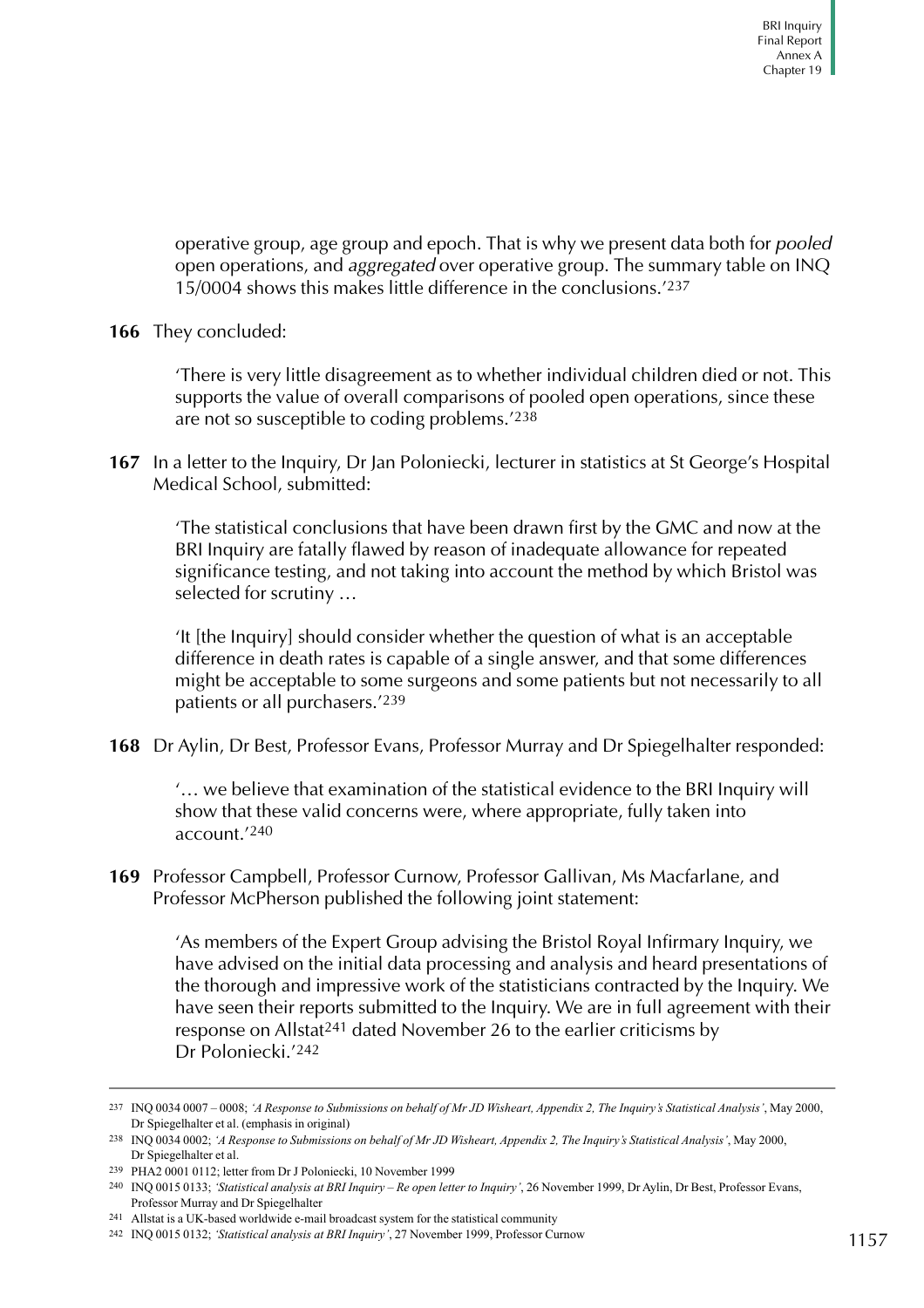operative group, age group and epoch. That is why we present data both for *pooled* open operations, and *aggregated* over operative group. The summary table on INQ 15/0004 shows this makes little difference in the conclusions.'[237]

**166** They concluded:

> 'There is very little disagreement as to whether individual children died or not. This supports the value of overall comparisons of pooled open operations, since these are not so susceptible to coding problems.'[238]

**167** In a letter to the Inquiry, Dr Jan Poloniecki, lecturer in statistics at St George's Hospital Medical School, submitted:

> 'The statistical conclusions that have been drawn first by the GMC and now at the BRI Inquiry are fatally flawed by reason of inadequate allowance for repeated significance testing, and not taking into account the method by which Bristol was selected for scrutiny …
>
> 'It [the Inquiry] should consider whether the question of what is an acceptable difference in death rates is capable of a single answer, and that some differences might be acceptable to some surgeons and some patients but not necessarily to all patients or all purchasers.'[239]

**168** Dr Aylin, Dr Best, Professor Evans, Professor Murray and Dr Spiegelhalter responded:

> '… we believe that examination of the statistical evidence to the BRI Inquiry will show that these valid concerns were, where appropriate, fully taken into account.'[240]

**169** Professor Campbell, Professor Curnow, Professor Gallivan, Ms Macfarlane, and Professor McPherson published the following joint statement:

> 'As members of the Expert Group advising the Bristol Royal Infirmary Inquiry, we have advised on the initial data processing and analysis and heard presentations of the thorough and impressive work of the statisticians contracted by the Inquiry. We have seen their reports submitted to the Inquiry. We are in full agreement with their response on Allstat[241] dated November 26 to the earlier criticisms by Dr Poloniecki.'[242]

---

[237] INQ 0034 0007 – 0008; *'A Response to Submissions on behalf of Mr JD Wisheart, Appendix 2, The Inquiry's Statistical Analysis'*, May 2000, Dr Spiegelhalter et al. (emphasis in original)

[238] INQ 0034 0002; *'A Response to Submissions on behalf of Mr JD Wisheart, Appendix 2, The Inquiry's Statistical Analysis'*, May 2000, Dr Spiegelhalter et al.

[239] PHA2 0001 0112; letter from Dr J Poloniecki, 10 November 1999

[240] INQ 0015 0133; *'Statistical analysis at BRI Inquiry – Re open letter to Inquiry'*, 26 November 1999, Dr Aylin, Dr Best, Professor Evans, Professor Murray and Dr Spiegelhalter

[241] Allstat is a UK-based worldwide e-mail broadcast system for the statistical community

[242] INQ 0015 0132; *'Statistical analysis at BRI Inquiry'*, 27 November 1999, Professor Curnow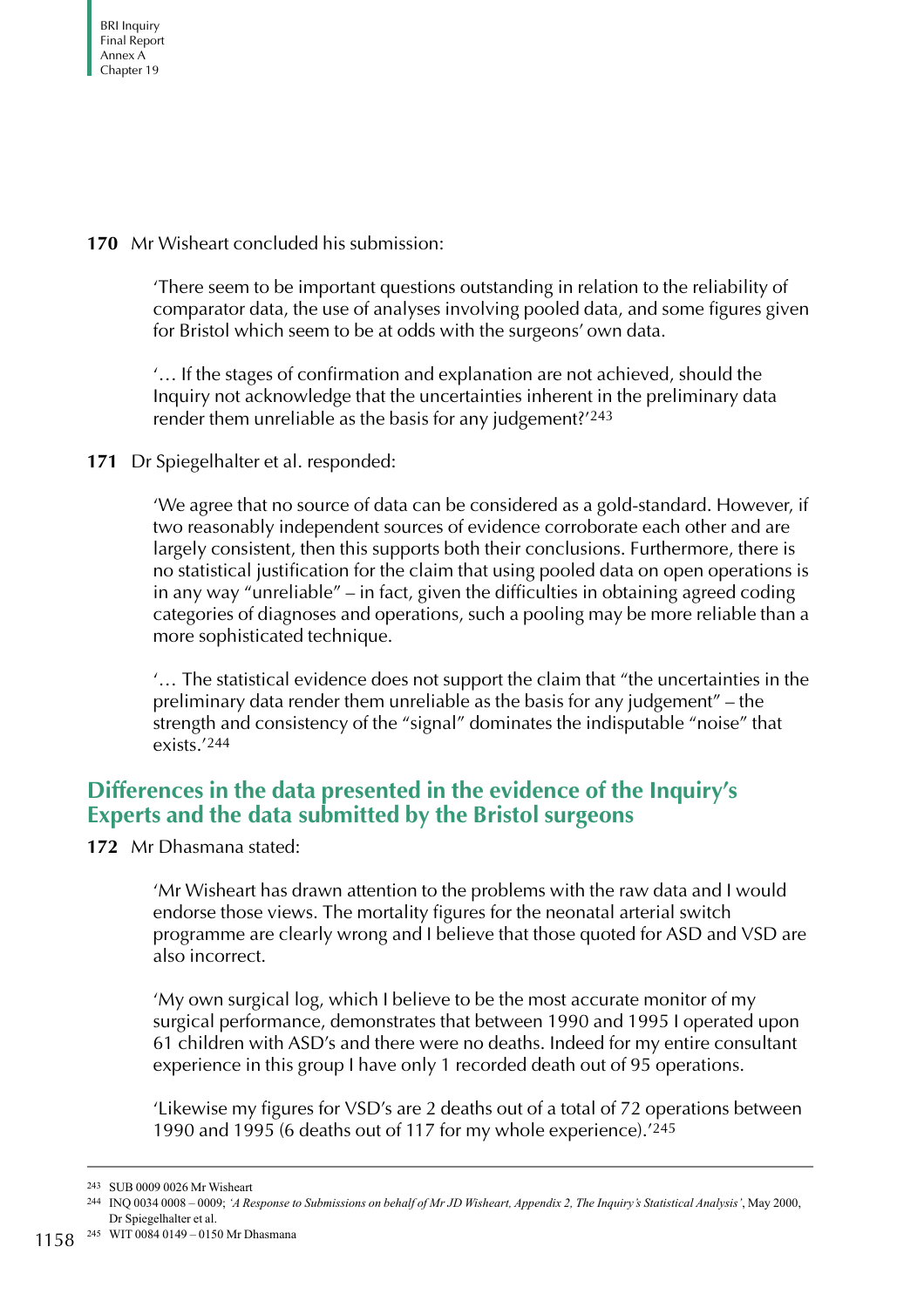**170** Mr Wisheart concluded his submission:

> 'There seem to be important questions outstanding in relation to the reliability of comparator data, the use of analyses involving pooled data, and some figures given for Bristol which seem to be at odds with the surgeons' own data.
>
> '… If the stages of confirmation and explanation are not achieved, should the Inquiry not acknowledge that the uncertainties inherent in the preliminary data render them unreliable as the basis for any judgement?'[243]

**171** Dr Spiegelhalter et al. responded:

> 'We agree that no source of data can be considered as a gold-standard. However, if two reasonably independent sources of evidence corroborate each other and are largely consistent, then this supports both their conclusions. Furthermore, there is no statistical justification for the claim that using pooled data on open operations is in any way "unreliable" – in fact, given the difficulties in obtaining agreed coding categories of diagnoses and operations, such a pooling may be more reliable than a more sophisticated technique.
>
> '… The statistical evidence does not support the claim that "the uncertainties in the preliminary data render them unreliable as the basis for any judgement" – the strength and consistency of the "signal" dominates the indisputable "noise" that exists.'[244]

## Differences in the data presented in the evidence of the Inquiry's Experts and the data submitted by the Bristol surgeons

**172** Mr Dhasmana stated:

> 'Mr Wisheart has drawn attention to the problems with the raw data and I would endorse those views. The mortality figures for the neonatal arterial switch programme are clearly wrong and I believe that those quoted for ASD and VSD are also incorrect.
>
> 'My own surgical log, which I believe to be the most accurate monitor of my surgical performance, demonstrates that between 1990 and 1995 I operated upon 61 children with ASD's and there were no deaths. Indeed for my entire consultant experience in this group I have only 1 recorded death out of 95 operations.
>
> 'Likewise my figures for VSD's are 2 deaths out of a total of 72 operations between 1990 and 1995 (6 deaths out of 117 for my whole experience).'[245]

---

[243] SUB 0009 0026 Mr Wisheart

[244] INQ 0034 0008 – 0009; *'A Response to Submissions on behalf of Mr JD Wisheart, Appendix 2, The Inquiry's Statistical Analysis'*, May 2000, Dr Spiegelhalter et al.

[245] WIT 0084 0149 – 0150 Mr Dhasmana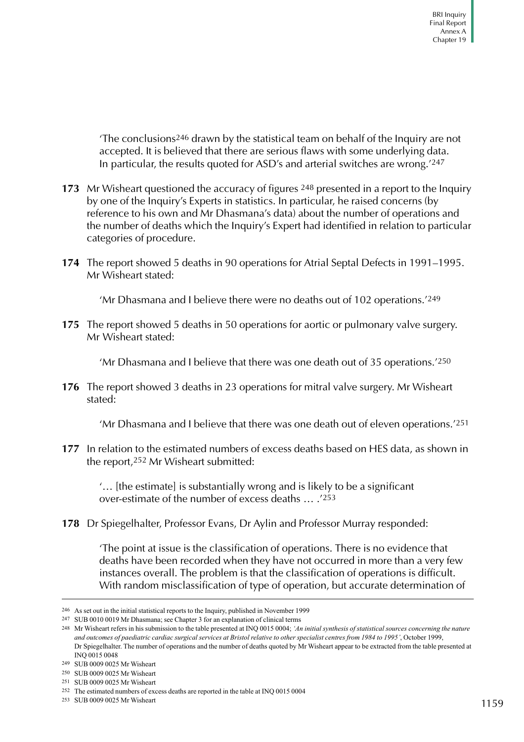> 'The conclusions[246] drawn by the statistical team on behalf of the Inquiry are not accepted. It is believed that there are serious flaws with some underlying data. In particular, the results quoted for ASD's and arterial switches are wrong.'[247]

**173** Mr Wisheart questioned the accuracy of figures [248] presented in a report to the Inquiry by one of the Inquiry's Experts in statistics. In particular, he raised concerns (by reference to his own and Mr Dhasmana's data) about the number of operations and the number of deaths which the Inquiry's Expert had identified in relation to particular categories of procedure.

**174** The report showed 5 deaths in 90 operations for Atrial Septal Defects in 1991–1995. Mr Wisheart stated:

> 'Mr Dhasmana and I believe there were no deaths out of 102 operations.'[249]

**175** The report showed 5 deaths in 50 operations for aortic or pulmonary valve surgery. Mr Wisheart stated:

> 'Mr Dhasmana and I believe that there was one death out of 35 operations.'[250]

**176** The report showed 3 deaths in 23 operations for mitral valve surgery. Mr Wisheart stated:

> 'Mr Dhasmana and I believe that there was one death out of eleven operations.'[251]

**177** In relation to the estimated numbers of excess deaths based on HES data, as shown in the report,[252] Mr Wisheart submitted:

> '… [the estimate] is substantially wrong and is likely to be a significant over-estimate of the number of excess deaths … .'[253]

**178** Dr Spiegelhalter, Professor Evans, Dr Aylin and Professor Murray responded:

> 'The point at issue is the classification of operations. There is no evidence that deaths have been recorded when they have not occurred in more than a very few instances overall. The problem is that the classification of operations is difficult. With random misclassification of type of operation, but accurate determination of

---

246 As set out in the initial statistical reports to the Inquiry, published in November 1999

247 SUB 0010 0019 Mr Dhasmana; see Chapter 3 for an explanation of clinical terms

248 Mr Wisheart refers in his submission to the table presented at INQ 0015 0004; *'An initial synthesis of statistical sources concerning the nature and outcomes of paediatric cardiac surgical services at Bristol relative to other specialist centres from 1984 to 1995'*, October 1999, Dr Spiegelhalter. The number of operations and the number of deaths quoted by Mr Wisheart appear to be extracted from the table presented at INQ 0015 0048

249 SUB 0009 0025 Mr Wisheart

250 SUB 0009 0025 Mr Wisheart

251 SUB 0009 0025 Mr Wisheart

252 The estimated numbers of excess deaths are reported in the table at INQ 0015 0004

253 SUB 0009 0025 Mr Wisheart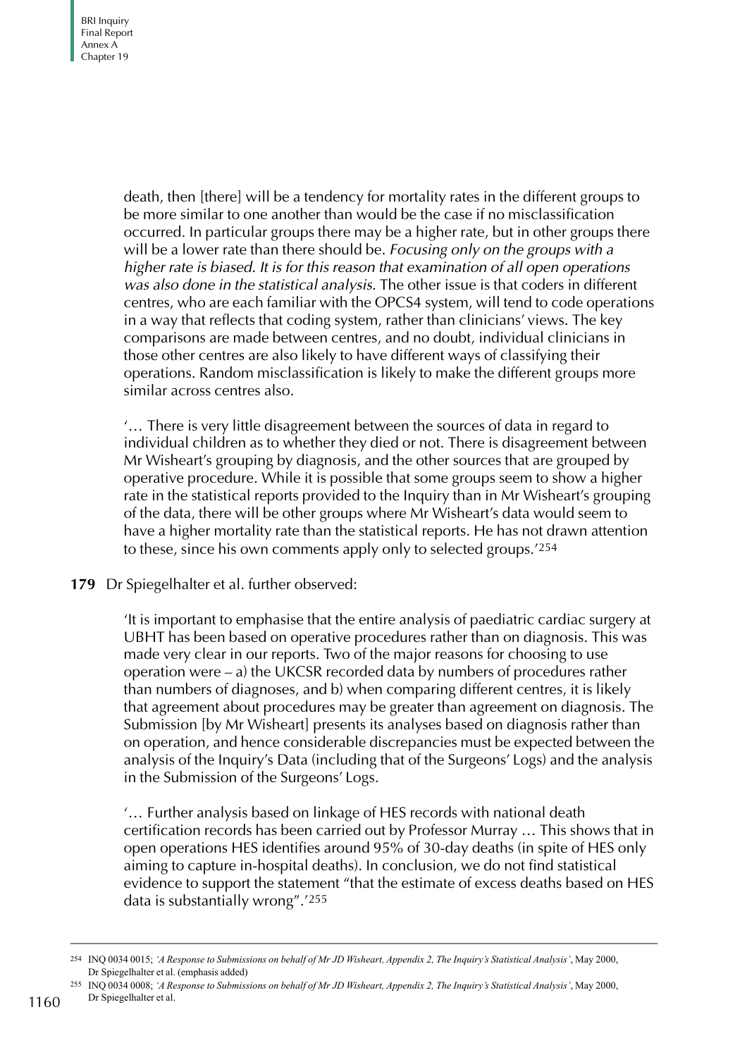death, then [there] will be a tendency for mortality rates in the different groups to be more similar to one another than would be the case if no misclassification occurred. In particular groups there may be a higher rate, but in other groups there will be a lower rate than there should be. *Focusing only on the groups with a higher rate is biased. It is for this reason that examination of all open operations was also done in the statistical analysis.* The other issue is that coders in different centres, who are each familiar with the OPCS4 system, will tend to code operations in a way that reflects that coding system, rather than clinicians' views. The key comparisons are made between centres, and no doubt, individual clinicians in those other centres are also likely to have different ways of classifying their operations. Random misclassification is likely to make the different groups more similar across centres also.

'… There is very little disagreement between the sources of data in regard to individual children as to whether they died or not. There is disagreement between Mr Wisheart's grouping by diagnosis, and the other sources that are grouped by operative procedure. While it is possible that some groups seem to show a higher rate in the statistical reports provided to the Inquiry than in Mr Wisheart's grouping of the data, there will be other groups where Mr Wisheart's data would seem to have a higher mortality rate than the statistical reports. He has not drawn attention to these, since his own comments apply only to selected groups.'[254]

**179** Dr Spiegelhalter et al. further observed:

'It is important to emphasise that the entire analysis of paediatric cardiac surgery at UBHT has been based on operative procedures rather than on diagnosis. This was made very clear in our reports. Two of the major reasons for choosing to use operation were – a) the UKCSR recorded data by numbers of procedures rather than numbers of diagnoses, and b) when comparing different centres, it is likely that agreement about procedures may be greater than agreement on diagnosis. The Submission [by Mr Wisheart] presents its analyses based on diagnosis rather than on operation, and hence considerable discrepancies must be expected between the analysis of the Inquiry's Data (including that of the Surgeons' Logs) and the analysis in the Submission of the Surgeons' Logs.

'… Further analysis based on linkage of HES records with national death certification records has been carried out by Professor Murray … This shows that in open operations HES identifies around 95% of 30-day deaths (in spite of HES only aiming to capture in-hospital deaths). In conclusion, we do not find statistical evidence to support the statement "that the estimate of excess deaths based on HES data is substantially wrong".'[255]

---

[254] INQ 0034 0015; *'A Response to Submissions on behalf of Mr JD Wisheart, Appendix 2, The Inquiry's Statistical Analysis'*, May 2000, Dr Spiegelhalter et al. (emphasis added)

[255] INQ 0034 0008; *'A Response to Submissions on behalf of Mr JD Wisheart, Appendix 2, The Inquiry's Statistical Analysis'*, May 2000, Dr Spiegelhalter et al.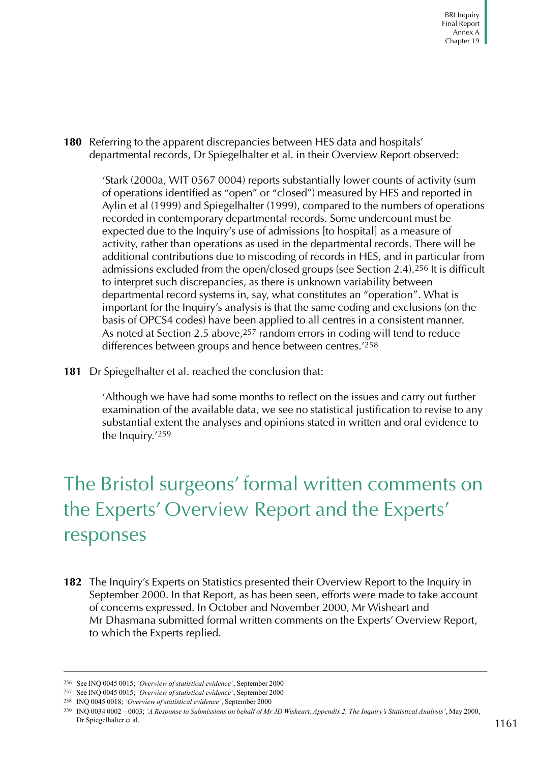**180** Referring to the apparent discrepancies between HES data and hospitals' departmental records, Dr Spiegelhalter et al. in their Overview Report observed:

> 'Stark (2000a, WIT 0567 0004) reports substantially lower counts of activity (sum of operations identified as "open" or "closed") measured by HES and reported in Aylin et al (1999) and Spiegelhalter (1999), compared to the numbers of operations recorded in contemporary departmental records. Some undercount must be expected due to the Inquiry's use of admissions [to hospital] as a measure of activity, rather than operations as used in the departmental records. There will be additional contributions due to miscoding of records in HES, and in particular from admissions excluded from the open/closed groups (see Section 2.4).[256] It is difficult to interpret such discrepancies, as there is unknown variability between departmental record systems in, say, what constitutes an "operation". What is important for the Inquiry's analysis is that the same coding and exclusions (on the basis of OPCS4 codes) have been applied to all centres in a consistent manner. As noted at Section 2.5 above,[257] random errors in coding will tend to reduce differences between groups and hence between centres.'[258]

**181** Dr Spiegelhalter et al. reached the conclusion that:

> 'Although we have had some months to reflect on the issues and carry out further examination of the available data, we see no statistical justification to revise to any substantial extent the analyses and opinions stated in written and oral evidence to the Inquiry.'[259]

## The Bristol surgeons' formal written comments on the Experts' Overview Report and the Experts' responses

**182** The Inquiry's Experts on Statistics presented their Overview Report to the Inquiry in September 2000. In that Report, as has been seen, efforts were made to take account of concerns expressed. In October and November 2000, Mr Wisheart and Mr Dhasmana submitted formal written comments on the Experts' Overview Report, to which the Experts replied.

---

[256] See INQ 0045 0015; *'Overview of statistical evidence'*, September 2000

[257] See INQ 0045 0015; *'Overview of statistical evidence'*, September 2000

[258] INQ 0045 0018; *'Overview of statistical evidence'*, September 2000

[259] INQ 0034 0002 – 0003; *'A Response to Submissions on behalf of Mr JD Wisheart, Appendix 2, The Inquiry's Statistical Analysis'*, May 2000, Dr Spiegelhalter et al.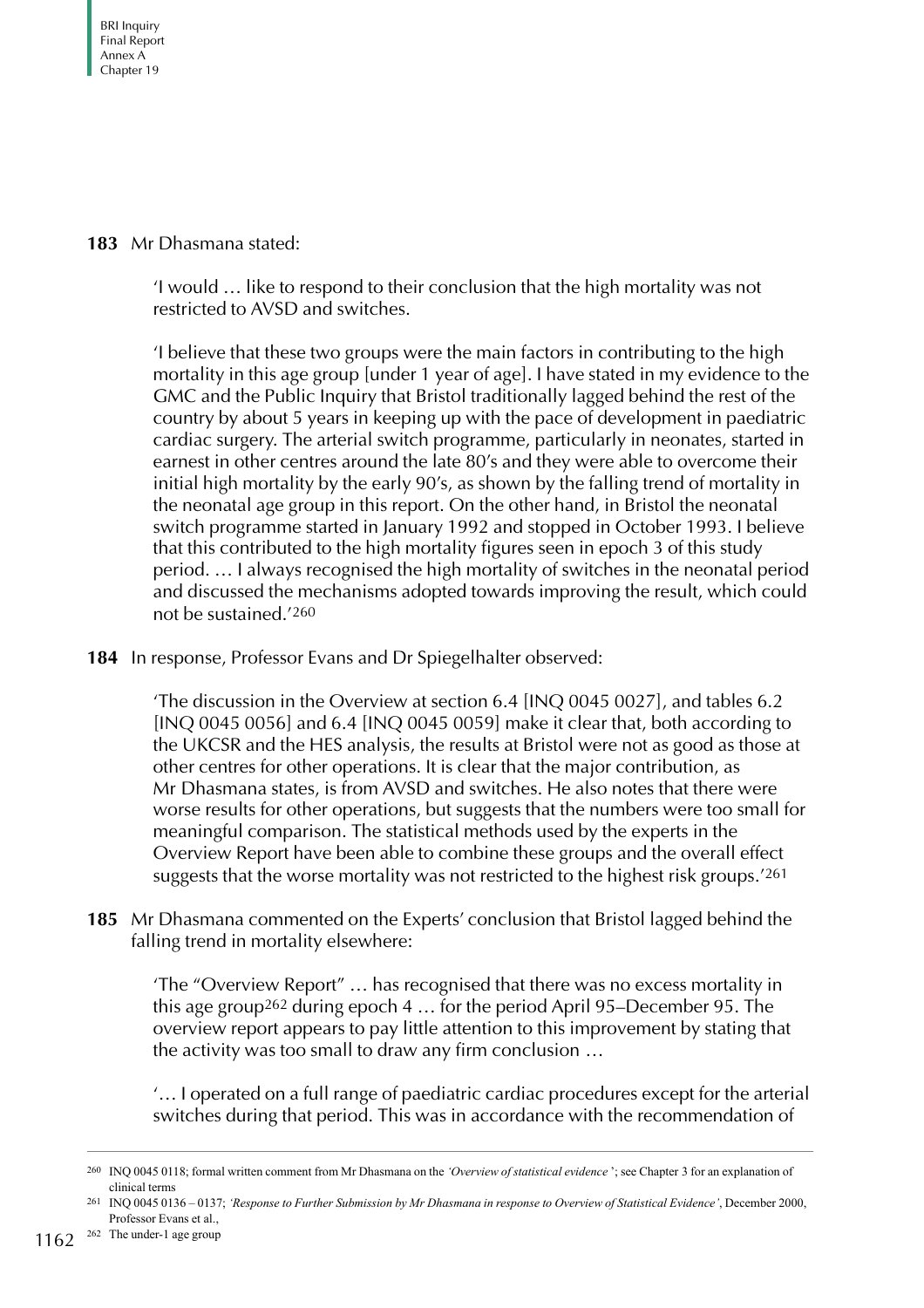**183** Mr Dhasmana stated:

> 'I would … like to respond to their conclusion that the high mortality was not restricted to AVSD and switches.
>
> 'I believe that these two groups were the main factors in contributing to the high mortality in this age group [under 1 year of age]. I have stated in my evidence to the GMC and the Public Inquiry that Bristol traditionally lagged behind the rest of the country by about 5 years in keeping up with the pace of development in paediatric cardiac surgery. The arterial switch programme, particularly in neonates, started in earnest in other centres around the late 80's and they were able to overcome their initial high mortality by the early 90's, as shown by the falling trend of mortality in the neonatal age group in this report. On the other hand, in Bristol the neonatal switch programme started in January 1992 and stopped in October 1993. I believe that this contributed to the high mortality figures seen in epoch 3 of this study period. … I always recognised the high mortality of switches in the neonatal period and discussed the mechanisms adopted towards improving the result, which could not be sustained.'[260]

**184** In response, Professor Evans and Dr Spiegelhalter observed:

> 'The discussion in the Overview at section 6.4 [INQ 0045 0027], and tables 6.2 [INQ 0045 0056] and 6.4 [INQ 0045 0059] make it clear that, both according to the UKCSR and the HES analysis, the results at Bristol were not as good as those at other centres for other operations. It is clear that the major contribution, as Mr Dhasmana states, is from AVSD and switches. He also notes that there were worse results for other operations, but suggests that the numbers were too small for meaningful comparison. The statistical methods used by the experts in the Overview Report have been able to combine these groups and the overall effect suggests that the worse mortality was not restricted to the highest risk groups.'[261]

**185** Mr Dhasmana commented on the Experts' conclusion that Bristol lagged behind the falling trend in mortality elsewhere:

> 'The "Overview Report" … has recognised that there was no excess mortality in this age group[262] during epoch 4 … for the period April 95–December 95. The overview report appears to pay little attention to this improvement by stating that the activity was too small to draw any firm conclusion …
>
> '… I operated on a full range of paediatric cardiac procedures except for the arterial switches during that period. This was in accordance with the recommendation of

---

[260] INQ 0045 0118; formal written comment from Mr Dhasmana on the *'Overview of statistical evidence'*; see Chapter 3 for an explanation of clinical terms

[261] INQ 0045 0136 – 0137; *'Response to Further Submission by Mr Dhasmana in response to Overview of Statistical Evidence'*, December 2000, Professor Evans et al.,

[262] The under-1 age group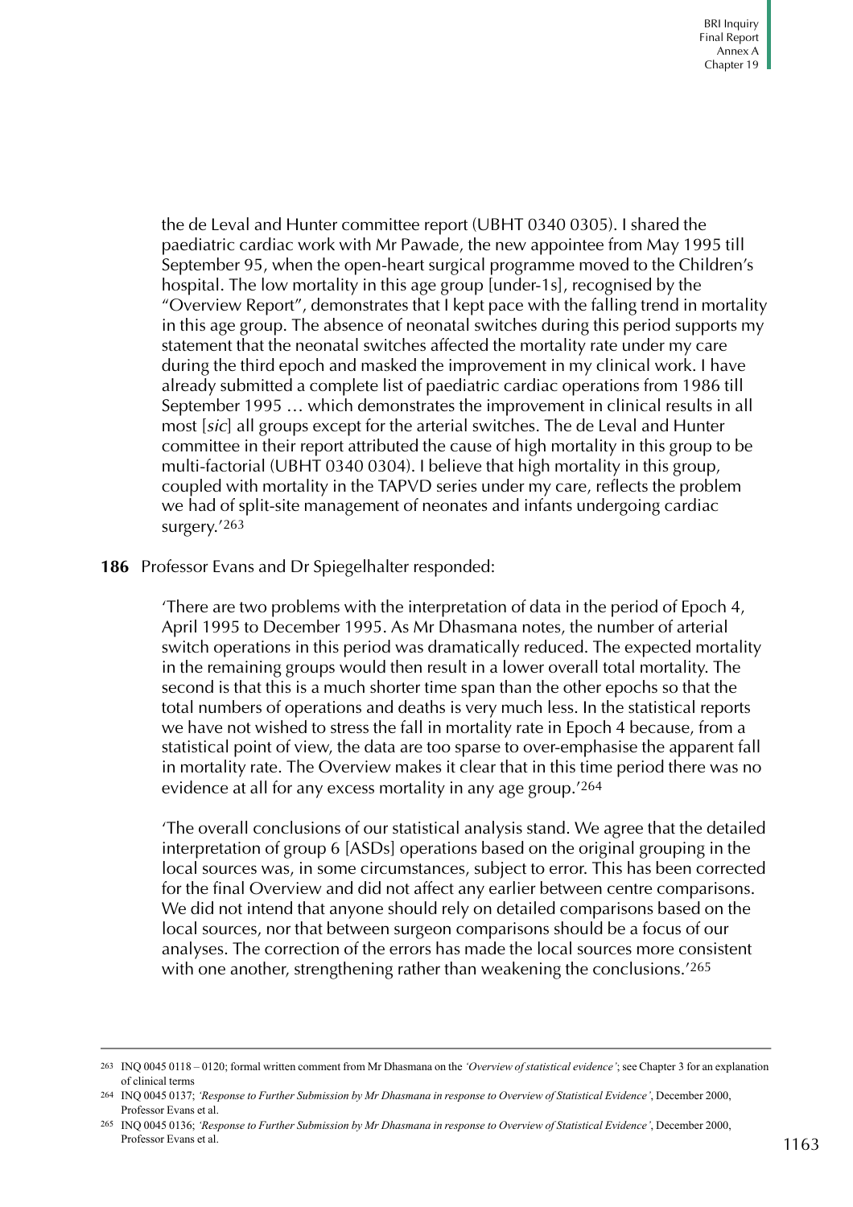the de Leval and Hunter committee report (UBHT 0340 0305). I shared the paediatric cardiac work with Mr Pawade, the new appointee from May 1995 till September 95, when the open-heart surgical programme moved to the Children's hospital. The low mortality in this age group [under-1s], recognised by the "Overview Report", demonstrates that I kept pace with the falling trend in mortality in this age group. The absence of neonatal switches during this period supports my statement that the neonatal switches affected the mortality rate under my care during the third epoch and masked the improvement in my clinical work. I have already submitted a complete list of paediatric cardiac operations from 1986 till September 1995 … which demonstrates the improvement in clinical results in all most [*sic*] all groups except for the arterial switches. The de Leval and Hunter committee in their report attributed the cause of high mortality in this group to be multi-factorial (UBHT 0340 0304). I believe that high mortality in this group, coupled with mortality in the TAPVD series under my care, reflects the problem we had of split-site management of neonates and infants undergoing cardiac surgery.'[263]

**186** Professor Evans and Dr Spiegelhalter responded:

> 'There are two problems with the interpretation of data in the period of Epoch 4, April 1995 to December 1995. As Mr Dhasmana notes, the number of arterial switch operations in this period was dramatically reduced. The expected mortality in the remaining groups would then result in a lower overall total mortality. The second is that this is a much shorter time span than the other epochs so that the total numbers of operations and deaths is very much less. In the statistical reports we have not wished to stress the fall in mortality rate in Epoch 4 because, from a statistical point of view, the data are too sparse to over-emphasise the apparent fall in mortality rate. The Overview makes it clear that in this time period there was no evidence at all for any excess mortality in any age group.'[264]

> 'The overall conclusions of our statistical analysis stand. We agree that the detailed interpretation of group 6 [ASDs] operations based on the original grouping in the local sources was, in some circumstances, subject to error. This has been corrected for the final Overview and did not affect any earlier between centre comparisons. We did not intend that anyone should rely on detailed comparisons based on the local sources, nor that between surgeon comparisons should be a focus of our analyses. The correction of the errors has made the local sources more consistent with one another, strengthening rather than weakening the conclusions.'[265]

---

263 INQ 0045 0118 – 0120; formal written comment from Mr Dhasmana on the *'Overview of statistical evidence'*; see Chapter 3 for an explanation of clinical terms

264 INQ 0045 0137; *'Response to Further Submission by Mr Dhasmana in response to Overview of Statistical Evidence'*, December 2000, Professor Evans et al.

265 INQ 0045 0136; *'Response to Further Submission by Mr Dhasmana in response to Overview of Statistical Evidence'*, December 2000, Professor Evans et al.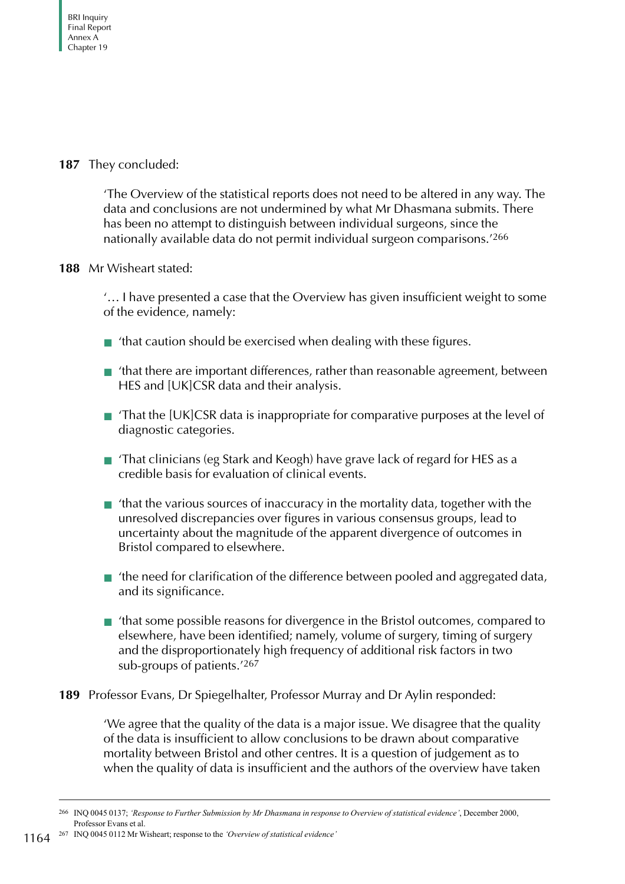**187** They concluded:

> 'The Overview of the statistical reports does not need to be altered in any way. The data and conclusions are not undermined by what Mr Dhasmana submits. There has been no attempt to distinguish between individual surgeons, since the nationally available data do not permit individual surgeon comparisons.'[266]

**188** Mr Wisheart stated:

> '… I have presented a case that the Overview has given insufficient weight to some of the evidence, namely:
>
> - 'that caution should be exercised when dealing with these figures.
> - 'that there are important differences, rather than reasonable agreement, between HES and [UK]CSR data and their analysis.
> - 'That the [UK]CSR data is inappropriate for comparative purposes at the level of diagnostic categories.
> - 'That clinicians (eg Stark and Keogh) have grave lack of regard for HES as a credible basis for evaluation of clinical events.
> - 'that the various sources of inaccuracy in the mortality data, together with the unresolved discrepancies over figures in various consensus groups, lead to uncertainty about the magnitude of the apparent divergence of outcomes in Bristol compared to elsewhere.
> - 'the need for clarification of the difference between pooled and aggregated data, and its significance.
> - 'that some possible reasons for divergence in the Bristol outcomes, compared to elsewhere, have been identified; namely, volume of surgery, timing of surgery and the disproportionately high frequency of additional risk factors in two sub-groups of patients.'[267]

**189** Professor Evans, Dr Spiegelhalter, Professor Murray and Dr Aylin responded:

> 'We agree that the quality of the data is a major issue. We disagree that the quality of the data is insufficient to allow conclusions to be drawn about comparative mortality between Bristol and other centres. It is a question of judgement as to when the quality of data is insufficient and the authors of the overview have taken

---

[266] INQ 0045 0137; *'Response to Further Submission by Mr Dhasmana in response to Overview of statistical evidence'*, December 2000, Professor Evans et al.

[267] INQ 0045 0112 Mr Wisheart; response to the *'Overview of statistical evidence'*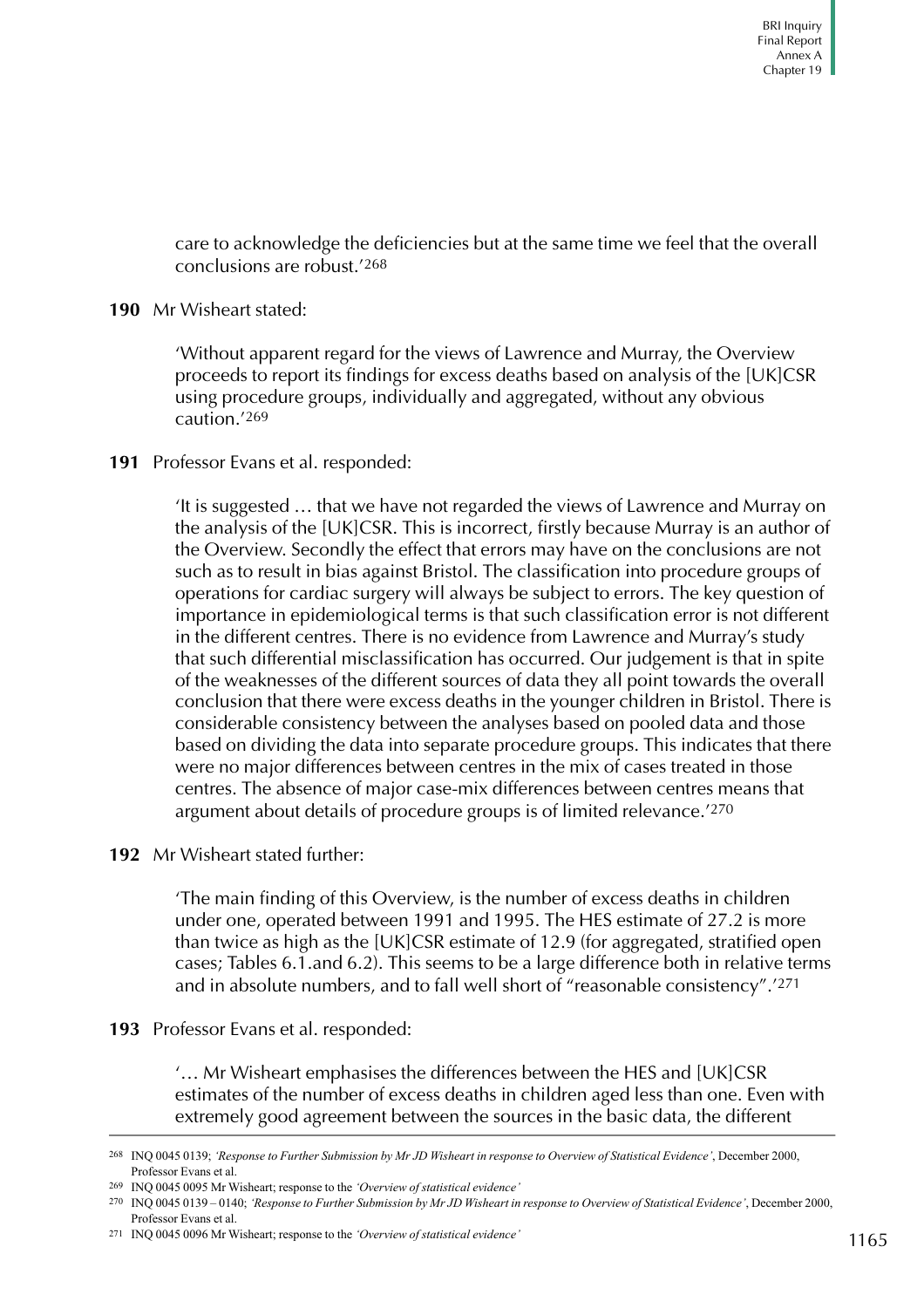care to acknowledge the deficiencies but at the same time we feel that the overall conclusions are robust.'[268]

**190** Mr Wisheart stated:

> 'Without apparent regard for the views of Lawrence and Murray, the Overview proceeds to report its findings for excess deaths based on analysis of the [UK]CSR using procedure groups, individually and aggregated, without any obvious caution.'[269]

**191** Professor Evans et al. responded:

> 'It is suggested … that we have not regarded the views of Lawrence and Murray on the analysis of the [UK]CSR. This is incorrect, firstly because Murray is an author of the Overview. Secondly the effect that errors may have on the conclusions are not such as to result in bias against Bristol. The classification into procedure groups of operations for cardiac surgery will always be subject to errors. The key question of importance in epidemiological terms is that such classification error is not different in the different centres. There is no evidence from Lawrence and Murray's study that such differential misclassification has occurred. Our judgement is that in spite of the weaknesses of the different sources of data they all point towards the overall conclusion that there were excess deaths in the younger children in Bristol. There is considerable consistency between the analyses based on pooled data and those based on dividing the data into separate procedure groups. This indicates that there were no major differences between centres in the mix of cases treated in those centres. The absence of major case-mix differences between centres means that argument about details of procedure groups is of limited relevance.'[270]

**192** Mr Wisheart stated further:

> 'The main finding of this Overview, is the number of excess deaths in children under one, operated between 1991 and 1995. The HES estimate of 27.2 is more than twice as high as the [UK]CSR estimate of 12.9 (for aggregated, stratified open cases; Tables 6.1.and 6.2). This seems to be a large difference both in relative terms and in absolute numbers, and to fall well short of "reasonable consistency".'[271]

**193** Professor Evans et al. responded:

> '… Mr Wisheart emphasises the differences between the HES and [UK]CSR estimates of the number of excess deaths in children aged less than one. Even with extremely good agreement between the sources in the basic data, the different

---

[268] INQ 0045 0139; *'Response to Further Submission by Mr JD Wisheart in response to Overview of Statistical Evidence'*, December 2000, Professor Evans et al.

[269] INQ 0045 0095 Mr Wisheart; response to the *'Overview of statistical evidence'*

[270] INQ 0045 0139 – 0140; *'Response to Further Submission by Mr JD Wisheart in response to Overview of Statistical Evidence'*, December 2000, Professor Evans et al.

[271] INQ 0045 0096 Mr Wisheart; response to the *'Overview of statistical evidence'*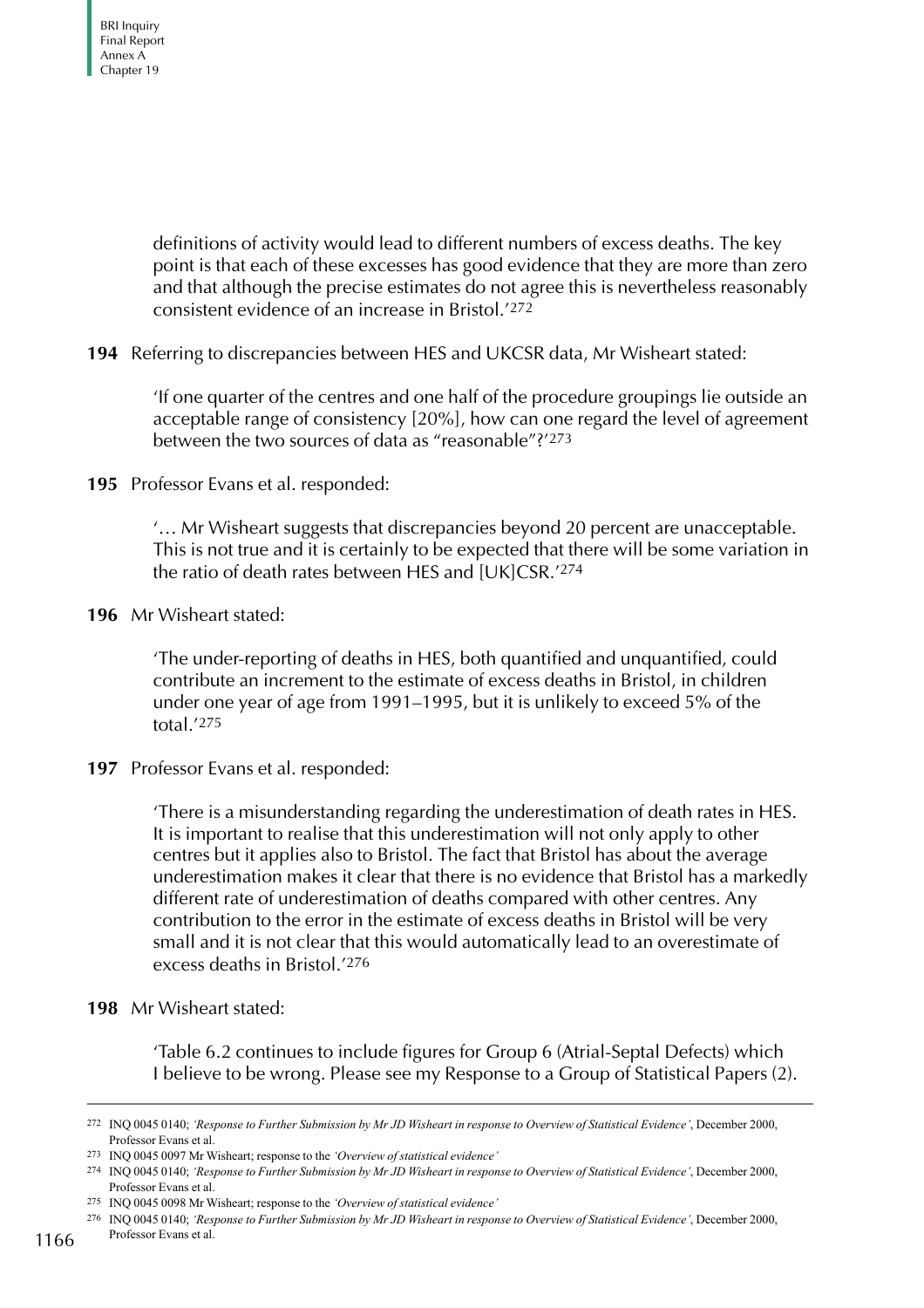definitions of activity would lead to different numbers of excess deaths. The key point is that each of these excesses has good evidence that they are more than zero and that although the precise estimates do not agree this is nevertheless reasonably consistent evidence of an increase in Bristol.'[272]

**194** Referring to discrepancies between HES and UKCSR data, Mr Wisheart stated:

> 'If one quarter of the centres and one half of the procedure groupings lie outside an acceptable range of consistency [20%], how can one regard the level of agreement between the two sources of data as "reasonable"?'[273]

**195** Professor Evans et al. responded:

> '… Mr Wisheart suggests that discrepancies beyond 20 percent are unacceptable. This is not true and it is certainly to be expected that there will be some variation in the ratio of death rates between HES and [UK]CSR.'[274]

**196** Mr Wisheart stated:

> 'The under-reporting of deaths in HES, both quantified and unquantified, could contribute an increment to the estimate of excess deaths in Bristol, in children under one year of age from 1991–1995, but it is unlikely to exceed 5% of the total.'[275]

**197** Professor Evans et al. responded:

> 'There is a misunderstanding regarding the underestimation of death rates in HES. It is important to realise that this underestimation will not only apply to other centres but it applies also to Bristol. The fact that Bristol has about the average underestimation makes it clear that there is no evidence that Bristol has a markedly different rate of underestimation of deaths compared with other centres. Any contribution to the error in the estimate of excess deaths in Bristol will be very small and it is not clear that this would automatically lead to an overestimate of excess deaths in Bristol.'[276]

**198** Mr Wisheart stated:

> 'Table 6.2 continues to include figures for Group 6 (Atrial-Septal Defects) which I believe to be wrong. Please see my Response to a Group of Statistical Papers (2).

---

272 INQ 0045 0140; *'Response to Further Submission by Mr JD Wisheart in response to Overview of Statistical Evidence'*, December 2000, Professor Evans et al.

273 INQ 0045 0097 Mr Wisheart; response to the *'Overview of statistical evidence'*

274 INQ 0045 0140; *'Response to Further Submission by Mr JD Wisheart in response to Overview of Statistical Evidence'*, December 2000, Professor Evans et al.

275 INQ 0045 0098 Mr Wisheart; response to the *'Overview of statistical evidence'*

276 INQ 0045 0140; *'Response to Further Submission by Mr JD Wisheart in response to Overview of Statistical Evidence'*, December 2000, Professor Evans et al.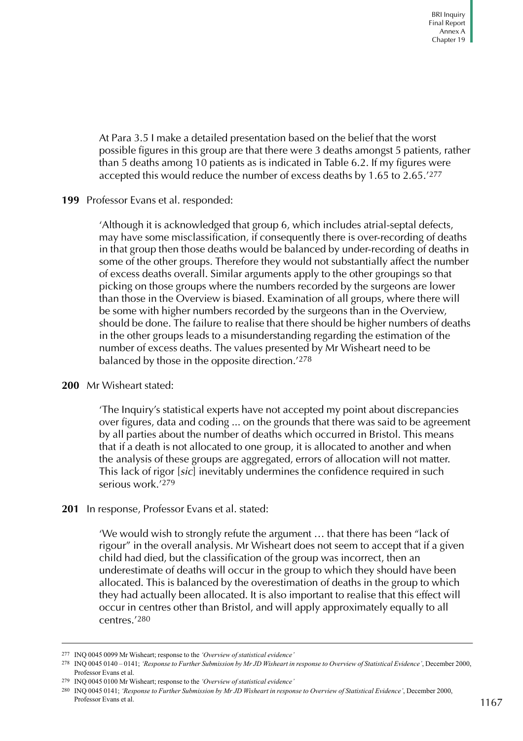At Para 3.5 I make a detailed presentation based on the belief that the worst possible figures in this group are that there were 3 deaths amongst 5 patients, rather than 5 deaths among 10 patients as is indicated in Table 6.2. If my figures were accepted this would reduce the number of excess deaths by 1.65 to 2.65.'[277]

**199** Professor Evans et al. responded:

> 'Although it is acknowledged that group 6, which includes atrial-septal defects, may have some misclassification, if consequently there is over-recording of deaths in that group then those deaths would be balanced by under-recording of deaths in some of the other groups. Therefore they would not substantially affect the number of excess deaths overall. Similar arguments apply to the other groupings so that picking on those groups where the numbers recorded by the surgeons are lower than those in the Overview is biased. Examination of all groups, where there will be some with higher numbers recorded by the surgeons than in the Overview, should be done. The failure to realise that there should be higher numbers of deaths in the other groups leads to a misunderstanding regarding the estimation of the number of excess deaths. The values presented by Mr Wisheart need to be balanced by those in the opposite direction.'[278]

**200** Mr Wisheart stated:

> 'The Inquiry's statistical experts have not accepted my point about discrepancies over figures, data and coding ... on the grounds that there was said to be agreement by all parties about the number of deaths which occurred in Bristol. This means that if a death is not allocated to one group, it is allocated to another and when the analysis of these groups are aggregated, errors of allocation will not matter. This lack of rigor [*sic*] inevitably undermines the confidence required in such serious work.'[279]

**201** In response, Professor Evans et al. stated:

> 'We would wish to strongly refute the argument … that there has been "lack of rigour" in the overall analysis. Mr Wisheart does not seem to accept that if a given child had died, but the classification of the group was incorrect, then an underestimate of deaths will occur in the group to which they should have been allocated. This is balanced by the overestimation of deaths in the group to which they had actually been allocated. It is also important to realise that this effect will occur in centres other than Bristol, and will apply approximately equally to all centres.'[280]

---

277 INQ 0045 0099 Mr Wisheart; response to the *'Overview of statistical evidence'*

278 INQ 0045 0140 – 0141; *'Response to Further Submission by Mr JD Wisheart in response to Overview of Statistical Evidence'*, December 2000, Professor Evans et al.

279 INQ 0045 0100 Mr Wisheart; response to the *'Overview of statistical evidence'*

280 INQ 0045 0141; *'Response to Further Submission by Mr JD Wisheart in response to Overview of Statistical Evidence'*, December 2000, Professor Evans et al.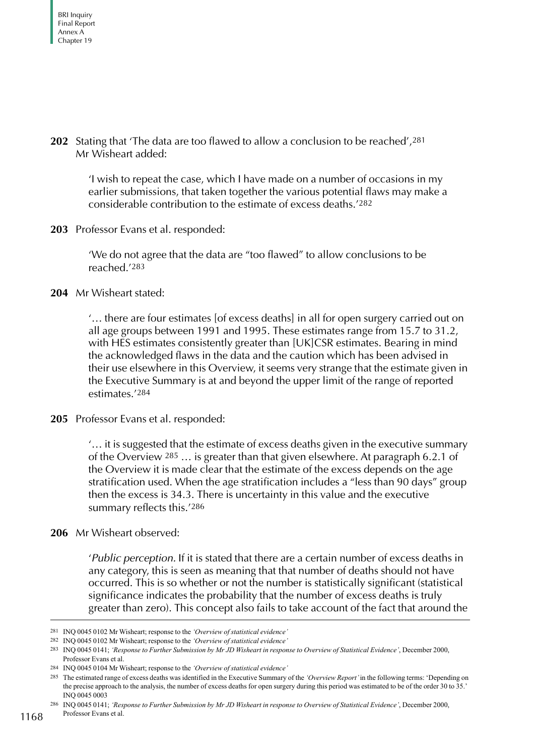**202** Stating that 'The data are too flawed to allow a conclusion to be reached',[281] Mr Wisheart added:

> 'I wish to repeat the case, which I have made on a number of occasions in my earlier submissions, that taken together the various potential flaws may make a considerable contribution to the estimate of excess deaths.'[282]

**203** Professor Evans et al. responded:

> 'We do not agree that the data are "too flawed" to allow conclusions to be reached.'[283]

**204** Mr Wisheart stated:

> '… there are four estimates [of excess deaths] in all for open surgery carried out on all age groups between 1991 and 1995. These estimates range from 15.7 to 31.2, with HES estimates consistently greater than [UK]CSR estimates. Bearing in mind the acknowledged flaws in the data and the caution which has been advised in their use elsewhere in this Overview, it seems very strange that the estimate given in the Executive Summary is at and beyond the upper limit of the range of reported estimates.'[284]

**205** Professor Evans et al. responded:

> '… it is suggested that the estimate of excess deaths given in the executive summary of the Overview [285] … is greater than that given elsewhere. At paragraph 6.2.1 of the Overview it is made clear that the estimate of the excess depends on the age stratification used. When the age stratification includes a "less than 90 days" group then the excess is 34.3. There is uncertainty in this value and the executive summary reflects this.'[286]

**206** Mr Wisheart observed:

> '*Public perception.* If it is stated that there are a certain number of excess deaths in any category, this is seen as meaning that that number of deaths should not have occurred. This is so whether or not the number is statistically significant (statistical significance indicates the probability that the number of excess deaths is truly greater than zero). This concept also fails to take account of the fact that around the

---

281 INQ 0045 0102 Mr Wisheart; response to the *'Overview of statistical evidence'*

282 INQ 0045 0102 Mr Wisheart; response to the *'Overview of statistical evidence'*

283 INQ 0045 0141; *'Response to Further Submission by Mr JD Wisheart in response to Overview of Statistical Evidence'*, December 2000, Professor Evans et al.

284 INQ 0045 0104 Mr Wisheart; response to the *'Overview of statistical evidence'*

285 The estimated range of excess deaths was identified in the Executive Summary of the *'Overview Report'* in the following terms: 'Depending on the precise approach to the analysis, the number of excess deaths for open surgery during this period was estimated to be of the order 30 to 35.' INQ 0045 0003

286 INQ 0045 0141; *'Response to Further Submission by Mr JD Wisheart in response to Overview of Statistical Evidence'*, December 2000, Professor Evans et al.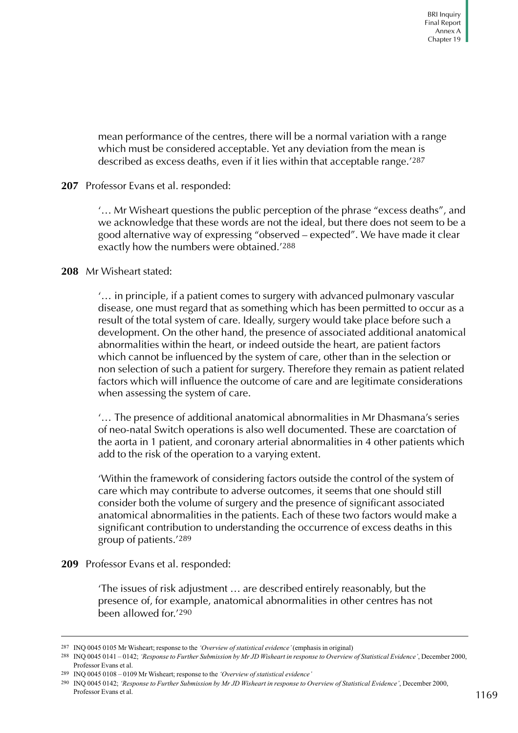mean performance of the centres, there will be a normal variation with a range which must be considered acceptable. Yet any deviation from the mean is described as excess deaths, even if it lies within that acceptable range.'[287]

**207** Professor Evans et al. responded:

> '… Mr Wisheart questions the public perception of the phrase "excess deaths", and we acknowledge that these words are not the ideal, but there does not seem to be a good alternative way of expressing "observed – expected". We have made it clear exactly how the numbers were obtained.'[288]

**208** Mr Wisheart stated:

> '… in principle, if a patient comes to surgery with advanced pulmonary vascular disease, one must regard that as something which has been permitted to occur as a result of the total system of care. Ideally, surgery would take place before such a development. On the other hand, the presence of associated additional anatomical abnormalities within the heart, or indeed outside the heart, are patient factors which cannot be influenced by the system of care, other than in the selection or non selection of such a patient for surgery. Therefore they remain as patient related factors which will influence the outcome of care and are legitimate considerations when assessing the system of care.
>
> '… The presence of additional anatomical abnormalities in Mr Dhasmana's series of neo-natal Switch operations is also well documented. These are coarctation of the aorta in 1 patient, and coronary arterial abnormalities in 4 other patients which add to the risk of the operation to a varying extent.
>
> 'Within the framework of considering factors outside the control of the system of care which may contribute to adverse outcomes, it seems that one should still consider both the volume of surgery and the presence of significant associated anatomical abnormalities in the patients. Each of these two factors would make a significant contribution to understanding the occurrence of excess deaths in this group of patients.'[289]

**209** Professor Evans et al. responded:

> 'The issues of risk adjustment … are described entirely reasonably, but the presence of, for example, anatomical abnormalities in other centres has not been allowed for.'[290]

---

[287] INQ 0045 0105 Mr Wisheart; response to the *'Overview of statistical evidence'* (emphasis in original)

[288] INQ 0045 0141 – 0142; *'Response to Further Submission by Mr JD Wisheart in response to Overview of Statistical Evidence'*, December 2000, Professor Evans et al.

[289] INQ 0045 0108 – 0109 Mr Wisheart; response to the *'Overview of statistical evidence'*

[290] INQ 0045 0142; *'Response to Further Submission by Mr JD Wisheart in response to Overview of Statistical Evidence'*, December 2000, Professor Evans et al.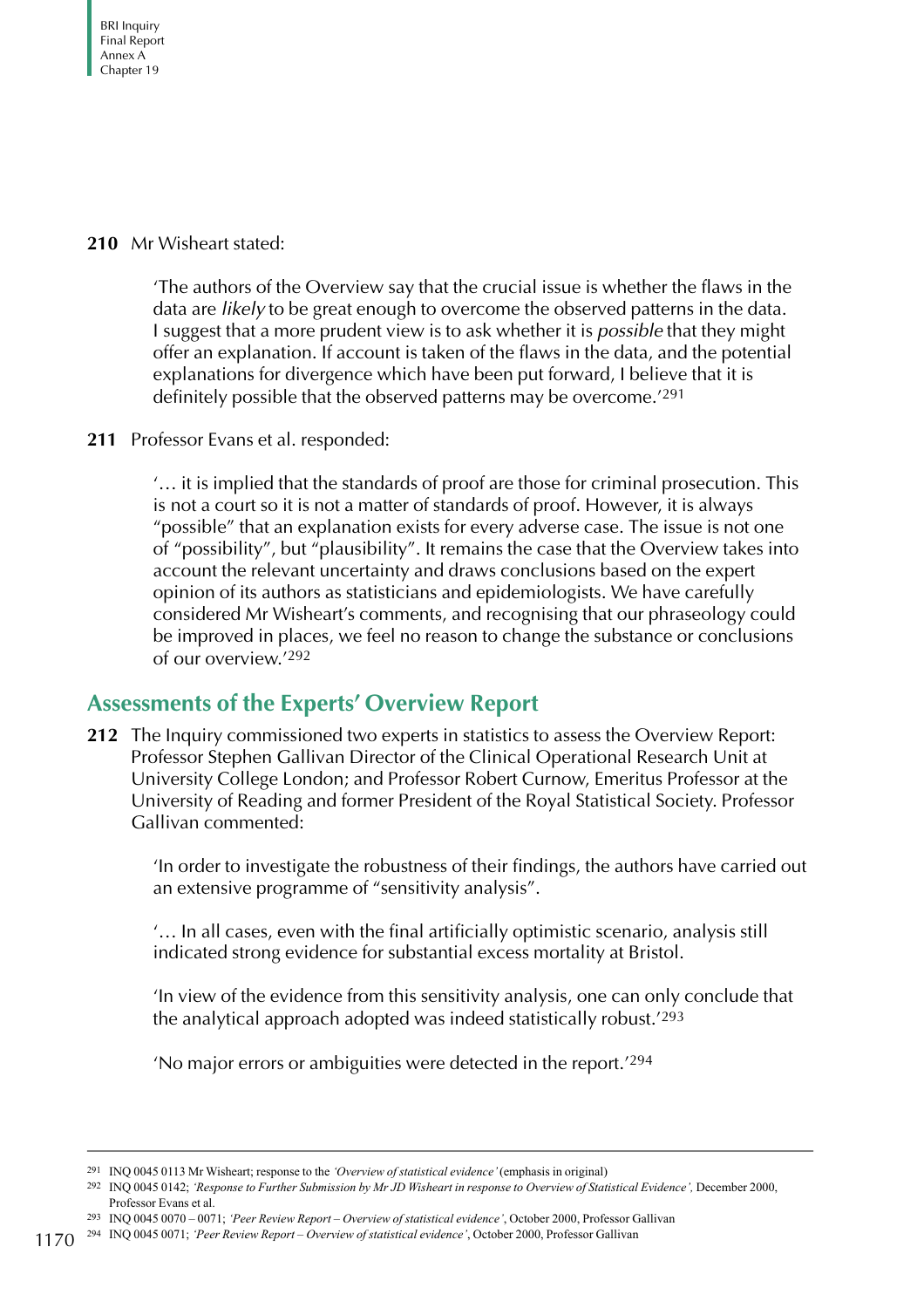**210** Mr Wisheart stated:

> 'The authors of the Overview say that the crucial issue is whether the flaws in the data are *likely* to be great enough to overcome the observed patterns in the data. I suggest that a more prudent view is to ask whether it is *possible* that they might offer an explanation. If account is taken of the flaws in the data, and the potential explanations for divergence which have been put forward, I believe that it is definitely possible that the observed patterns may be overcome.'[291]

**211** Professor Evans et al. responded:

> '… it is implied that the standards of proof are those for criminal prosecution. This is not a court so it is not a matter of standards of proof. However, it is always "possible" that an explanation exists for every adverse case. The issue is not one of "possibility", but "plausibility". It remains the case that the Overview takes into account the relevant uncertainty and draws conclusions based on the expert opinion of its authors as statisticians and epidemiologists. We have carefully considered Mr Wisheart's comments, and recognising that our phraseology could be improved in places, we feel no reason to change the substance or conclusions of our overview.'[292]

## Assessments of the Experts' Overview Report

**212** The Inquiry commissioned two experts in statistics to assess the Overview Report: Professor Stephen Gallivan Director of the Clinical Operational Research Unit at University College London; and Professor Robert Curnow, Emeritus Professor at the University of Reading and former President of the Royal Statistical Society. Professor Gallivan commented:

> 'In order to investigate the robustness of their findings, the authors have carried out an extensive programme of "sensitivity analysis".
>
> '… In all cases, even with the final artificially optimistic scenario, analysis still indicated strong evidence for substantial excess mortality at Bristol.
>
> 'In view of the evidence from this sensitivity analysis, one can only conclude that the analytical approach adopted was indeed statistically robust.'[293]
>
> 'No major errors or ambiguities were detected in the report.'[294]

---

[291] INQ 0045 0113 Mr Wisheart; response to the *'Overview of statistical evidence'* (emphasis in original)

[292] INQ 0045 0142; *'Response to Further Submission by Mr JD Wisheart in response to Overview of Statistical Evidence',* December 2000, Professor Evans et al.

[293] INQ 0045 0070 – 0071; *'Peer Review Report – Overview of statistical evidence'*, October 2000, Professor Gallivan

[294] INQ 0045 0071; *'Peer Review Report – Overview of statistical evidence'*, October 2000, Professor Gallivan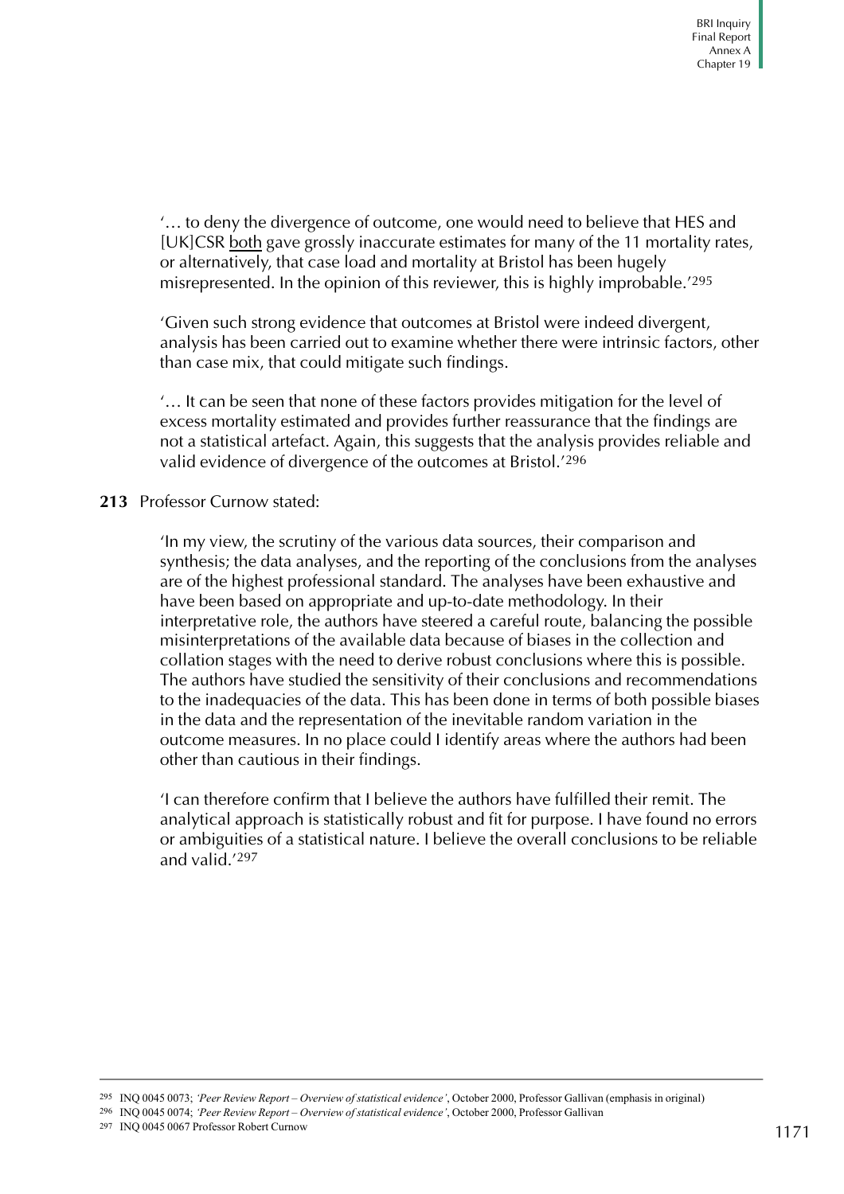'… to deny the divergence of outcome, one would need to believe that HES and [UK]CSR both gave grossly inaccurate estimates for many of the 11 mortality rates, or alternatively, that case load and mortality at Bristol has been hugely misrepresented. In the opinion of this reviewer, this is highly improbable.'[295]

'Given such strong evidence that outcomes at Bristol were indeed divergent, analysis has been carried out to examine whether there were intrinsic factors, other than case mix, that could mitigate such findings.

'… It can be seen that none of these factors provides mitigation for the level of excess mortality estimated and provides further reassurance that the findings are not a statistical artefact. Again, this suggests that the analysis provides reliable and valid evidence of divergence of the outcomes at Bristol.'[296]

**213** Professor Curnow stated:

'In my view, the scrutiny of the various data sources, their comparison and synthesis; the data analyses, and the reporting of the conclusions from the analyses are of the highest professional standard. The analyses have been exhaustive and have been based on appropriate and up-to-date methodology. In their interpretative role, the authors have steered a careful route, balancing the possible misinterpretations of the available data because of biases in the collection and collation stages with the need to derive robust conclusions where this is possible. The authors have studied the sensitivity of their conclusions and recommendations to the inadequacies of the data. This has been done in terms of both possible biases in the data and the representation of the inevitable random variation in the outcome measures. In no place could I identify areas where the authors had been other than cautious in their findings.

'I can therefore confirm that I believe the authors have fulfilled their remit. The analytical approach is statistically robust and fit for purpose. I have found no errors or ambiguities of a statistical nature. I believe the overall conclusions to be reliable and valid.'[297]

---

[295] INQ 0045 0073; *'Peer Review Report – Overview of statistical evidence'*, October 2000, Professor Gallivan (emphasis in original)

[296] INQ 0045 0074; *'Peer Review Report – Overview of statistical evidence'*, October 2000, Professor Gallivan

[297] INQ 0045 0067 Professor Robert Curnow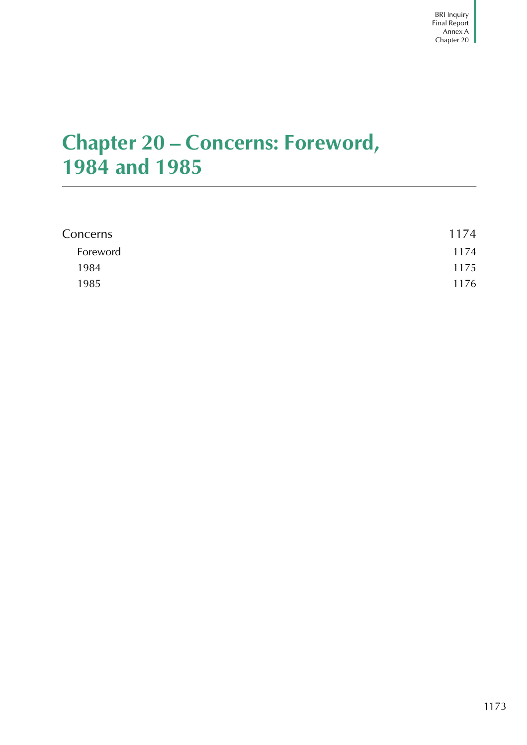# Chapter 20 – Concerns: Foreword, 1984 and 1985

| | |
|---|---|
| Concerns | 1174 |
| Foreword | 1174 |
| 1984 | 1175 |
| 1985 | 1176 |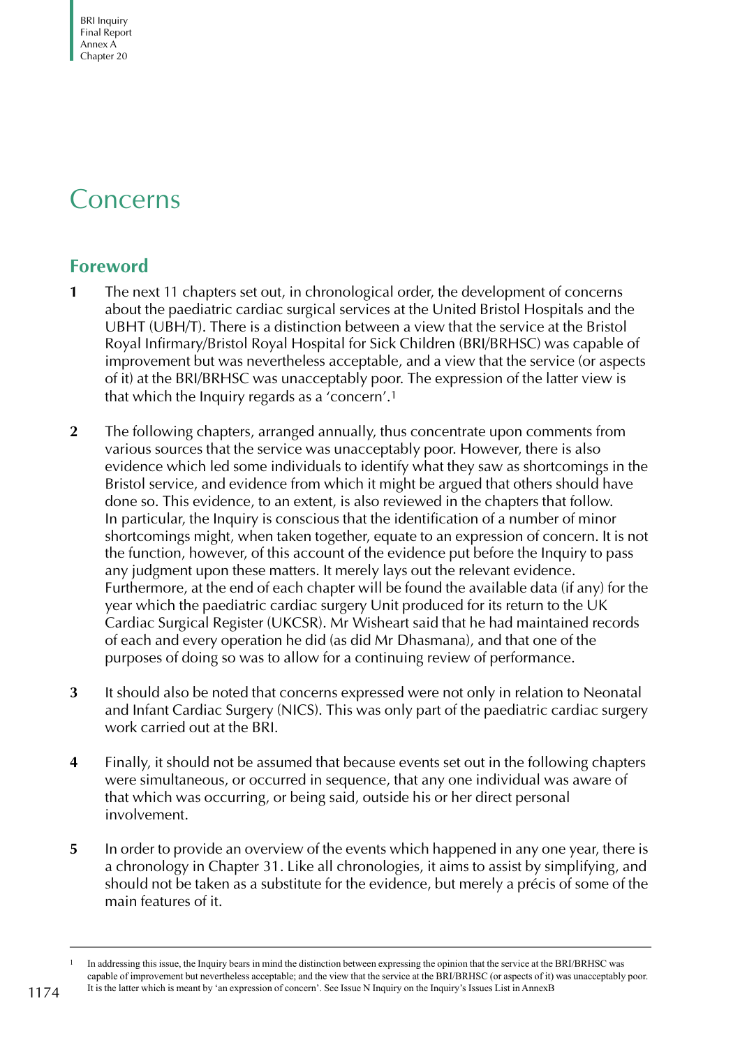# Concerns

## Foreword

**1** The next 11 chapters set out, in chronological order, the development of concerns about the paediatric cardiac surgical services at the United Bristol Hospitals and the UBHT (UBH/T). There is a distinction between a view that the service at the Bristol Royal Infirmary/Bristol Royal Hospital for Sick Children (BRI/BRHSC) was capable of improvement but was nevertheless acceptable, and a view that the service (or aspects of it) at the BRI/BRHSC was unacceptably poor. The expression of the latter view is that which the Inquiry regards as a 'concern'.[1]

**2** The following chapters, arranged annually, thus concentrate upon comments from various sources that the service was unacceptably poor. However, there is also evidence which led some individuals to identify what they saw as shortcomings in the Bristol service, and evidence from which it might be argued that others should have done so. This evidence, to an extent, is also reviewed in the chapters that follow. In particular, the Inquiry is conscious that the identification of a number of minor shortcomings might, when taken together, equate to an expression of concern. It is not the function, however, of this account of the evidence put before the Inquiry to pass any judgment upon these matters. It merely lays out the relevant evidence. Furthermore, at the end of each chapter will be found the available data (if any) for the year which the paediatric cardiac surgery Unit produced for its return to the UK Cardiac Surgical Register (UKCSR). Mr Wisheart said that he had maintained records of each and every operation he did (as did Mr Dhasmana), and that one of the purposes of doing so was to allow for a continuing review of performance.

**3** It should also be noted that concerns expressed were not only in relation to Neonatal and Infant Cardiac Surgery (NICS). This was only part of the paediatric cardiac surgery work carried out at the BRI.

**4** Finally, it should not be assumed that because events set out in the following chapters were simultaneous, or occurred in sequence, that any one individual was aware of that which was occurring, or being said, outside his or her direct personal involvement.

**5** In order to provide an overview of the events which happened in any one year, there is a chronology in Chapter 31. Like all chronologies, it aims to assist by simplifying, and should not be taken as a substitute for the evidence, but merely a précis of some of the main features of it.

---

[1] In addressing this issue, the Inquiry bears in mind the distinction between expressing the opinion that the service at the BRI/BRHSC was capable of improvement but nevertheless acceptable; and the view that the service at the BRI/BRHSC (or aspects of it) was unacceptably poor. It is the latter which is meant by 'an expression of concern'. See Issue N Inquiry on the Inquiry's Issues List in AnnexB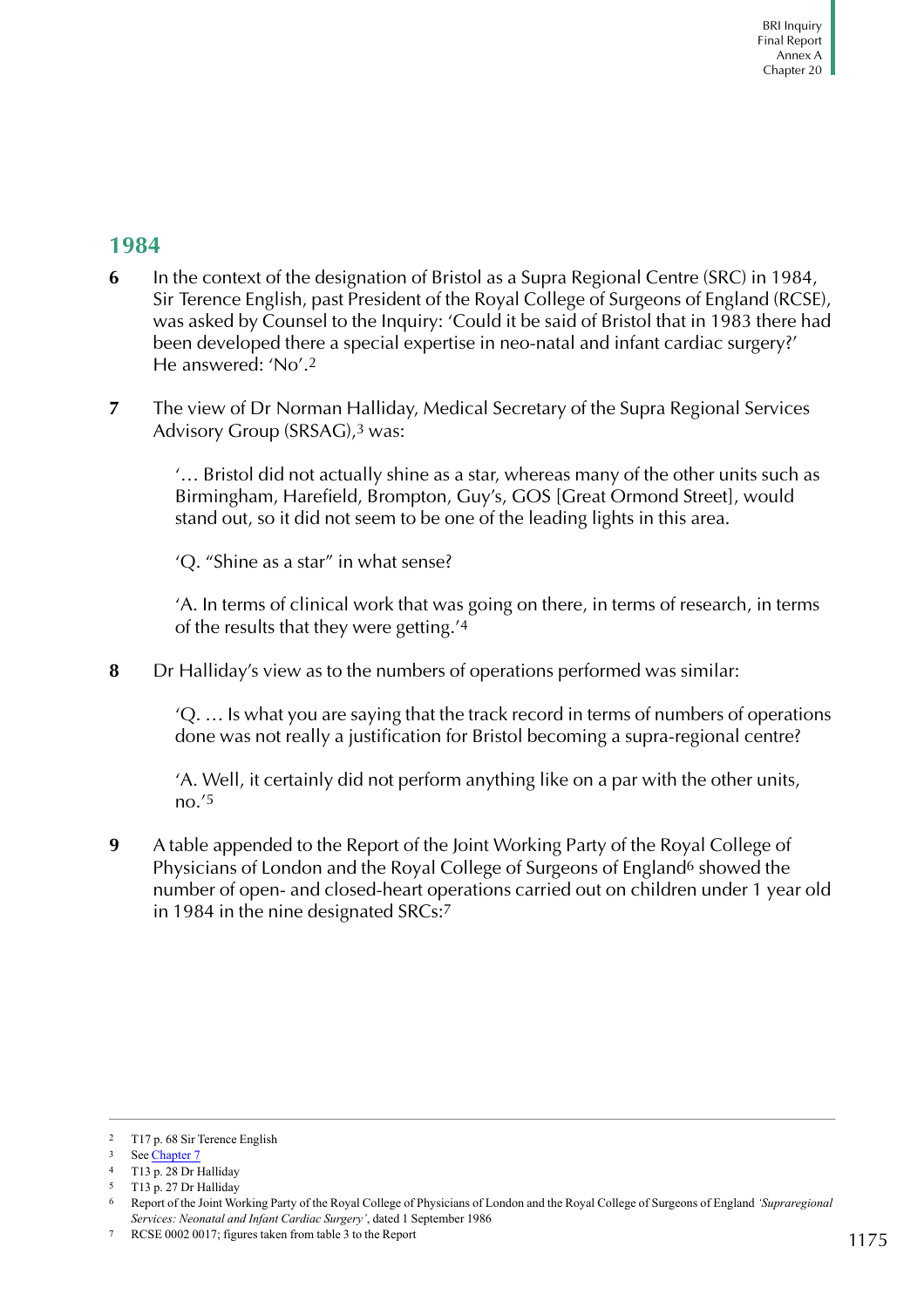## 1984

**6** In the context of the designation of Bristol as a Supra Regional Centre (SRC) in 1984, Sir Terence English, past President of the Royal College of Surgeons of England (RCSE), was asked by Counsel to the Inquiry: 'Could it be said of Bristol that in 1983 there had been developed there a special expertise in neo-natal and infant cardiac surgery?' He answered: 'No'.[2]

**7** The view of Dr Norman Halliday, Medical Secretary of the Supra Regional Services Advisory Group (SRSAG),[3] was:

> '… Bristol did not actually shine as a star, whereas many of the other units such as Birmingham, Harefield, Brompton, Guy's, GOS [Great Ormond Street], would stand out, so it did not seem to be one of the leading lights in this area.
>
> 'Q. "Shine as a star" in what sense?
>
> 'A. In terms of clinical work that was going on there, in terms of research, in terms of the results that they were getting.'[4]

**8** Dr Halliday's view as to the numbers of operations performed was similar:

> 'Q. … Is what you are saying that the track record in terms of numbers of operations done was not really a justification for Bristol becoming a supra-regional centre?
>
> 'A. Well, it certainly did not perform anything like on a par with the other units, no.'[5]

**9** A table appended to the Report of the Joint Working Party of the Royal College of Physicians of London and the Royal College of Surgeons of England[6] showed the number of open- and closed-heart operations carried out on children under 1 year old in 1984 in the nine designated SRCs:[7]

---

2 T17 p. 68 Sir Terence English

3 See Chapter 7

4 T13 p. 28 Dr Halliday

5 T13 p. 27 Dr Halliday

6 Report of the Joint Working Party of the Royal College of Physicians of London and the Royal College of Surgeons of England *'Supraregional Services: Neonatal and Infant Cardiac Surgery'*, dated 1 September 1986

7 RCSE 0002 0017; figures taken from table 3 to the Report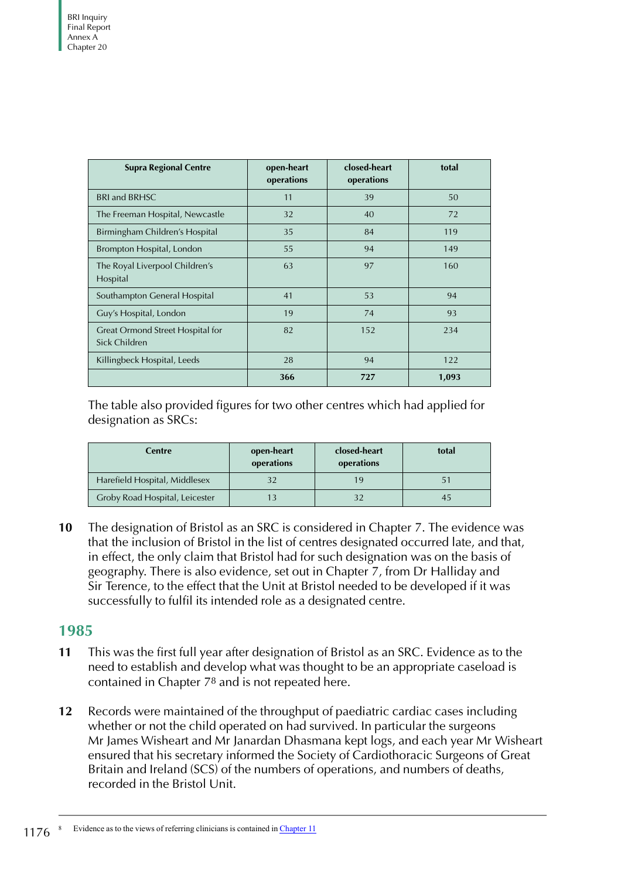| Supra Regional Centre | open-heart operations | closed-heart operations | total |
|---|---|---|---|
| BRI and BRHSC | 11 | 39 | 50 |
| The Freeman Hospital, Newcastle | 32 | 40 | 72 |
| Birmingham Children's Hospital | 35 | 84 | 119 |
| Brompton Hospital, London | 55 | 94 | 149 |
| The Royal Liverpool Children's Hospital | 63 | 97 | 160 |
| Southampton General Hospital | 41 | 53 | 94 |
| Guy's Hospital, London | 19 | 74 | 93 |
| Great Ormond Street Hospital for Sick Children | 82 | 152 | 234 |
| Killingbeck Hospital, Leeds | 28 | 94 | 122 |
| | **366** | **727** | **1,093** |

The table also provided figures for two other centres which had applied for designation as SRCs:

| Centre | open-heart operations | closed-heart operations | total |
|---|---|---|---|
| Harefield Hospital, Middlesex | 32 | 19 | 51 |
| Groby Road Hospital, Leicester | 13 | 32 | 45 |

**10** The designation of Bristol as an SRC is considered in Chapter 7. The evidence was that the inclusion of Bristol in the list of centres designated occurred late, and that, in effect, the only claim that Bristol had for such designation was on the basis of geography. There is also evidence, set out in Chapter 7, from Dr Halliday and Sir Terence, to the effect that the Unit at Bristol needed to be developed if it was successfully to fulfil its intended role as a designated centre.

## 1985

**11** This was the first full year after designation of Bristol as an SRC. Evidence as to the need to establish and develop what was thought to be an appropriate caseload is contained in Chapter 7[8] and is not repeated here.

**12** Records were maintained of the throughput of paediatric cardiac cases including whether or not the child operated on had survived. In particular the surgeons Mr James Wisheart and Mr Janardan Dhasmana kept logs, and each year Mr Wisheart ensured that his secretary informed the Society of Cardiothoracic Surgeons of Great Britain and Ireland (SCS) of the numbers of operations, and numbers of deaths, recorded in the Bristol Unit.

[8] Evidence as to the views of referring clinicians is contained in Chapter 11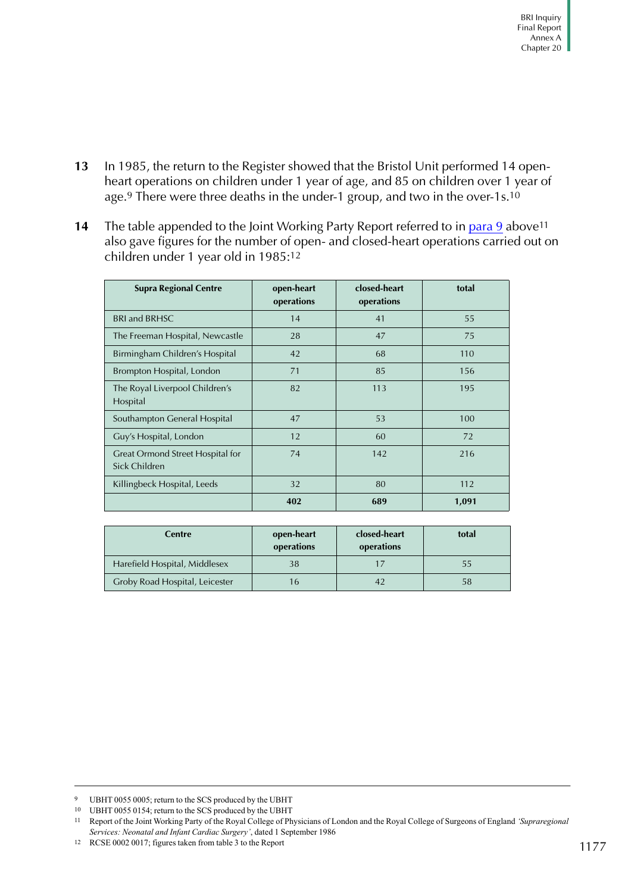**13** In 1985, the return to the Register showed that the Bristol Unit performed 14 open-heart operations on children under 1 year of age, and 85 on children over 1 year of age.[9] There were three deaths in the under-1 group, and two in the over-1s.[10]

**14** The table appended to the Joint Working Party Report referred to in para 9 above[11] also gave figures for the number of open- and closed-heart operations carried out on children under 1 year old in 1985:[12]

| Supra Regional Centre | open-heart operations | closed-heart operations | total |
|---|---|---|---|
| BRI and BRHSC | 14 | 41 | 55 |
| The Freeman Hospital, Newcastle | 28 | 47 | 75 |
| Birmingham Children's Hospital | 42 | 68 | 110 |
| Brompton Hospital, London | 71 | 85 | 156 |
| The Royal Liverpool Children's Hospital | 82 | 113 | 195 |
| Southampton General Hospital | 47 | 53 | 100 |
| Guy's Hospital, London | 12 | 60 | 72 |
| Great Ormond Street Hospital for Sick Children | 74 | 142 | 216 |
| Killingbeck Hospital, Leeds | 32 | 80 | 112 |
| | **402** | **689** | **1,091** |

| Centre | open-heart operations | closed-heart operations | total |
|---|---|---|---|
| Harefield Hospital, Middlesex | 38 | 17 | 55 |
| Groby Road Hospital, Leicester | 16 | 42 | 58 |

---

[9] UBHT 0055 0005; return to the SCS produced by the UBHT

[10] UBHT 0055 0154; return to the SCS produced by the UBHT

[11] Report of the Joint Working Party of the Royal College of Physicians of London and the Royal College of Surgeons of England *'Supraregional Services: Neonatal and Infant Cardiac Surgery'*, dated 1 September 1986

[12] RCSE 0002 0017; figures taken from table 3 to the Report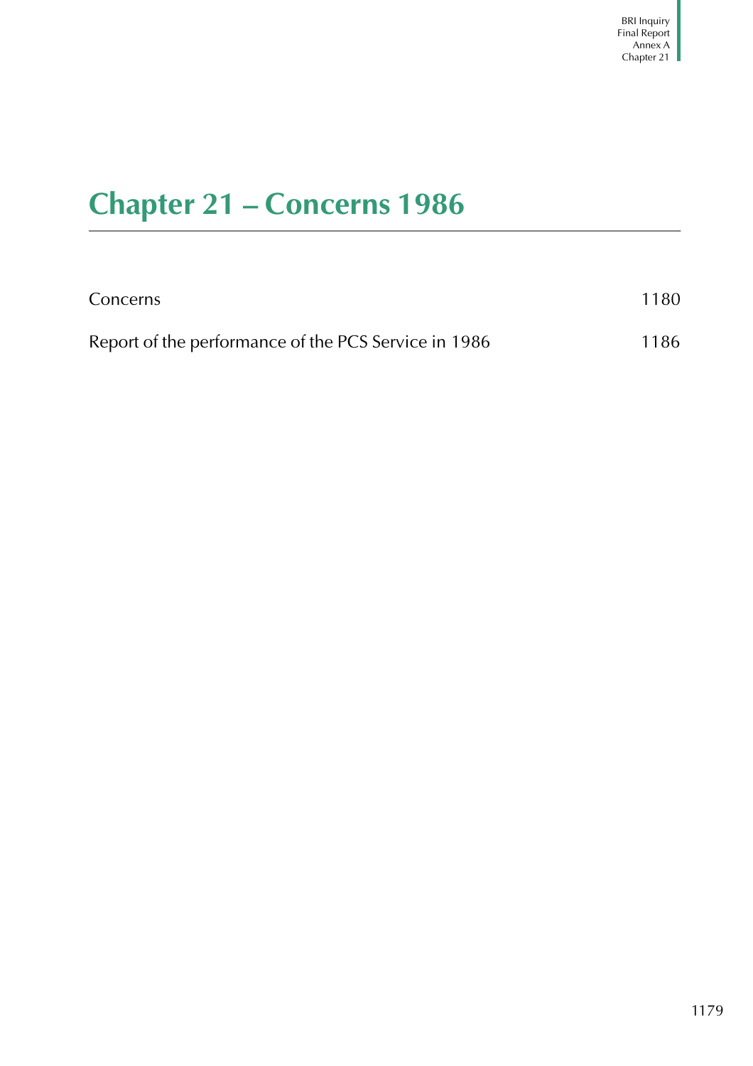# Chapter 21 – Concerns 1986

| | |
|---|---|
| Concerns | 1180 |
| Report of the performance of the PCS Service in 1986 | 1186 |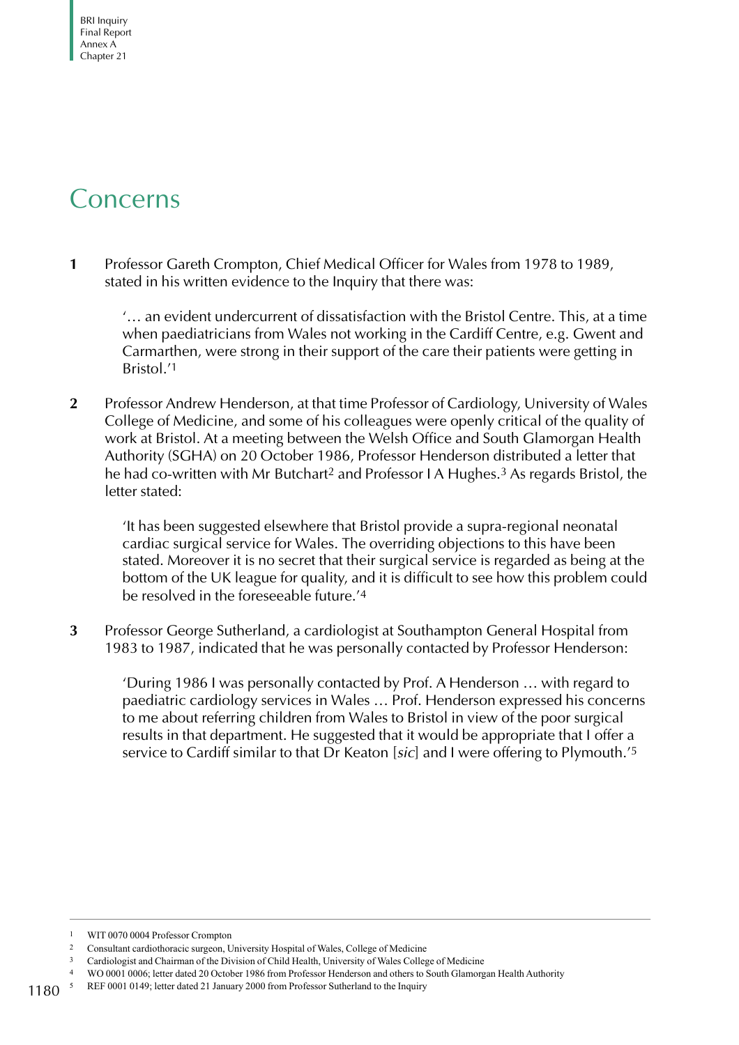# Concerns

**1** Professor Gareth Crompton, Chief Medical Officer for Wales from 1978 to 1989, stated in his written evidence to the Inquiry that there was:

> '… an evident undercurrent of dissatisfaction with the Bristol Centre. This, at a time when paediatricians from Wales not working in the Cardiff Centre, e.g. Gwent and Carmarthen, were strong in their support of the care their patients were getting in Bristol.'[1]

**2** Professor Andrew Henderson, at that time Professor of Cardiology, University of Wales College of Medicine, and some of his colleagues were openly critical of the quality of work at Bristol. At a meeting between the Welsh Office and South Glamorgan Health Authority (SGHA) on 20 October 1986, Professor Henderson distributed a letter that he had co-written with Mr Butchart[2] and Professor I A Hughes.[3] As regards Bristol, the letter stated:

> 'It has been suggested elsewhere that Bristol provide a supra-regional neonatal cardiac surgical service for Wales. The overriding objections to this have been stated. Moreover it is no secret that their surgical service is regarded as being at the bottom of the UK league for quality, and it is difficult to see how this problem could be resolved in the foreseeable future.'[4]

**3** Professor George Sutherland, a cardiologist at Southampton General Hospital from 1983 to 1987, indicated that he was personally contacted by Professor Henderson:

> 'During 1986 I was personally contacted by Prof. A Henderson … with regard to paediatric cardiology services in Wales … Prof. Henderson expressed his concerns to me about referring children from Wales to Bristol in view of the poor surgical results in that department. He suggested that it would be appropriate that I offer a service to Cardiff similar to that Dr Keaton [*sic*] and I were offering to Plymouth.'[5]

---

1 WIT 0070 0004 Professor Crompton

2 Consultant cardiothoracic surgeon, University Hospital of Wales, College of Medicine

3 Cardiologist and Chairman of the Division of Child Health, University of Wales College of Medicine

4 WO 0001 0006; letter dated 20 October 1986 from Professor Henderson and others to South Glamorgan Health Authority

5 REF 0001 0149; letter dated 21 January 2000 from Professor Sutherland to the Inquiry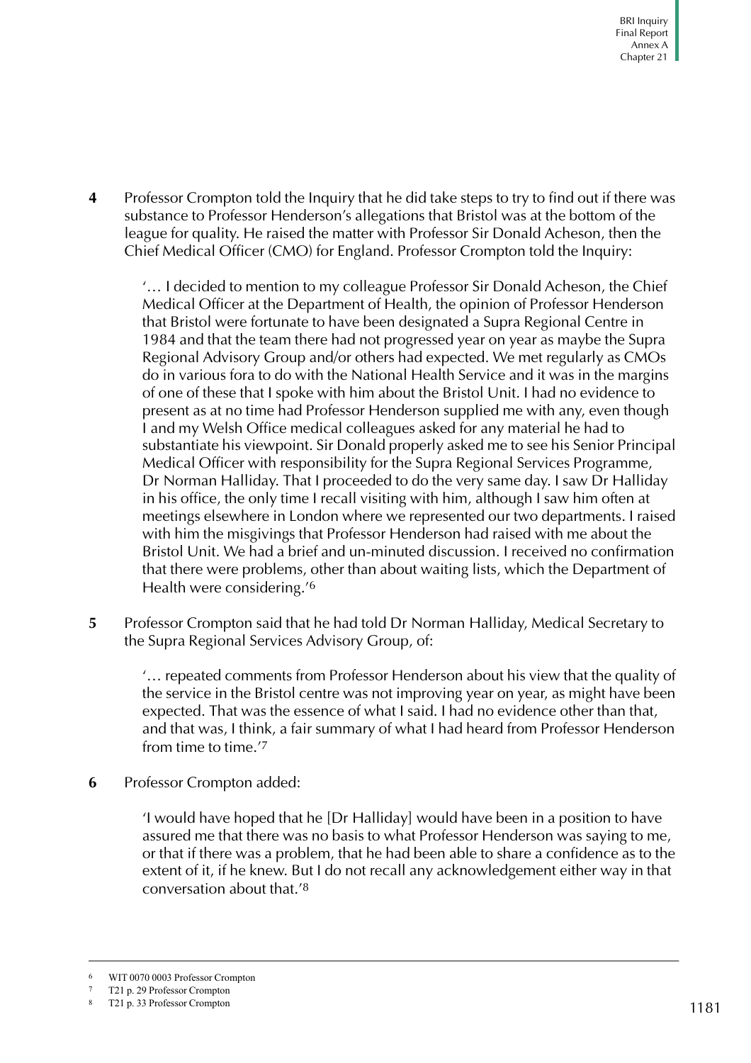**4** Professor Crompton told the Inquiry that he did take steps to try to find out if there was substance to Professor Henderson's allegations that Bristol was at the bottom of the league for quality. He raised the matter with Professor Sir Donald Acheson, then the Chief Medical Officer (CMO) for England. Professor Crompton told the Inquiry:

> '… I decided to mention to my colleague Professor Sir Donald Acheson, the Chief Medical Officer at the Department of Health, the opinion of Professor Henderson that Bristol were fortunate to have been designated a Supra Regional Centre in 1984 and that the team there had not progressed year on year as maybe the Supra Regional Advisory Group and/or others had expected. We met regularly as CMOs do in various fora to do with the National Health Service and it was in the margins of one of these that I spoke with him about the Bristol Unit. I had no evidence to present as at no time had Professor Henderson supplied me with any, even though I and my Welsh Office medical colleagues asked for any material he had to substantiate his viewpoint. Sir Donald properly asked me to see his Senior Principal Medical Officer with responsibility for the Supra Regional Services Programme, Dr Norman Halliday. That I proceeded to do the very same day. I saw Dr Halliday in his office, the only time I recall visiting with him, although I saw him often at meetings elsewhere in London where we represented our two departments. I raised with him the misgivings that Professor Henderson had raised with me about the Bristol Unit. We had a brief and un-minuted discussion. I received no confirmation that there were problems, other than about waiting lists, which the Department of Health were considering.'[6]

**5** Professor Crompton said that he had told Dr Norman Halliday, Medical Secretary to the Supra Regional Services Advisory Group, of:

> '… repeated comments from Professor Henderson about his view that the quality of the service in the Bristol centre was not improving year on year, as might have been expected. That was the essence of what I said. I had no evidence other than that, and that was, I think, a fair summary of what I had heard from Professor Henderson from time to time.'[7]

**6** Professor Crompton added:

> 'I would have hoped that he [Dr Halliday] would have been in a position to have assured me that there was no basis to what Professor Henderson was saying to me, or that if there was a problem, that he had been able to share a confidence as to the extent of it, if he knew. But I do not recall any acknowledgement either way in that conversation about that.'[8]

---

[6] WIT 0070 0003 Professor Crompton

[7] T21 p. 29 Professor Crompton

[8] T21 p. 33 Professor Crompton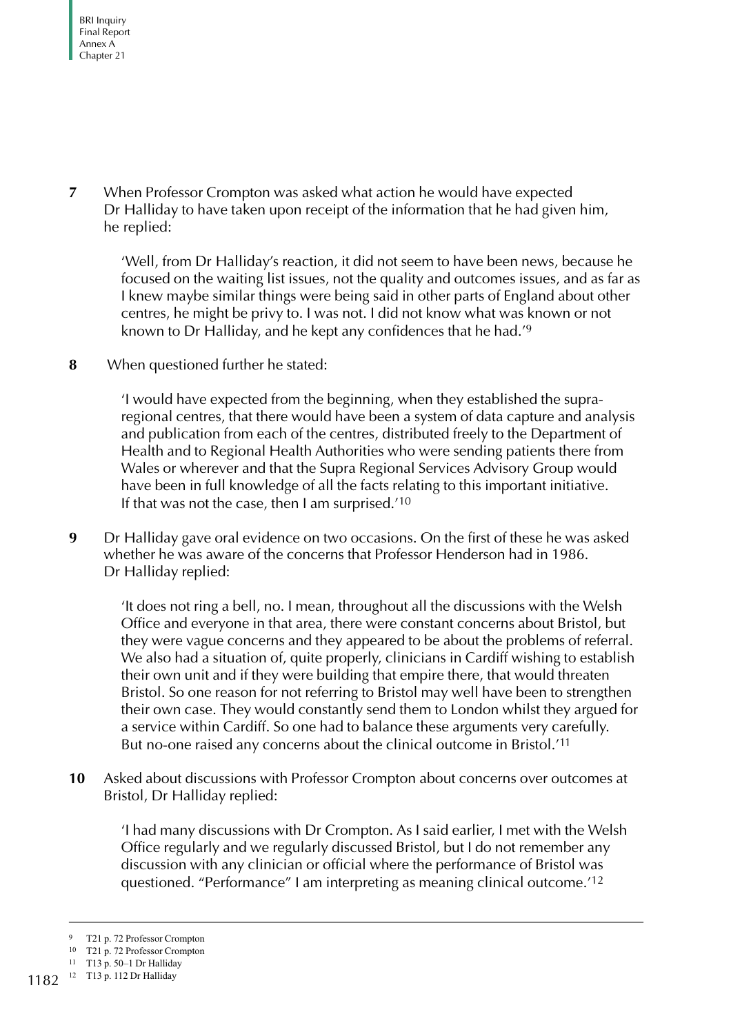**7** When Professor Crompton was asked what action he would have expected Dr Halliday to have taken upon receipt of the information that he had given him, he replied:

> 'Well, from Dr Halliday's reaction, it did not seem to have been news, because he focused on the waiting list issues, not the quality and outcomes issues, and as far as I knew maybe similar things were being said in other parts of England about other centres, he might be privy to. I was not. I did not know what was known or not known to Dr Halliday, and he kept any confidences that he had.'[9]

**8** When questioned further he stated:

> 'I would have expected from the beginning, when they established the supra-regional centres, that there would have been a system of data capture and analysis and publication from each of the centres, distributed freely to the Department of Health and to Regional Health Authorities who were sending patients there from Wales or wherever and that the Supra Regional Services Advisory Group would have been in full knowledge of all the facts relating to this important initiative. If that was not the case, then I am surprised.'[10]

**9** Dr Halliday gave oral evidence on two occasions. On the first of these he was asked whether he was aware of the concerns that Professor Henderson had in 1986. Dr Halliday replied:

> 'It does not ring a bell, no. I mean, throughout all the discussions with the Welsh Office and everyone in that area, there were constant concerns about Bristol, but they were vague concerns and they appeared to be about the problems of referral. We also had a situation of, quite properly, clinicians in Cardiff wishing to establish their own unit and if they were building that empire there, that would threaten Bristol. So one reason for not referring to Bristol may well have been to strengthen their own case. They would constantly send them to London whilst they argued for a service within Cardiff. So one had to balance these arguments very carefully. But no-one raised any concerns about the clinical outcome in Bristol.'[11]

**10** Asked about discussions with Professor Crompton about concerns over outcomes at Bristol, Dr Halliday replied:

> 'I had many discussions with Dr Crompton. As I said earlier, I met with the Welsh Office regularly and we regularly discussed Bristol, but I do not remember any discussion with any clinician or official where the performance of Bristol was questioned. "Performance" I am interpreting as meaning clinical outcome.'[12]

---

[9] T21 p. 72 Professor Crompton

[10] T21 p. 72 Professor Crompton

[11] T13 p. 50–1 Dr Halliday

[12] T13 p. 112 Dr Halliday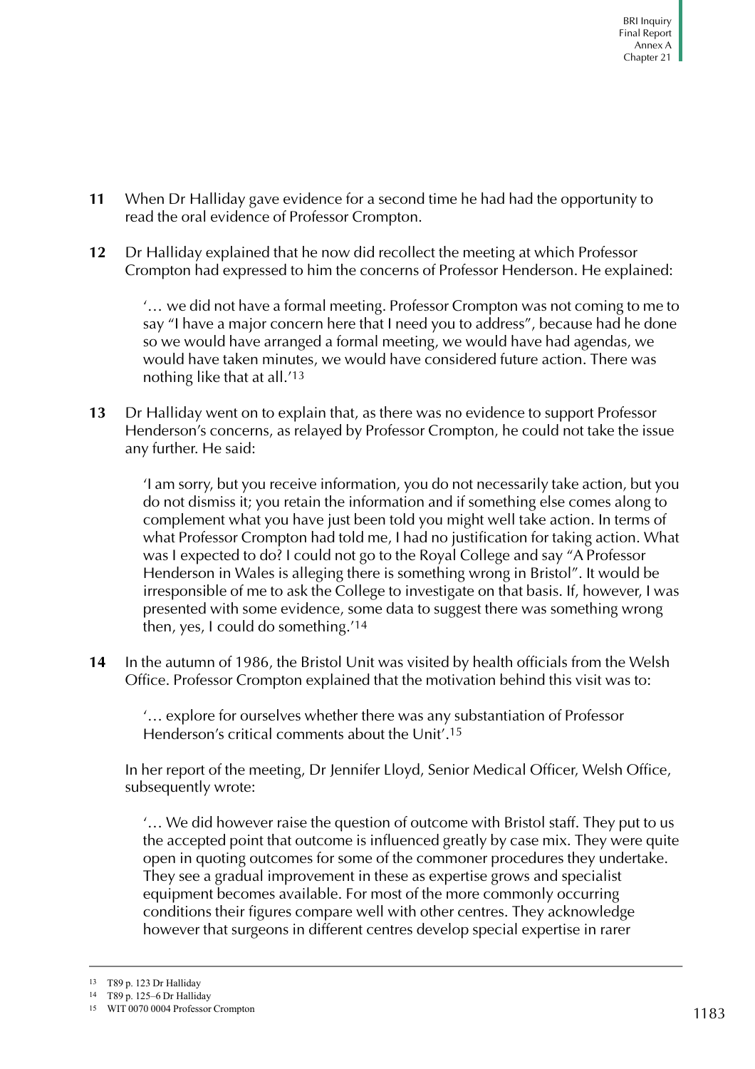**11** When Dr Halliday gave evidence for a second time he had had the opportunity to read the oral evidence of Professor Crompton.

**12** Dr Halliday explained that he now did recollect the meeting at which Professor Crompton had expressed to him the concerns of Professor Henderson. He explained:

> '… we did not have a formal meeting. Professor Crompton was not coming to me to say "I have a major concern here that I need you to address", because had he done so we would have arranged a formal meeting, we would have had agendas, we would have taken minutes, we would have considered future action. There was nothing like that at all.'[13]

**13** Dr Halliday went on to explain that, as there was no evidence to support Professor Henderson's concerns, as relayed by Professor Crompton, he could not take the issue any further. He said:

> 'I am sorry, but you receive information, you do not necessarily take action, but you do not dismiss it; you retain the information and if something else comes along to complement what you have just been told you might well take action. In terms of what Professor Crompton had told me, I had no justification for taking action. What was I expected to do? I could not go to the Royal College and say "A Professor Henderson in Wales is alleging there is something wrong in Bristol". It would be irresponsible of me to ask the College to investigate on that basis. If, however, I was presented with some evidence, some data to suggest there was something wrong then, yes, I could do something.'[14]

**14** In the autumn of 1986, the Bristol Unit was visited by health officials from the Welsh Office. Professor Crompton explained that the motivation behind this visit was to:

> '… explore for ourselves whether there was any substantiation of Professor Henderson's critical comments about the Unit'.[15]

In her report of the meeting, Dr Jennifer Lloyd, Senior Medical Officer, Welsh Office, subsequently wrote:

> '… We did however raise the question of outcome with Bristol staff. They put to us the accepted point that outcome is influenced greatly by case mix. They were quite open in quoting outcomes for some of the commoner procedures they undertake. They see a gradual improvement in these as expertise grows and specialist equipment becomes available. For most of the more commonly occurring conditions their figures compare well with other centres. They acknowledge however that surgeons in different centres develop special expertise in rarer

---

[13] T89 p. 123 Dr Halliday

[14] T89 p. 125–6 Dr Halliday

[15] WIT 0070 0004 Professor Crompton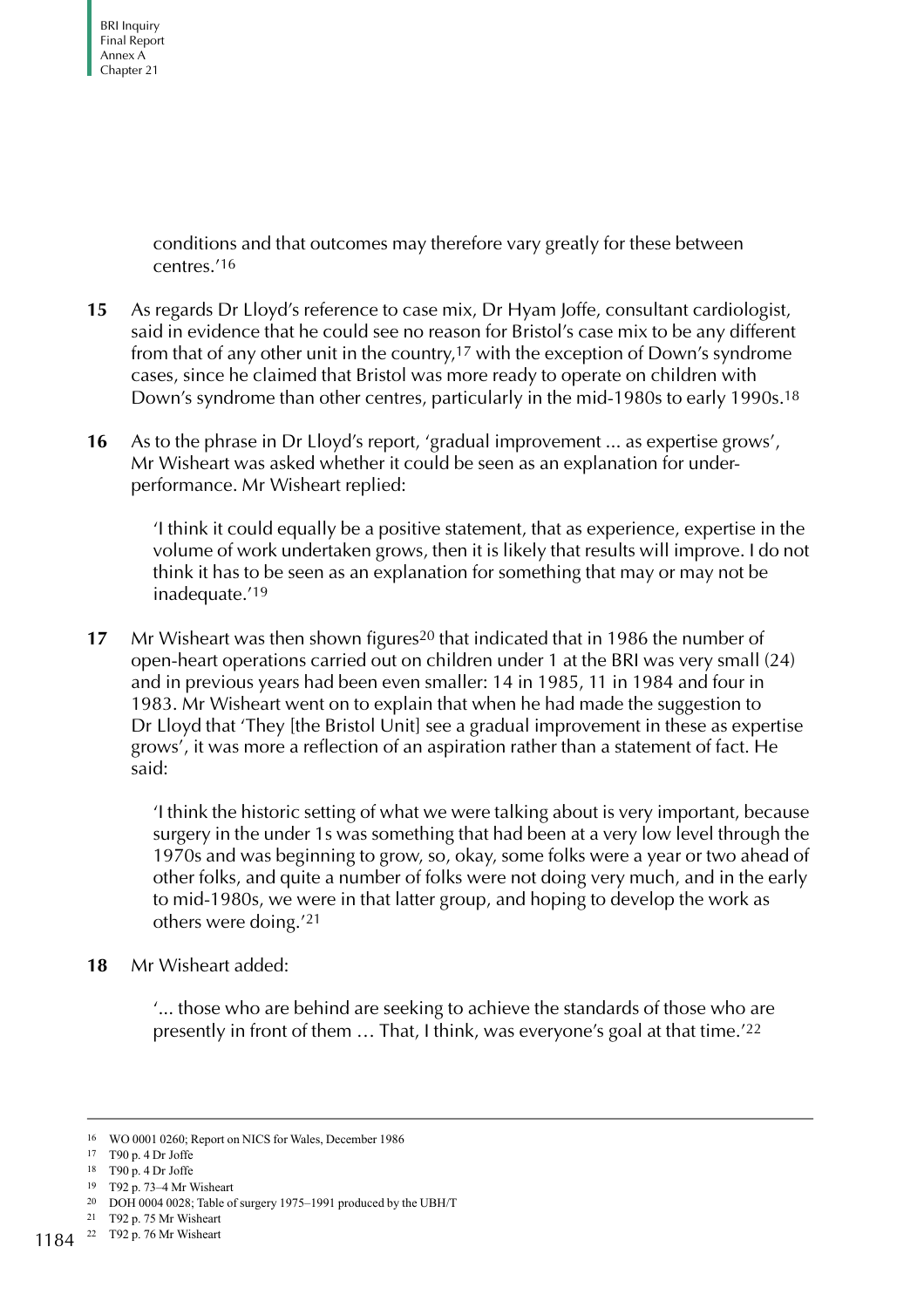conditions and that outcomes may therefore vary greatly for these between centres.'[16]

**15** As regards Dr Lloyd's reference to case mix, Dr Hyam Joffe, consultant cardiologist, said in evidence that he could see no reason for Bristol's case mix to be any different from that of any other unit in the country,[17] with the exception of Down's syndrome cases, since he claimed that Bristol was more ready to operate on children with Down's syndrome than other centres, particularly in the mid-1980s to early 1990s.[18]

**16** As to the phrase in Dr Lloyd's report, 'gradual improvement ... as expertise grows', Mr Wisheart was asked whether it could be seen as an explanation for under-performance. Mr Wisheart replied:

> 'I think it could equally be a positive statement, that as experience, expertise in the volume of work undertaken grows, then it is likely that results will improve. I do not think it has to be seen as an explanation for something that may or may not be inadequate.'[19]

**17** Mr Wisheart was then shown figures[20] that indicated that in 1986 the number of open-heart operations carried out on children under 1 at the BRI was very small (24) and in previous years had been even smaller: 14 in 1985, 11 in 1984 and four in 1983. Mr Wisheart went on to explain that when he had made the suggestion to Dr Lloyd that 'They [the Bristol Unit] see a gradual improvement in these as expertise grows', it was more a reflection of an aspiration rather than a statement of fact. He said:

> 'I think the historic setting of what we were talking about is very important, because surgery in the under 1s was something that had been at a very low level through the 1970s and was beginning to grow, so, okay, some folks were a year or two ahead of other folks, and quite a number of folks were not doing very much, and in the early to mid-1980s, we were in that latter group, and hoping to develop the work as others were doing.'[21]

**18** Mr Wisheart added:

> '... those who are behind are seeking to achieve the standards of those who are presently in front of them … That, I think, was everyone's goal at that time.'[22]

---

16 WO 0001 0260; Report on NICS for Wales, December 1986
17 T90 p. 4 Dr Joffe
18 T90 p. 4 Dr Joffe
19 T92 p. 73–4 Mr Wisheart
20 DOH 0004 0028; Table of surgery 1975–1991 produced by the UBH/T
21 T92 p. 75 Mr Wisheart
22 T92 p. 76 Mr Wisheart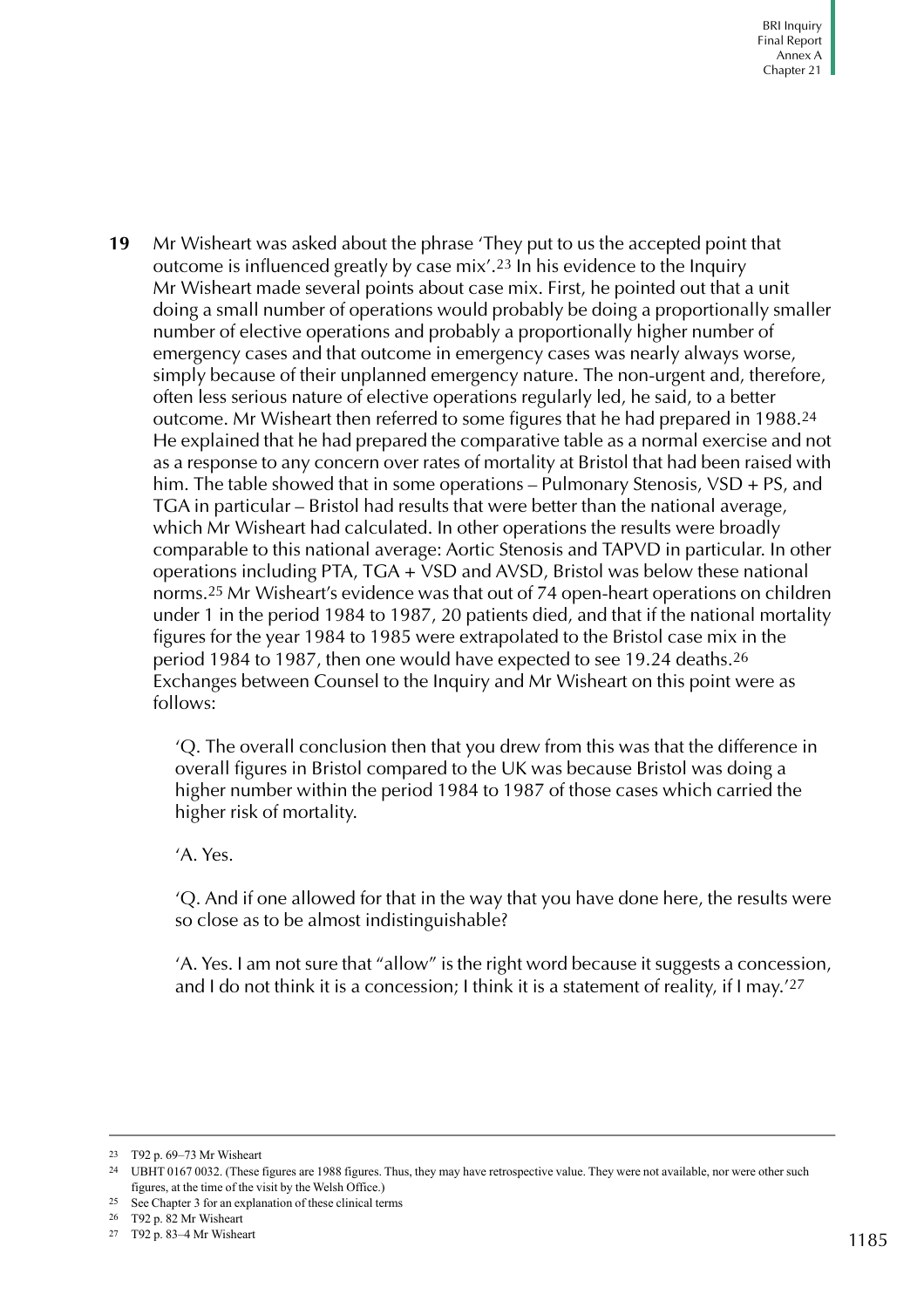**19** Mr Wisheart was asked about the phrase 'They put to us the accepted point that outcome is influenced greatly by case mix'.[23] In his evidence to the Inquiry Mr Wisheart made several points about case mix. First, he pointed out that a unit doing a small number of operations would probably be doing a proportionally smaller number of elective operations and probably a proportionally higher number of emergency cases and that outcome in emergency cases was nearly always worse, simply because of their unplanned emergency nature. The non-urgent and, therefore, often less serious nature of elective operations regularly led, he said, to a better outcome. Mr Wisheart then referred to some figures that he had prepared in 1988.[24] He explained that he had prepared the comparative table as a normal exercise and not as a response to any concern over rates of mortality at Bristol that had been raised with him. The table showed that in some operations – Pulmonary Stenosis, VSD + PS, and TGA in particular – Bristol had results that were better than the national average, which Mr Wisheart had calculated. In other operations the results were broadly comparable to this national average: Aortic Stenosis and TAPVD in particular. In other operations including PTA, TGA + VSD and AVSD, Bristol was below these national norms.[25] Mr Wisheart's evidence was that out of 74 open-heart operations on children under 1 in the period 1984 to 1987, 20 patients died, and that if the national mortality figures for the year 1984 to 1985 were extrapolated to the Bristol case mix in the period 1984 to 1987, then one would have expected to see 19.24 deaths.[26] Exchanges between Counsel to the Inquiry and Mr Wisheart on this point were as follows:

> 'Q. The overall conclusion then that you drew from this was that the difference in overall figures in Bristol compared to the UK was because Bristol was doing a higher number within the period 1984 to 1987 of those cases which carried the higher risk of mortality.
>
> 'A. Yes.
>
> 'Q. And if one allowed for that in the way that you have done here, the results were so close as to be almost indistinguishable?
>
> 'A. Yes. I am not sure that "allow" is the right word because it suggests a concession, and I do not think it is a concession; I think it is a statement of reality, if I may.'[27]

---

[23] T92 p. 69–73 Mr Wisheart

[24] UBHT 0167 0032. (These figures are 1988 figures. Thus, they may have retrospective value. They were not available, nor were other such figures, at the time of the visit by the Welsh Office.)

[25] See Chapter 3 for an explanation of these clinical terms

[26] T92 p. 82 Mr Wisheart

[27] T92 p. 83–4 Mr Wisheart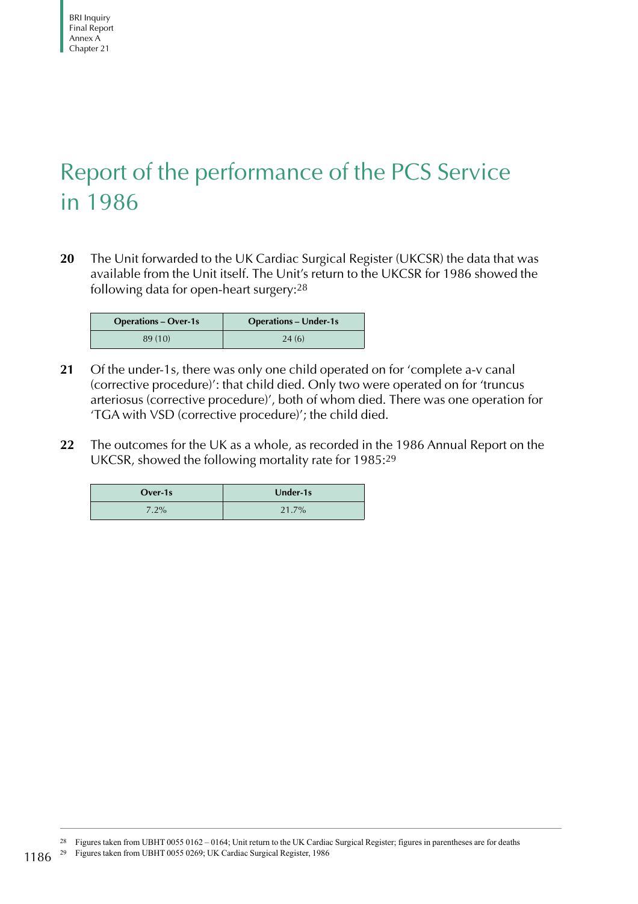# Report of the performance of the PCS Service in 1986

**20** The Unit forwarded to the UK Cardiac Surgical Register (UKCSR) the data that was available from the Unit itself. The Unit's return to the UKCSR for 1986 showed the following data for open-heart surgery:[28]

| Operations – Over-1s | Operations – Under-1s |
|---|---|
| 89 (10) | 24 (6) |

**21** Of the under-1s, there was only one child operated on for 'complete a-v canal (corrective procedure)': that child died. Only two were operated on for 'truncus arteriosus (corrective procedure)', both of whom died. There was one operation for 'TGA with VSD (corrective procedure)'; the child died.

**22** The outcomes for the UK as a whole, as recorded in the 1986 Annual Report on the UKCSR, showed the following mortality rate for 1985:[29]

| Over-1s | Under-1s |
|---|---|
| 7.2% | 21.7% |

---

[28] Figures taken from UBHT 0055 0162 – 0164; Unit return to the UK Cardiac Surgical Register; figures in parentheses are for deaths

[29] Figures taken from UBHT 0055 0269; UK Cardiac Surgical Register, 1986